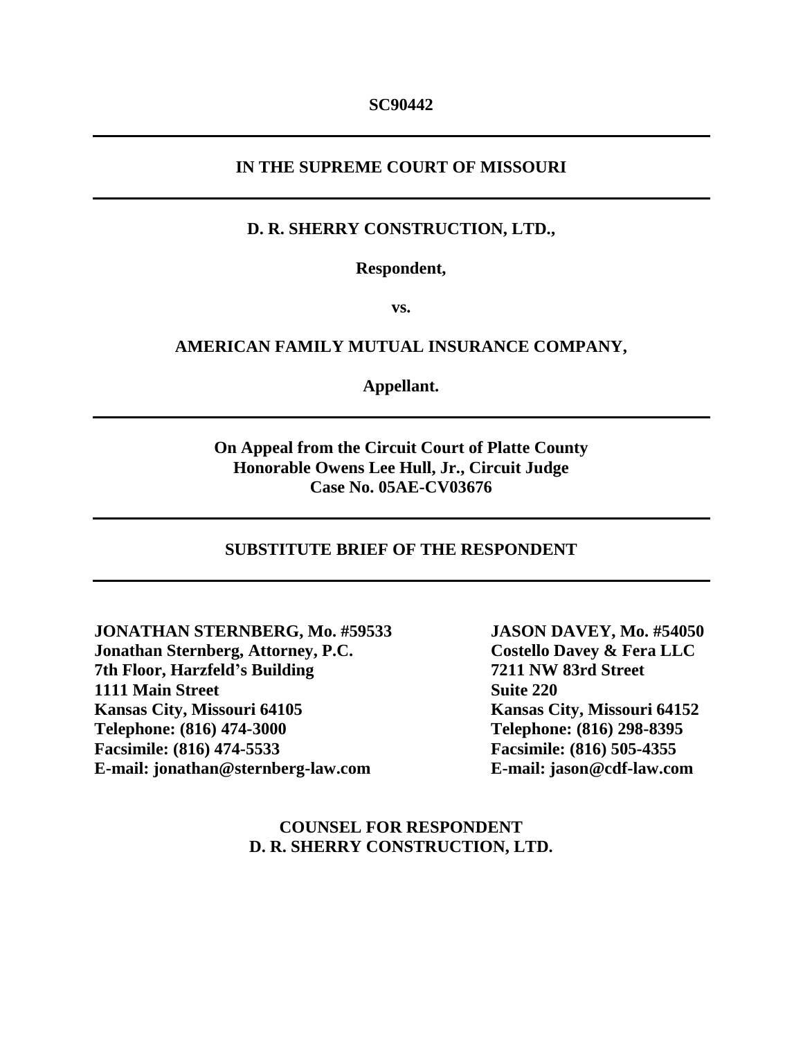**SC90442**

---

**IN THE SUPREME COURT OF MISSOURI**

---

**D. R. SHERRY CONSTRUCTION, LTD.,**

**Respondent,**

**vs.**

**AMERICAN FAMILY MUTUAL INSURANCE COMPANY,**

**Appellant.**

---

**On Appeal from the Circuit Court of Platte County**
**Honorable Owens Lee Hull, Jr., Circuit Judge**
**Case No. 05AE-CV03676**

---

**SUBSTITUTE BRIEF OF THE RESPONDENT**

---

**JONATHAN STERNBERG, Mo. #59533**
**Jonathan Sternberg, Attorney, P.C.**
**7th Floor, Harzfeld's Building**
**1111 Main Street**
**Kansas City, Missouri 64105**
**Telephone: (816) 474-3000**
**Facsimile: (816) 474-5533**
**E-mail: jonathan@sternberg-law.com**

**JASON DAVEY, Mo. #54050**
**Costello Davey & Fera LLC**
**7211 NW 83rd Street**
**Suite 220**
**Kansas City, Missouri 64152**
**Telephone: (816) 298-8395**
**Facsimile: (816) 505-4355**
**E-mail: jason@cdf-law.com**

**COUNSEL FOR RESPONDENT**
**D. R. SHERRY CONSTRUCTION, LTD.**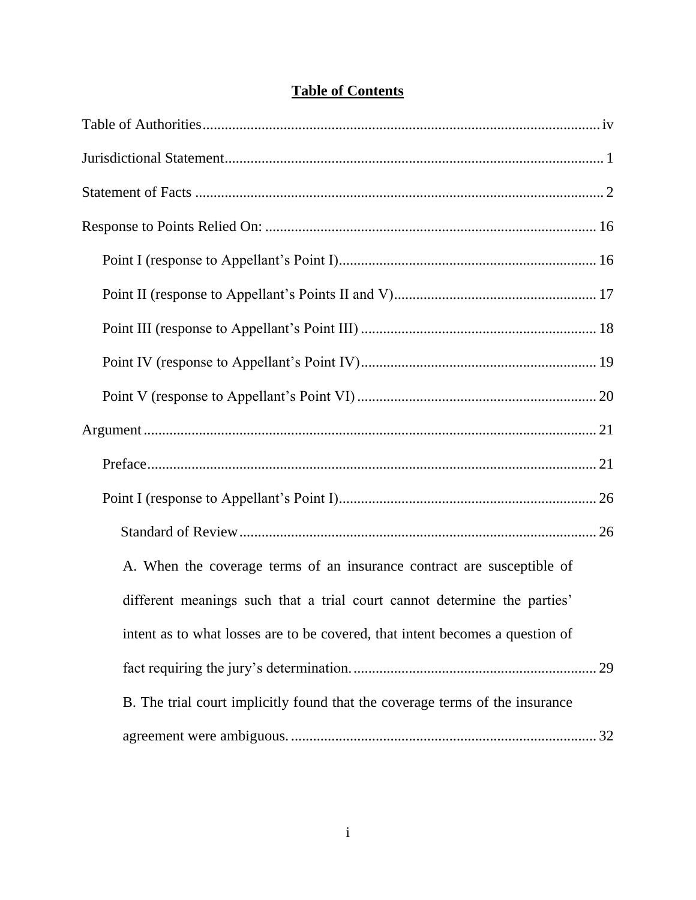## Table of Contents

Table of Authorities .......... iv

Jurisdictional Statement .......... 1

Statement of Facts .......... 2

Response to Points Relied On: .......... 16

- Point I (response to Appellant's Point I) .......... 16
- Point II (response to Appellant's Points II and V) .......... 17
- Point III (response to Appellant's Point III) .......... 18
- Point IV (response to Appellant's Point IV) .......... 19
- Point V (response to Appellant's Point VI) .......... 20

Argument .......... 21

- Preface .......... 21
- Point I (response to Appellant's Point I) .......... 26
  - Standard of Review .......... 26
  - A. When the coverage terms of an insurance contract are susceptible of different meanings such that a trial court cannot determine the parties' intent as to what losses are to be covered, that intent becomes a question of fact requiring the jury's determination. .......... 29
  - B. The trial court implicitly found that the coverage terms of the insurance agreement were ambiguous. .......... 32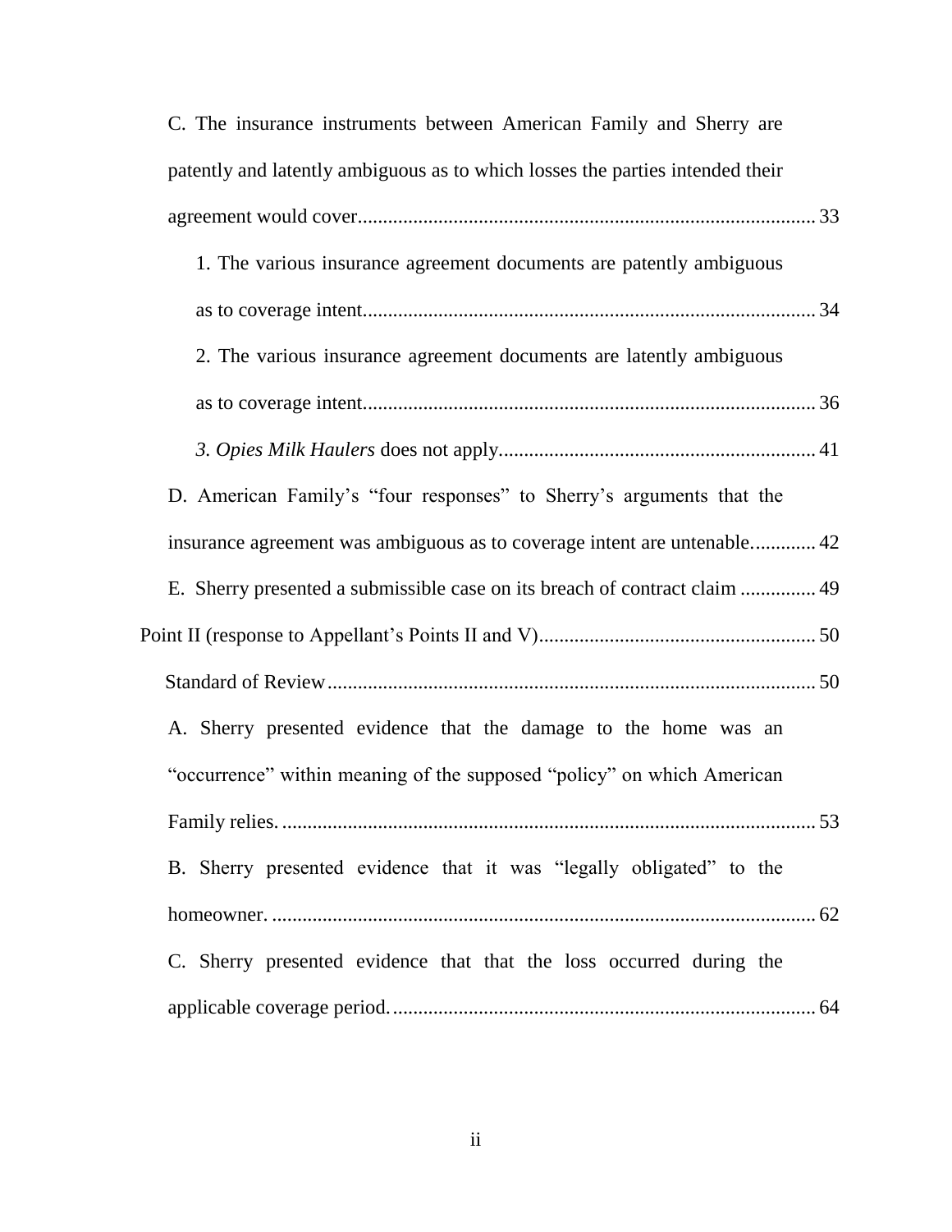C. The insurance instruments between American Family and Sherry are patently and latently ambiguous as to which losses the parties intended their agreement would cover........................................................................................ 33

1. The various insurance agreement documents are patently ambiguous as to coverage intent........................................................................................ 34

2. The various insurance agreement documents are latently ambiguous as to coverage intent........................................................................................ 36

*3. Opies Milk Haulers* does not apply.............................................................. 41

D. American Family's "four responses" to Sherry's arguments that the insurance agreement was ambiguous as to coverage intent are untenable............. 42

E. Sherry presented a submissible case on its breach of contract claim ............... 49

Point II (response to Appellant's Points II and V)...................................................... 50

Standard of Review................................................................................................ 50

A. Sherry presented evidence that the damage to the home was an "occurrence" within meaning of the supposed "policy" on which American Family relies. ......................................................................................................... 53

B. Sherry presented evidence that it was "legally obligated" to the homeowner. .......................................................................................................... 62

C. Sherry presented evidence that that the loss occurred during the applicable coverage period.................................................................................... 64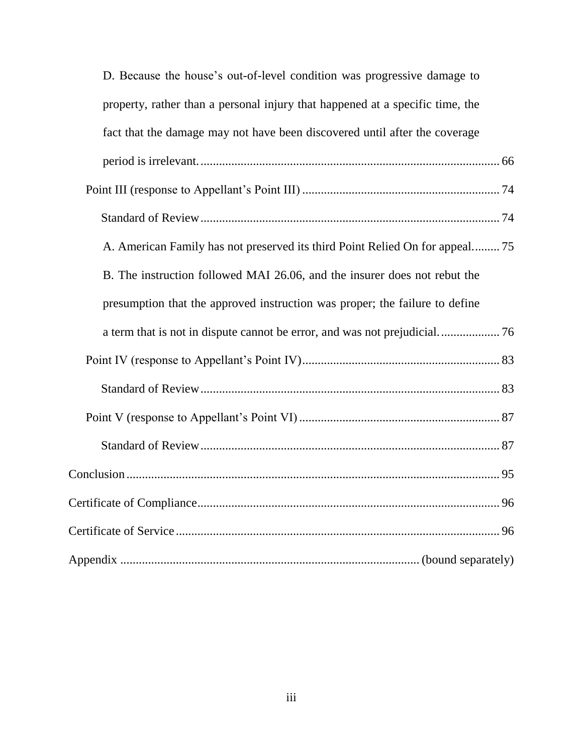D. Because the house's out-of-level condition was progressive damage to property, rather than a personal injury that happened at a specific time, the fact that the damage may not have been discovered until after the coverage period is irrelevant. ................................................................................. 66

Point III (response to Appellant's Point III) ............................................................... 74

Standard of Review ................................................................................. 74

A. American Family has not preserved its third Point Relied On for appeal. ........ 75

B. The instruction followed MAI 26.06, and the insurer does not rebut the presumption that the approved instruction was proper; the failure to define a term that is not in dispute cannot be error, and was not prejudicial. .................. 76

Point IV (response to Appellant's Point IV) ............................................................... 83

Standard of Review ................................................................................. 83

Point V (response to Appellant's Point VI) ............................................................... 87

Standard of Review ................................................................................. 87

Conclusion ......................................................................................................... 95

Certificate of Compliance ................................................................................. 96

Certificate of Service ......................................................................................... 96

Appendix ............................................................................................... (bound separately)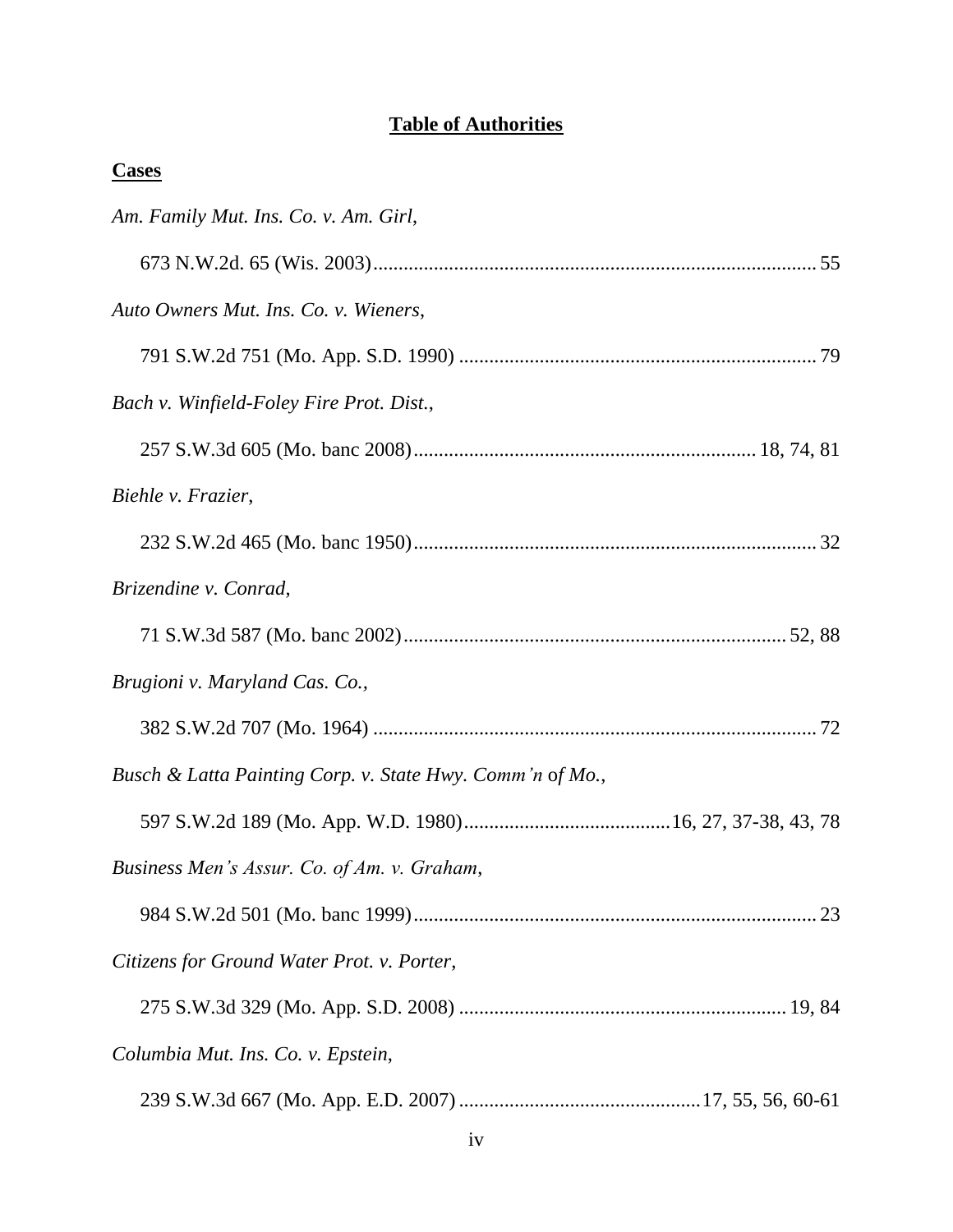# **Table of Authorities**

## **Cases**

*Am. Family Mut. Ins. Co. v. Am. Girl*,

673 N.W.2d. 65 (Wis. 2003)........................................................................................ 55

*Auto Owners Mut. Ins. Co. v. Wieners*,

791 S.W.2d 751 (Mo. App. S.D. 1990) ...................................................................... 79

*Bach v. Winfield-Foley Fire Prot. Dist.*,

257 S.W.3d 605 (Mo. banc 2008)................................................................... 18, 74, 81

*Biehle v. Frazier*,

232 S.W.2d 465 (Mo. banc 1950)................................................................................ 32

*Brizendine v. Conrad*,

71 S.W.3d 587 (Mo. banc 2002)............................................................................ 52, 88

*Brugioni v. Maryland Cas. Co.*,

382 S.W.2d 707 (Mo. 1964) ........................................................................................ 72

*Busch & Latta Painting Corp. v. State Hwy. Comm'n of Mo.*,

597 S.W.2d 189 (Mo. App. W.D. 1980).........................................16, 27, 37-38, 43, 78

*Business Men's Assur. Co. of Am. v. Graham*,

984 S.W.2d 501 (Mo. banc 1999)................................................................................ 23

*Citizens for Ground Water Prot. v. Porter*,

275 S.W.3d 329 (Mo. App. S.D. 2008) ................................................................. 19, 84

*Columbia Mut. Ins. Co. v. Epstein*,

239 S.W.3d 667 (Mo. App. E.D. 2007) ................................................17, 55, 56, 60-61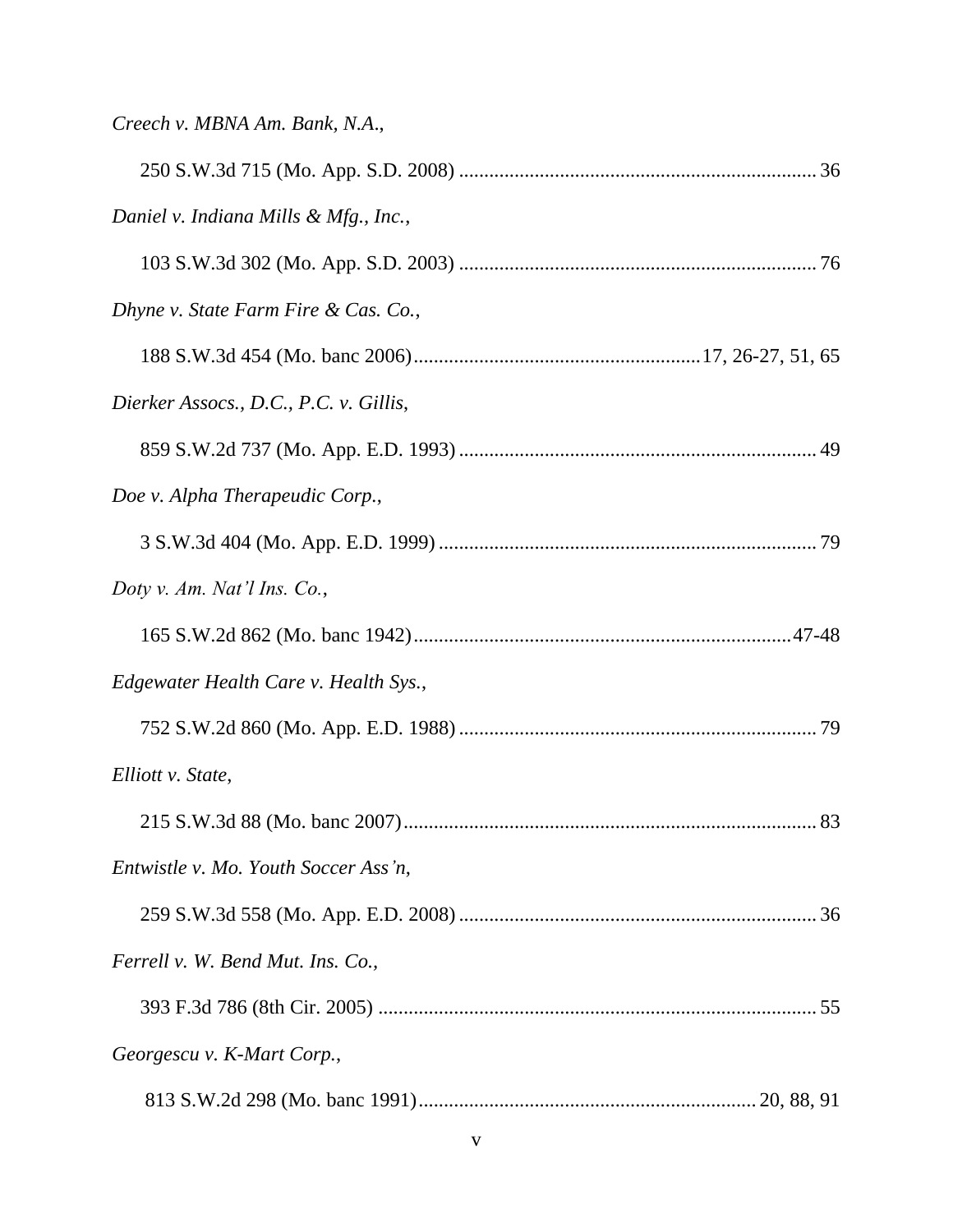*Creech v. MBNA Am. Bank, N.A.*,

250 S.W.3d 715 (Mo. App. S.D. 2008) ........................................................................ 36

*Daniel v. Indiana Mills & Mfg., Inc.*,

103 S.W.3d 302 (Mo. App. S.D. 2003) ........................................................................ 76

*Dhyne v. State Farm Fire & Cas. Co.*,

188 S.W.3d 454 (Mo. banc 2006)........................................................17, 26-27, 51, 65

*Dierker Assocs., D.C., P.C. v. Gillis*,

859 S.W.2d 737 (Mo. App. E.D. 1993) ........................................................................ 49

*Doe v. Alpha Therapeudic Corp.*,

3 S.W.3d 404 (Mo. App. E.D. 1999) ............................................................................ 79

*Doty v. Am. Nat'l Ins. Co.*,

165 S.W.2d 862 (Mo. banc 1942)...........................................................................47-48

*Edgewater Health Care v. Health Sys.*,

752 S.W.2d 860 (Mo. App. E.D. 1988) ........................................................................ 79

*Elliott v. State*,

215 S.W.3d 88 (Mo. banc 2007).................................................................................. 83

*Entwistle v. Mo. Youth Soccer Ass'n*,

259 S.W.3d 558 (Mo. App. E.D. 2008) ........................................................................ 36

*Ferrell v. W. Bend Mut. Ins. Co.*,

393 F.3d 786 (8th Cir. 2005) ........................................................................................ 55

*Georgescu v. K-Mart Corp.*,

813 S.W.2d 298 (Mo. banc 1991).................................................................. 20, 88, 91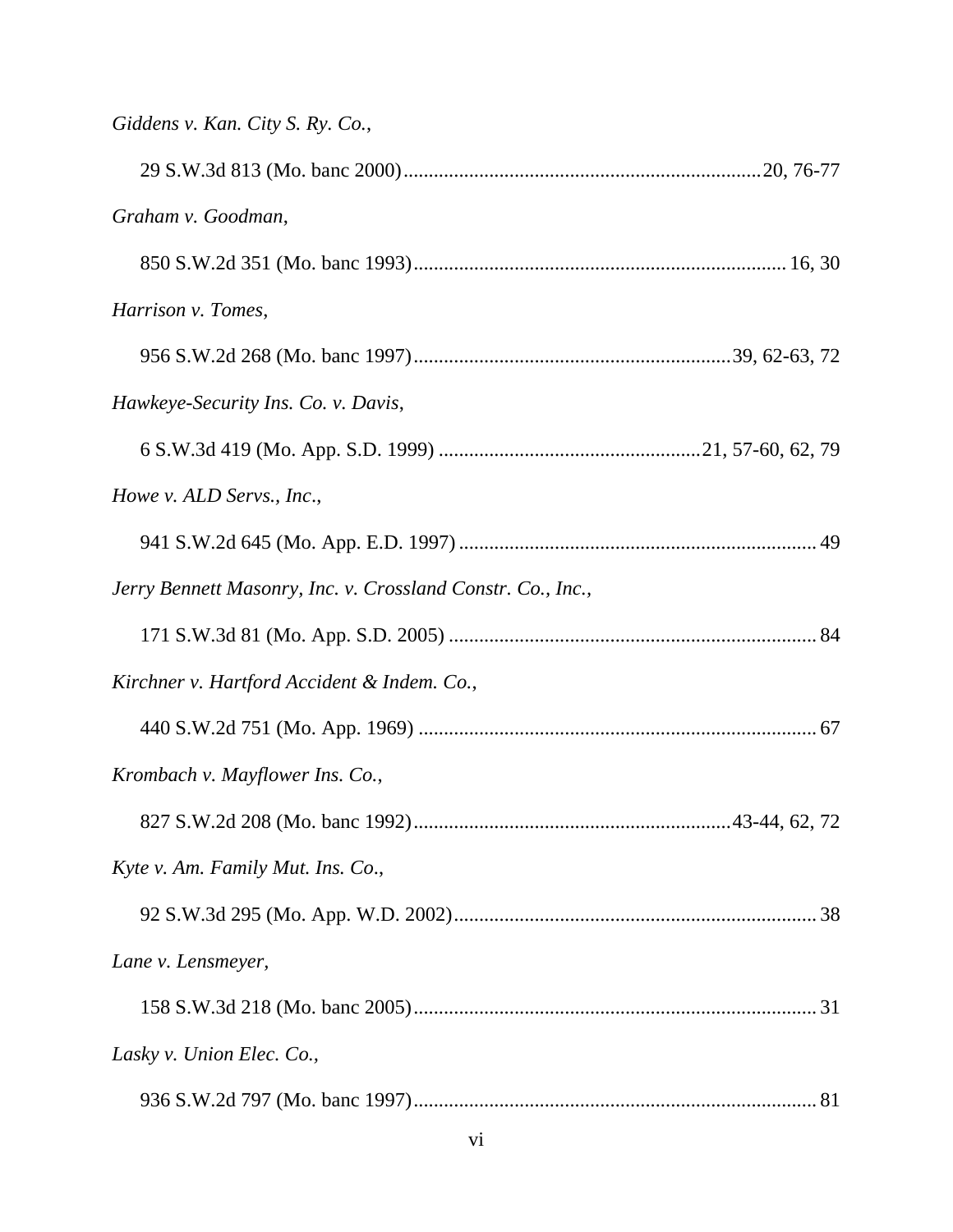*Giddens v. Kan. City S. Ry. Co.*,

29 S.W.3d 813 (Mo. banc 2000)......................................................................20, 76-77

*Graham v. Goodman*,

850 S.W.2d 351 (Mo. banc 1993)......................................................................... 16, 30

*Harrison v. Tomes*,

956 S.W.2d 268 (Mo. banc 1997)..............................................................39, 62-63, 72

*Hawkeye-Security Ins. Co. v. Davis*,

6 S.W.3d 419 (Mo. App. S.D. 1999) ...................................................21, 57-60, 62, 79

*Howe v. ALD Servs., Inc.*,

941 S.W.2d 645 (Mo. App. E.D. 1997) ...................................................................... 49

*Jerry Bennett Masonry, Inc. v. Crossland Constr. Co., Inc.*,

171 S.W.3d 81 (Mo. App. S.D. 2005) ........................................................................ 84

*Kirchner v. Hartford Accident & Indem. Co.*,

440 S.W.2d 751 (Mo. App. 1969) .............................................................................. 67

*Krombach v. Mayflower Ins. Co.*,

827 S.W.2d 208 (Mo. banc 1992)..............................................................43-44, 62, 72

*Kyte v. Am. Family Mut. Ins. Co.*,

92 S.W.3d 295 (Mo. App. W.D. 2002)....................................................................... 38

*Lane v. Lensmeyer*,

158 S.W.3d 218 (Mo. banc 2005)................................................................................ 31

*Lasky v. Union Elec. Co.*,

936 S.W.2d 797 (Mo. banc 1997)................................................................................ 81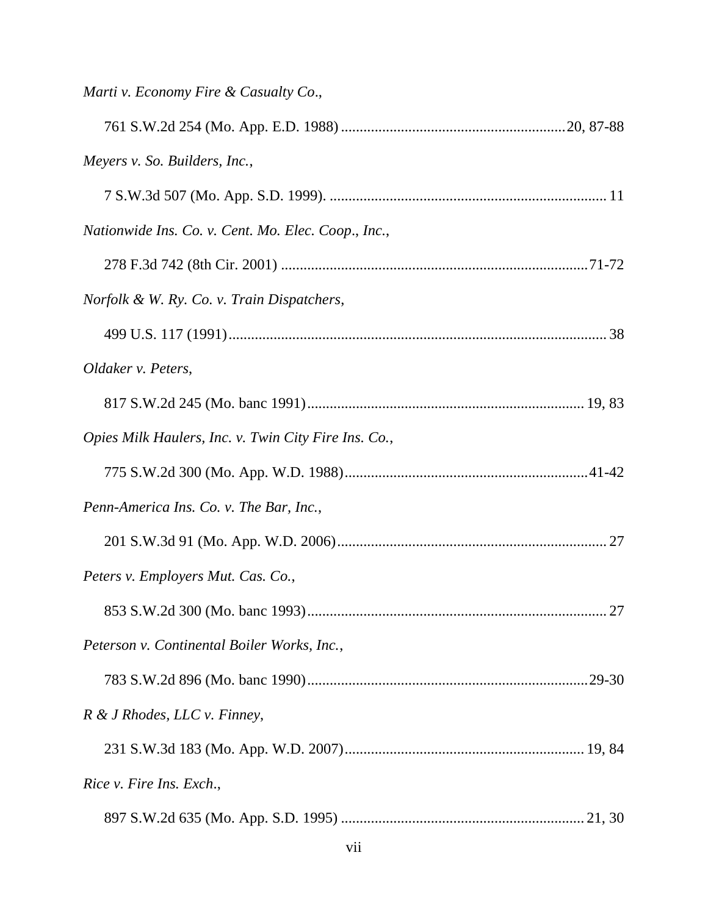*Marti v. Economy Fire & Casualty Co*.,

761 S.W.2d 254 (Mo. App. E.D. 1988) ............................................................20, 87-88

*Meyers v. So. Builders, Inc.*,

7 S.W.3d 507 (Mo. App. S.D. 1999). ......................................................................... 11

*Nationwide Ins. Co. v. Cent. Mo. Elec. Coop., Inc.*,

278 F.3d 742 (8th Cir. 2001) .................................................................................71-72

*Norfolk & W. Ry. Co. v. Train Dispatchers*,

499 U.S. 117 (1991).................................................................................................... 38

*Oldaker v. Peters*,

817 S.W.2d 245 (Mo. banc 1991)......................................................................... 19, 83

*Opies Milk Haulers, Inc. v. Twin City Fire Ins. Co.*,

775 S.W.2d 300 (Mo. App. W.D. 1988).................................................................41-42

*Penn-America Ins. Co. v. The Bar, Inc.*,

201 S.W.3d 91 (Mo. App. W.D. 2006)........................................................................ 27

*Peters v. Employers Mut. Cas. Co.*,

853 S.W.2d 300 (Mo. banc 1993)................................................................................ 27

*Peterson v. Continental Boiler Works, Inc.*,

783 S.W.2d 896 (Mo. banc 1990)...........................................................................29-30

*R & J Rhodes, LLC v. Finney*,

231 S.W.3d 183 (Mo. App. W.D. 2007)................................................................ 19, 84

*Rice v. Fire Ins. Exch*.,

897 S.W.2d 635 (Mo. App. S.D. 1995) ................................................................. 21, 30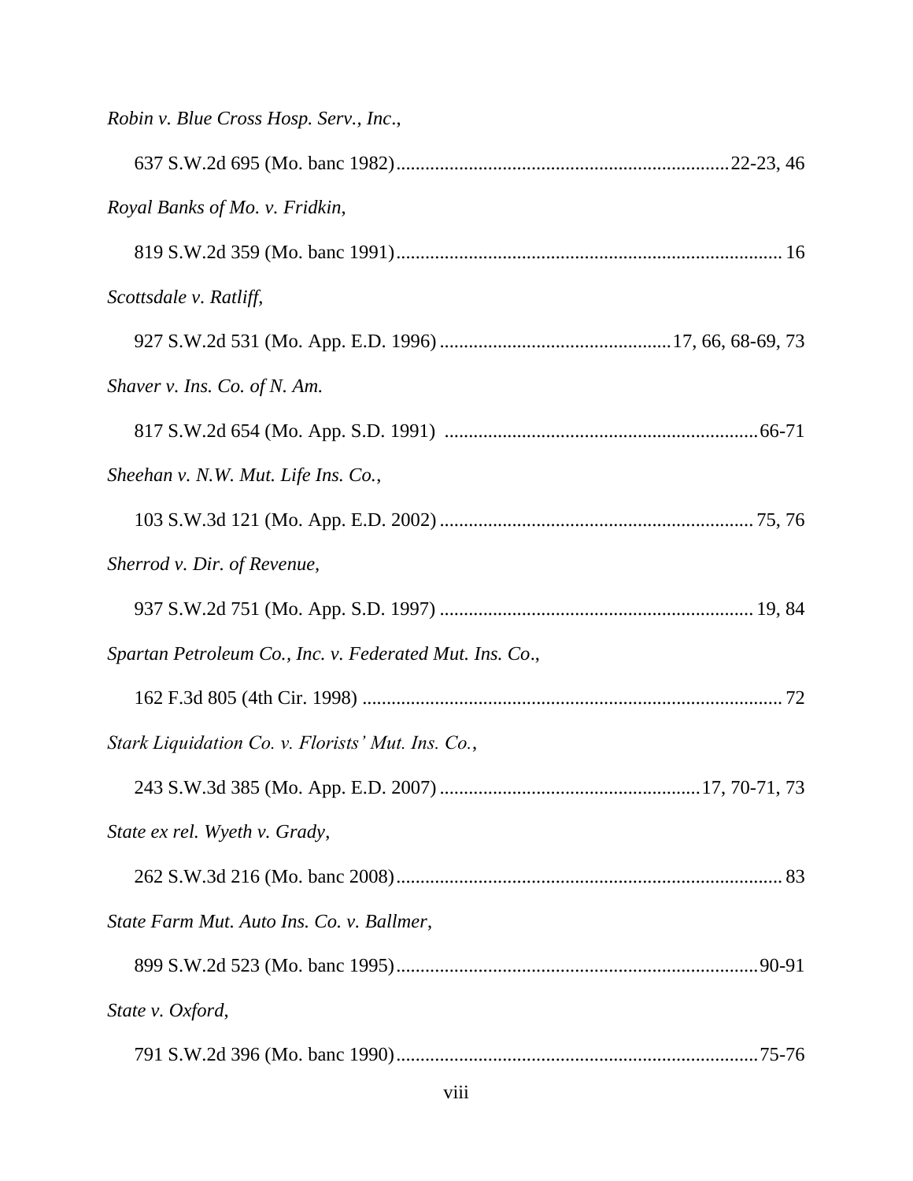*Robin v. Blue Cross Hosp. Serv., Inc*.,

637 S.W.2d 695 (Mo. banc 1982)....................................................................22-23, 46

*Royal Banks of Mo. v. Fridkin*,

819 S.W.2d 359 (Mo. banc 1991)............................................................................. 16

*Scottsdale v. Ratliff,*

927 S.W.2d 531 (Mo. App. E.D. 1996) ...............................................17, 66, 68-69, 73

*Shaver v. Ins. Co. of N. Am.*

817 S.W.2d 654 (Mo. App. S.D. 1991) ................................................................66-71

*Sheehan v. N.W. Mut. Life Ins. Co.*,

103 S.W.3d 121 (Mo. App. E.D. 2002) ................................................................ 75, 76

*Sherrod v. Dir. of Revenue,*

937 S.W.2d 751 (Mo. App. S.D. 1997) ................................................................ 19, 84

*Spartan Petroleum Co., Inc. v. Federated Mut. Ins. Co*.,

162 F.3d 805 (4th Cir. 1998) ...................................................................................... 72

*Stark Liquidation Co. v. Florists' Mut. Ins. Co.*,

243 S.W.3d 385 (Mo. App. E.D. 2007) .....................................................17, 70-71, 73

*State ex rel. Wyeth v. Grady*,

262 S.W.3d 216 (Mo. banc 2008)............................................................................... 83

*State Farm Mut. Auto Ins. Co. v. Ballmer*,

899 S.W.2d 523 (Mo. banc 1995)..........................................................................90-91

*State v. Oxford*,

791 S.W.2d 396 (Mo. banc 1990)..........................................................................75-76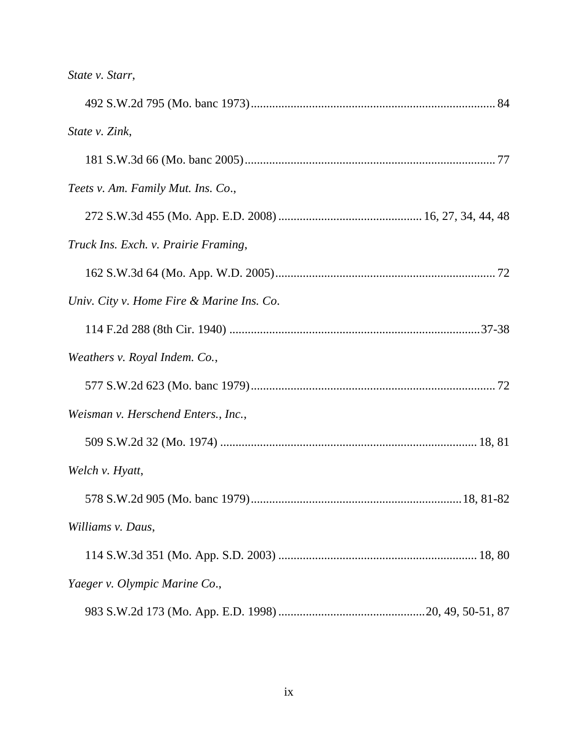*State v. Starr*,

492 S.W.2d 795 (Mo. banc 1973) ................................................................................ 84

*State v. Zink*,

181 S.W.3d 66 (Mo. banc 2005) ................................................................................. 77

*Teets v. Am. Family Mut. Ins. Co*.,

272 S.W.3d 455 (Mo. App. E.D. 2008) .............................................. 16, 27, 34, 44, 48

*Truck Ins. Exch. v. Prairie Framing*,

162 S.W.3d 64 (Mo. App. W.D. 2005) ....................................................................... 72

*Univ. City v. Home Fire & Marine Ins. Co*.

114 F.2d 288 (8th Cir. 1940) .................................................................................37-38

*Weathers v. Royal Indem. Co.*,

577 S.W.2d 623 (Mo. banc 1979) ................................................................................ 72

*Weisman v. Herschend Enters., Inc.*,

509 S.W.2d 32 (Mo. 1974) ................................................................................... 18, 81

*Welch v. Hyatt*,

578 S.W.2d 905 (Mo. banc 1979) .....................................................................18, 81-82

*Williams v. Daus*,

114 S.W.3d 351 (Mo. App. S.D. 2003) ................................................................ 18, 80

*Yaeger v. Olympic Marine Co*.,

983 S.W.2d 173 (Mo. App. E.D. 1998) ................................................20, 49, 50-51, 87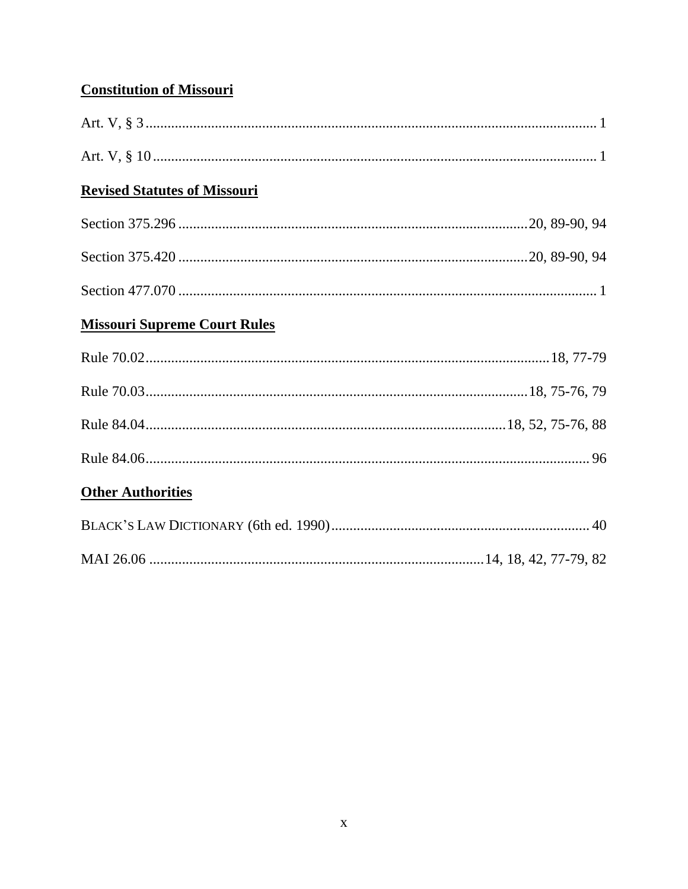**Constitution of Missouri**

Art. V, § 3 .......... 1

Art. V, § 10 .......... 1

**Revised Statutes of Missouri**

Section 375.296 .......... 20, 89-90, 94

Section 375.420 .......... 20, 89-90, 94

Section 477.070 .......... 1

**Missouri Supreme Court Rules**

Rule 70.02 .......... 18, 77-79

Rule 70.03 .......... 18, 75-76, 79

Rule 84.04 .......... 18, 52, 75-76, 88

Rule 84.06 .......... 96

**Other Authorities**

BLACK'S LAW DICTIONARY (6th ed. 1990) .......... 40

MAI 26.06 .......... 14, 18, 42, 77-79, 82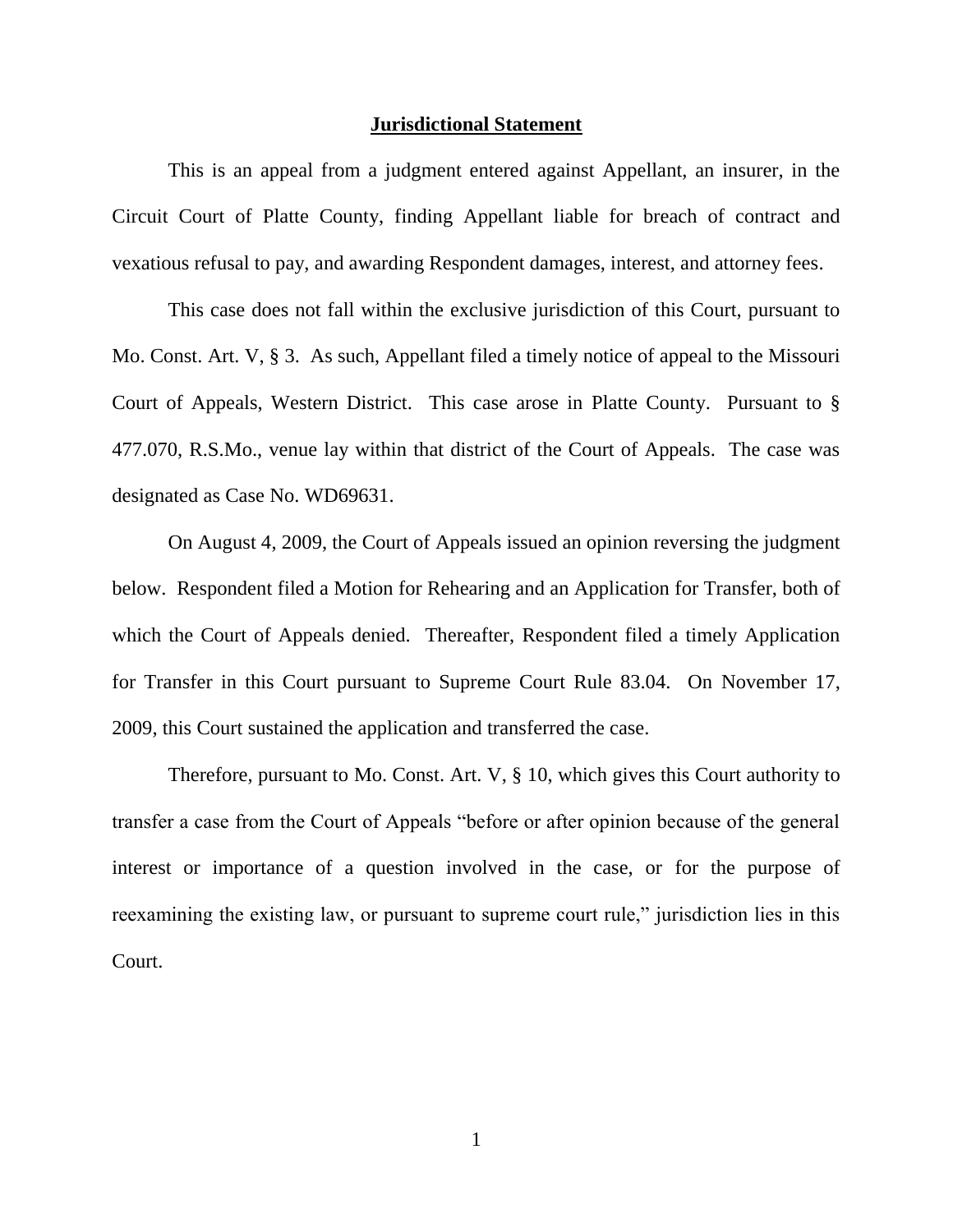## Jurisdictional Statement

This is an appeal from a judgment entered against Appellant, an insurer, in the Circuit Court of Platte County, finding Appellant liable for breach of contract and vexatious refusal to pay, and awarding Respondent damages, interest, and attorney fees.

This case does not fall within the exclusive jurisdiction of this Court, pursuant to Mo. Const. Art. V, § 3. As such, Appellant filed a timely notice of appeal to the Missouri Court of Appeals, Western District. This case arose in Platte County. Pursuant to § 477.070, R.S.Mo., venue lay within that district of the Court of Appeals. The case was designated as Case No. WD69631.

On August 4, 2009, the Court of Appeals issued an opinion reversing the judgment below. Respondent filed a Motion for Rehearing and an Application for Transfer, both of which the Court of Appeals denied. Thereafter, Respondent filed a timely Application for Transfer in this Court pursuant to Supreme Court Rule 83.04. On November 17, 2009, this Court sustained the application and transferred the case.

Therefore, pursuant to Mo. Const. Art. V, § 10, which gives this Court authority to transfer a case from the Court of Appeals "before or after opinion because of the general interest or importance of a question involved in the case, or for the purpose of reexamining the existing law, or pursuant to supreme court rule," jurisdiction lies in this Court.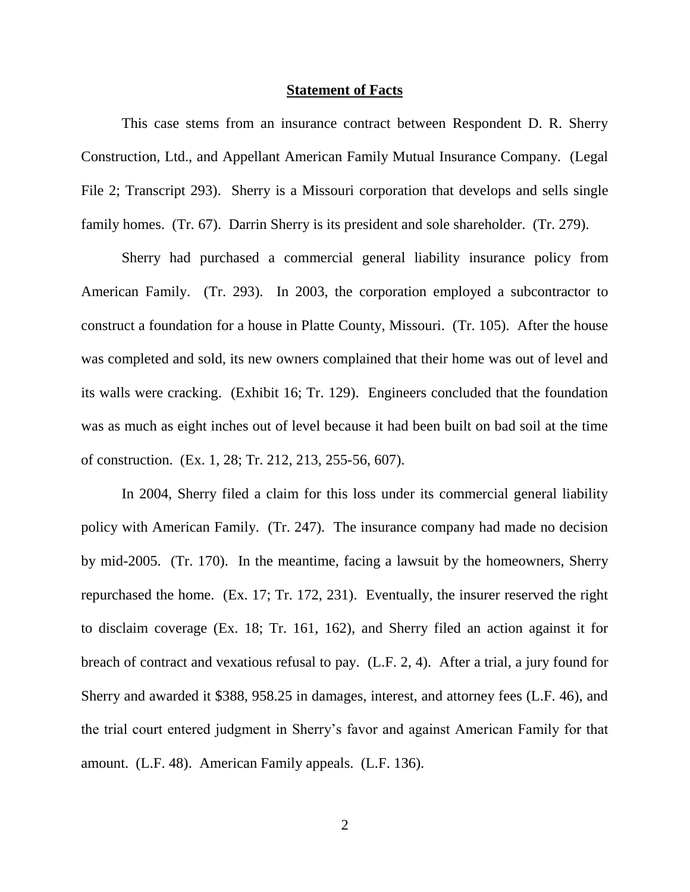## Statement of Facts

This case stems from an insurance contract between Respondent D. R. Sherry Construction, Ltd., and Appellant American Family Mutual Insurance Company. (Legal File 2; Transcript 293). Sherry is a Missouri corporation that develops and sells single family homes. (Tr. 67). Darrin Sherry is its president and sole shareholder. (Tr. 279).

Sherry had purchased a commercial general liability insurance policy from American Family. (Tr. 293). In 2003, the corporation employed a subcontractor to construct a foundation for a house in Platte County, Missouri. (Tr. 105). After the house was completed and sold, its new owners complained that their home was out of level and its walls were cracking. (Exhibit 16; Tr. 129). Engineers concluded that the foundation was as much as eight inches out of level because it had been built on bad soil at the time of construction. (Ex. 1, 28; Tr. 212, 213, 255-56, 607).

In 2004, Sherry filed a claim for this loss under its commercial general liability policy with American Family. (Tr. 247). The insurance company had made no decision by mid-2005. (Tr. 170). In the meantime, facing a lawsuit by the homeowners, Sherry repurchased the home. (Ex. 17; Tr. 172, 231). Eventually, the insurer reserved the right to disclaim coverage (Ex. 18; Tr. 161, 162), and Sherry filed an action against it for breach of contract and vexatious refusal to pay. (L.F. 2, 4). After a trial, a jury found for Sherry and awarded it $388, 958.25 in damages, interest, and attorney fees (L.F. 46), and the trial court entered judgment in Sherry's favor and against American Family for that amount. (L.F. 48). American Family appeals. (L.F. 136).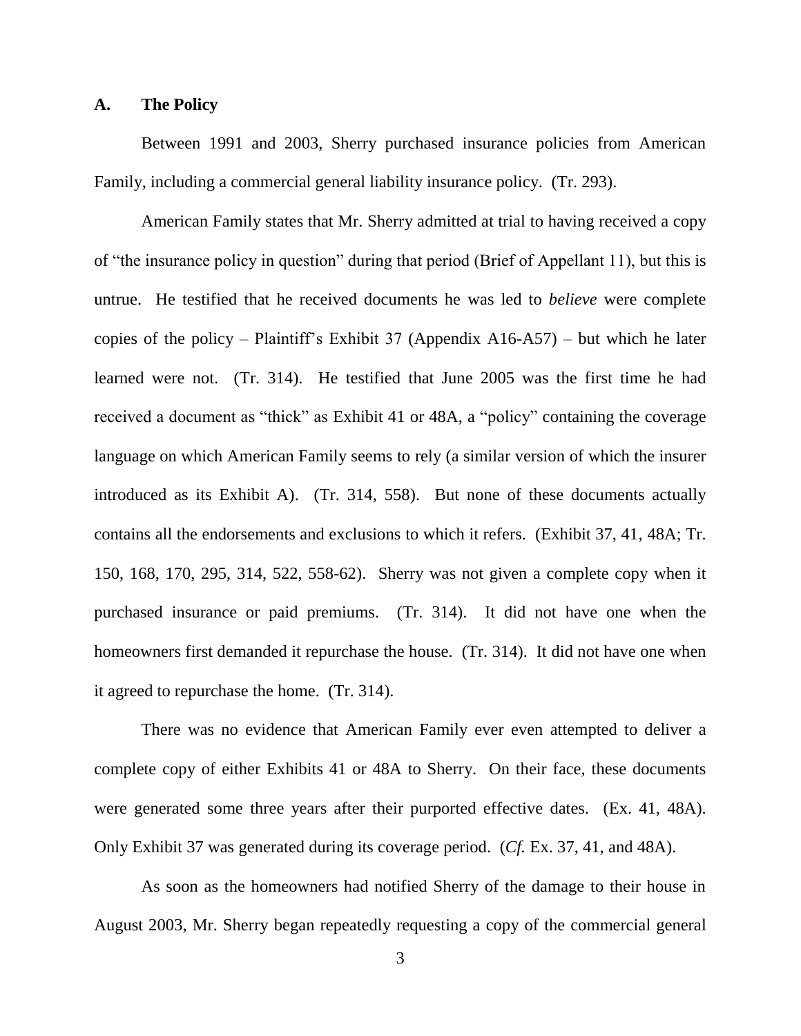### A. The Policy

Between 1991 and 2003, Sherry purchased insurance policies from American Family, including a commercial general liability insurance policy. (Tr. 293).

American Family states that Mr. Sherry admitted at trial to having received a copy of "the insurance policy in question" during that period (Brief of Appellant 11), but this is untrue. He testified that he received documents he was led to *believe* were complete copies of the policy – Plaintiff's Exhibit 37 (Appendix A16-A57) – but which he later learned were not. (Tr. 314). He testified that June 2005 was the first time he had received a document as "thick" as Exhibit 41 or 48A, a "policy" containing the coverage language on which American Family seems to rely (a similar version of which the insurer introduced as its Exhibit A). (Tr. 314, 558). But none of these documents actually contains all the endorsements and exclusions to which it refers. (Exhibit 37, 41, 48A; Tr. 150, 168, 170, 295, 314, 522, 558-62). Sherry was not given a complete copy when it purchased insurance or paid premiums. (Tr. 314). It did not have one when the homeowners first demanded it repurchase the house. (Tr. 314). It did not have one when it agreed to repurchase the home. (Tr. 314).

There was no evidence that American Family ever even attempted to deliver a complete copy of either Exhibits 41 or 48A to Sherry. On their face, these documents were generated some three years after their purported effective dates. (Ex. 41, 48A). Only Exhibit 37 was generated during its coverage period. (*Cf.* Ex. 37, 41, and 48A).

As soon as the homeowners had notified Sherry of the damage to their house in August 2003, Mr. Sherry began repeatedly requesting a copy of the commercial general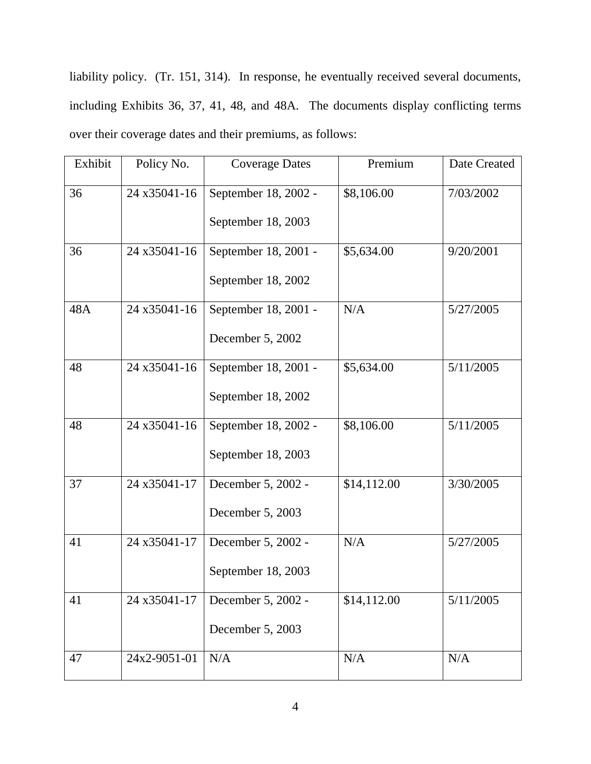liability policy. (Tr. 151, 314). In response, he eventually received several documents, including Exhibits 36, 37, 41, 48, and 48A. The documents display conflicting terms over their coverage dates and their premiums, as follows:

| Exhibit | Policy No. | Coverage Dates | Premium | Date Created |
|---|---|---|---|---|
| 36 | 24 x35041-16 | September 18, 2002 - September 18, 2003 | $8,106.00 | 7/03/2002 |
| 36 | 24 x35041-16 | September 18, 2001 - September 18, 2002 | $5,634.00 | 9/20/2001 |
| 48A | 24 x35041-16 | September 18, 2001 - December 5, 2002 | N/A | 5/27/2005 |
| 48 | 24 x35041-16 | September 18, 2001 - September 18, 2002 | $5,634.00 | 5/11/2005 |
| 48 | 24 x35041-16 | September 18, 2002 - September 18, 2003 | $8,106.00 | 5/11/2005 |
| 37 | 24 x35041-17 | December 5, 2002 - December 5, 2003 | $14,112.00 | 3/30/2005 |
| 41 | 24 x35041-17 | December 5, 2002 - September 18, 2003 | N/A | 5/27/2005 |
| 41 | 24 x35041-17 | December 5, 2002 - December 5, 2003 | $14,112.00 | 5/11/2005 |
| 47 | 24x2-9051-01 | N/A | N/A | N/A |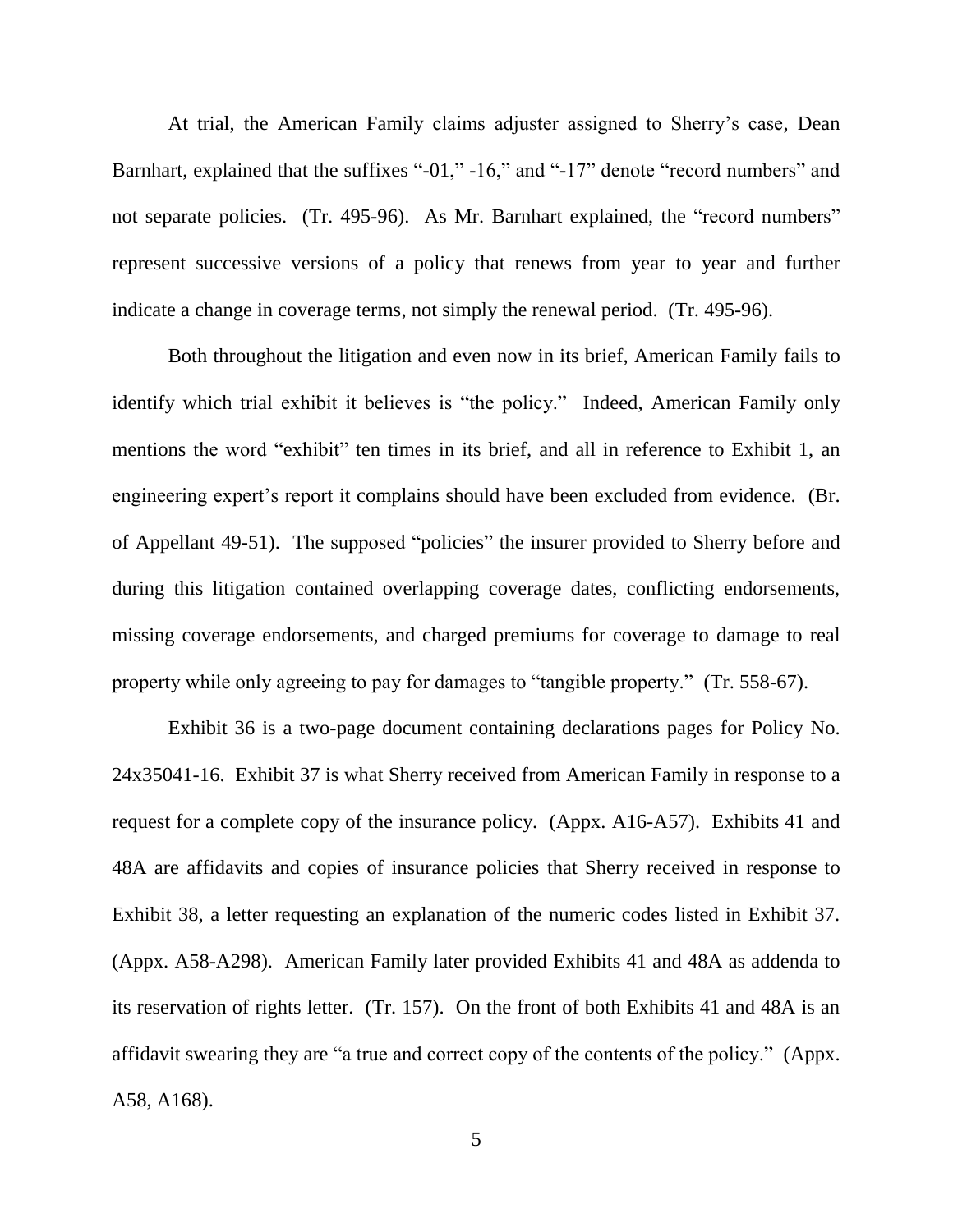At trial, the American Family claims adjuster assigned to Sherry's case, Dean Barnhart, explained that the suffixes "-01," -16," and "-17" denote "record numbers" and not separate policies. (Tr. 495-96). As Mr. Barnhart explained, the "record numbers" represent successive versions of a policy that renews from year to year and further indicate a change in coverage terms, not simply the renewal period. (Tr. 495-96).

Both throughout the litigation and even now in its brief, American Family fails to identify which trial exhibit it believes is "the policy." Indeed, American Family only mentions the word "exhibit" ten times in its brief, and all in reference to Exhibit 1, an engineering expert's report it complains should have been excluded from evidence. (Br. of Appellant 49-51). The supposed "policies" the insurer provided to Sherry before and during this litigation contained overlapping coverage dates, conflicting endorsements, missing coverage endorsements, and charged premiums for coverage to damage to real property while only agreeing to pay for damages to "tangible property." (Tr. 558-67).

Exhibit 36 is a two-page document containing declarations pages for Policy No. 24x35041-16. Exhibit 37 is what Sherry received from American Family in response to a request for a complete copy of the insurance policy. (Appx. A16-A57). Exhibits 41 and 48A are affidavits and copies of insurance policies that Sherry received in response to Exhibit 38, a letter requesting an explanation of the numeric codes listed in Exhibit 37. (Appx. A58-A298). American Family later provided Exhibits 41 and 48A as addenda to its reservation of rights letter. (Tr. 157). On the front of both Exhibits 41 and 48A is an affidavit swearing they are "a true and correct copy of the contents of the policy." (Appx. A58, A168).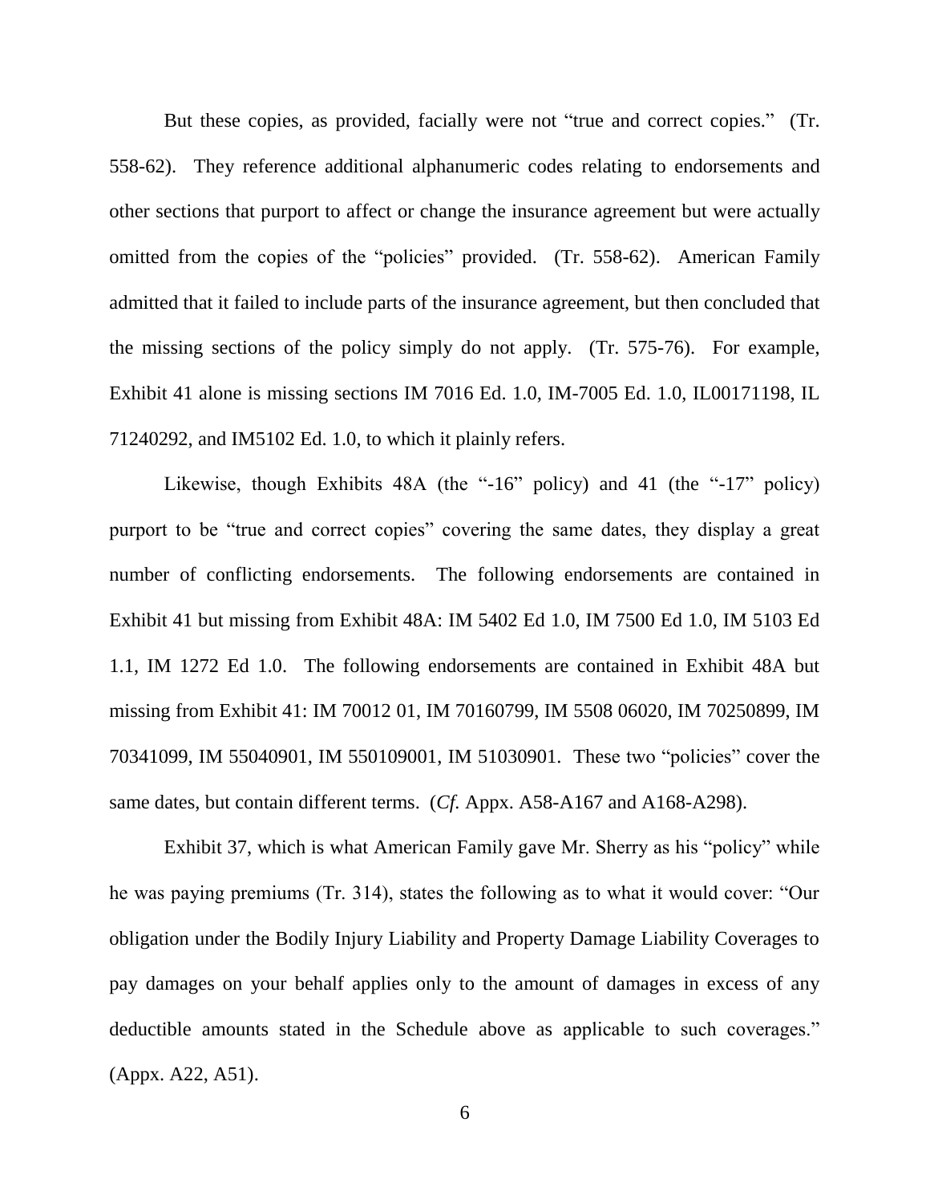But these copies, as provided, facially were not "true and correct copies." (Tr. 558-62). They reference additional alphanumeric codes relating to endorsements and other sections that purport to affect or change the insurance agreement but were actually omitted from the copies of the "policies" provided. (Tr. 558-62). American Family admitted that it failed to include parts of the insurance agreement, but then concluded that the missing sections of the policy simply do not apply. (Tr. 575-76). For example, Exhibit 41 alone is missing sections IM 7016 Ed. 1.0, IM-7005 Ed. 1.0, IL00171198, IL 71240292, and IM5102 Ed. 1.0, to which it plainly refers.

Likewise, though Exhibits 48A (the "-16" policy) and 41 (the "-17" policy) purport to be "true and correct copies" covering the same dates, they display a great number of conflicting endorsements. The following endorsements are contained in Exhibit 41 but missing from Exhibit 48A: IM 5402 Ed 1.0, IM 7500 Ed 1.0, IM 5103 Ed 1.1, IM 1272 Ed 1.0. The following endorsements are contained in Exhibit 48A but missing from Exhibit 41: IM 70012 01, IM 70160799, IM 5508 06020, IM 70250899, IM 70341099, IM 55040901, IM 550109001, IM 51030901. These two "policies" cover the same dates, but contain different terms. (*Cf.* Appx. A58-A167 and A168-A298).

Exhibit 37, which is what American Family gave Mr. Sherry as his "policy" while he was paying premiums (Tr. 314), states the following as to what it would cover: "Our obligation under the Bodily Injury Liability and Property Damage Liability Coverages to pay damages on your behalf applies only to the amount of damages in excess of any deductible amounts stated in the Schedule above as applicable to such coverages." (Appx. A22, A51).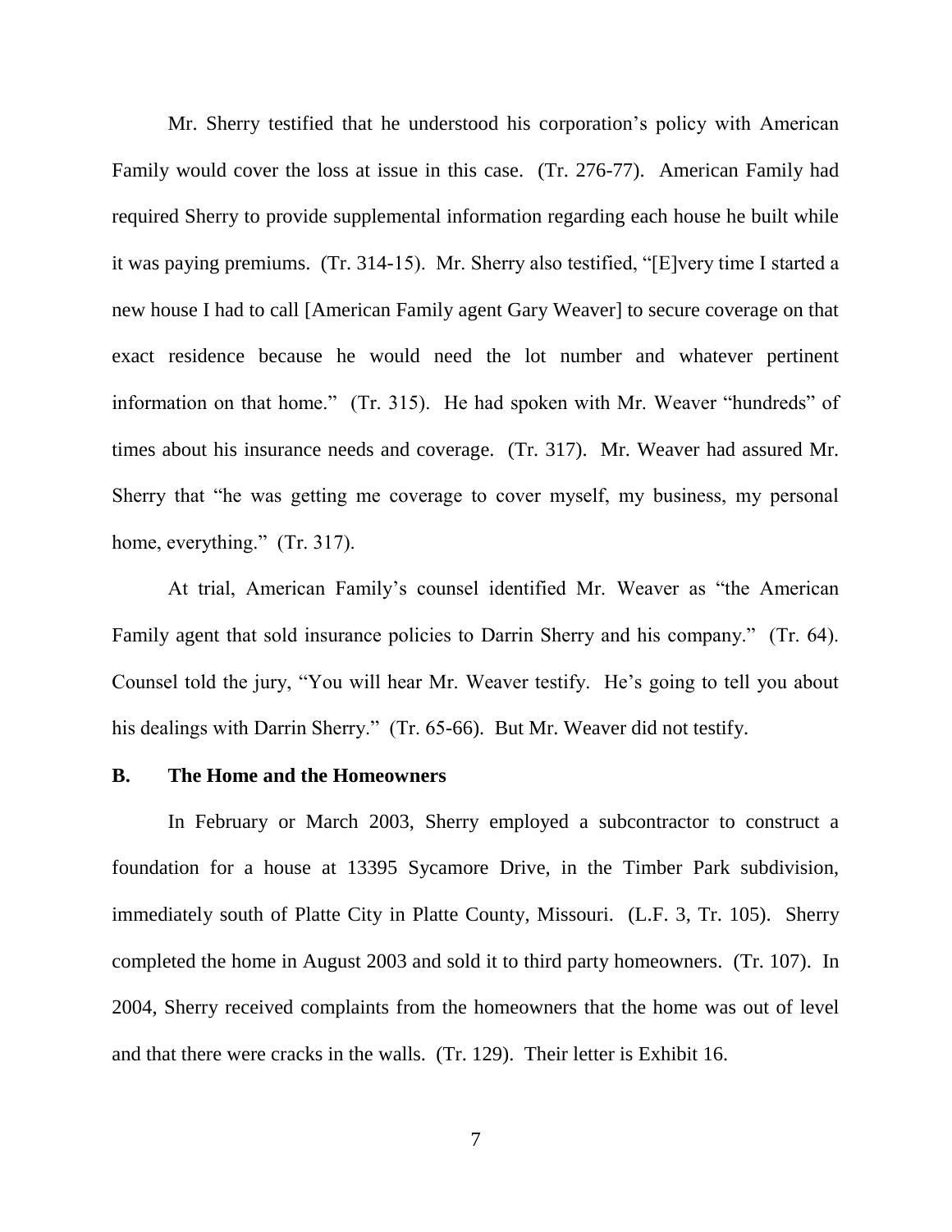Mr. Sherry testified that he understood his corporation's policy with American Family would cover the loss at issue in this case. (Tr. 276-77). American Family had required Sherry to provide supplemental information regarding each house he built while it was paying premiums. (Tr. 314-15). Mr. Sherry also testified, "[E]very time I started a new house I had to call [American Family agent Gary Weaver] to secure coverage on that exact residence because he would need the lot number and whatever pertinent information on that home." (Tr. 315). He had spoken with Mr. Weaver "hundreds" of times about his insurance needs and coverage. (Tr. 317). Mr. Weaver had assured Mr. Sherry that "he was getting me coverage to cover myself, my business, my personal home, everything." (Tr. 317).

At trial, American Family's counsel identified Mr. Weaver as "the American Family agent that sold insurance policies to Darrin Sherry and his company." (Tr. 64). Counsel told the jury, "You will hear Mr. Weaver testify. He's going to tell you about his dealings with Darrin Sherry." (Tr. 65-66). But Mr. Weaver did not testify.

### B. The Home and the Homeowners

In February or March 2003, Sherry employed a subcontractor to construct a foundation for a house at 13395 Sycamore Drive, in the Timber Park subdivision, immediately south of Platte City in Platte County, Missouri. (L.F. 3, Tr. 105). Sherry completed the home in August 2003 and sold it to third party homeowners. (Tr. 107). In 2004, Sherry received complaints from the homeowners that the home was out of level and that there were cracks in the walls. (Tr. 129). Their letter is Exhibit 16.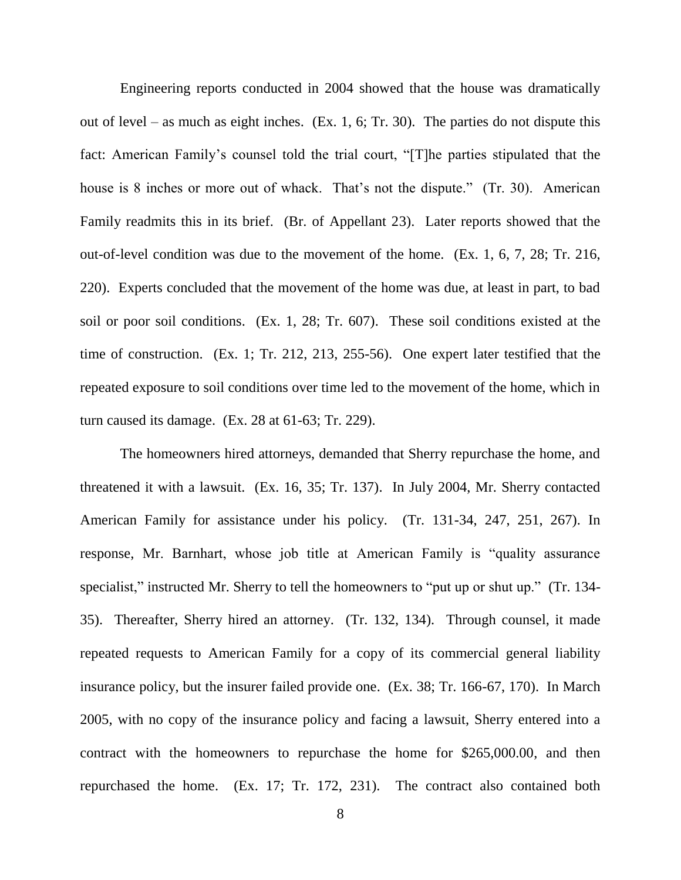Engineering reports conducted in 2004 showed that the house was dramatically out of level – as much as eight inches. (Ex. 1, 6; Tr. 30). The parties do not dispute this fact: American Family's counsel told the trial court, "[T]he parties stipulated that the house is 8 inches or more out of whack. That's not the dispute." (Tr. 30). American Family readmits this in its brief. (Br. of Appellant 23). Later reports showed that the out-of-level condition was due to the movement of the home. (Ex. 1, 6, 7, 28; Tr. 216, 220). Experts concluded that the movement of the home was due, at least in part, to bad soil or poor soil conditions. (Ex. 1, 28; Tr. 607). These soil conditions existed at the time of construction. (Ex. 1; Tr. 212, 213, 255-56). One expert later testified that the repeated exposure to soil conditions over time led to the movement of the home, which in turn caused its damage. (Ex. 28 at 61-63; Tr. 229).

The homeowners hired attorneys, demanded that Sherry repurchase the home, and threatened it with a lawsuit. (Ex. 16, 35; Tr. 137). In July 2004, Mr. Sherry contacted American Family for assistance under his policy. (Tr. 131-34, 247, 251, 267). In response, Mr. Barnhart, whose job title at American Family is "quality assurance specialist," instructed Mr. Sherry to tell the homeowners to "put up or shut up." (Tr. 134-35). Thereafter, Sherry hired an attorney. (Tr. 132, 134). Through counsel, it made repeated requests to American Family for a copy of its commercial general liability insurance policy, but the insurer failed provide one. (Ex. 38; Tr. 166-67, 170). In March 2005, with no copy of the insurance policy and facing a lawsuit, Sherry entered into a contract with the homeowners to repurchase the home for $265,000.00, and then repurchased the home. (Ex. 17; Tr. 172, 231). The contract also contained both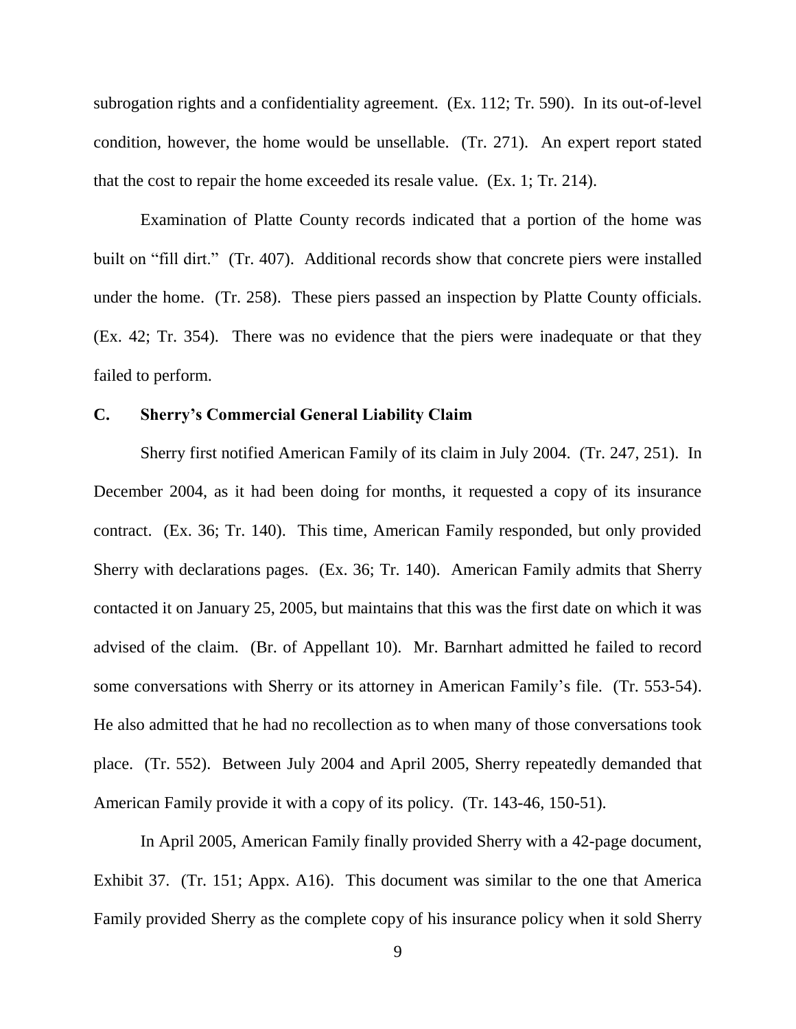subrogation rights and a confidentiality agreement. (Ex. 112; Tr. 590). In its out-of-level condition, however, the home would be unsellable. (Tr. 271). An expert report stated that the cost to repair the home exceeded its resale value. (Ex. 1; Tr. 214).

Examination of Platte County records indicated that a portion of the home was built on "fill dirt." (Tr. 407). Additional records show that concrete piers were installed under the home. (Tr. 258). These piers passed an inspection by Platte County officials. (Ex. 42; Tr. 354). There was no evidence that the piers were inadequate or that they failed to perform.

### C. Sherry's Commercial General Liability Claim

Sherry first notified American Family of its claim in July 2004. (Tr. 247, 251). In December 2004, as it had been doing for months, it requested a copy of its insurance contract. (Ex. 36; Tr. 140). This time, American Family responded, but only provided Sherry with declarations pages. (Ex. 36; Tr. 140). American Family admits that Sherry contacted it on January 25, 2005, but maintains that this was the first date on which it was advised of the claim. (Br. of Appellant 10). Mr. Barnhart admitted he failed to record some conversations with Sherry or its attorney in American Family's file. (Tr. 553-54). He also admitted that he had no recollection as to when many of those conversations took place. (Tr. 552). Between July 2004 and April 2005, Sherry repeatedly demanded that American Family provide it with a copy of its policy. (Tr. 143-46, 150-51).

In April 2005, American Family finally provided Sherry with a 42-page document, Exhibit 37. (Tr. 151; Appx. A16). This document was similar to the one that America Family provided Sherry as the complete copy of his insurance policy when it sold Sherry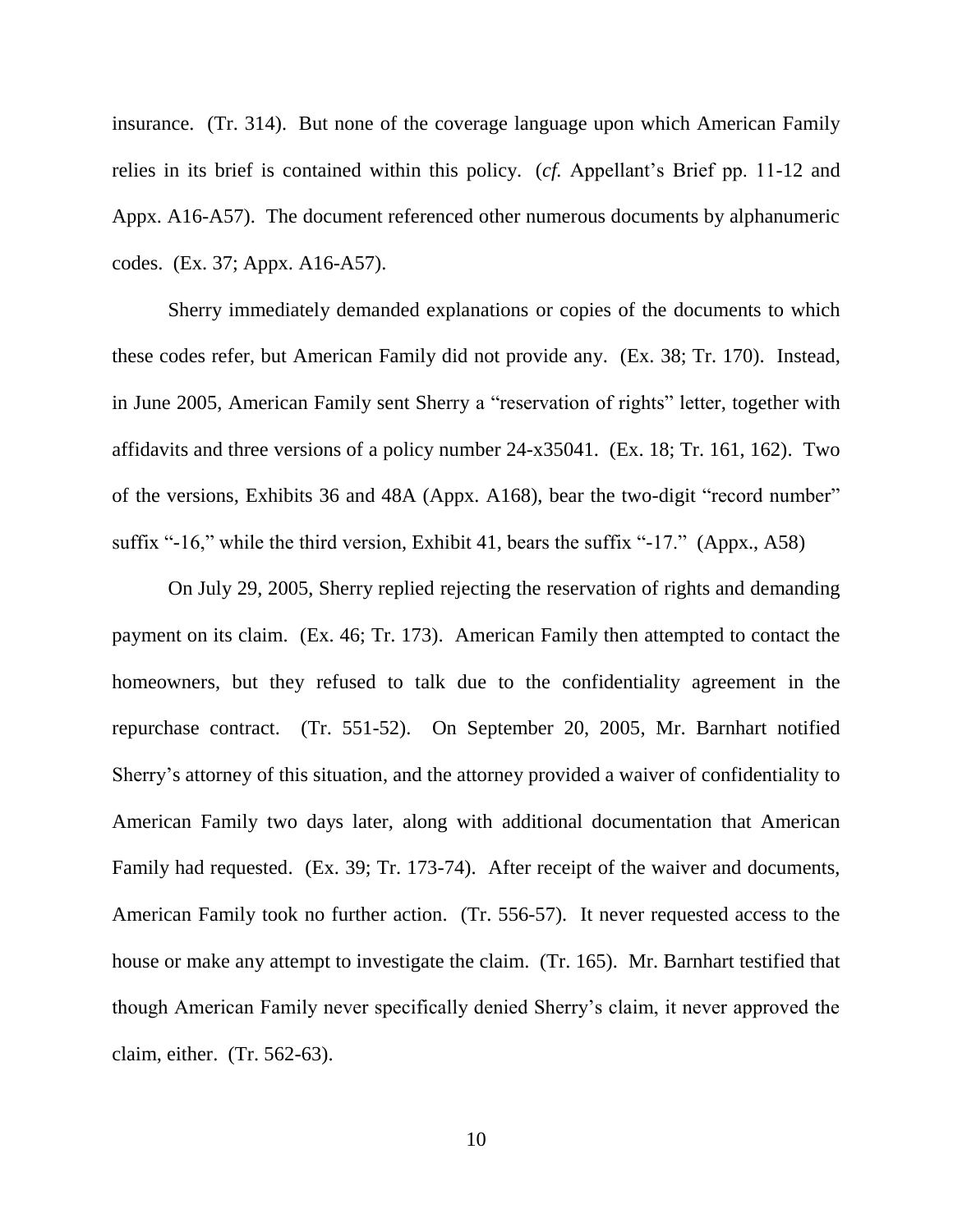insurance. (Tr. 314). But none of the coverage language upon which American Family relies in its brief is contained within this policy. (*cf.* Appellant's Brief pp. 11-12 and Appx. A16-A57). The document referenced other numerous documents by alphanumeric codes. (Ex. 37; Appx. A16-A57).

Sherry immediately demanded explanations or copies of the documents to which these codes refer, but American Family did not provide any. (Ex. 38; Tr. 170). Instead, in June 2005, American Family sent Sherry a "reservation of rights" letter, together with affidavits and three versions of a policy number 24-x35041. (Ex. 18; Tr. 161, 162). Two of the versions, Exhibits 36 and 48A (Appx. A168), bear the two-digit "record number" suffix "-16," while the third version, Exhibit 41, bears the suffix "-17." (Appx., A58)

On July 29, 2005, Sherry replied rejecting the reservation of rights and demanding payment on its claim. (Ex. 46; Tr. 173). American Family then attempted to contact the homeowners, but they refused to talk due to the confidentiality agreement in the repurchase contract. (Tr. 551-52). On September 20, 2005, Mr. Barnhart notified Sherry's attorney of this situation, and the attorney provided a waiver of confidentiality to American Family two days later, along with additional documentation that American Family had requested. (Ex. 39; Tr. 173-74). After receipt of the waiver and documents, American Family took no further action. (Tr. 556-57). It never requested access to the house or make any attempt to investigate the claim. (Tr. 165). Mr. Barnhart testified that though American Family never specifically denied Sherry's claim, it never approved the claim, either. (Tr. 562-63).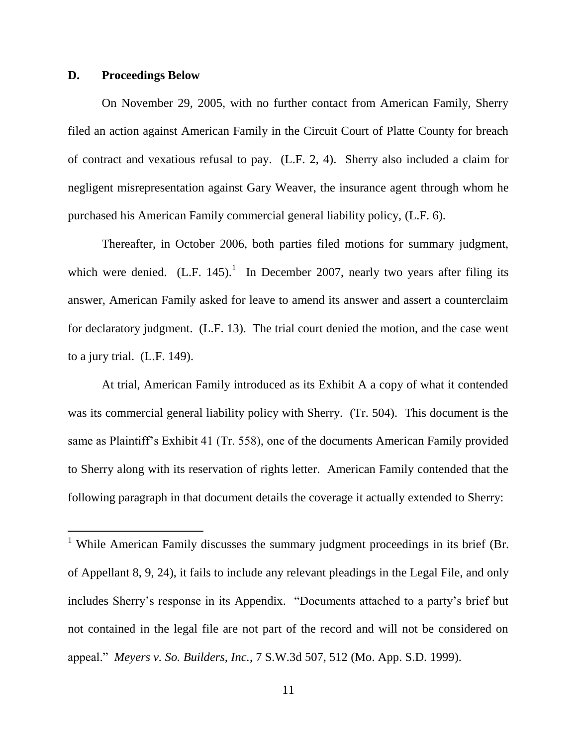### D. Proceedings Below

On November 29, 2005, with no further contact from American Family, Sherry filed an action against American Family in the Circuit Court of Platte County for breach of contract and vexatious refusal to pay. (L.F. 2, 4). Sherry also included a claim for negligent misrepresentation against Gary Weaver, the insurance agent through whom he purchased his American Family commercial general liability policy, (L.F. 6).

Thereafter, in October 2006, both parties filed motions for summary judgment, which were denied. (L.F. 145).[1] In December 2007, nearly two years after filing its answer, American Family asked for leave to amend its answer and assert a counterclaim for declaratory judgment. (L.F. 13). The trial court denied the motion, and the case went to a jury trial. (L.F. 149).

At trial, American Family introduced as its Exhibit A a copy of what it contended was its commercial general liability policy with Sherry. (Tr. 504). This document is the same as Plaintiff's Exhibit 41 (Tr. 558), one of the documents American Family provided to Sherry along with its reservation of rights letter. American Family contended that the following paragraph in that document details the coverage it actually extended to Sherry:

[1] While American Family discusses the summary judgment proceedings in its brief (Br. of Appellant 8, 9, 24), it fails to include any relevant pleadings in the Legal File, and only includes Sherry's response in its Appendix. "Documents attached to a party's brief but not contained in the legal file are not part of the record and will not be considered on appeal." *Meyers v. So. Builders, Inc.*, 7 S.W.3d 507, 512 (Mo. App. S.D. 1999).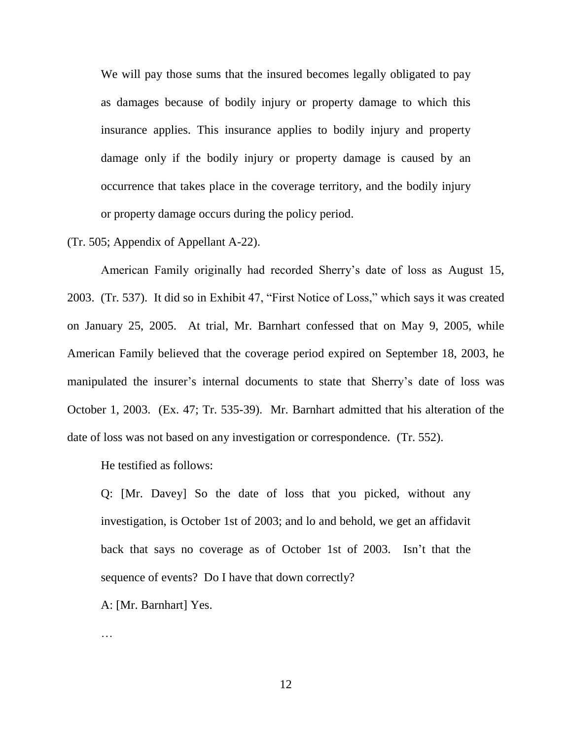> We will pay those sums that the insured becomes legally obligated to pay as damages because of bodily injury or property damage to which this insurance applies. This insurance applies to bodily injury and property damage only if the bodily injury or property damage is caused by an occurrence that takes place in the coverage territory, and the bodily injury or property damage occurs during the policy period.

(Tr. 505; Appendix of Appellant A-22).

American Family originally had recorded Sherry's date of loss as August 15, 2003. (Tr. 537). It did so in Exhibit 47, "First Notice of Loss," which says it was created on January 25, 2005. At trial, Mr. Barnhart confessed that on May 9, 2005, while American Family believed that the coverage period expired on September 18, 2003, he manipulated the insurer's internal documents to state that Sherry's date of loss was October 1, 2003. (Ex. 47; Tr. 535-39). Mr. Barnhart admitted that his alteration of the date of loss was not based on any investigation or correspondence. (Tr. 552).

He testified as follows:

> Q: [Mr. Davey] So the date of loss that you picked, without any investigation, is October 1st of 2003; and lo and behold, we get an affidavit back that says no coverage as of October 1st of 2003. Isn't that the sequence of events? Do I have that down correctly?
>
> A: [Mr. Barnhart] Yes.
>
> …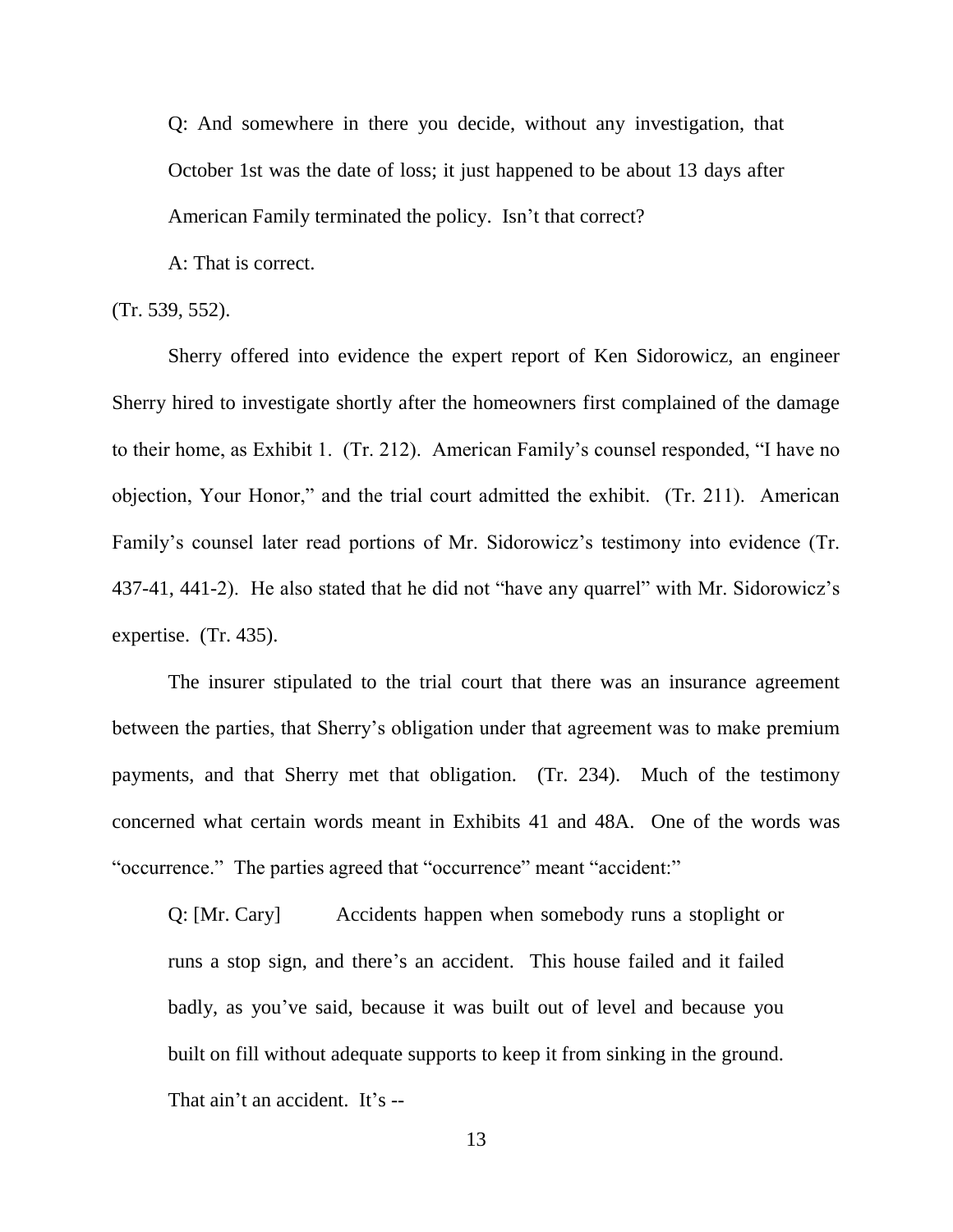> Q: And somewhere in there you decide, without any investigation, that October 1st was the date of loss; it just happened to be about 13 days after American Family terminated the policy. Isn't that correct?
>
> A: That is correct.

(Tr. 539, 552).

Sherry offered into evidence the expert report of Ken Sidorowicz, an engineer Sherry hired to investigate shortly after the homeowners first complained of the damage to their home, as Exhibit 1. (Tr. 212). American Family's counsel responded, "I have no objection, Your Honor," and the trial court admitted the exhibit. (Tr. 211). American Family's counsel later read portions of Mr. Sidorowicz's testimony into evidence (Tr. 437-41, 441-2). He also stated that he did not "have any quarrel" with Mr. Sidorowicz's expertise. (Tr. 435).

The insurer stipulated to the trial court that there was an insurance agreement between the parties, that Sherry's obligation under that agreement was to make premium payments, and that Sherry met that obligation. (Tr. 234). Much of the testimony concerned what certain words meant in Exhibits 41 and 48A. One of the words was "occurrence." The parties agreed that "occurrence" meant "accident:"

> Q: [Mr. Cary] Accidents happen when somebody runs a stoplight or runs a stop sign, and there's an accident. This house failed and it failed badly, as you've said, because it was built out of level and because you built on fill without adequate supports to keep it from sinking in the ground. That ain't an accident. It's --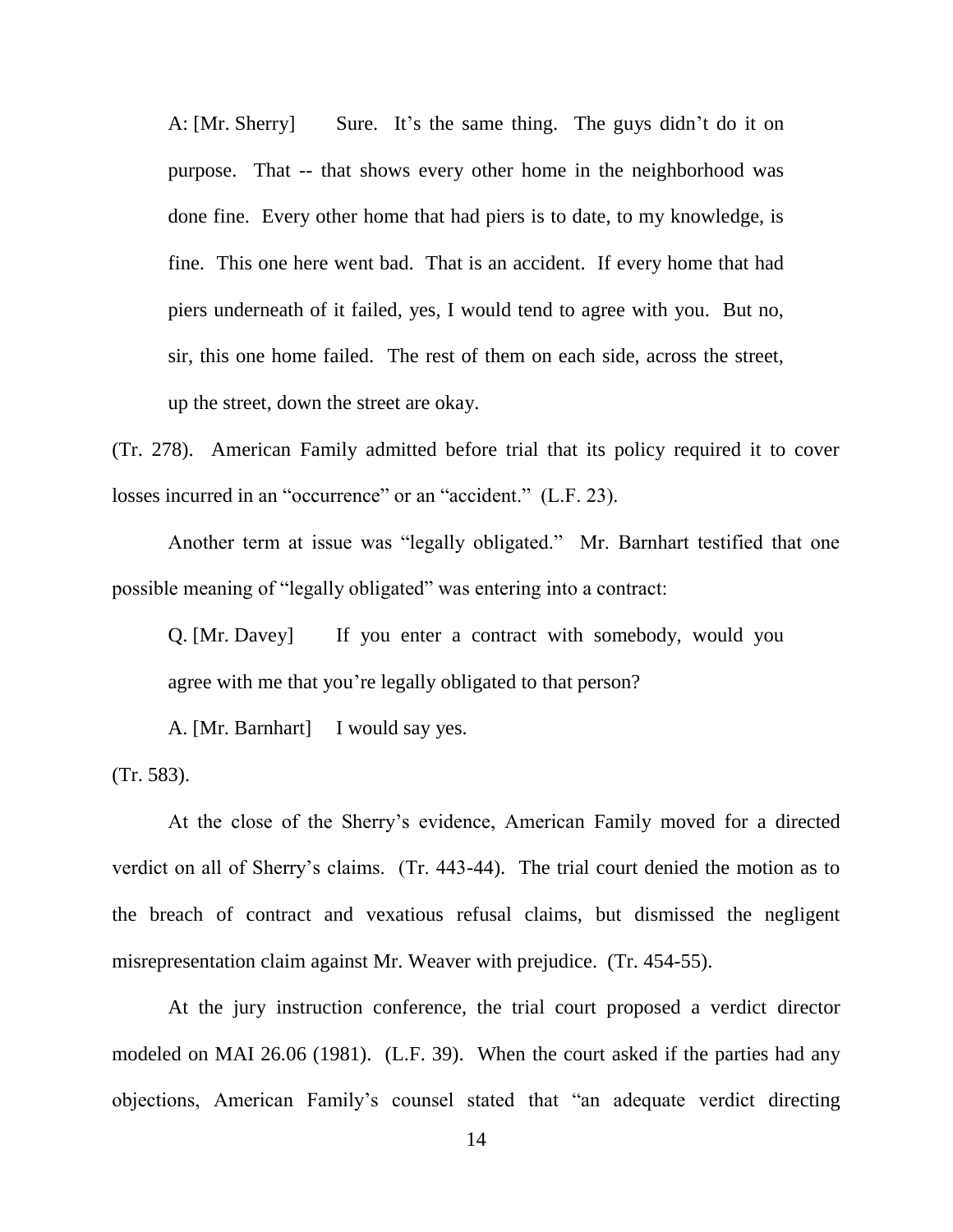> A: [Mr. Sherry] Sure. It's the same thing. The guys didn't do it on purpose. That -- that shows every other home in the neighborhood was done fine. Every other home that had piers is to date, to my knowledge, is fine. This one here went bad. That is an accident. If every home that had piers underneath of it failed, yes, I would tend to agree with you. But no, sir, this one home failed. The rest of them on each side, across the street, up the street, down the street are okay.

(Tr. 278). American Family admitted before trial that its policy required it to cover losses incurred in an "occurrence" or an "accident." (L.F. 23).

Another term at issue was "legally obligated." Mr. Barnhart testified that one possible meaning of "legally obligated" was entering into a contract:

> Q. [Mr. Davey] If you enter a contract with somebody, would you agree with me that you're legally obligated to that person?
>
> A. [Mr. Barnhart] I would say yes.

(Tr. 583).

At the close of the Sherry's evidence, American Family moved for a directed verdict on all of Sherry's claims. (Tr. 443-44). The trial court denied the motion as to the breach of contract and vexatious refusal claims, but dismissed the negligent misrepresentation claim against Mr. Weaver with prejudice. (Tr. 454-55).

At the jury instruction conference, the trial court proposed a verdict director modeled on MAI 26.06 (1981). (L.F. 39). When the court asked if the parties had any objections, American Family's counsel stated that "an adequate verdict directing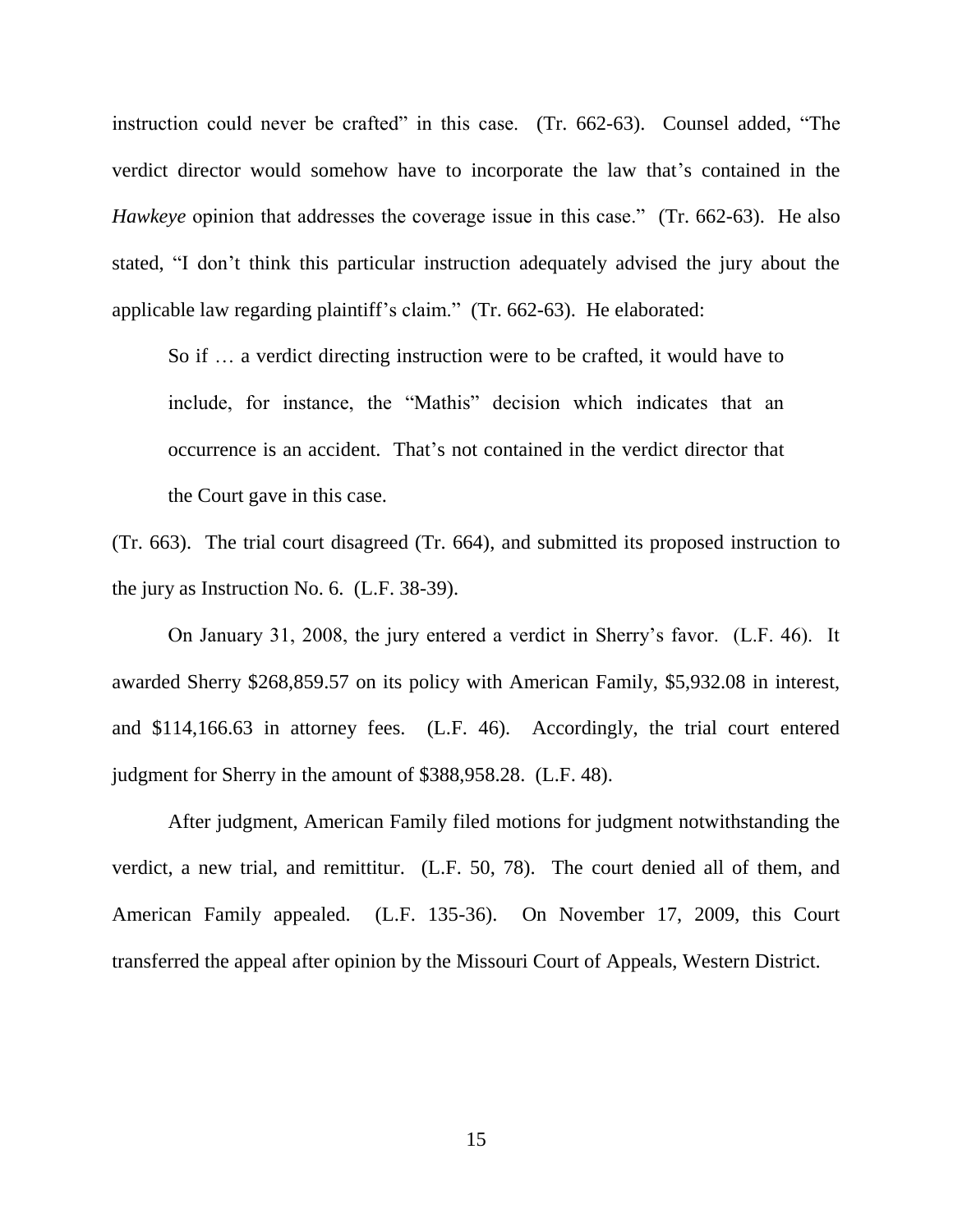instruction could never be crafted" in this case. (Tr. 662-63). Counsel added, "The verdict director would somehow have to incorporate the law that's contained in the *Hawkeye* opinion that addresses the coverage issue in this case." (Tr. 662-63). He also stated, "I don't think this particular instruction adequately advised the jury about the applicable law regarding plaintiff's claim." (Tr. 662-63). He elaborated:

> So if … a verdict directing instruction were to be crafted, it would have to include, for instance, the "Mathis" decision which indicates that an occurrence is an accident. That's not contained in the verdict director that the Court gave in this case.

(Tr. 663). The trial court disagreed (Tr. 664), and submitted its proposed instruction to the jury as Instruction No. 6. (L.F. 38-39).

On January 31, 2008, the jury entered a verdict in Sherry's favor. (L.F. 46). It awarded Sherry $268,859.57 on its policy with American Family, $5,932.08 in interest, and $114,166.63 in attorney fees. (L.F. 46). Accordingly, the trial court entered judgment for Sherry in the amount of $388,958.28. (L.F. 48).

After judgment, American Family filed motions for judgment notwithstanding the verdict, a new trial, and remittitur. (L.F. 50, 78). The court denied all of them, and American Family appealed. (L.F. 135-36). On November 17, 2009, this Court transferred the appeal after opinion by the Missouri Court of Appeals, Western District.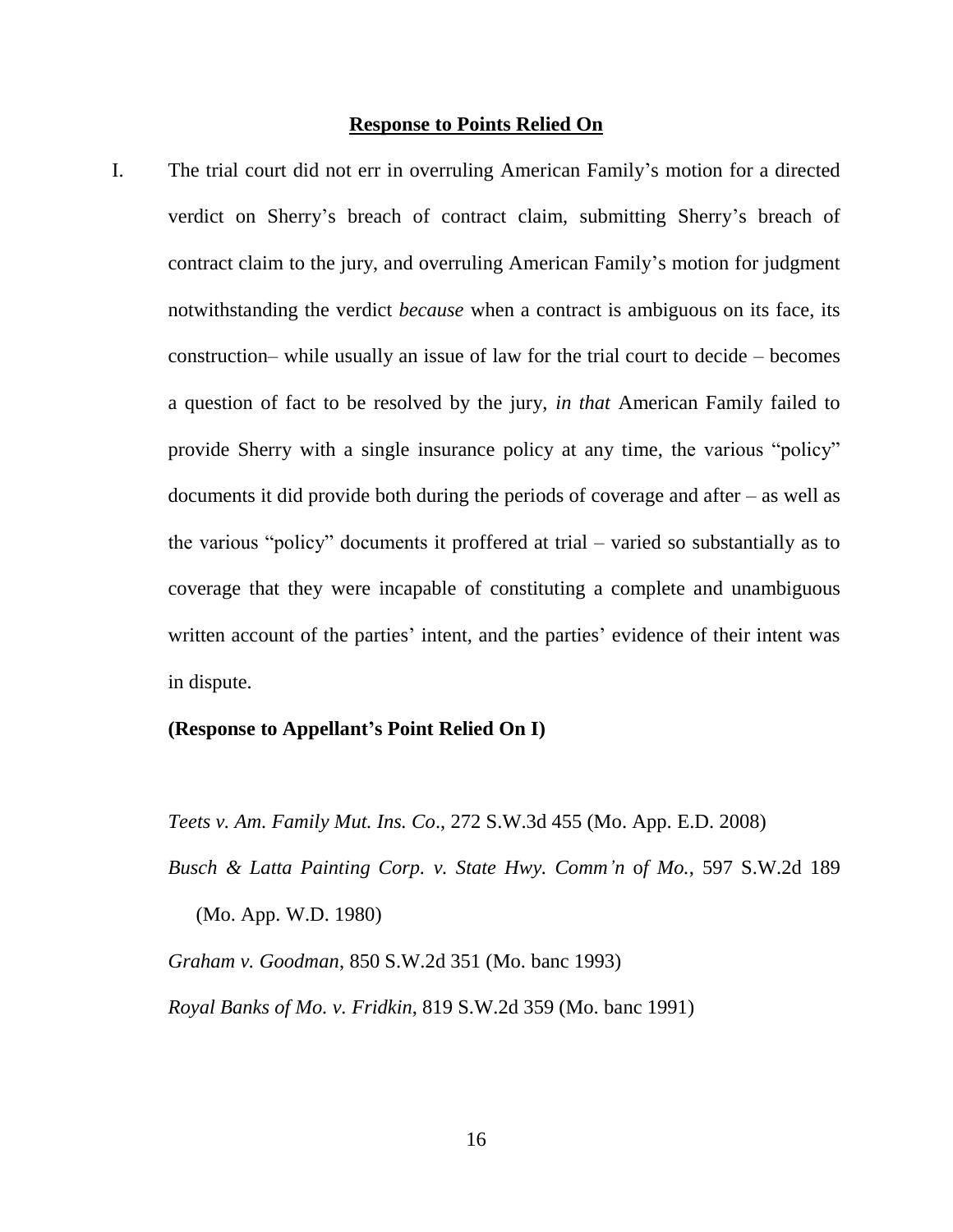## Response to Points Relied On

I. The trial court did not err in overruling American Family's motion for a directed verdict on Sherry's breach of contract claim, submitting Sherry's breach of contract claim to the jury, and overruling American Family's motion for judgment notwithstanding the verdict *because* when a contract is ambiguous on its face, its construction– while usually an issue of law for the trial court to decide – becomes a question of fact to be resolved by the jury, *in that* American Family failed to provide Sherry with a single insurance policy at any time, the various "policy" documents it did provide both during the periods of coverage and after – as well as the various "policy" documents it proffered at trial – varied so substantially as to coverage that they were incapable of constituting a complete and unambiguous written account of the parties' intent, and the parties' evidence of their intent was in dispute.

**(Response to Appellant's Point Relied On I)**

*Teets v. Am. Family Mut. Ins. Co*., 272 S.W.3d 455 (Mo. App. E.D. 2008)

*Busch & Latta Painting Corp. v. State Hwy. Comm'n of Mo.*, 597 S.W.2d 189 (Mo. App. W.D. 1980)

*Graham v. Goodman*, 850 S.W.2d 351 (Mo. banc 1993)

*Royal Banks of Mo. v. Fridkin*, 819 S.W.2d 359 (Mo. banc 1991)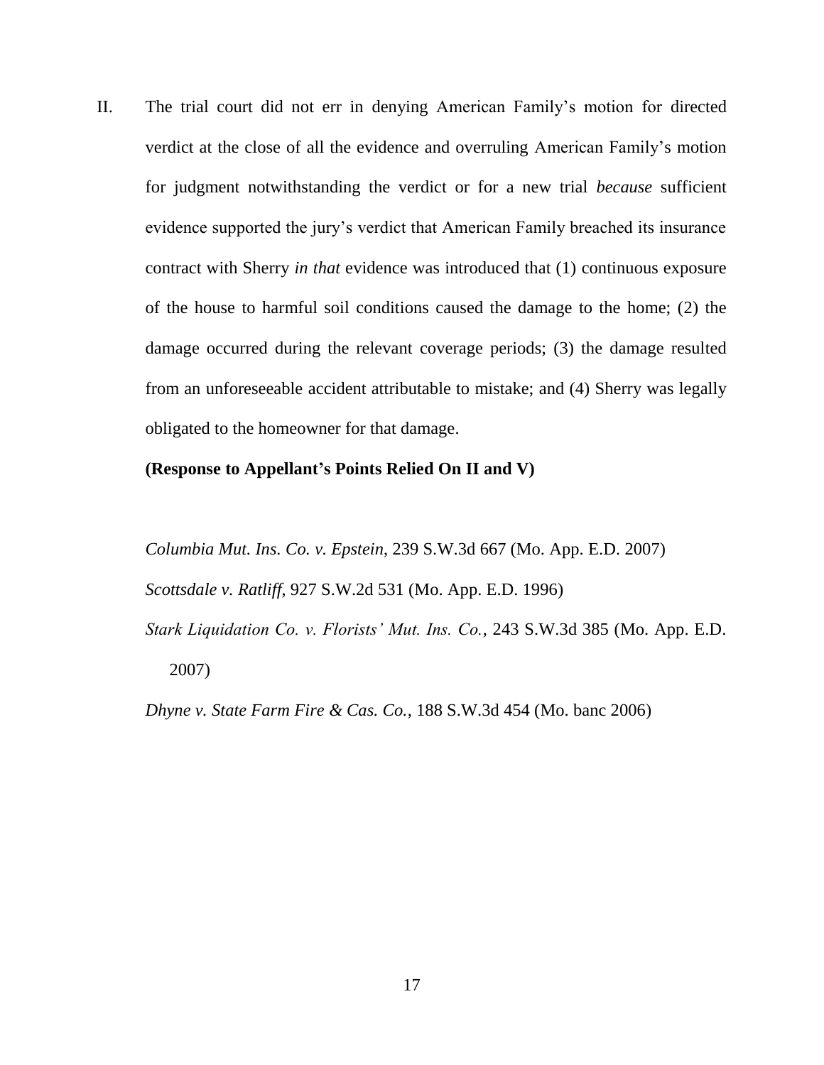II. The trial court did not err in denying American Family's motion for directed verdict at the close of all the evidence and overruling American Family's motion for judgment notwithstanding the verdict or for a new trial *because* sufficient evidence supported the jury's verdict that American Family breached its insurance contract with Sherry *in that* evidence was introduced that (1) continuous exposure of the house to harmful soil conditions caused the damage to the home; (2) the damage occurred during the relevant coverage periods; (3) the damage resulted from an unforeseeable accident attributable to mistake; and (4) Sherry was legally obligated to the homeowner for that damage.

**(Response to Appellant's Points Relied On II and V)**

*Columbia Mut. Ins. Co. v. Epstein*, 239 S.W.3d 667 (Mo. App. E.D. 2007)

*Scottsdale v. Ratliff*, 927 S.W.2d 531 (Mo. App. E.D. 1996)

*Stark Liquidation Co. v. Florists' Mut. Ins. Co.*, 243 S.W.3d 385 (Mo. App. E.D. 2007)

*Dhyne v. State Farm Fire & Cas. Co.*, 188 S.W.3d 454 (Mo. banc 2006)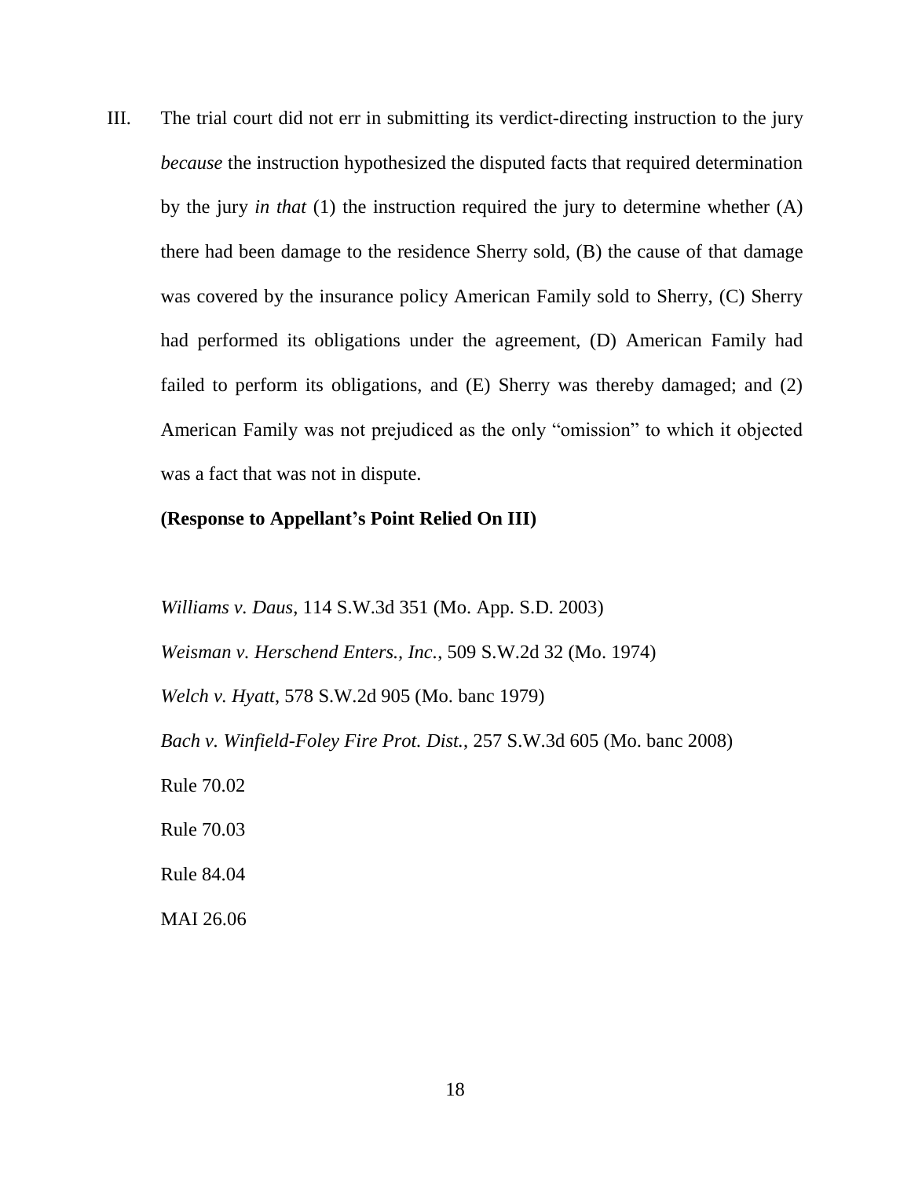III. The trial court did not err in submitting its verdict-directing instruction to the jury *because* the instruction hypothesized the disputed facts that required determination by the jury *in that* (1) the instruction required the jury to determine whether (A) there had been damage to the residence Sherry sold, (B) the cause of that damage was covered by the insurance policy American Family sold to Sherry, (C) Sherry had performed its obligations under the agreement, (D) American Family had failed to perform its obligations, and (E) Sherry was thereby damaged; and (2) American Family was not prejudiced as the only "omission" to which it objected was a fact that was not in dispute.

**(Response to Appellant's Point Relied On III)**

*Williams v. Daus*, 114 S.W.3d 351 (Mo. App. S.D. 2003)

*Weisman v. Herschend Enters., Inc.*, 509 S.W.2d 32 (Mo. 1974)

*Welch v. Hyatt*, 578 S.W.2d 905 (Mo. banc 1979)

*Bach v. Winfield-Foley Fire Prot. Dist.*, 257 S.W.3d 605 (Mo. banc 2008)

Rule 70.02

Rule 70.03

Rule 84.04

MAI 26.06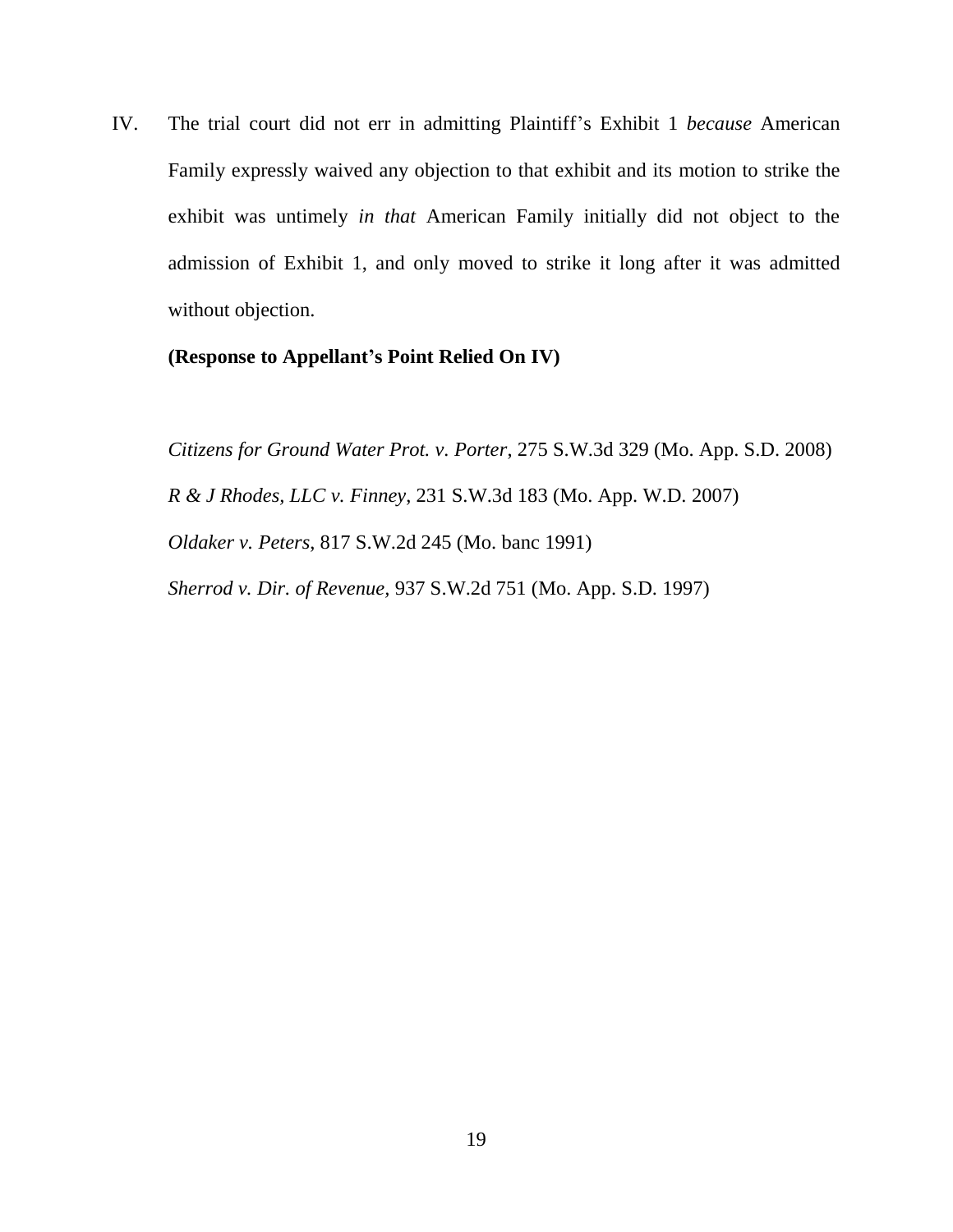IV. The trial court did not err in admitting Plaintiff's Exhibit 1 *because* American Family expressly waived any objection to that exhibit and its motion to strike the exhibit was untimely *in that* American Family initially did not object to the admission of Exhibit 1, and only moved to strike it long after it was admitted without objection.

**(Response to Appellant's Point Relied On IV)**

*Citizens for Ground Water Prot. v. Porter*, 275 S.W.3d 329 (Mo. App. S.D. 2008)

*R & J Rhodes, LLC v. Finney*, 231 S.W.3d 183 (Mo. App. W.D. 2007)

*Oldaker v. Peters*, 817 S.W.2d 245 (Mo. banc 1991)

*Sherrod v. Dir. of Revenue,* 937 S.W.2d 751 (Mo. App. S.D. 1997)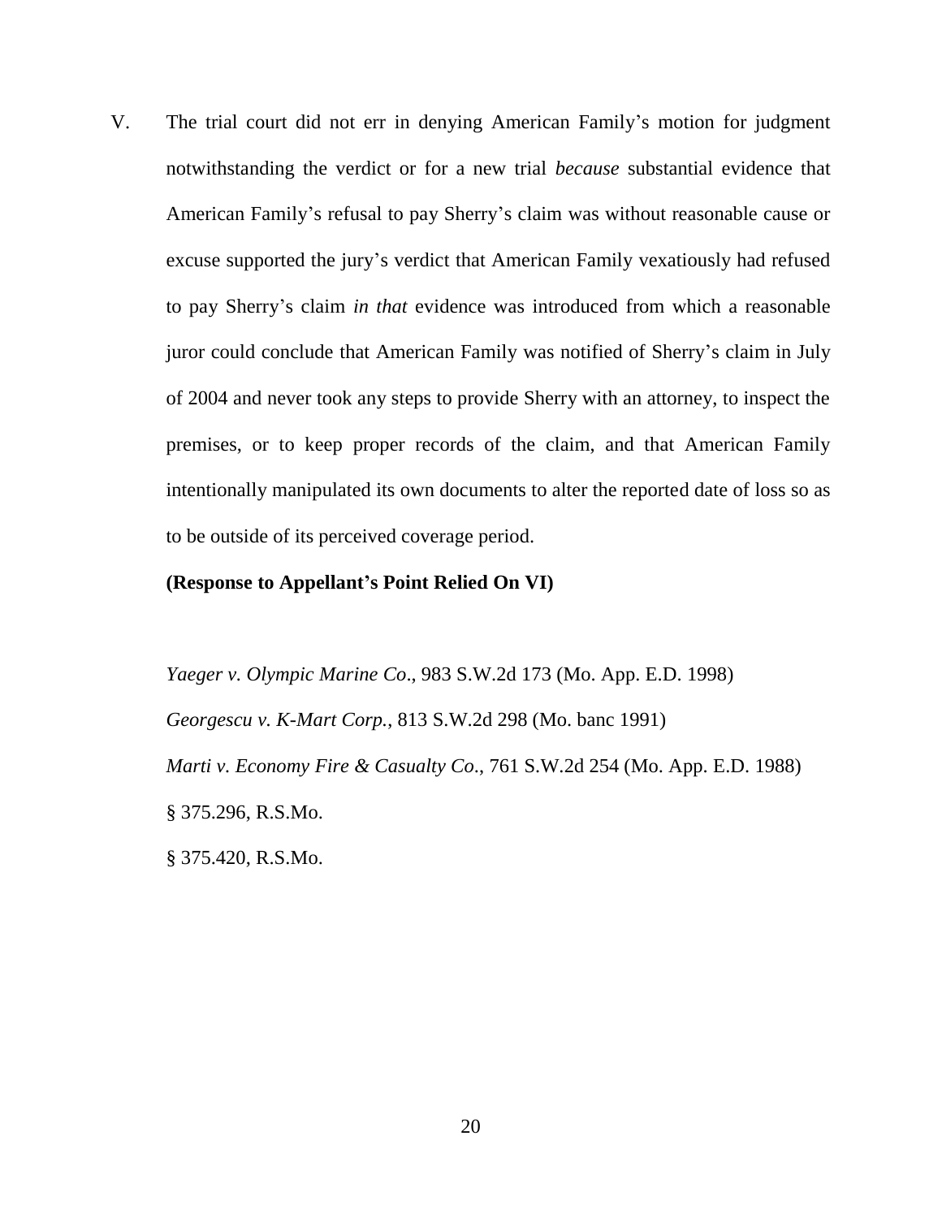V. The trial court did not err in denying American Family's motion for judgment notwithstanding the verdict or for a new trial *because* substantial evidence that American Family's refusal to pay Sherry's claim was without reasonable cause or excuse supported the jury's verdict that American Family vexatiously had refused to pay Sherry's claim *in that* evidence was introduced from which a reasonable juror could conclude that American Family was notified of Sherry's claim in July of 2004 and never took any steps to provide Sherry with an attorney, to inspect the premises, or to keep proper records of the claim, and that American Family intentionally manipulated its own documents to alter the reported date of loss so as to be outside of its perceived coverage period.

**(Response to Appellant's Point Relied On VI)**

*Yaeger v. Olympic Marine Co*., 983 S.W.2d 173 (Mo. App. E.D. 1998)

*Georgescu v. K-Mart Corp.*, 813 S.W.2d 298 (Mo. banc 1991)

*Marti v. Economy Fire & Casualty Co*., 761 S.W.2d 254 (Mo. App. E.D. 1988)

§ 375.296, R.S.Mo.

§ 375.420, R.S.Mo.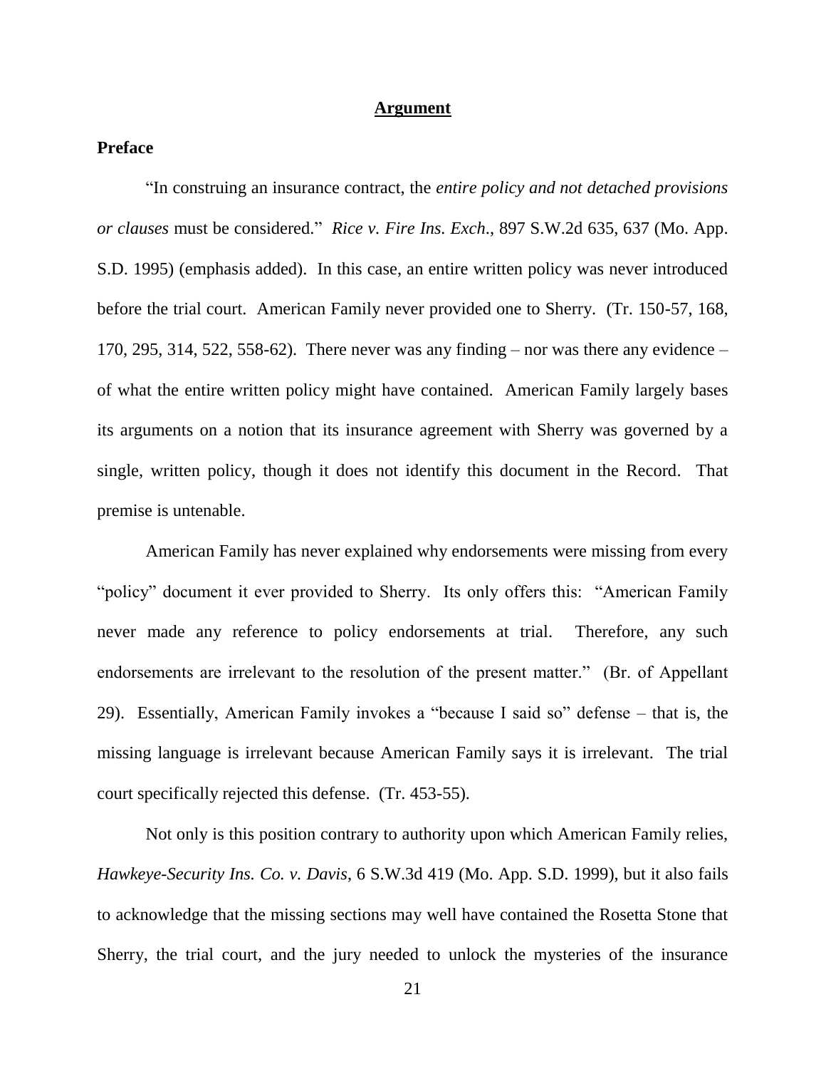## Argument

### Preface

"In construing an insurance contract, the *entire policy and not detached provisions or clauses* must be considered." *Rice v. Fire Ins. Exch*., 897 S.W.2d 635, 637 (Mo. App. S.D. 1995) (emphasis added). In this case, an entire written policy was never introduced before the trial court. American Family never provided one to Sherry. (Tr. 150-57, 168, 170, 295, 314, 522, 558-62). There never was any finding – nor was there any evidence – of what the entire written policy might have contained. American Family largely bases its arguments on a notion that its insurance agreement with Sherry was governed by a single, written policy, though it does not identify this document in the Record. That premise is untenable.

American Family has never explained why endorsements were missing from every "policy" document it ever provided to Sherry. Its only offers this: "American Family never made any reference to policy endorsements at trial. Therefore, any such endorsements are irrelevant to the resolution of the present matter." (Br. of Appellant 29). Essentially, American Family invokes a "because I said so" defense – that is, the missing language is irrelevant because American Family says it is irrelevant. The trial court specifically rejected this defense. (Tr. 453-55).

Not only is this position contrary to authority upon which American Family relies, *Hawkeye-Security Ins. Co. v. Davis*, 6 S.W.3d 419 (Mo. App. S.D. 1999), but it also fails to acknowledge that the missing sections may well have contained the Rosetta Stone that Sherry, the trial court, and the jury needed to unlock the mysteries of the insurance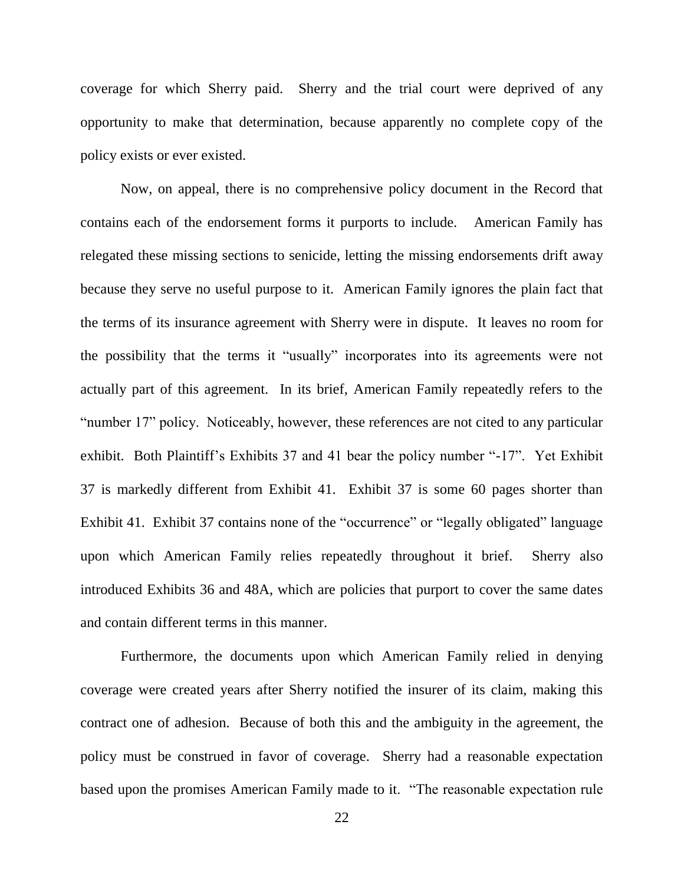coverage for which Sherry paid. Sherry and the trial court were deprived of any opportunity to make that determination, because apparently no complete copy of the policy exists or ever existed.

Now, on appeal, there is no comprehensive policy document in the Record that contains each of the endorsement forms it purports to include. American Family has relegated these missing sections to senicide, letting the missing endorsements drift away because they serve no useful purpose to it. American Family ignores the plain fact that the terms of its insurance agreement with Sherry were in dispute. It leaves no room for the possibility that the terms it "usually" incorporates into its agreements were not actually part of this agreement. In its brief, American Family repeatedly refers to the "number 17" policy. Noticeably, however, these references are not cited to any particular exhibit. Both Plaintiff's Exhibits 37 and 41 bear the policy number "-17". Yet Exhibit 37 is markedly different from Exhibit 41. Exhibit 37 is some 60 pages shorter than Exhibit 41. Exhibit 37 contains none of the "occurrence" or "legally obligated" language upon which American Family relies repeatedly throughout it brief. Sherry also introduced Exhibits 36 and 48A, which are policies that purport to cover the same dates and contain different terms in this manner.

Furthermore, the documents upon which American Family relied in denying coverage were created years after Sherry notified the insurer of its claim, making this contract one of adhesion. Because of both this and the ambiguity in the agreement, the policy must be construed in favor of coverage. Sherry had a reasonable expectation based upon the promises American Family made to it. "The reasonable expectation rule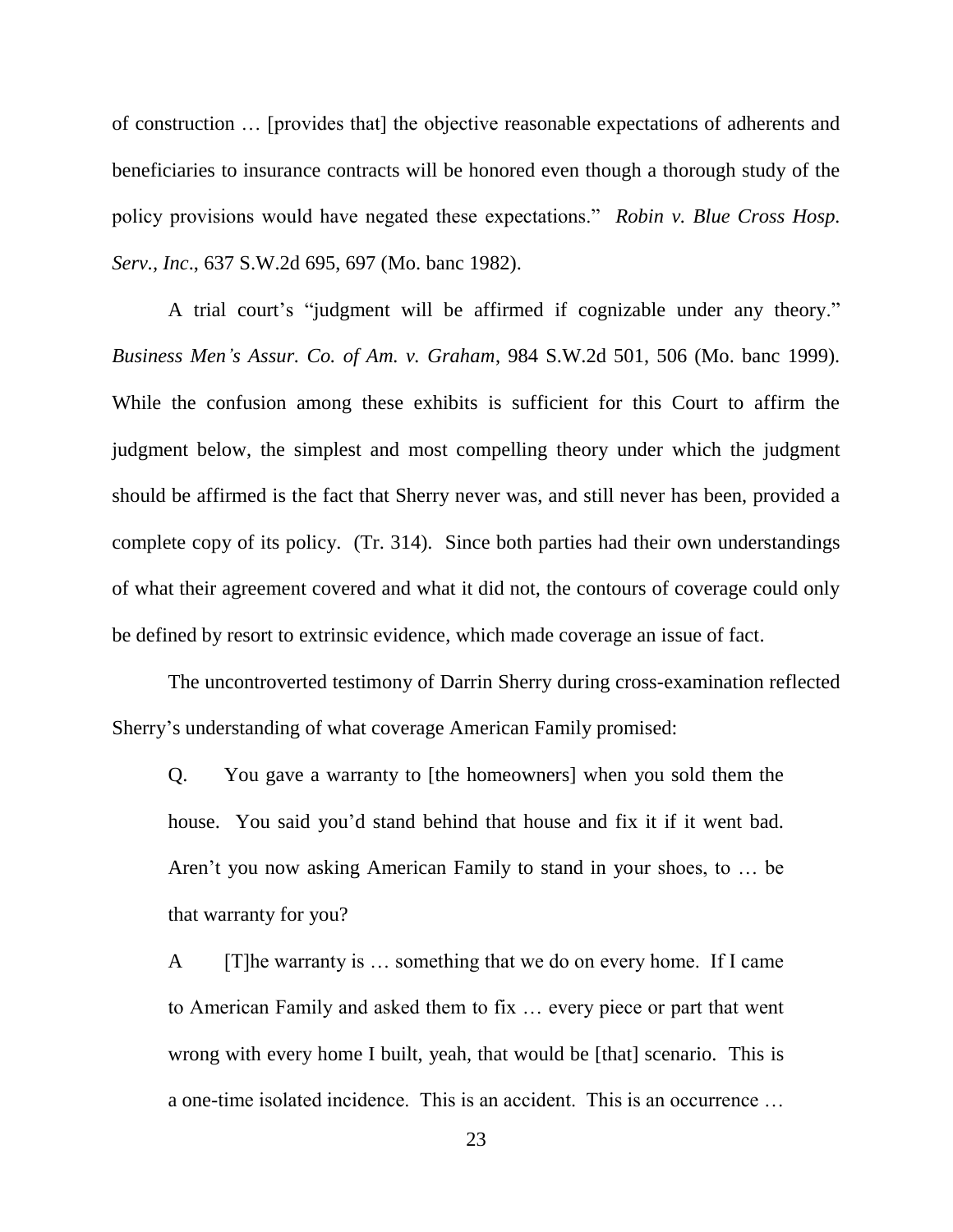of construction … [provides that] the objective reasonable expectations of adherents and beneficiaries to insurance contracts will be honored even though a thorough study of the policy provisions would have negated these expectations." *Robin v. Blue Cross Hosp. Serv., Inc*., 637 S.W.2d 695, 697 (Mo. banc 1982).

A trial court's "judgment will be affirmed if cognizable under any theory." *Business Men's Assur. Co. of Am. v. Graham*, 984 S.W.2d 501, 506 (Mo. banc 1999). While the confusion among these exhibits is sufficient for this Court to affirm the judgment below, the simplest and most compelling theory under which the judgment should be affirmed is the fact that Sherry never was, and still never has been, provided a complete copy of its policy. (Tr. 314). Since both parties had their own understandings of what their agreement covered and what it did not, the contours of coverage could only be defined by resort to extrinsic evidence, which made coverage an issue of fact.

The uncontroverted testimony of Darrin Sherry during cross-examination reflected Sherry's understanding of what coverage American Family promised:

> Q. You gave a warranty to [the homeowners] when you sold them the house. You said you'd stand behind that house and fix it if it went bad. Aren't you now asking American Family to stand in your shoes, to … be that warranty for you?
>
> A [T]he warranty is … something that we do on every home. If I came to American Family and asked them to fix … every piece or part that went wrong with every home I built, yeah, that would be [that] scenario. This is a one-time isolated incidence. This is an accident. This is an occurrence …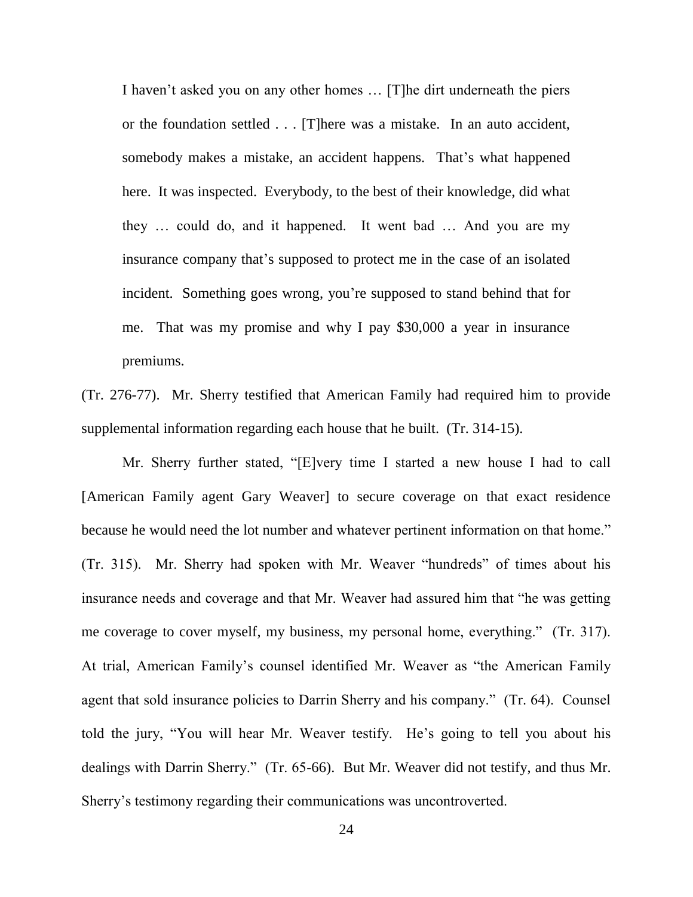> I haven't asked you on any other homes … [T]he dirt underneath the piers or the foundation settled . . . [T]here was a mistake. In an auto accident, somebody makes a mistake, an accident happens. That's what happened here. It was inspected. Everybody, to the best of their knowledge, did what they … could do, and it happened. It went bad … And you are my insurance company that's supposed to protect me in the case of an isolated incident. Something goes wrong, you're supposed to stand behind that for me. That was my promise and why I pay $30,000 a year in insurance premiums.

(Tr. 276-77). Mr. Sherry testified that American Family had required him to provide supplemental information regarding each house that he built. (Tr. 314-15).

Mr. Sherry further stated, "[E]very time I started a new house I had to call [American Family agent Gary Weaver] to secure coverage on that exact residence because he would need the lot number and whatever pertinent information on that home." (Tr. 315). Mr. Sherry had spoken with Mr. Weaver "hundreds" of times about his insurance needs and coverage and that Mr. Weaver had assured him that "he was getting me coverage to cover myself, my business, my personal home, everything." (Tr. 317). At trial, American Family's counsel identified Mr. Weaver as "the American Family agent that sold insurance policies to Darrin Sherry and his company." (Tr. 64). Counsel told the jury, "You will hear Mr. Weaver testify. He's going to tell you about his dealings with Darrin Sherry." (Tr. 65-66). But Mr. Weaver did not testify, and thus Mr. Sherry's testimony regarding their communications was uncontroverted.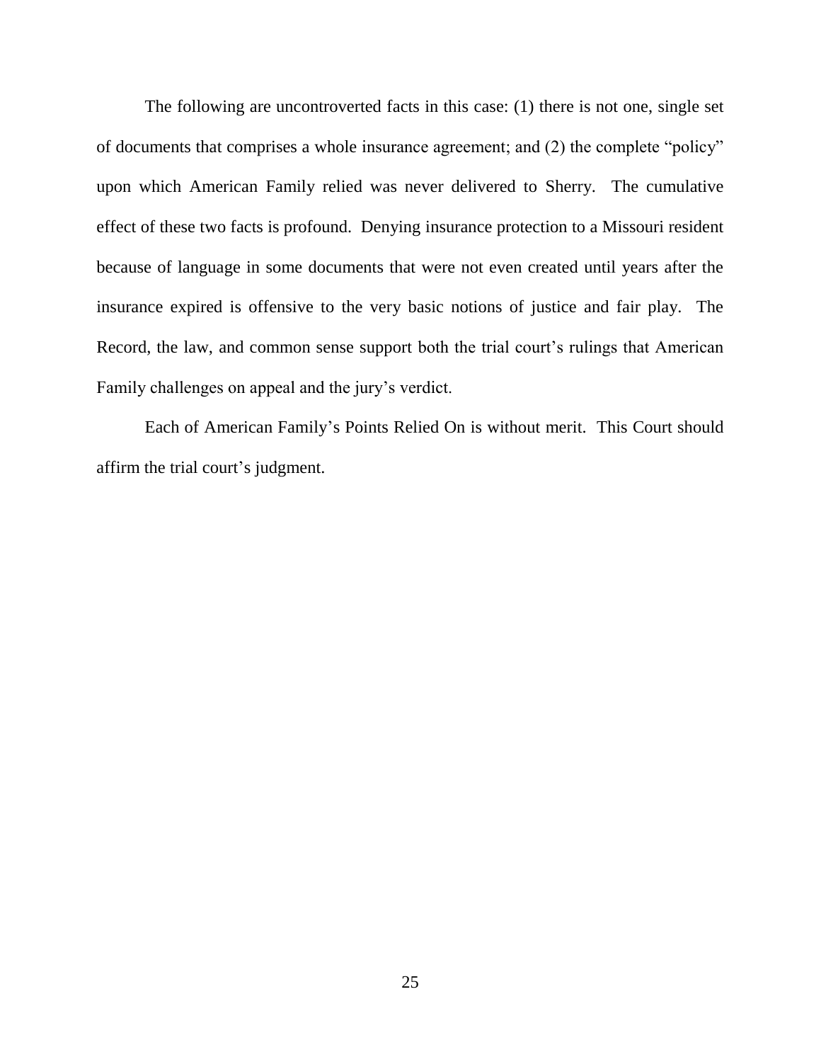The following are uncontroverted facts in this case: (1) there is not one, single set of documents that comprises a whole insurance agreement; and (2) the complete "policy" upon which American Family relied was never delivered to Sherry. The cumulative effect of these two facts is profound. Denying insurance protection to a Missouri resident because of language in some documents that were not even created until years after the insurance expired is offensive to the very basic notions of justice and fair play. The Record, the law, and common sense support both the trial court's rulings that American Family challenges on appeal and the jury's verdict.

Each of American Family's Points Relied On is without merit. This Court should affirm the trial court's judgment.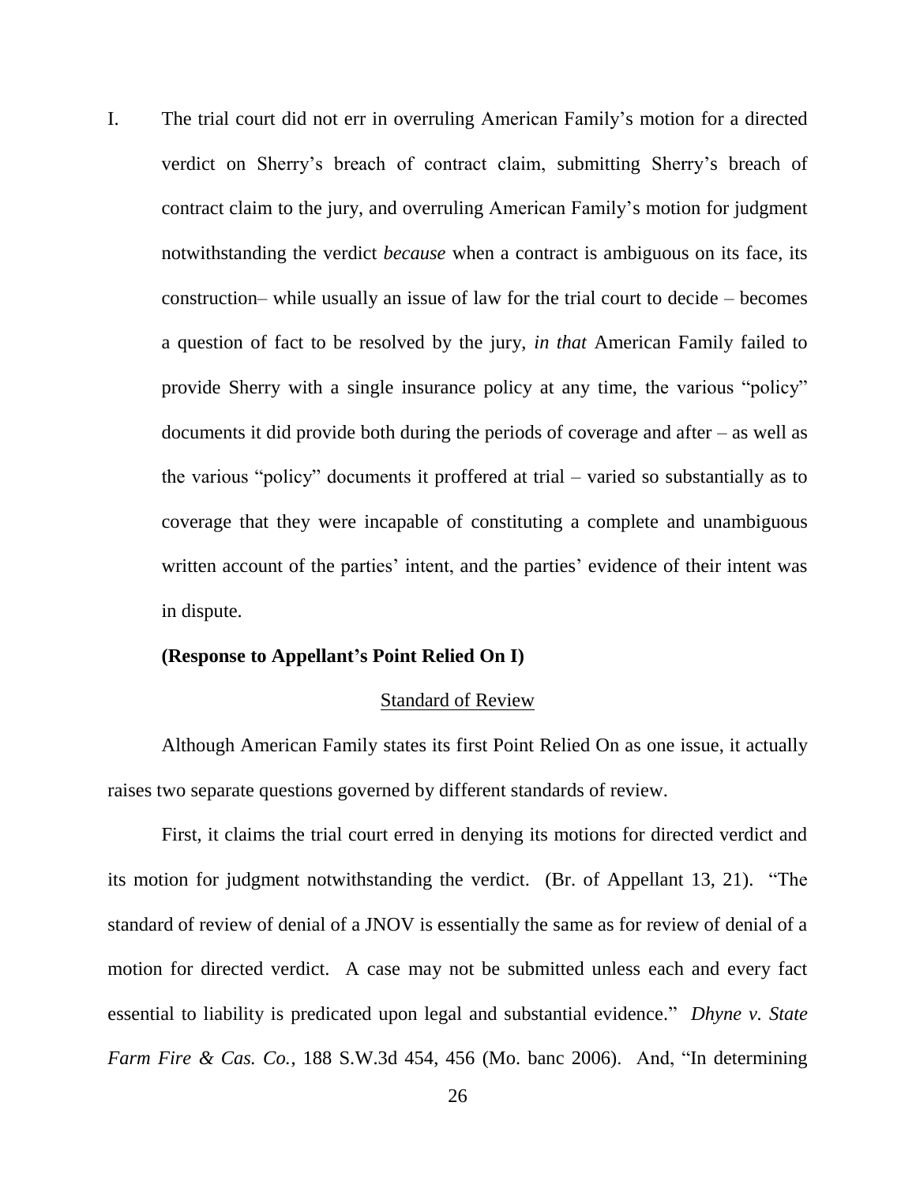I. The trial court did not err in overruling American Family's motion for a directed verdict on Sherry's breach of contract claim, submitting Sherry's breach of contract claim to the jury, and overruling American Family's motion for judgment notwithstanding the verdict *because* when a contract is ambiguous on its face, its construction– while usually an issue of law for the trial court to decide – becomes a question of fact to be resolved by the jury, *in that* American Family failed to provide Sherry with a single insurance policy at any time, the various "policy" documents it did provide both during the periods of coverage and after – as well as the various "policy" documents it proffered at trial – varied so substantially as to coverage that they were incapable of constituting a complete and unambiguous written account of the parties' intent, and the parties' evidence of their intent was in dispute.

**(Response to Appellant's Point Relied On I)**

<u>Standard of Review</u>

Although American Family states its first Point Relied On as one issue, it actually raises two separate questions governed by different standards of review.

First, it claims the trial court erred in denying its motions for directed verdict and its motion for judgment notwithstanding the verdict. (Br. of Appellant 13, 21). "The standard of review of denial of a JNOV is essentially the same as for review of denial of a motion for directed verdict. A case may not be submitted unless each and every fact essential to liability is predicated upon legal and substantial evidence." *Dhyne v. State Farm Fire & Cas. Co.*, 188 S.W.3d 454, 456 (Mo. banc 2006). And, "In determining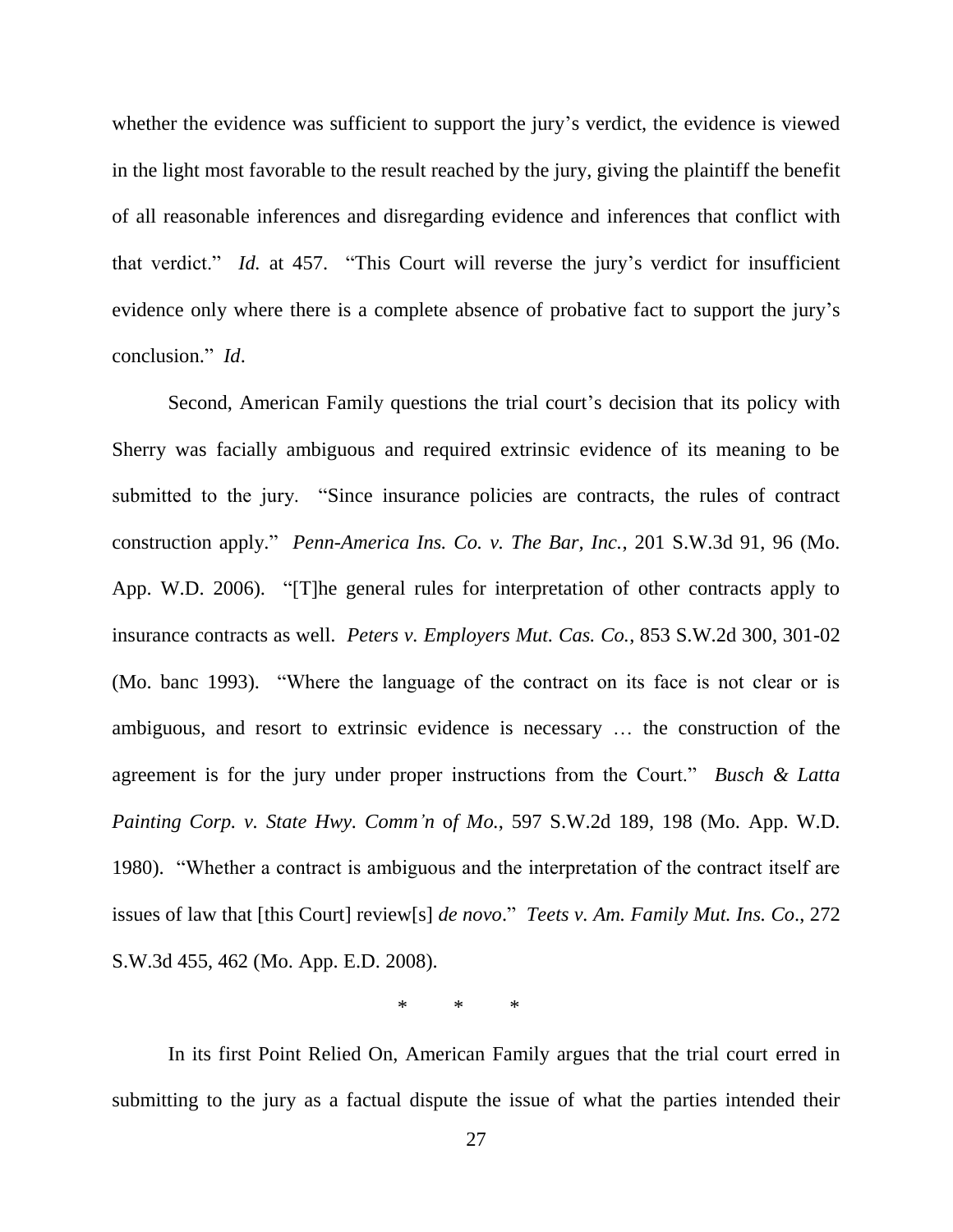whether the evidence was sufficient to support the jury's verdict, the evidence is viewed in the light most favorable to the result reached by the jury, giving the plaintiff the benefit of all reasonable inferences and disregarding evidence and inferences that conflict with that verdict." *Id.* at 457. "This Court will reverse the jury's verdict for insufficient evidence only where there is a complete absence of probative fact to support the jury's conclusion." *Id*.

Second, American Family questions the trial court's decision that its policy with Sherry was facially ambiguous and required extrinsic evidence of its meaning to be submitted to the jury. "Since insurance policies are contracts, the rules of contract construction apply." *Penn-America Ins. Co. v. The Bar, Inc.*, 201 S.W.3d 91, 96 (Mo. App. W.D. 2006). "[T]he general rules for interpretation of other contracts apply to insurance contracts as well. *Peters v. Employers Mut. Cas. Co.*, 853 S.W.2d 300, 301-02 (Mo. banc 1993). "Where the language of the contract on its face is not clear or is ambiguous, and resort to extrinsic evidence is necessary … the construction of the agreement is for the jury under proper instructions from the Court." *Busch & Latta Painting Corp. v. State Hwy. Comm'n of Mo.*, 597 S.W.2d 189, 198 (Mo. App. W.D. 1980). "Whether a contract is ambiguous and the interpretation of the contract itself are issues of law that [this Court] review[s] *de novo*." *Teets v. Am. Family Mut. Ins. Co.*, 272 S.W.3d 455, 462 (Mo. App. E.D. 2008).

\* \* \*

In its first Point Relied On, American Family argues that the trial court erred in submitting to the jury as a factual dispute the issue of what the parties intended their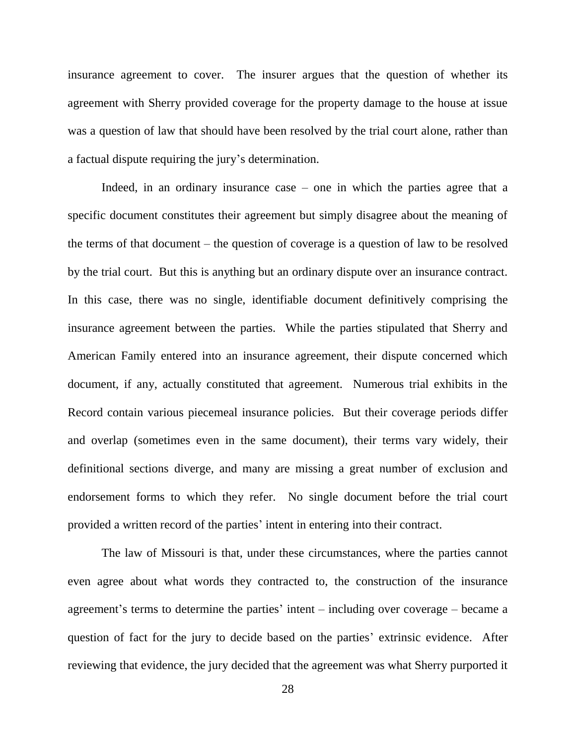insurance agreement to cover. The insurer argues that the question of whether its agreement with Sherry provided coverage for the property damage to the house at issue was a question of law that should have been resolved by the trial court alone, rather than a factual dispute requiring the jury's determination.

Indeed, in an ordinary insurance case – one in which the parties agree that a specific document constitutes their agreement but simply disagree about the meaning of the terms of that document – the question of coverage is a question of law to be resolved by the trial court. But this is anything but an ordinary dispute over an insurance contract. In this case, there was no single, identifiable document definitively comprising the insurance agreement between the parties. While the parties stipulated that Sherry and American Family entered into an insurance agreement, their dispute concerned which document, if any, actually constituted that agreement. Numerous trial exhibits in the Record contain various piecemeal insurance policies. But their coverage periods differ and overlap (sometimes even in the same document), their terms vary widely, their definitional sections diverge, and many are missing a great number of exclusion and endorsement forms to which they refer. No single document before the trial court provided a written record of the parties' intent in entering into their contract.

The law of Missouri is that, under these circumstances, where the parties cannot even agree about what words they contracted to, the construction of the insurance agreement's terms to determine the parties' intent – including over coverage – became a question of fact for the jury to decide based on the parties' extrinsic evidence. After reviewing that evidence, the jury decided that the agreement was what Sherry purported it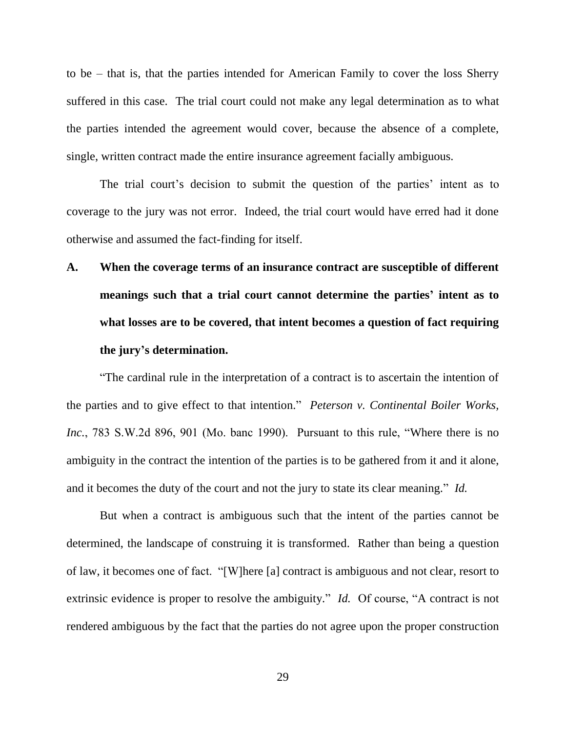to be – that is, that the parties intended for American Family to cover the loss Sherry suffered in this case. The trial court could not make any legal determination as to what the parties intended the agreement would cover, because the absence of a complete, single, written contract made the entire insurance agreement facially ambiguous.

The trial court's decision to submit the question of the parties' intent as to coverage to the jury was not error. Indeed, the trial court would have erred had it done otherwise and assumed the fact-finding for itself.

### A. When the coverage terms of an insurance contract are susceptible of different meanings such that a trial court cannot determine the parties' intent as to what losses are to be covered, that intent becomes a question of fact requiring the jury's determination.

"The cardinal rule in the interpretation of a contract is to ascertain the intention of the parties and to give effect to that intention." *Peterson v. Continental Boiler Works, Inc.*, 783 S.W.2d 896, 901 (Mo. banc 1990). Pursuant to this rule, "Where there is no ambiguity in the contract the intention of the parties is to be gathered from it and it alone, and it becomes the duty of the court and not the jury to state its clear meaning." *Id.*

But when a contract is ambiguous such that the intent of the parties cannot be determined, the landscape of construing it is transformed. Rather than being a question of law, it becomes one of fact. "[W]here [a] contract is ambiguous and not clear, resort to extrinsic evidence is proper to resolve the ambiguity." *Id.* Of course, "A contract is not rendered ambiguous by the fact that the parties do not agree upon the proper construction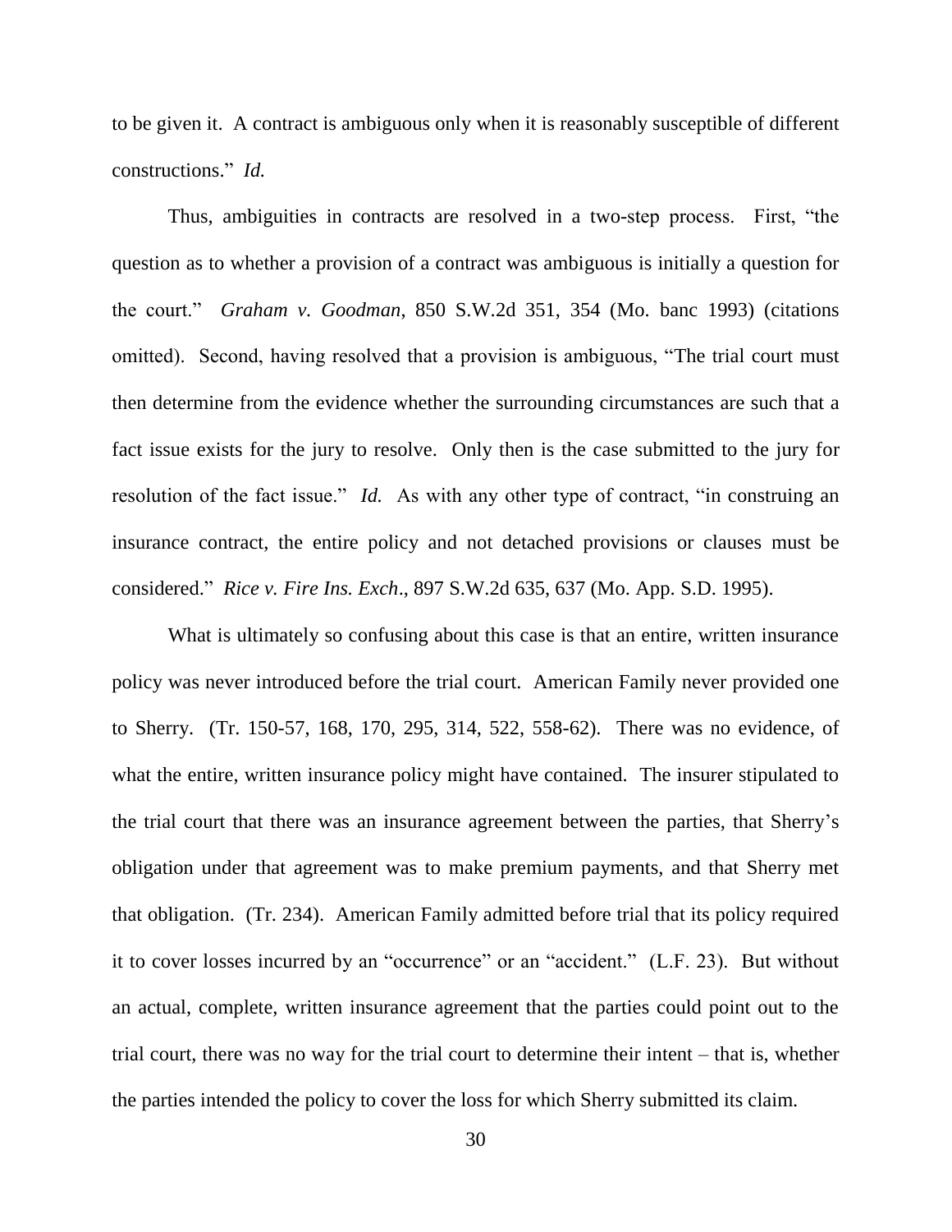to be given it. A contract is ambiguous only when it is reasonably susceptible of different constructions." *Id.*

Thus, ambiguities in contracts are resolved in a two-step process. First, "the question as to whether a provision of a contract was ambiguous is initially a question for the court." *Graham v. Goodman*, 850 S.W.2d 351, 354 (Mo. banc 1993) (citations omitted). Second, having resolved that a provision is ambiguous, "The trial court must then determine from the evidence whether the surrounding circumstances are such that a fact issue exists for the jury to resolve. Only then is the case submitted to the jury for resolution of the fact issue." *Id.* As with any other type of contract, "in construing an insurance contract, the entire policy and not detached provisions or clauses must be considered." *Rice v. Fire Ins. Exch*., 897 S.W.2d 635, 637 (Mo. App. S.D. 1995).

What is ultimately so confusing about this case is that an entire, written insurance policy was never introduced before the trial court. American Family never provided one to Sherry. (Tr. 150-57, 168, 170, 295, 314, 522, 558-62). There was no evidence, of what the entire, written insurance policy might have contained. The insurer stipulated to the trial court that there was an insurance agreement between the parties, that Sherry's obligation under that agreement was to make premium payments, and that Sherry met that obligation. (Tr. 234). American Family admitted before trial that its policy required it to cover losses incurred by an "occurrence" or an "accident." (L.F. 23). But without an actual, complete, written insurance agreement that the parties could point out to the trial court, there was no way for the trial court to determine their intent – that is, whether the parties intended the policy to cover the loss for which Sherry submitted its claim.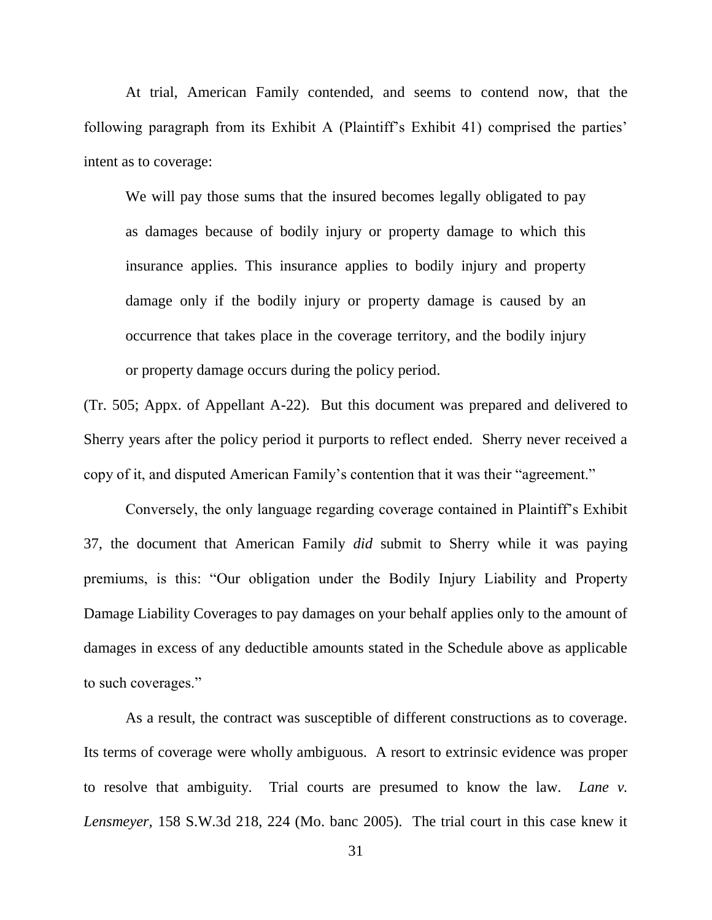At trial, American Family contended, and seems to contend now, that the following paragraph from its Exhibit A (Plaintiff's Exhibit 41) comprised the parties' intent as to coverage:

> We will pay those sums that the insured becomes legally obligated to pay as damages because of bodily injury or property damage to which this insurance applies. This insurance applies to bodily injury and property damage only if the bodily injury or property damage is caused by an occurrence that takes place in the coverage territory, and the bodily injury or property damage occurs during the policy period.

(Tr. 505; Appx. of Appellant A-22). But this document was prepared and delivered to Sherry years after the policy period it purports to reflect ended. Sherry never received a copy of it, and disputed American Family's contention that it was their "agreement."

Conversely, the only language regarding coverage contained in Plaintiff's Exhibit 37, the document that American Family *did* submit to Sherry while it was paying premiums, is this: "Our obligation under the Bodily Injury Liability and Property Damage Liability Coverages to pay damages on your behalf applies only to the amount of damages in excess of any deductible amounts stated in the Schedule above as applicable to such coverages."

As a result, the contract was susceptible of different constructions as to coverage. Its terms of coverage were wholly ambiguous. A resort to extrinsic evidence was proper to resolve that ambiguity. Trial courts are presumed to know the law. *Lane v. Lensmeyer,* 158 S.W.3d 218, 224 (Mo. banc 2005). The trial court in this case knew it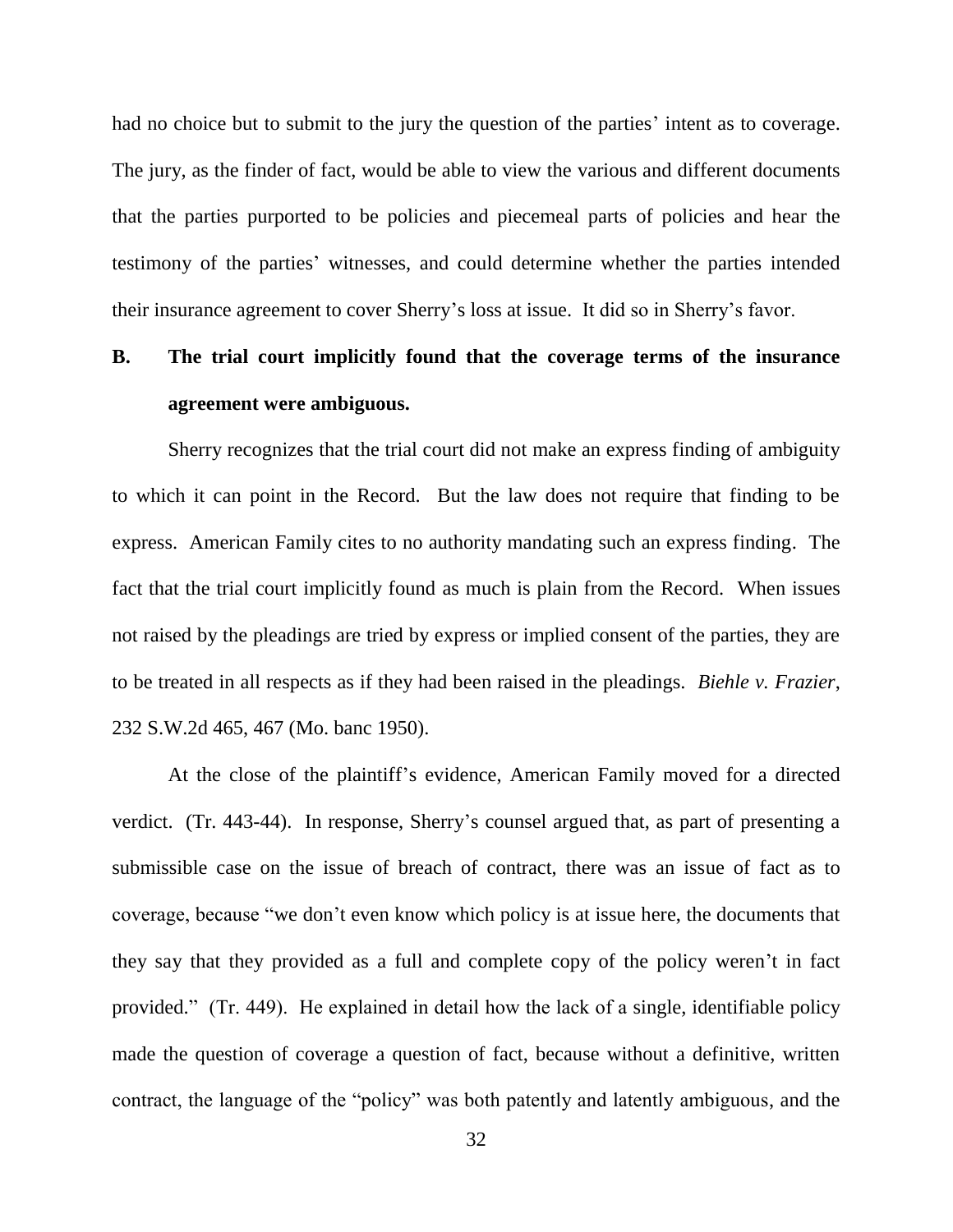had no choice but to submit to the jury the question of the parties' intent as to coverage. The jury, as the finder of fact, would be able to view the various and different documents that the parties purported to be policies and piecemeal parts of policies and hear the testimony of the parties' witnesses, and could determine whether the parties intended their insurance agreement to cover Sherry's loss at issue. It did so in Sherry's favor.

### B. The trial court implicitly found that the coverage terms of the insurance agreement were ambiguous.

Sherry recognizes that the trial court did not make an express finding of ambiguity to which it can point in the Record. But the law does not require that finding to be express. American Family cites to no authority mandating such an express finding. The fact that the trial court implicitly found as much is plain from the Record. When issues not raised by the pleadings are tried by express or implied consent of the parties, they are to be treated in all respects as if they had been raised in the pleadings. *Biehle v. Frazier*, 232 S.W.2d 465, 467 (Mo. banc 1950).

At the close of the plaintiff's evidence, American Family moved for a directed verdict. (Tr. 443-44). In response, Sherry's counsel argued that, as part of presenting a submissible case on the issue of breach of contract, there was an issue of fact as to coverage, because "we don't even know which policy is at issue here, the documents that they say that they provided as a full and complete copy of the policy weren't in fact provided." (Tr. 449). He explained in detail how the lack of a single, identifiable policy made the question of coverage a question of fact, because without a definitive, written contract, the language of the "policy" was both patently and latently ambiguous, and the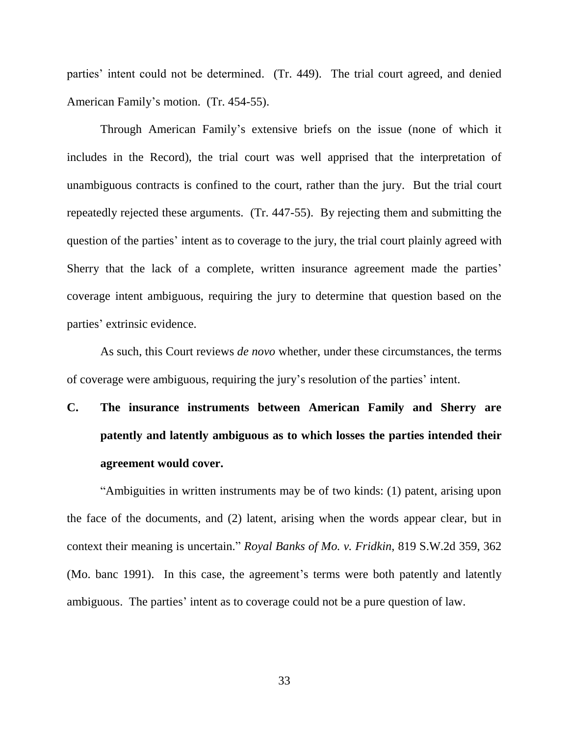parties' intent could not be determined. (Tr. 449). The trial court agreed, and denied American Family's motion. (Tr. 454-55).

Through American Family's extensive briefs on the issue (none of which it includes in the Record), the trial court was well apprised that the interpretation of unambiguous contracts is confined to the court, rather than the jury. But the trial court repeatedly rejected these arguments. (Tr. 447-55). By rejecting them and submitting the question of the parties' intent as to coverage to the jury, the trial court plainly agreed with Sherry that the lack of a complete, written insurance agreement made the parties' coverage intent ambiguous, requiring the jury to determine that question based on the parties' extrinsic evidence.

As such, this Court reviews *de novo* whether, under these circumstances, the terms of coverage were ambiguous, requiring the jury's resolution of the parties' intent.

### C. The insurance instruments between American Family and Sherry are patently and latently ambiguous as to which losses the parties intended their agreement would cover.

"Ambiguities in written instruments may be of two kinds: (1) patent, arising upon the face of the documents, and (2) latent, arising when the words appear clear, but in context their meaning is uncertain." *Royal Banks of Mo. v. Fridkin*, 819 S.W.2d 359, 362 (Mo. banc 1991). In this case, the agreement's terms were both patently and latently ambiguous. The parties' intent as to coverage could not be a pure question of law.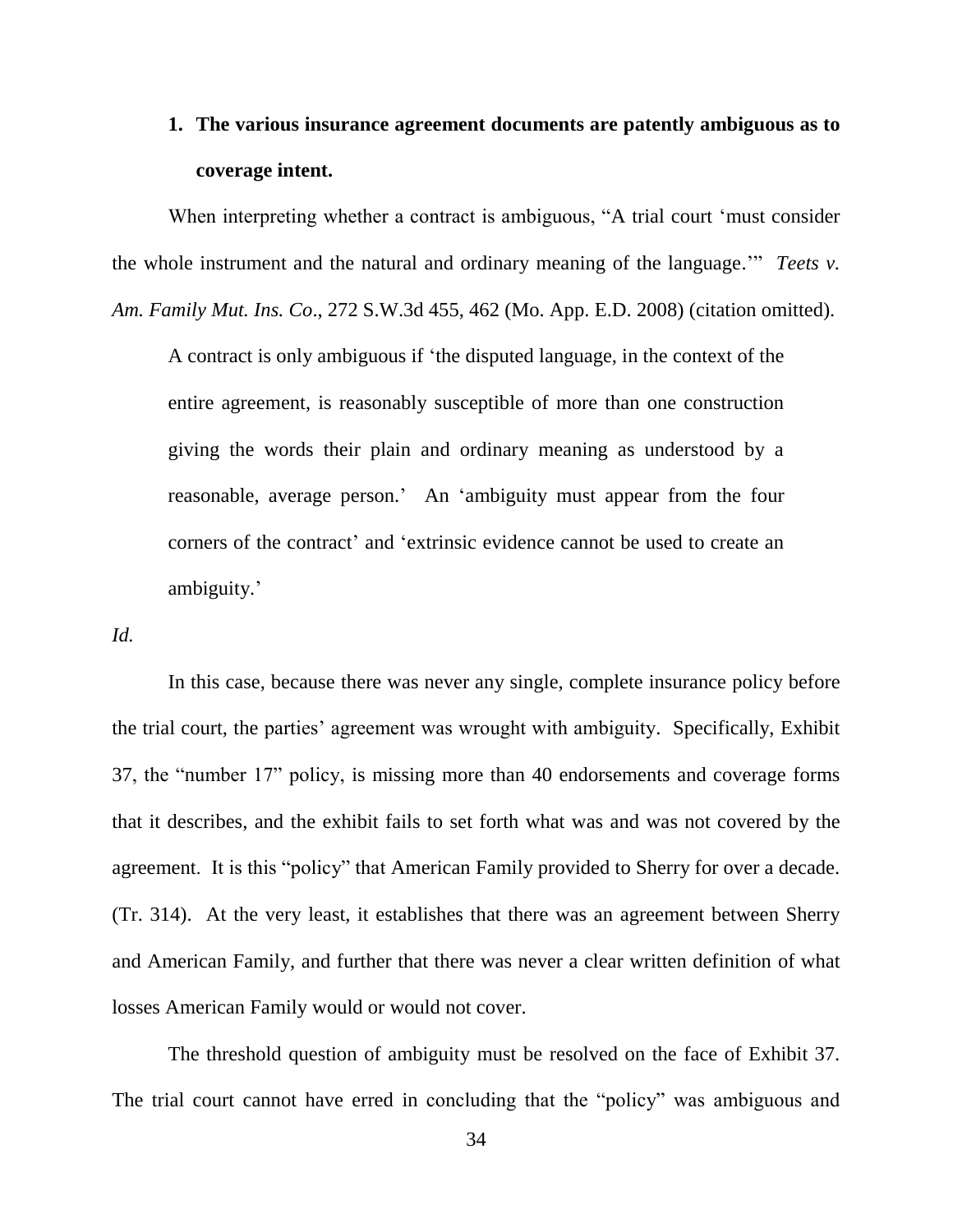**1. The various insurance agreement documents are patently ambiguous as to coverage intent.**

When interpreting whether a contract is ambiguous, "A trial court 'must consider the whole instrument and the natural and ordinary meaning of the language.'" *Teets v. Am. Family Mut. Ins. Co*., 272 S.W.3d 455, 462 (Mo. App. E.D. 2008) (citation omitted).

> A contract is only ambiguous if 'the disputed language, in the context of the entire agreement, is reasonably susceptible of more than one construction giving the words their plain and ordinary meaning as understood by a reasonable, average person.' An 'ambiguity must appear from the four corners of the contract' and 'extrinsic evidence cannot be used to create an ambiguity.'

*Id.*

In this case, because there was never any single, complete insurance policy before the trial court, the parties' agreement was wrought with ambiguity. Specifically, Exhibit 37, the "number 17" policy, is missing more than 40 endorsements and coverage forms that it describes, and the exhibit fails to set forth what was and was not covered by the agreement. It is this "policy" that American Family provided to Sherry for over a decade. (Tr. 314). At the very least, it establishes that there was an agreement between Sherry and American Family, and further that there was never a clear written definition of what losses American Family would or would not cover.

The threshold question of ambiguity must be resolved on the face of Exhibit 37. The trial court cannot have erred in concluding that the "policy" was ambiguous and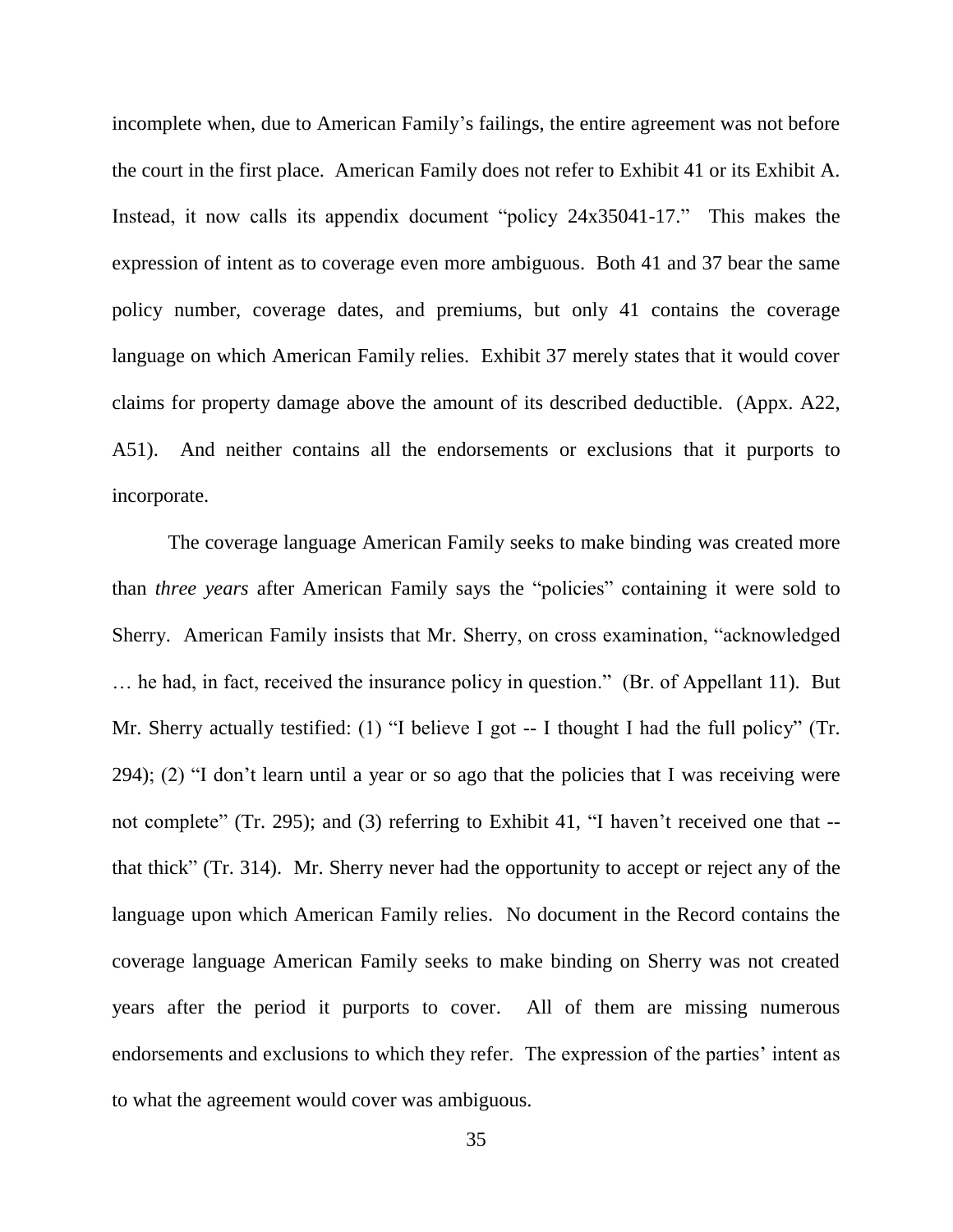incomplete when, due to American Family's failings, the entire agreement was not before the court in the first place. American Family does not refer to Exhibit 41 or its Exhibit A. Instead, it now calls its appendix document "policy 24x35041-17." This makes the expression of intent as to coverage even more ambiguous. Both 41 and 37 bear the same policy number, coverage dates, and premiums, but only 41 contains the coverage language on which American Family relies. Exhibit 37 merely states that it would cover claims for property damage above the amount of its described deductible. (Appx. A22, A51). And neither contains all the endorsements or exclusions that it purports to incorporate.

The coverage language American Family seeks to make binding was created more than *three years* after American Family says the "policies" containing it were sold to Sherry. American Family insists that Mr. Sherry, on cross examination, "acknowledged … he had, in fact, received the insurance policy in question." (Br. of Appellant 11). But Mr. Sherry actually testified: (1) "I believe I got -- I thought I had the full policy" (Tr. 294); (2) "I don't learn until a year or so ago that the policies that I was receiving were not complete" (Tr. 295); and (3) referring to Exhibit 41, "I haven't received one that -- that thick" (Tr. 314). Mr. Sherry never had the opportunity to accept or reject any of the language upon which American Family relies. No document in the Record contains the coverage language American Family seeks to make binding on Sherry was not created years after the period it purports to cover. All of them are missing numerous endorsements and exclusions to which they refer. The expression of the parties' intent as to what the agreement would cover was ambiguous.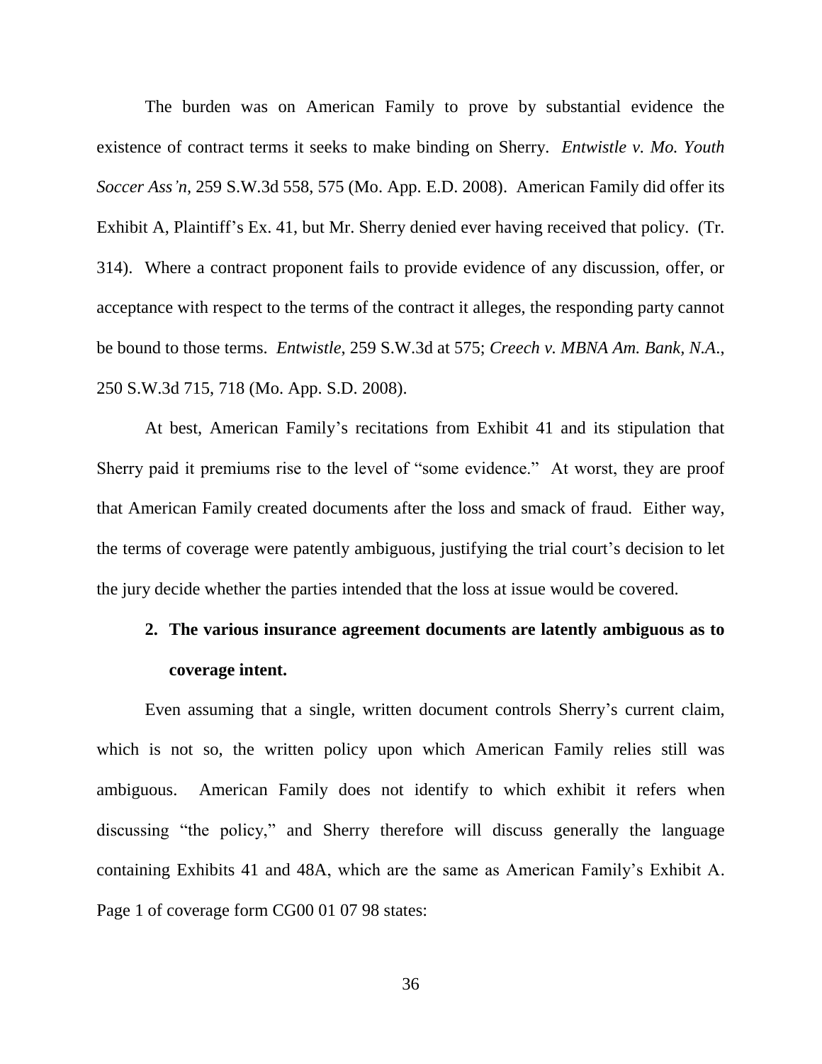The burden was on American Family to prove by substantial evidence the existence of contract terms it seeks to make binding on Sherry. *Entwistle v. Mo. Youth Soccer Ass'n*, 259 S.W.3d 558, 575 (Mo. App. E.D. 2008). American Family did offer its Exhibit A, Plaintiff's Ex. 41, but Mr. Sherry denied ever having received that policy. (Tr. 314). Where a contract proponent fails to provide evidence of any discussion, offer, or acceptance with respect to the terms of the contract it alleges, the responding party cannot be bound to those terms. *Entwistle*, 259 S.W.3d at 575; *Creech v. MBNA Am. Bank, N.A.*, 250 S.W.3d 715, 718 (Mo. App. S.D. 2008).

At best, American Family's recitations from Exhibit 41 and its stipulation that Sherry paid it premiums rise to the level of "some evidence." At worst, they are proof that American Family created documents after the loss and smack of fraud. Either way, the terms of coverage were patently ambiguous, justifying the trial court's decision to let the jury decide whether the parties intended that the loss at issue would be covered.

**2. The various insurance agreement documents are latently ambiguous as to coverage intent.**

Even assuming that a single, written document controls Sherry's current claim, which is not so, the written policy upon which American Family relies still was ambiguous. American Family does not identify to which exhibit it refers when discussing "the policy," and Sherry therefore will discuss generally the language containing Exhibits 41 and 48A, which are the same as American Family's Exhibit A. Page 1 of coverage form CG00 01 07 98 states: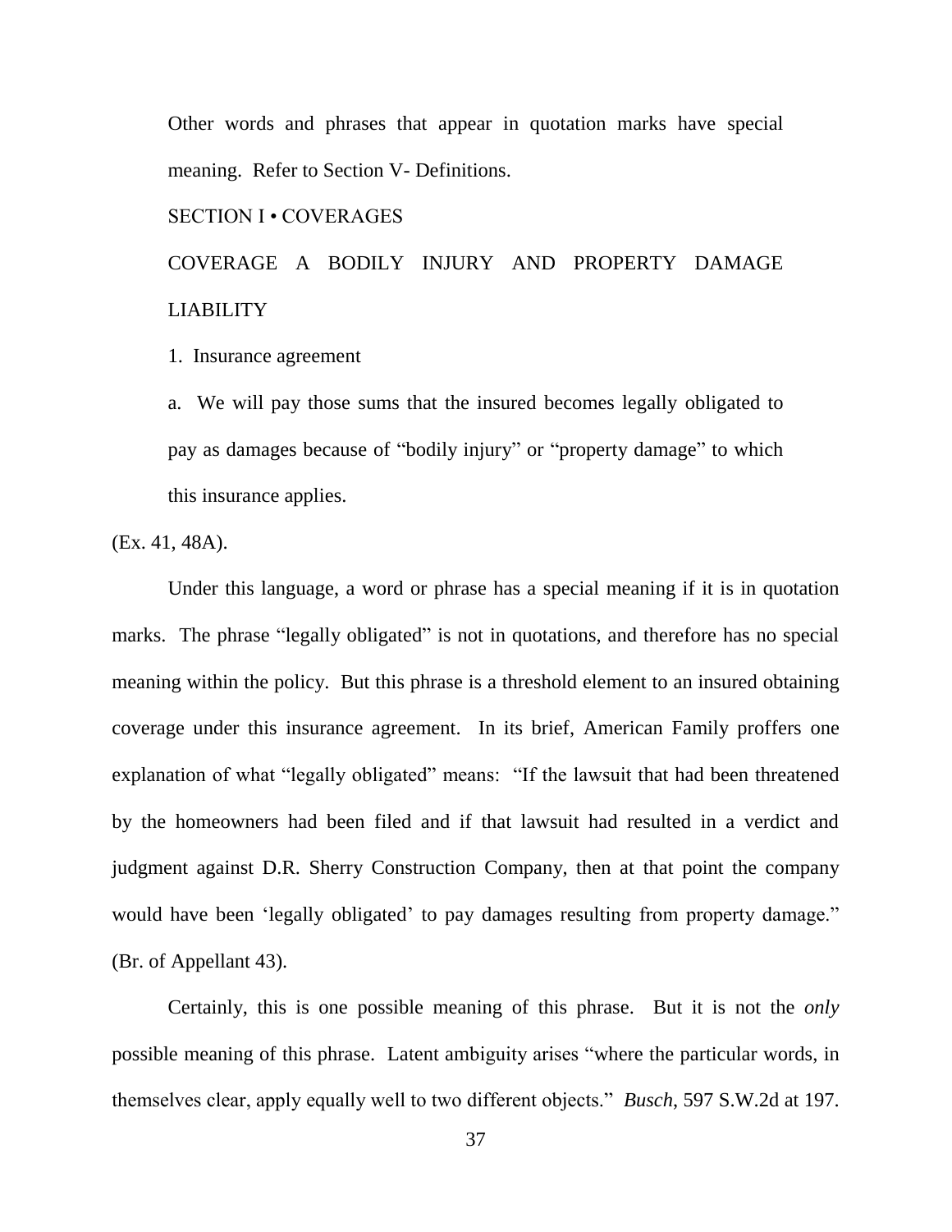Other words and phrases that appear in quotation marks have special meaning. Refer to Section V- Definitions.

SECTION I • COVERAGES

COVERAGE A BODILY INJURY AND PROPERTY DAMAGE LIABILITY

1. Insurance agreement

a. We will pay those sums that the insured becomes legally obligated to pay as damages because of "bodily injury" or "property damage" to which this insurance applies.

(Ex. 41, 48A).

Under this language, a word or phrase has a special meaning if it is in quotation marks. The phrase "legally obligated" is not in quotations, and therefore has no special meaning within the policy. But this phrase is a threshold element to an insured obtaining coverage under this insurance agreement. In its brief, American Family proffers one explanation of what "legally obligated" means: "If the lawsuit that had been threatened by the homeowners had been filed and if that lawsuit had resulted in a verdict and judgment against D.R. Sherry Construction Company, then at that point the company would have been 'legally obligated' to pay damages resulting from property damage." (Br. of Appellant 43).

Certainly, this is one possible meaning of this phrase. But it is not the *only* possible meaning of this phrase. Latent ambiguity arises "where the particular words, in themselves clear, apply equally well to two different objects." *Busch*, 597 S.W.2d at 197.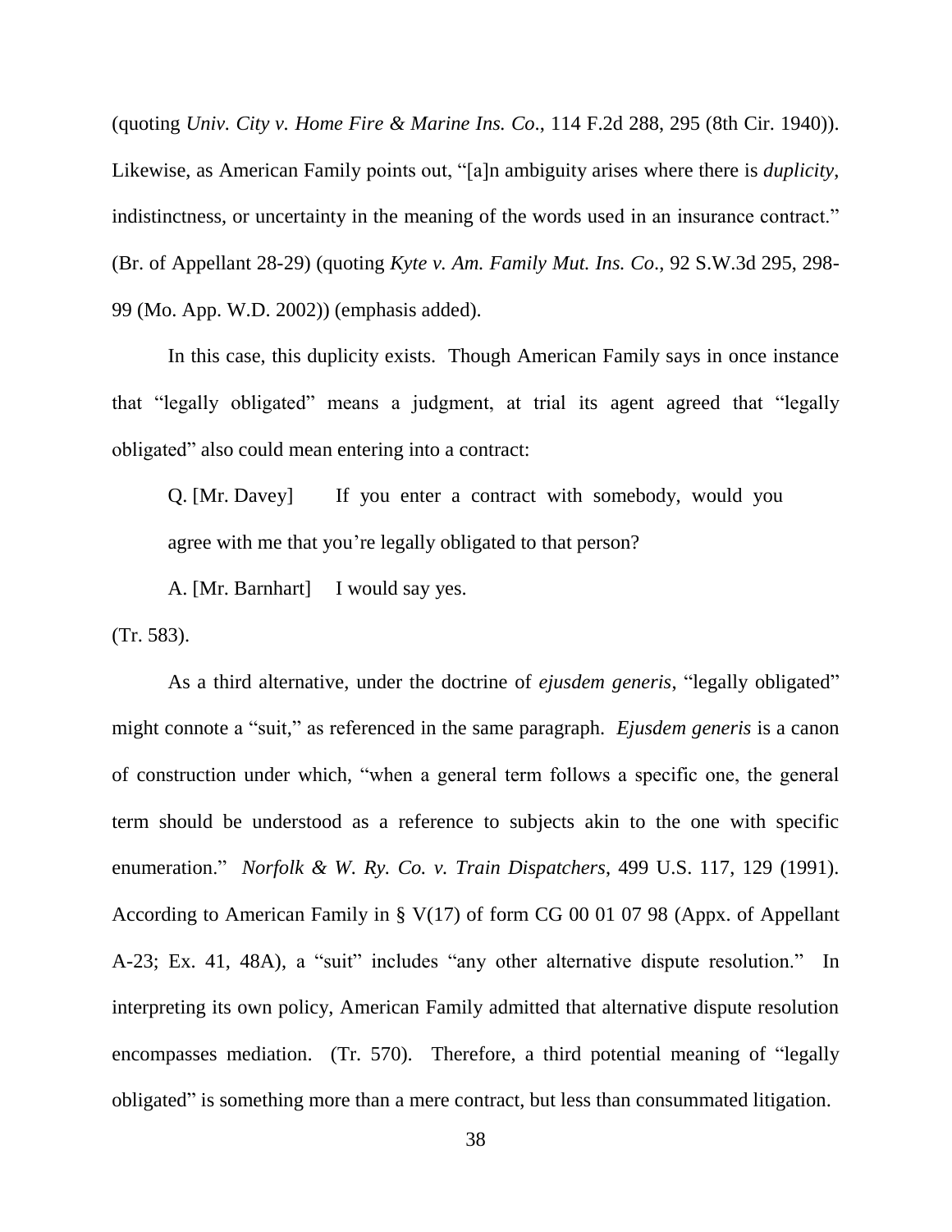(quoting *Univ. City v. Home Fire & Marine Ins. Co.*, 114 F.2d 288, 295 (8th Cir. 1940)). Likewise, as American Family points out, "[a]n ambiguity arises where there is *duplicity*, indistinctness, or uncertainty in the meaning of the words used in an insurance contract." (Br. of Appellant 28-29) (quoting *Kyte v. Am. Family Mut. Ins. Co*., 92 S.W.3d 295, 298-99 (Mo. App. W.D. 2002)) (emphasis added).

In this case, this duplicity exists. Though American Family says in once instance that "legally obligated" means a judgment, at trial its agent agreed that "legally obligated" also could mean entering into a contract:

> Q. [Mr. Davey] If you enter a contract with somebody, would you agree with me that you're legally obligated to that person?
>
> A. [Mr. Barnhart] I would say yes.

(Tr. 583).

As a third alternative, under the doctrine of *ejusdem generis*, "legally obligated" might connote a "suit," as referenced in the same paragraph. *Ejusdem generis* is a canon of construction under which, "when a general term follows a specific one, the general term should be understood as a reference to subjects akin to the one with specific enumeration." *Norfolk & W. Ry. Co. v. Train Dispatchers*, 499 U.S. 117, 129 (1991). According to American Family in § V(17) of form CG 00 01 07 98 (Appx. of Appellant A-23; Ex. 41, 48A), a "suit" includes "any other alternative dispute resolution." In interpreting its own policy, American Family admitted that alternative dispute resolution encompasses mediation. (Tr. 570). Therefore, a third potential meaning of "legally obligated" is something more than a mere contract, but less than consummated litigation.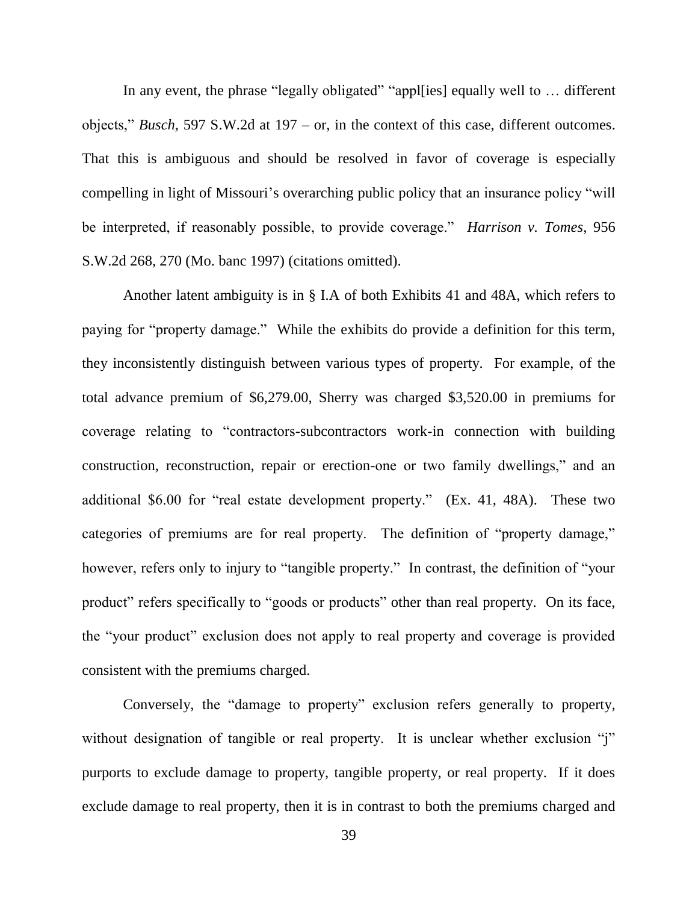In any event, the phrase "legally obligated" "appl[ies] equally well to … different objects," *Busch*, 597 S.W.2d at 197 – or, in the context of this case, different outcomes. That this is ambiguous and should be resolved in favor of coverage is especially compelling in light of Missouri's overarching public policy that an insurance policy "will be interpreted, if reasonably possible, to provide coverage." *Harrison v. Tomes*, 956 S.W.2d 268, 270 (Mo. banc 1997) (citations omitted).

Another latent ambiguity is in § I.A of both Exhibits 41 and 48A, which refers to paying for "property damage." While the exhibits do provide a definition for this term, they inconsistently distinguish between various types of property. For example, of the total advance premium of $6,279.00, Sherry was charged $3,520.00 in premiums for coverage relating to "contractors-subcontractors work-in connection with building construction, reconstruction, repair or erection-one or two family dwellings," and an additional $6.00 for "real estate development property." (Ex. 41, 48A). These two categories of premiums are for real property. The definition of "property damage," however, refers only to injury to "tangible property." In contrast, the definition of "your product" refers specifically to "goods or products" other than real property. On its face, the "your product" exclusion does not apply to real property and coverage is provided consistent with the premiums charged.

Conversely, the "damage to property" exclusion refers generally to property, without designation of tangible or real property. It is unclear whether exclusion "j" purports to exclude damage to property, tangible property, or real property. If it does exclude damage to real property, then it is in contrast to both the premiums charged and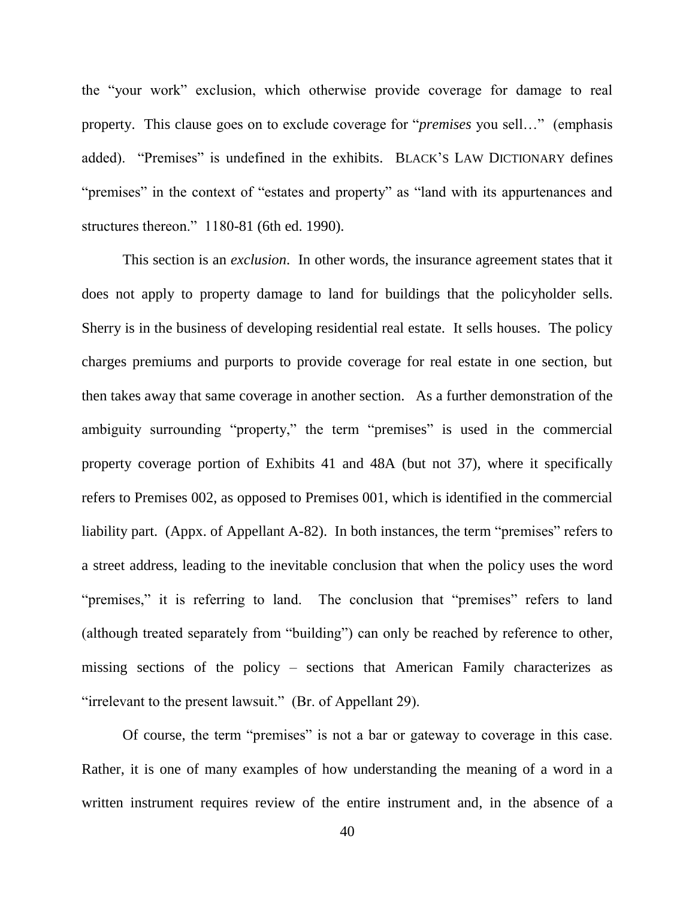the "your work" exclusion, which otherwise provide coverage for damage to real property. This clause goes on to exclude coverage for "*premises* you sell…" (emphasis added). "Premises" is undefined in the exhibits. BLACK'S LAW DICTIONARY defines "premises" in the context of "estates and property" as "land with its appurtenances and structures thereon." 1180-81 (6th ed. 1990).

This section is an *exclusion*. In other words, the insurance agreement states that it does not apply to property damage to land for buildings that the policyholder sells. Sherry is in the business of developing residential real estate. It sells houses. The policy charges premiums and purports to provide coverage for real estate in one section, but then takes away that same coverage in another section. As a further demonstration of the ambiguity surrounding "property," the term "premises" is used in the commercial property coverage portion of Exhibits 41 and 48A (but not 37), where it specifically refers to Premises 002, as opposed to Premises 001, which is identified in the commercial liability part. (Appx. of Appellant A-82). In both instances, the term "premises" refers to a street address, leading to the inevitable conclusion that when the policy uses the word "premises," it is referring to land. The conclusion that "premises" refers to land (although treated separately from "building") can only be reached by reference to other, missing sections of the policy – sections that American Family characterizes as "irrelevant to the present lawsuit." (Br. of Appellant 29).

Of course, the term "premises" is not a bar or gateway to coverage in this case. Rather, it is one of many examples of how understanding the meaning of a word in a written instrument requires review of the entire instrument and, in the absence of a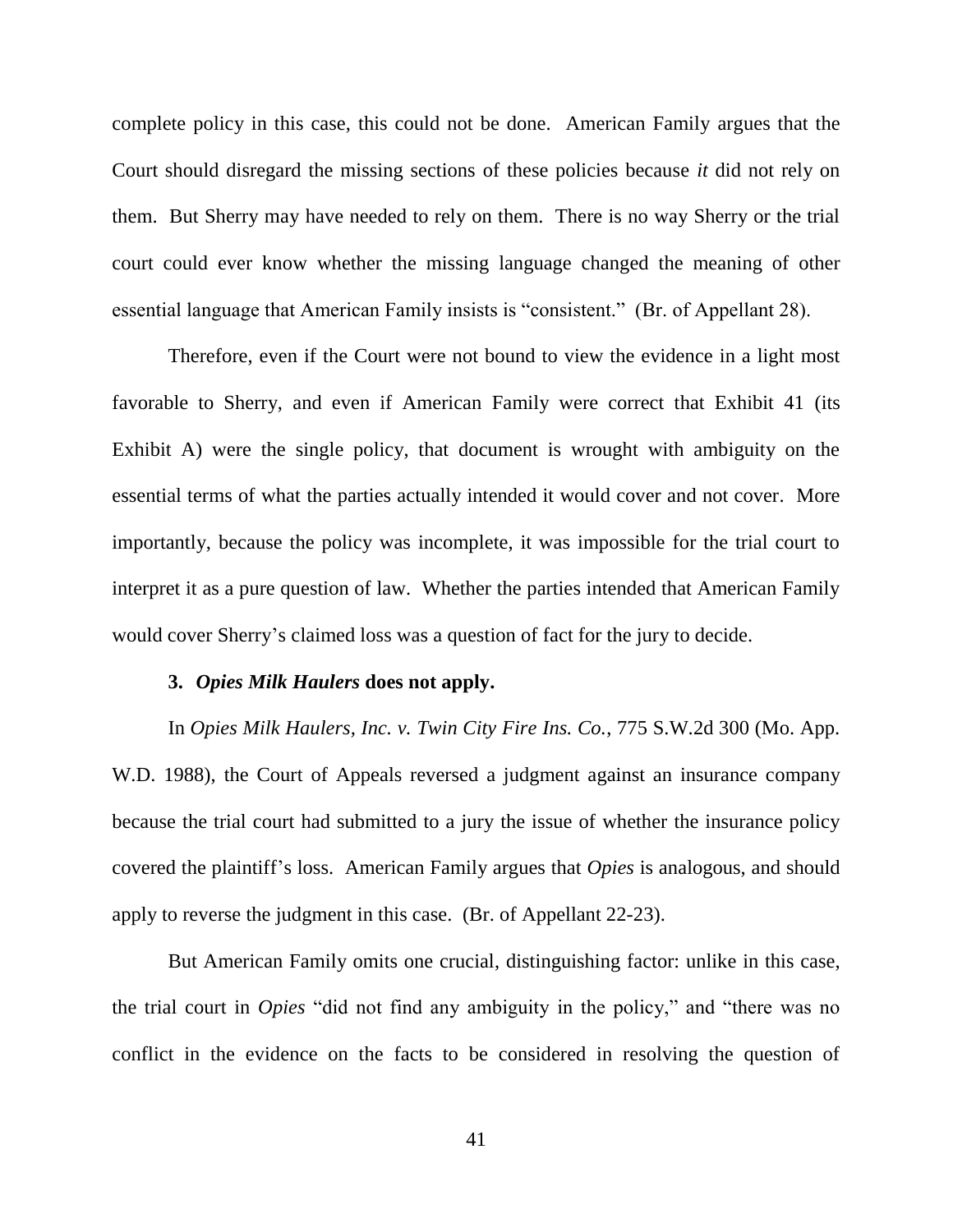complete policy in this case, this could not be done. American Family argues that the Court should disregard the missing sections of these policies because *it* did not rely on them. But Sherry may have needed to rely on them. There is no way Sherry or the trial court could ever know whether the missing language changed the meaning of other essential language that American Family insists is "consistent." (Br. of Appellant 28).

Therefore, even if the Court were not bound to view the evidence in a light most favorable to Sherry, and even if American Family were correct that Exhibit 41 (its Exhibit A) were the single policy, that document is wrought with ambiguity on the essential terms of what the parties actually intended it would cover and not cover. More importantly, because the policy was incomplete, it was impossible for the trial court to interpret it as a pure question of law. Whether the parties intended that American Family would cover Sherry's claimed loss was a question of fact for the jury to decide.

**3. *Opies Milk Haulers* does not apply.**

In *Opies Milk Haulers, Inc. v. Twin City Fire Ins. Co.*, 775 S.W.2d 300 (Mo. App. W.D. 1988), the Court of Appeals reversed a judgment against an insurance company because the trial court had submitted to a jury the issue of whether the insurance policy covered the plaintiff's loss. American Family argues that *Opies* is analogous, and should apply to reverse the judgment in this case. (Br. of Appellant 22-23).

But American Family omits one crucial, distinguishing factor: unlike in this case, the trial court in *Opies* "did not find any ambiguity in the policy," and "there was no conflict in the evidence on the facts to be considered in resolving the question of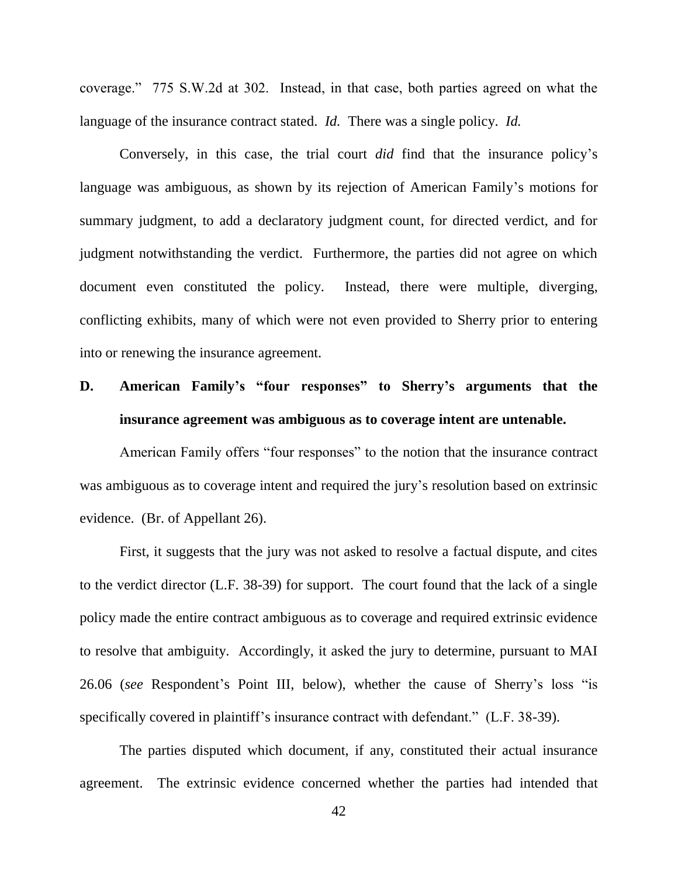coverage." 775 S.W.2d at 302. Instead, in that case, both parties agreed on what the language of the insurance contract stated. *Id.* There was a single policy. *Id.*

Conversely, in this case, the trial court *did* find that the insurance policy's language was ambiguous, as shown by its rejection of American Family's motions for summary judgment, to add a declaratory judgment count, for directed verdict, and for judgment notwithstanding the verdict. Furthermore, the parties did not agree on which document even constituted the policy. Instead, there were multiple, diverging, conflicting exhibits, many of which were not even provided to Sherry prior to entering into or renewing the insurance agreement.

### D. American Family's "four responses" to Sherry's arguments that the insurance agreement was ambiguous as to coverage intent are untenable.

American Family offers "four responses" to the notion that the insurance contract was ambiguous as to coverage intent and required the jury's resolution based on extrinsic evidence. (Br. of Appellant 26).

First, it suggests that the jury was not asked to resolve a factual dispute, and cites to the verdict director (L.F. 38-39) for support. The court found that the lack of a single policy made the entire contract ambiguous as to coverage and required extrinsic evidence to resolve that ambiguity. Accordingly, it asked the jury to determine, pursuant to MAI 26.06 (*see* Respondent's Point III, below), whether the cause of Sherry's loss "is specifically covered in plaintiff's insurance contract with defendant." (L.F. 38-39).

The parties disputed which document, if any, constituted their actual insurance agreement. The extrinsic evidence concerned whether the parties had intended that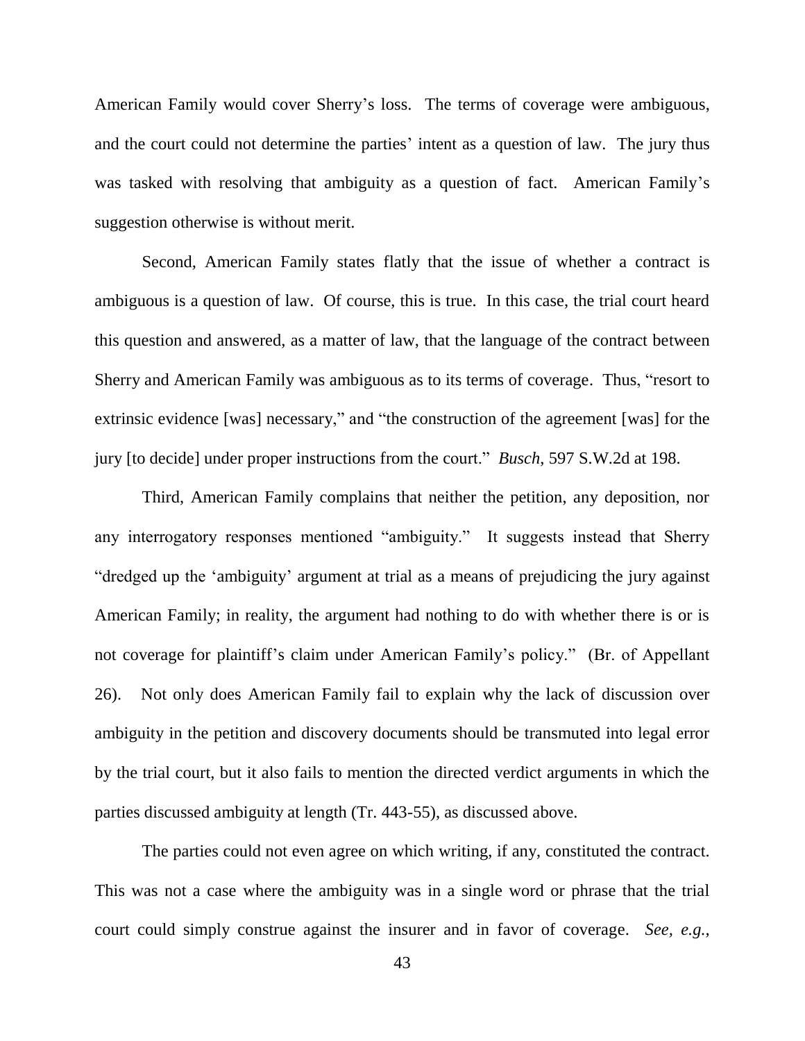American Family would cover Sherry's loss. The terms of coverage were ambiguous, and the court could not determine the parties' intent as a question of law. The jury thus was tasked with resolving that ambiguity as a question of fact. American Family's suggestion otherwise is without merit.

Second, American Family states flatly that the issue of whether a contract is ambiguous is a question of law. Of course, this is true. In this case, the trial court heard this question and answered, as a matter of law, that the language of the contract between Sherry and American Family was ambiguous as to its terms of coverage. Thus, "resort to extrinsic evidence [was] necessary," and "the construction of the agreement [was] for the jury [to decide] under proper instructions from the court." *Busch*, 597 S.W.2d at 198.

Third, American Family complains that neither the petition, any deposition, nor any interrogatory responses mentioned "ambiguity." It suggests instead that Sherry "dredged up the 'ambiguity' argument at trial as a means of prejudicing the jury against American Family; in reality, the argument had nothing to do with whether there is or is not coverage for plaintiff's claim under American Family's policy." (Br. of Appellant 26). Not only does American Family fail to explain why the lack of discussion over ambiguity in the petition and discovery documents should be transmuted into legal error by the trial court, but it also fails to mention the directed verdict arguments in which the parties discussed ambiguity at length (Tr. 443-55), as discussed above.

The parties could not even agree on which writing, if any, constituted the contract. This was not a case where the ambiguity was in a single word or phrase that the trial court could simply construe against the insurer and in favor of coverage. *See, e.g.*,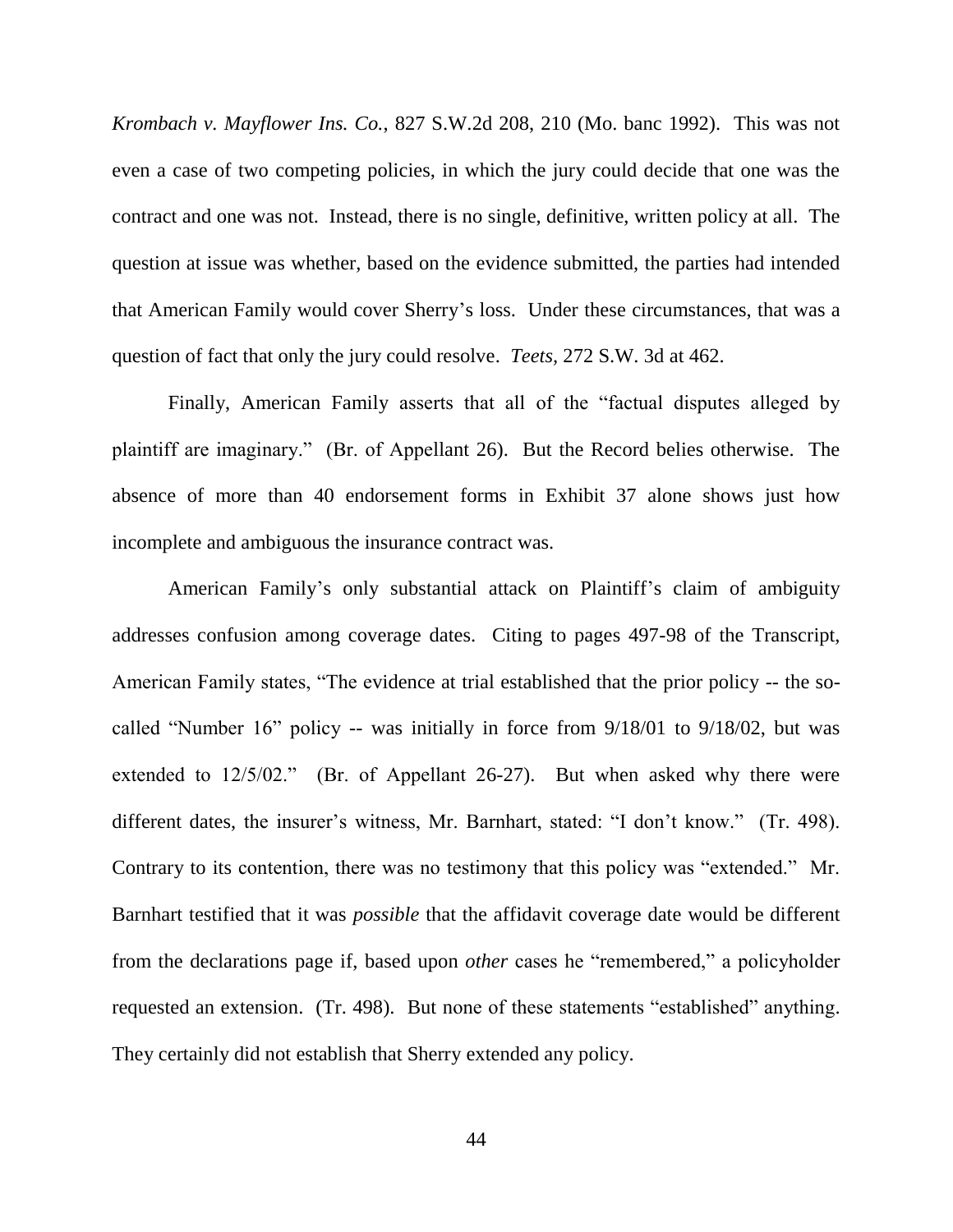*Krombach v. Mayflower Ins. Co.*, 827 S.W.2d 208, 210 (Mo. banc 1992). This was not even a case of two competing policies, in which the jury could decide that one was the contract and one was not. Instead, there is no single, definitive, written policy at all. The question at issue was whether, based on the evidence submitted, the parties had intended that American Family would cover Sherry's loss. Under these circumstances, that was a question of fact that only the jury could resolve. *Teets*, 272 S.W. 3d at 462.

Finally, American Family asserts that all of the "factual disputes alleged by plaintiff are imaginary." (Br. of Appellant 26). But the Record belies otherwise. The absence of more than 40 endorsement forms in Exhibit 37 alone shows just how incomplete and ambiguous the insurance contract was.

American Family's only substantial attack on Plaintiff's claim of ambiguity addresses confusion among coverage dates. Citing to pages 497-98 of the Transcript, American Family states, "The evidence at trial established that the prior policy -- the so-called "Number 16" policy -- was initially in force from 9/18/01 to 9/18/02, but was extended to 12/5/02." (Br. of Appellant 26-27). But when asked why there were different dates, the insurer's witness, Mr. Barnhart, stated: "I don't know." (Tr. 498). Contrary to its contention, there was no testimony that this policy was "extended." Mr. Barnhart testified that it was *possible* that the affidavit coverage date would be different from the declarations page if, based upon *other* cases he "remembered," a policyholder requested an extension. (Tr. 498). But none of these statements "established" anything. They certainly did not establish that Sherry extended any policy.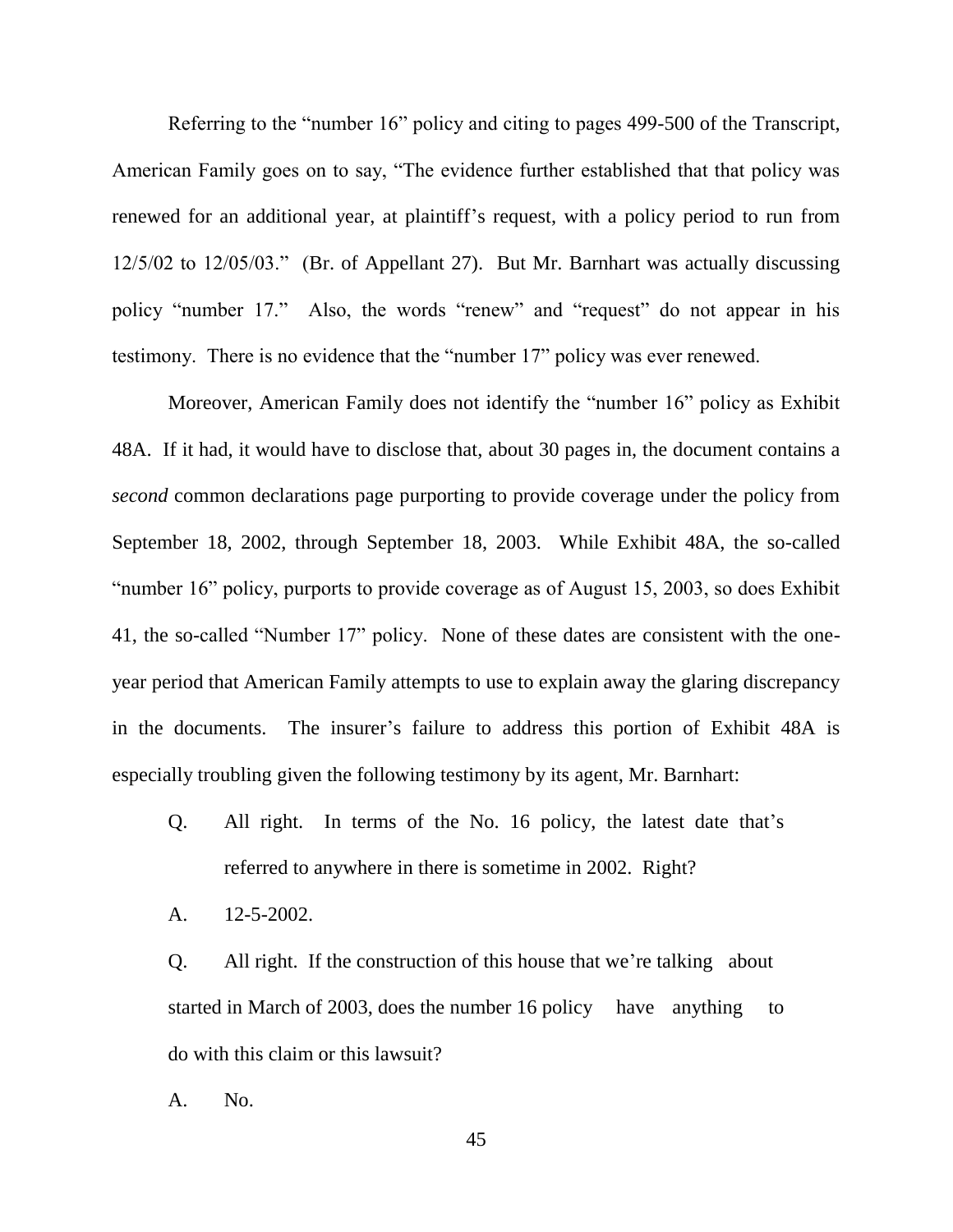Referring to the "number 16" policy and citing to pages 499-500 of the Transcript, American Family goes on to say, "The evidence further established that that policy was renewed for an additional year, at plaintiff's request, with a policy period to run from 12/5/02 to 12/05/03." (Br. of Appellant 27). But Mr. Barnhart was actually discussing policy "number 17." Also, the words "renew" and "request" do not appear in his testimony. There is no evidence that the "number 17" policy was ever renewed.

Moreover, American Family does not identify the "number 16" policy as Exhibit 48A. If it had, it would have to disclose that, about 30 pages in, the document contains a *second* common declarations page purporting to provide coverage under the policy from September 18, 2002, through September 18, 2003. While Exhibit 48A, the so-called "number 16" policy, purports to provide coverage as of August 15, 2003, so does Exhibit 41, the so-called "Number 17" policy. None of these dates are consistent with the one-year period that American Family attempts to use to explain away the glaring discrepancy in the documents. The insurer's failure to address this portion of Exhibit 48A is especially troubling given the following testimony by its agent, Mr. Barnhart:

> Q. All right. In terms of the No. 16 policy, the latest date that's referred to anywhere in there is sometime in 2002. Right?
>
> A. 12-5-2002.
>
> Q. All right. If the construction of this house that we're talking about started in March of 2003, does the number 16 policy have anything to do with this claim or this lawsuit?
>
> A. No.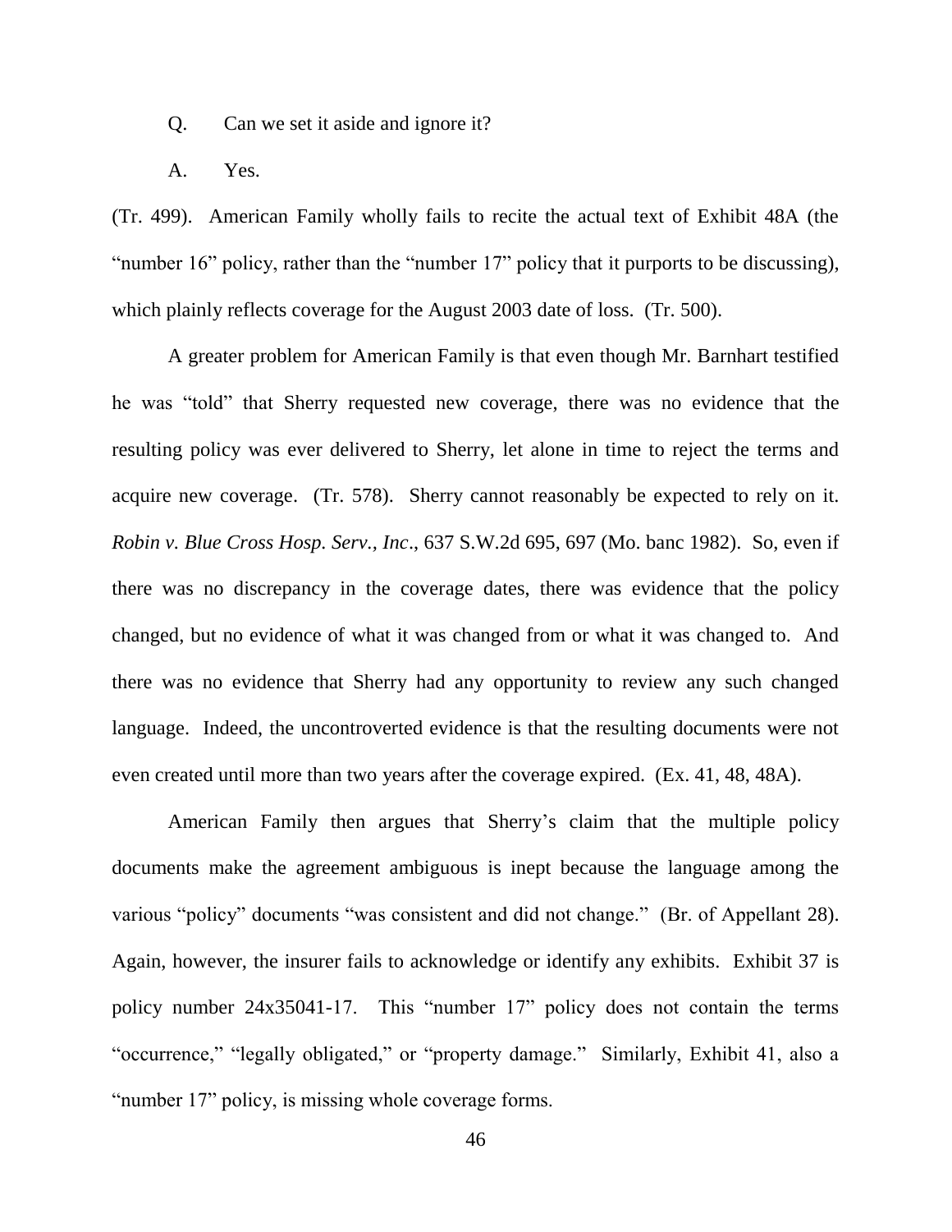Q. Can we set it aside and ignore it?

A. Yes.

(Tr. 499). American Family wholly fails to recite the actual text of Exhibit 48A (the "number 16" policy, rather than the "number 17" policy that it purports to be discussing), which plainly reflects coverage for the August 2003 date of loss. (Tr. 500).

A greater problem for American Family is that even though Mr. Barnhart testified he was "told" that Sherry requested new coverage, there was no evidence that the resulting policy was ever delivered to Sherry, let alone in time to reject the terms and acquire new coverage. (Tr. 578). Sherry cannot reasonably be expected to rely on it. *Robin v. Blue Cross Hosp. Serv., Inc*., 637 S.W.2d 695, 697 (Mo. banc 1982). So, even if there was no discrepancy in the coverage dates, there was evidence that the policy changed, but no evidence of what it was changed from or what it was changed to. And there was no evidence that Sherry had any opportunity to review any such changed language. Indeed, the uncontroverted evidence is that the resulting documents were not even created until more than two years after the coverage expired. (Ex. 41, 48, 48A).

American Family then argues that Sherry's claim that the multiple policy documents make the agreement ambiguous is inept because the language among the various "policy" documents "was consistent and did not change." (Br. of Appellant 28). Again, however, the insurer fails to acknowledge or identify any exhibits. Exhibit 37 is policy number 24x35041-17. This "number 17" policy does not contain the terms "occurrence," "legally obligated," or "property damage." Similarly, Exhibit 41, also a "number 17" policy, is missing whole coverage forms.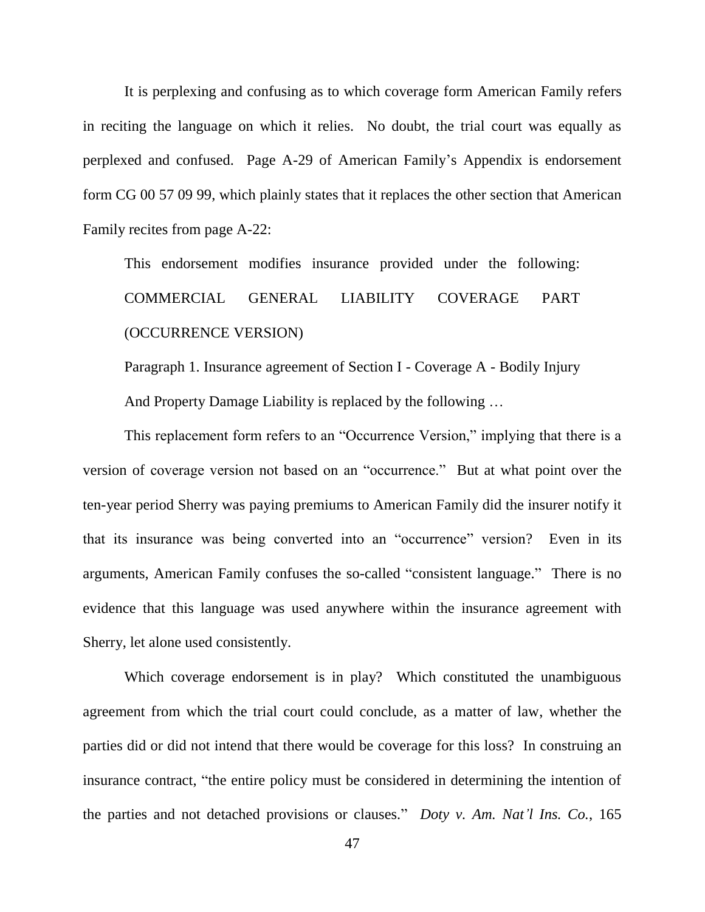It is perplexing and confusing as to which coverage form American Family refers in reciting the language on which it relies. No doubt, the trial court was equally as perplexed and confused. Page A-29 of American Family's Appendix is endorsement form CG 00 57 09 99, which plainly states that it replaces the other section that American Family recites from page A-22:

> This endorsement modifies insurance provided under the following: COMMERCIAL GENERAL LIABILITY COVERAGE PART (OCCURRENCE VERSION)
>
> Paragraph 1. Insurance agreement of Section I - Coverage A - Bodily Injury And Property Damage Liability is replaced by the following …

This replacement form refers to an "Occurrence Version," implying that there is a version of coverage version not based on an "occurrence." But at what point over the ten-year period Sherry was paying premiums to American Family did the insurer notify it that its insurance was being converted into an "occurrence" version? Even in its arguments, American Family confuses the so-called "consistent language." There is no evidence that this language was used anywhere within the insurance agreement with Sherry, let alone used consistently.

Which coverage endorsement is in play? Which constituted the unambiguous agreement from which the trial court could conclude, as a matter of law, whether the parties did or did not intend that there would be coverage for this loss? In construing an insurance contract, "the entire policy must be considered in determining the intention of the parties and not detached provisions or clauses." *Doty v. Am. Nat'l Ins. Co.*, 165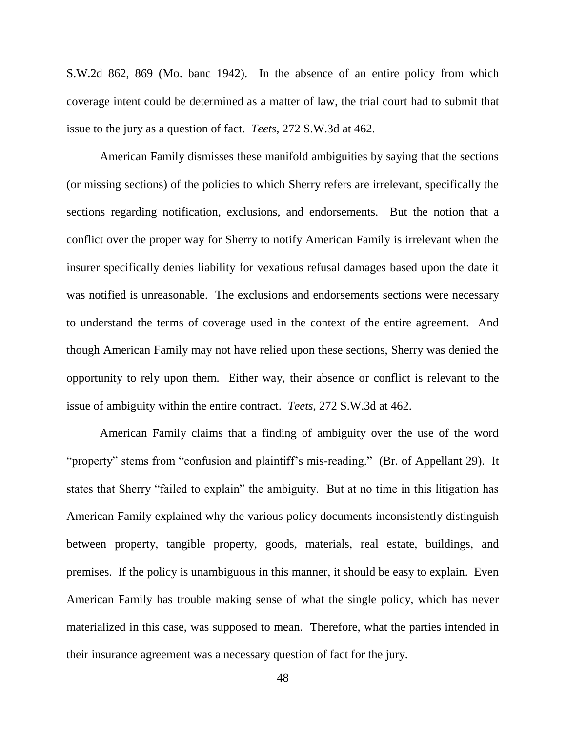S.W.2d 862, 869 (Mo. banc 1942). In the absence of an entire policy from which coverage intent could be determined as a matter of law, the trial court had to submit that issue to the jury as a question of fact. *Teets,* 272 S.W.3d at 462.

American Family dismisses these manifold ambiguities by saying that the sections (or missing sections) of the policies to which Sherry refers are irrelevant, specifically the sections regarding notification, exclusions, and endorsements. But the notion that a conflict over the proper way for Sherry to notify American Family is irrelevant when the insurer specifically denies liability for vexatious refusal damages based upon the date it was notified is unreasonable. The exclusions and endorsements sections were necessary to understand the terms of coverage used in the context of the entire agreement. And though American Family may not have relied upon these sections, Sherry was denied the opportunity to rely upon them. Either way, their absence or conflict is relevant to the issue of ambiguity within the entire contract. *Teets*, 272 S.W.3d at 462.

American Family claims that a finding of ambiguity over the use of the word "property" stems from "confusion and plaintiff's mis-reading." (Br. of Appellant 29). It states that Sherry "failed to explain" the ambiguity. But at no time in this litigation has American Family explained why the various policy documents inconsistently distinguish between property, tangible property, goods, materials, real estate, buildings, and premises. If the policy is unambiguous in this manner, it should be easy to explain. Even American Family has trouble making sense of what the single policy, which has never materialized in this case, was supposed to mean. Therefore, what the parties intended in their insurance agreement was a necessary question of fact for the jury.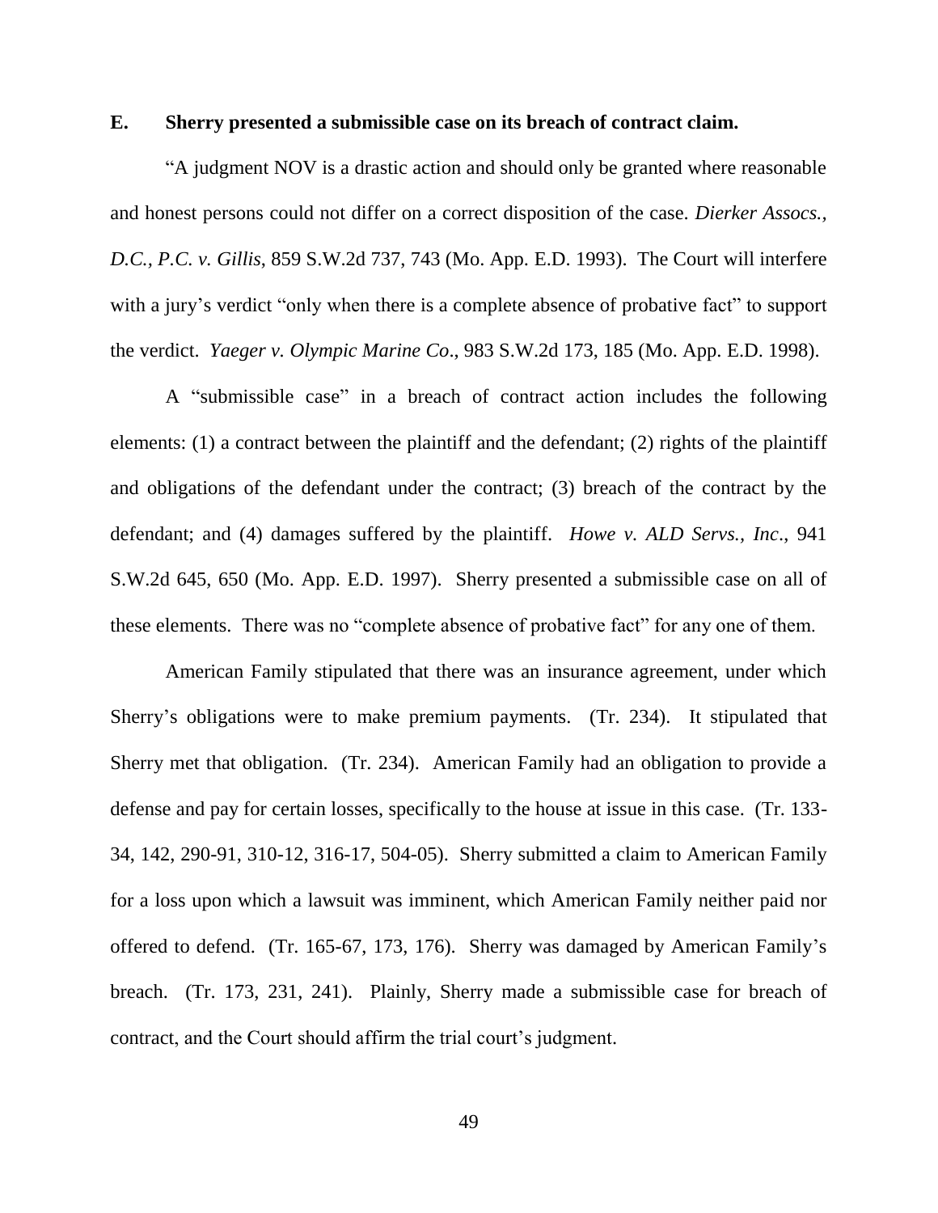### E. Sherry presented a submissible case on its breach of contract claim.

"A judgment NOV is a drastic action and should only be granted where reasonable and honest persons could not differ on a correct disposition of the case. *Dierker Assocs., D.C., P.C. v. Gillis*, 859 S.W.2d 737, 743 (Mo. App. E.D. 1993). The Court will interfere with a jury's verdict "only when there is a complete absence of probative fact" to support the verdict. *Yaeger v. Olympic Marine Co*., 983 S.W.2d 173, 185 (Mo. App. E.D. 1998).

A "submissible case" in a breach of contract action includes the following elements: (1) a contract between the plaintiff and the defendant; (2) rights of the plaintiff and obligations of the defendant under the contract; (3) breach of the contract by the defendant; and (4) damages suffered by the plaintiff. *Howe v. ALD Servs., Inc*., 941 S.W.2d 645, 650 (Mo. App. E.D. 1997). Sherry presented a submissible case on all of these elements. There was no "complete absence of probative fact" for any one of them.

American Family stipulated that there was an insurance agreement, under which Sherry's obligations were to make premium payments. (Tr. 234). It stipulated that Sherry met that obligation. (Tr. 234). American Family had an obligation to provide a defense and pay for certain losses, specifically to the house at issue in this case. (Tr. 133-34, 142, 290-91, 310-12, 316-17, 504-05). Sherry submitted a claim to American Family for a loss upon which a lawsuit was imminent, which American Family neither paid nor offered to defend. (Tr. 165-67, 173, 176). Sherry was damaged by American Family's breach. (Tr. 173, 231, 241). Plainly, Sherry made a submissible case for breach of contract, and the Court should affirm the trial court's judgment.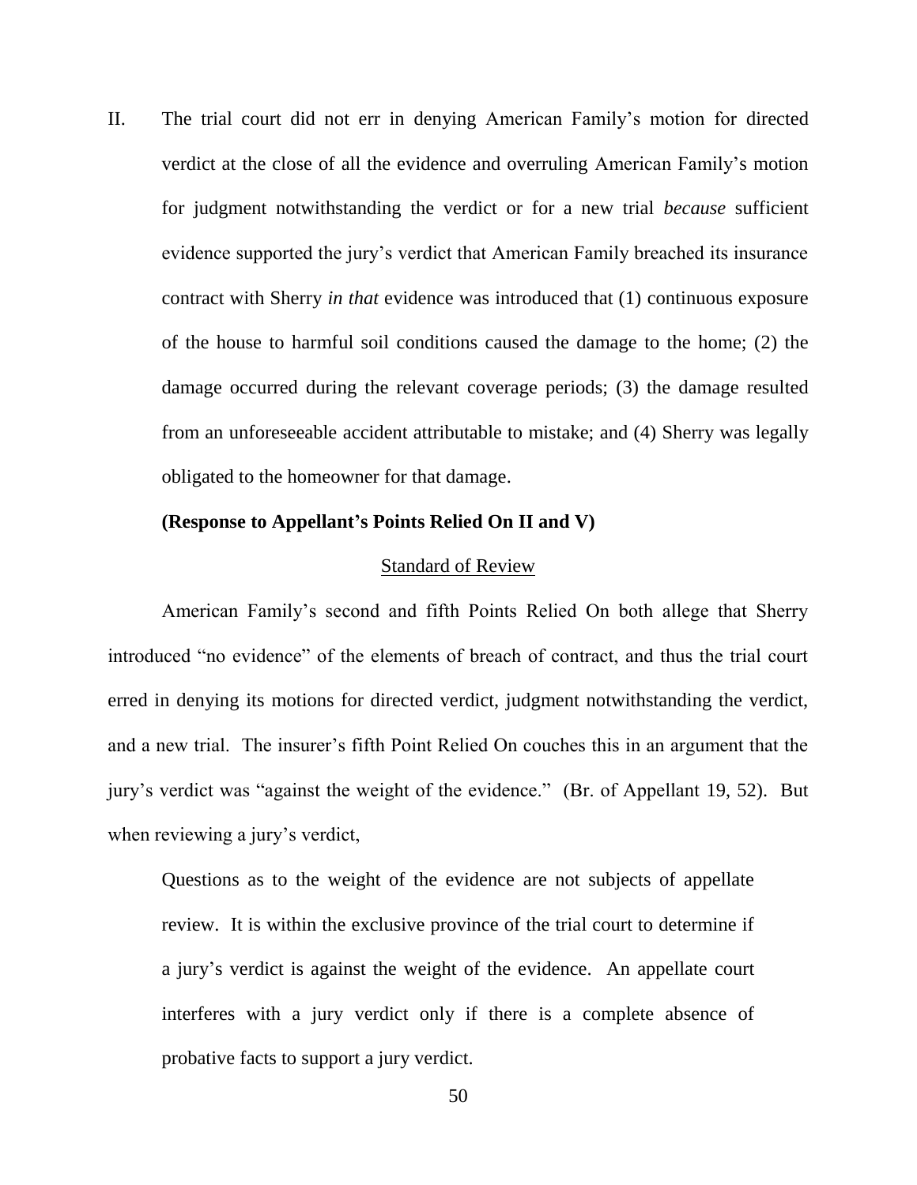II. The trial court did not err in denying American Family's motion for directed verdict at the close of all the evidence and overruling American Family's motion for judgment notwithstanding the verdict or for a new trial *because* sufficient evidence supported the jury's verdict that American Family breached its insurance contract with Sherry *in that* evidence was introduced that (1) continuous exposure of the house to harmful soil conditions caused the damage to the home; (2) the damage occurred during the relevant coverage periods; (3) the damage resulted from an unforeseeable accident attributable to mistake; and (4) Sherry was legally obligated to the homeowner for that damage.

**(Response to Appellant's Points Relied On II and V)**

<u>Standard of Review</u>

American Family's second and fifth Points Relied On both allege that Sherry introduced "no evidence" of the elements of breach of contract, and thus the trial court erred in denying its motions for directed verdict, judgment notwithstanding the verdict, and a new trial. The insurer's fifth Point Relied On couches this in an argument that the jury's verdict was "against the weight of the evidence." (Br. of Appellant 19, 52). But when reviewing a jury's verdict,

> Questions as to the weight of the evidence are not subjects of appellate review. It is within the exclusive province of the trial court to determine if a jury's verdict is against the weight of the evidence. An appellate court interferes with a jury verdict only if there is a complete absence of probative facts to support a jury verdict.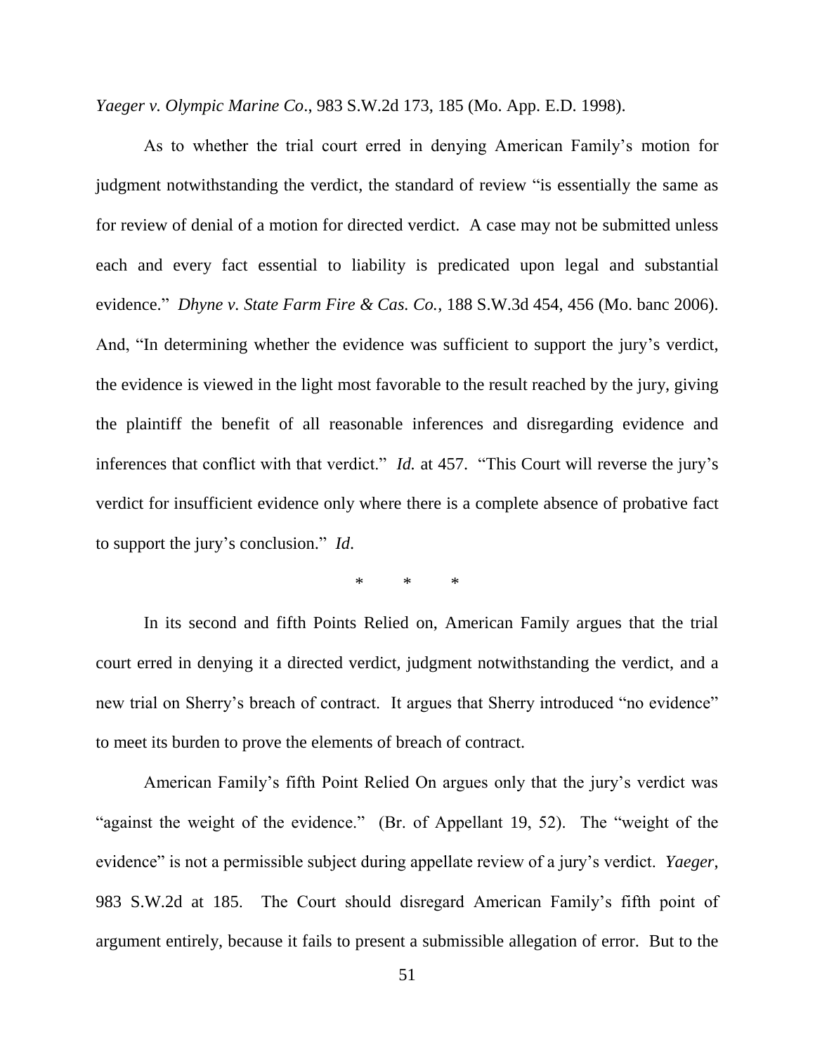*Yaeger v. Olympic Marine Co*., 983 S.W.2d 173, 185 (Mo. App. E.D. 1998).

As to whether the trial court erred in denying American Family's motion for judgment notwithstanding the verdict, the standard of review "is essentially the same as for review of denial of a motion for directed verdict. A case may not be submitted unless each and every fact essential to liability is predicated upon legal and substantial evidence." *Dhyne v. State Farm Fire & Cas. Co.*, 188 S.W.3d 454, 456 (Mo. banc 2006). And, "In determining whether the evidence was sufficient to support the jury's verdict, the evidence is viewed in the light most favorable to the result reached by the jury, giving the plaintiff the benefit of all reasonable inferences and disregarding evidence and inferences that conflict with that verdict." *Id.* at 457. "This Court will reverse the jury's verdict for insufficient evidence only where there is a complete absence of probative fact to support the jury's conclusion." *Id*.

\* \* \*

In its second and fifth Points Relied on, American Family argues that the trial court erred in denying it a directed verdict, judgment notwithstanding the verdict, and a new trial on Sherry's breach of contract. It argues that Sherry introduced "no evidence" to meet its burden to prove the elements of breach of contract.

American Family's fifth Point Relied On argues only that the jury's verdict was "against the weight of the evidence." (Br. of Appellant 19, 52). The "weight of the evidence" is not a permissible subject during appellate review of a jury's verdict. *Yaeger*, 983 S.W.2d at 185. The Court should disregard American Family's fifth point of argument entirely, because it fails to present a submissible allegation of error. But to the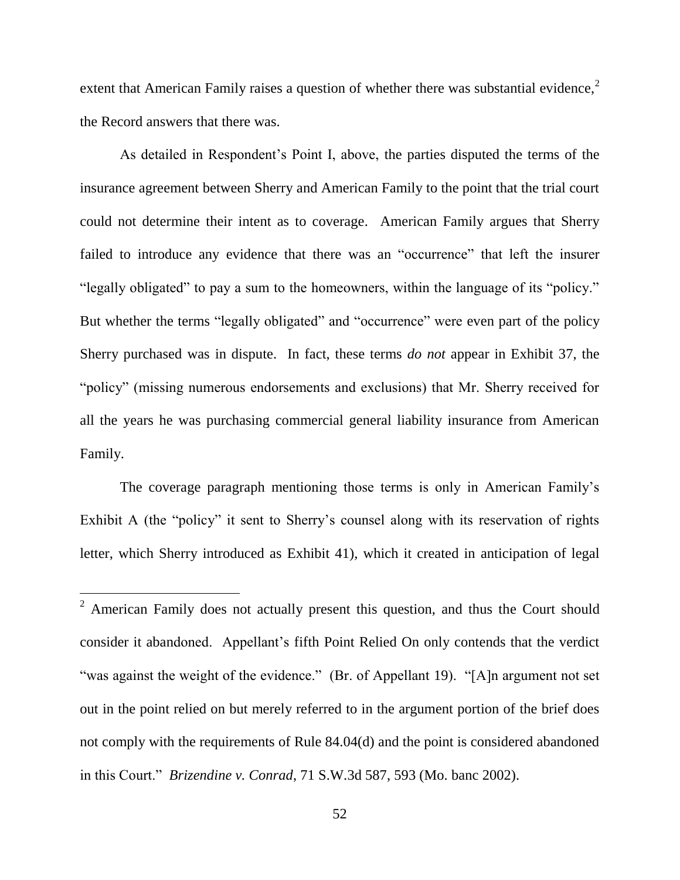extent that American Family raises a question of whether there was substantial evidence,[2] the Record answers that there was.

As detailed in Respondent's Point I, above, the parties disputed the terms of the insurance agreement between Sherry and American Family to the point that the trial court could not determine their intent as to coverage. American Family argues that Sherry failed to introduce any evidence that there was an "occurrence" that left the insurer "legally obligated" to pay a sum to the homeowners, within the language of its "policy." But whether the terms "legally obligated" and "occurrence" were even part of the policy Sherry purchased was in dispute. In fact, these terms *do not* appear in Exhibit 37, the "policy" (missing numerous endorsements and exclusions) that Mr. Sherry received for all the years he was purchasing commercial general liability insurance from American Family.

The coverage paragraph mentioning those terms is only in American Family's Exhibit A (the "policy" it sent to Sherry's counsel along with its reservation of rights letter, which Sherry introduced as Exhibit 41), which it created in anticipation of legal

---

[2] American Family does not actually present this question, and thus the Court should consider it abandoned. Appellant's fifth Point Relied On only contends that the verdict "was against the weight of the evidence." (Br. of Appellant 19). "[A]n argument not set out in the point relied on but merely referred to in the argument portion of the brief does not comply with the requirements of Rule 84.04(d) and the point is considered abandoned in this Court." *Brizendine v. Conrad*, 71 S.W.3d 587, 593 (Mo. banc 2002).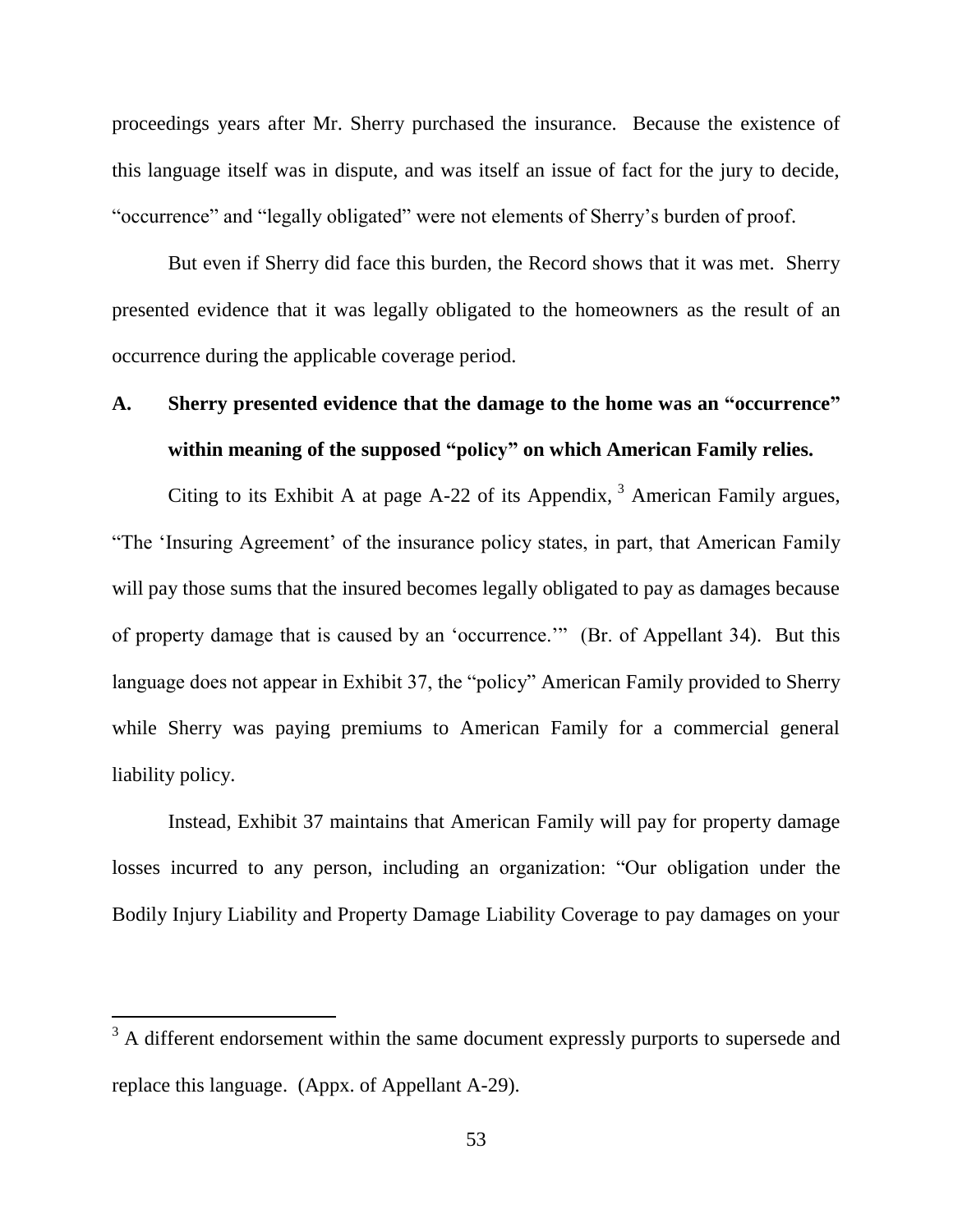proceedings years after Mr. Sherry purchased the insurance. Because the existence of this language itself was in dispute, and was itself an issue of fact for the jury to decide, "occurrence" and "legally obligated" were not elements of Sherry's burden of proof.

But even if Sherry did face this burden, the Record shows that it was met. Sherry presented evidence that it was legally obligated to the homeowners as the result of an occurrence during the applicable coverage period.

### A. Sherry presented evidence that the damage to the home was an "occurrence" within meaning of the supposed "policy" on which American Family relies.

Citing to its Exhibit A at page A-22 of its Appendix, [3] American Family argues, "The 'Insuring Agreement' of the insurance policy states, in part, that American Family will pay those sums that the insured becomes legally obligated to pay as damages because of property damage that is caused by an 'occurrence.'" (Br. of Appellant 34). But this language does not appear in Exhibit 37, the "policy" American Family provided to Sherry while Sherry was paying premiums to American Family for a commercial general liability policy.

Instead, Exhibit 37 maintains that American Family will pay for property damage losses incurred to any person, including an organization: "Our obligation under the Bodily Injury Liability and Property Damage Liability Coverage to pay damages on your

---

[3] A different endorsement within the same document expressly purports to supersede and replace this language. (Appx. of Appellant A-29).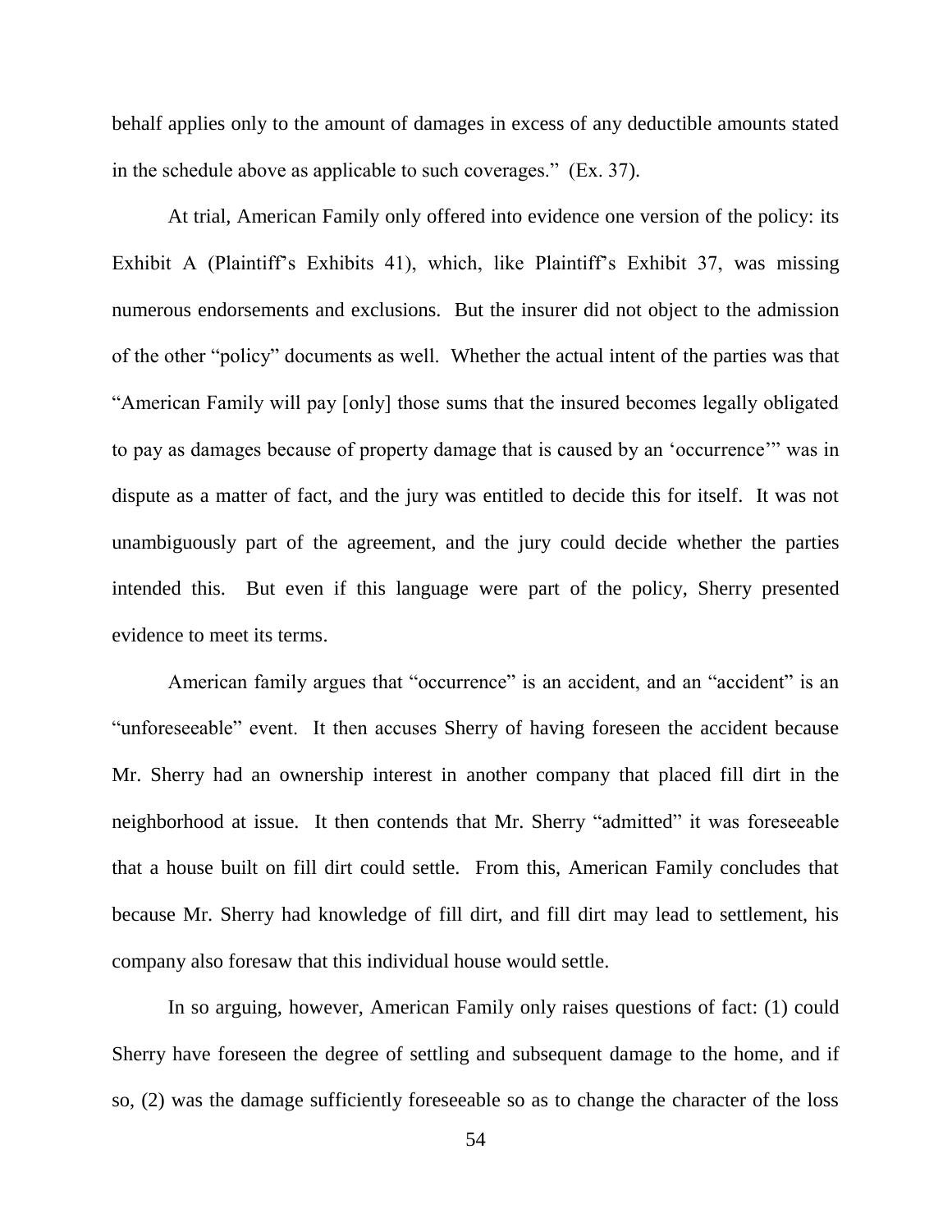behalf applies only to the amount of damages in excess of any deductible amounts stated in the schedule above as applicable to such coverages." (Ex. 37).

At trial, American Family only offered into evidence one version of the policy: its Exhibit A (Plaintiff's Exhibits 41), which, like Plaintiff's Exhibit 37, was missing numerous endorsements and exclusions. But the insurer did not object to the admission of the other "policy" documents as well. Whether the actual intent of the parties was that "American Family will pay [only] those sums that the insured becomes legally obligated to pay as damages because of property damage that is caused by an 'occurrence'" was in dispute as a matter of fact, and the jury was entitled to decide this for itself. It was not unambiguously part of the agreement, and the jury could decide whether the parties intended this. But even if this language were part of the policy, Sherry presented evidence to meet its terms.

American family argues that "occurrence" is an accident, and an "accident" is an "unforeseeable" event. It then accuses Sherry of having foreseen the accident because Mr. Sherry had an ownership interest in another company that placed fill dirt in the neighborhood at issue. It then contends that Mr. Sherry "admitted" it was foreseeable that a house built on fill dirt could settle. From this, American Family concludes that because Mr. Sherry had knowledge of fill dirt, and fill dirt may lead to settlement, his company also foresaw that this individual house would settle.

In so arguing, however, American Family only raises questions of fact: (1) could Sherry have foreseen the degree of settling and subsequent damage to the home, and if so, (2) was the damage sufficiently foreseeable so as to change the character of the loss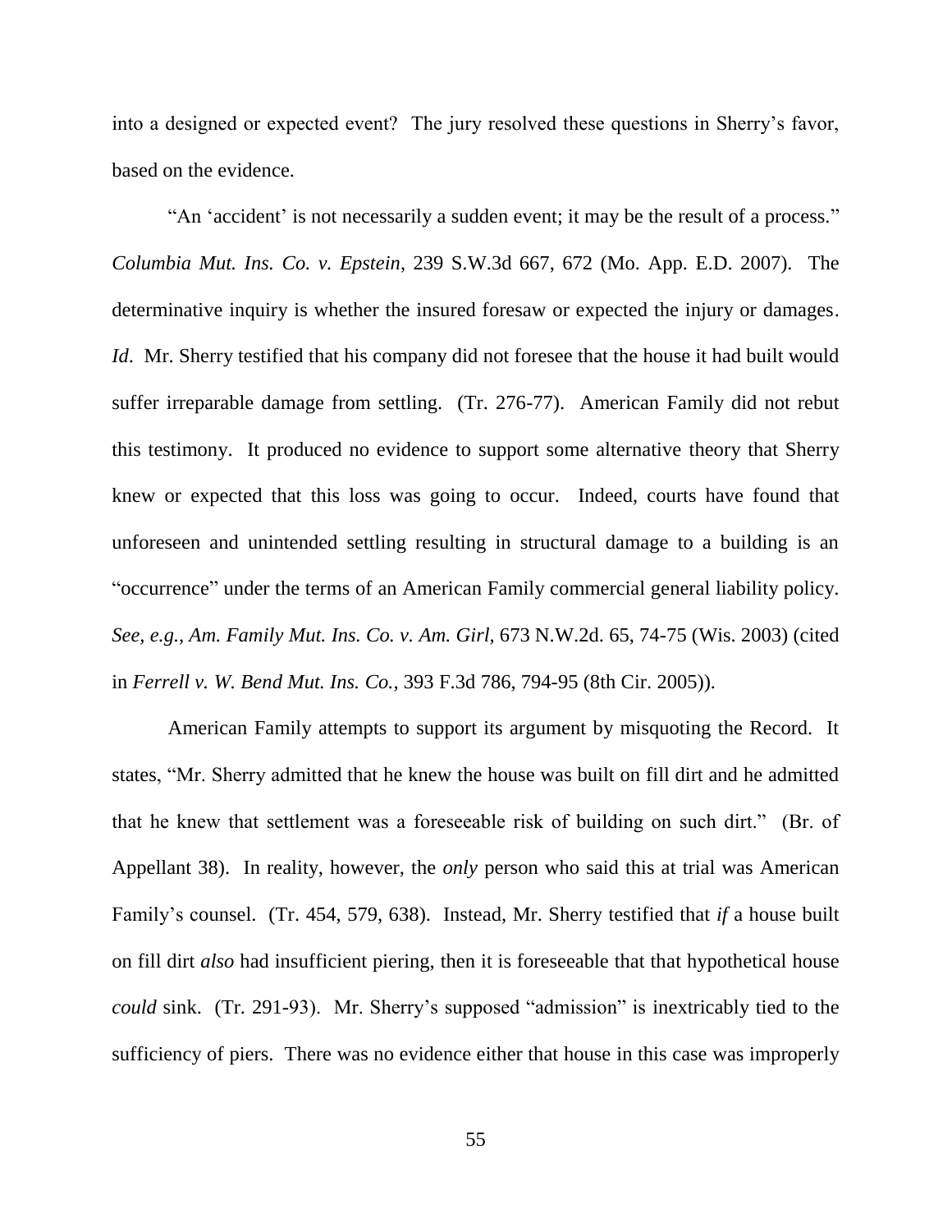into a designed or expected event? The jury resolved these questions in Sherry's favor, based on the evidence.

"An 'accident' is not necessarily a sudden event; it may be the result of a process." *Columbia Mut. Ins. Co. v. Epstein*, 239 S.W.3d 667, 672 (Mo. App. E.D. 2007). The determinative inquiry is whether the insured foresaw or expected the injury or damages. *Id*. Mr. Sherry testified that his company did not foresee that the house it had built would suffer irreparable damage from settling. (Tr. 276-77). American Family did not rebut this testimony. It produced no evidence to support some alternative theory that Sherry knew or expected that this loss was going to occur. Indeed, courts have found that unforeseen and unintended settling resulting in structural damage to a building is an "occurrence" under the terms of an American Family commercial general liability policy. *See, e.g., Am. Family Mut. Ins. Co. v. Am. Girl*, 673 N.W.2d. 65, 74-75 (Wis. 2003) (cited in *Ferrell v. W. Bend Mut. Ins. Co.*, 393 F.3d 786, 794-95 (8th Cir. 2005)).

American Family attempts to support its argument by misquoting the Record. It states, "Mr. Sherry admitted that he knew the house was built on fill dirt and he admitted that he knew that settlement was a foreseeable risk of building on such dirt." (Br. of Appellant 38). In reality, however, the *only* person who said this at trial was American Family's counsel. (Tr. 454, 579, 638). Instead, Mr. Sherry testified that *if* a house built on fill dirt *also* had insufficient piering, then it is foreseeable that that hypothetical house *could* sink. (Tr. 291-93). Mr. Sherry's supposed "admission" is inextricably tied to the sufficiency of piers. There was no evidence either that house in this case was improperly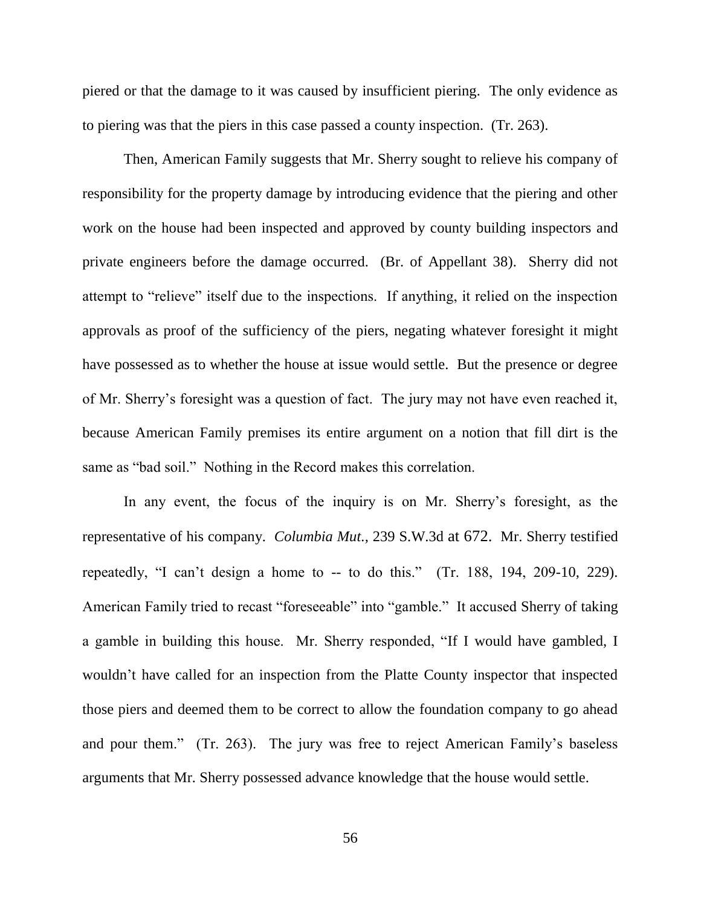piered or that the damage to it was caused by insufficient piering. The only evidence as to piering was that the piers in this case passed a county inspection. (Tr. 263).

Then, American Family suggests that Mr. Sherry sought to relieve his company of responsibility for the property damage by introducing evidence that the piering and other work on the house had been inspected and approved by county building inspectors and private engineers before the damage occurred. (Br. of Appellant 38). Sherry did not attempt to "relieve" itself due to the inspections. If anything, it relied on the inspection approvals as proof of the sufficiency of the piers, negating whatever foresight it might have possessed as to whether the house at issue would settle. But the presence or degree of Mr. Sherry's foresight was a question of fact. The jury may not have even reached it, because American Family premises its entire argument on a notion that fill dirt is the same as "bad soil." Nothing in the Record makes this correlation.

In any event, the focus of the inquiry is on Mr. Sherry's foresight, as the representative of his company. *Columbia Mut.,* 239 S.W.3d at 672. Mr. Sherry testified repeatedly, "I can't design a home to -- to do this." (Tr. 188, 194, 209-10, 229). American Family tried to recast "foreseeable" into "gamble." It accused Sherry of taking a gamble in building this house. Mr. Sherry responded, "If I would have gambled, I wouldn't have called for an inspection from the Platte County inspector that inspected those piers and deemed them to be correct to allow the foundation company to go ahead and pour them." (Tr. 263). The jury was free to reject American Family's baseless arguments that Mr. Sherry possessed advance knowledge that the house would settle.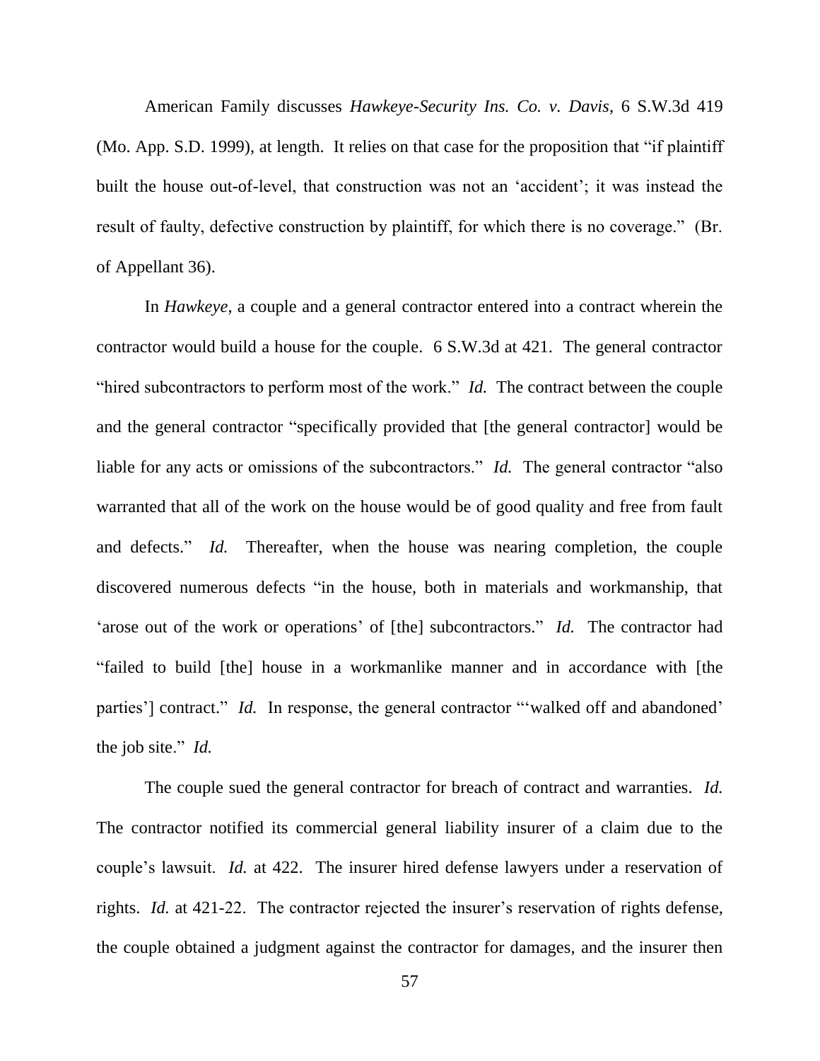American Family discusses *Hawkeye-Security Ins. Co. v. Davis*, 6 S.W.3d 419 (Mo. App. S.D. 1999), at length. It relies on that case for the proposition that "if plaintiff built the house out-of-level, that construction was not an 'accident'; it was instead the result of faulty, defective construction by plaintiff, for which there is no coverage." (Br. of Appellant 36).

In *Hawkeye*, a couple and a general contractor entered into a contract wherein the contractor would build a house for the couple. 6 S.W.3d at 421. The general contractor "hired subcontractors to perform most of the work." *Id.* The contract between the couple and the general contractor "specifically provided that [the general contractor] would be liable for any acts or omissions of the subcontractors." *Id.* The general contractor "also warranted that all of the work on the house would be of good quality and free from fault and defects." *Id.* Thereafter, when the house was nearing completion, the couple discovered numerous defects "in the house, both in materials and workmanship, that 'arose out of the work or operations' of [the] subcontractors." *Id.* The contractor had "failed to build [the] house in a workmanlike manner and in accordance with [the parties'] contract." *Id.* In response, the general contractor "'walked off and abandoned' the job site." *Id.*

The couple sued the general contractor for breach of contract and warranties. *Id.* The contractor notified its commercial general liability insurer of a claim due to the couple's lawsuit. *Id.* at 422. The insurer hired defense lawyers under a reservation of rights. *Id.* at 421-22. The contractor rejected the insurer's reservation of rights defense, the couple obtained a judgment against the contractor for damages, and the insurer then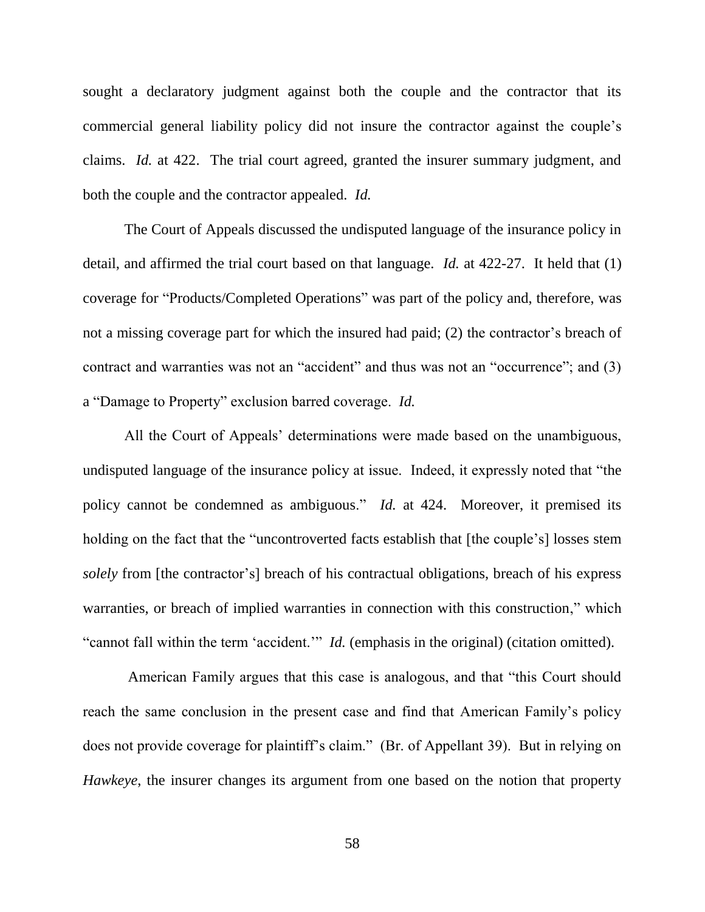sought a declaratory judgment against both the couple and the contractor that its commercial general liability policy did not insure the contractor against the couple's claims. *Id.* at 422. The trial court agreed, granted the insurer summary judgment, and both the couple and the contractor appealed. *Id.*

The Court of Appeals discussed the undisputed language of the insurance policy in detail, and affirmed the trial court based on that language. *Id.* at 422-27. It held that (1) coverage for "Products/Completed Operations" was part of the policy and, therefore, was not a missing coverage part for which the insured had paid; (2) the contractor's breach of contract and warranties was not an "accident" and thus was not an "occurrence"; and (3) a "Damage to Property" exclusion barred coverage. *Id.*

All the Court of Appeals' determinations were made based on the unambiguous, undisputed language of the insurance policy at issue. Indeed, it expressly noted that "the policy cannot be condemned as ambiguous." *Id.* at 424. Moreover, it premised its holding on the fact that the "uncontroverted facts establish that [the couple's] losses stem *solely* from [the contractor's] breach of his contractual obligations, breach of his express warranties, or breach of implied warranties in connection with this construction," which "cannot fall within the term 'accident.'" *Id.* (emphasis in the original) (citation omitted).

American Family argues that this case is analogous, and that "this Court should reach the same conclusion in the present case and find that American Family's policy does not provide coverage for plaintiff's claim." (Br. of Appellant 39). But in relying on *Hawkeye*, the insurer changes its argument from one based on the notion that property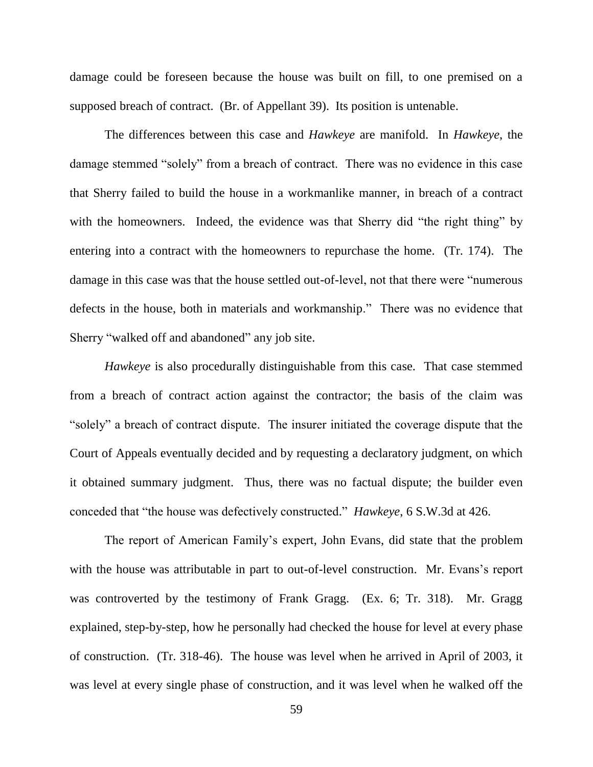damage could be foreseen because the house was built on fill, to one premised on a supposed breach of contract. (Br. of Appellant 39). Its position is untenable.

The differences between this case and *Hawkeye* are manifold. In *Hawkeye*, the damage stemmed "solely" from a breach of contract. There was no evidence in this case that Sherry failed to build the house in a workmanlike manner, in breach of a contract with the homeowners. Indeed, the evidence was that Sherry did "the right thing" by entering into a contract with the homeowners to repurchase the home. (Tr. 174). The damage in this case was that the house settled out-of-level, not that there were "numerous defects in the house, both in materials and workmanship." There was no evidence that Sherry "walked off and abandoned" any job site.

*Hawkeye* is also procedurally distinguishable from this case. That case stemmed from a breach of contract action against the contractor; the basis of the claim was "solely" a breach of contract dispute. The insurer initiated the coverage dispute that the Court of Appeals eventually decided and by requesting a declaratory judgment, on which it obtained summary judgment. Thus, there was no factual dispute; the builder even conceded that "the house was defectively constructed." *Hawkeye*, 6 S.W.3d at 426.

The report of American Family's expert, John Evans, did state that the problem with the house was attributable in part to out-of-level construction. Mr. Evans's report was controverted by the testimony of Frank Gragg. (Ex. 6; Tr. 318). Mr. Gragg explained, step-by-step, how he personally had checked the house for level at every phase of construction. (Tr. 318-46). The house was level when he arrived in April of 2003, it was level at every single phase of construction, and it was level when he walked off the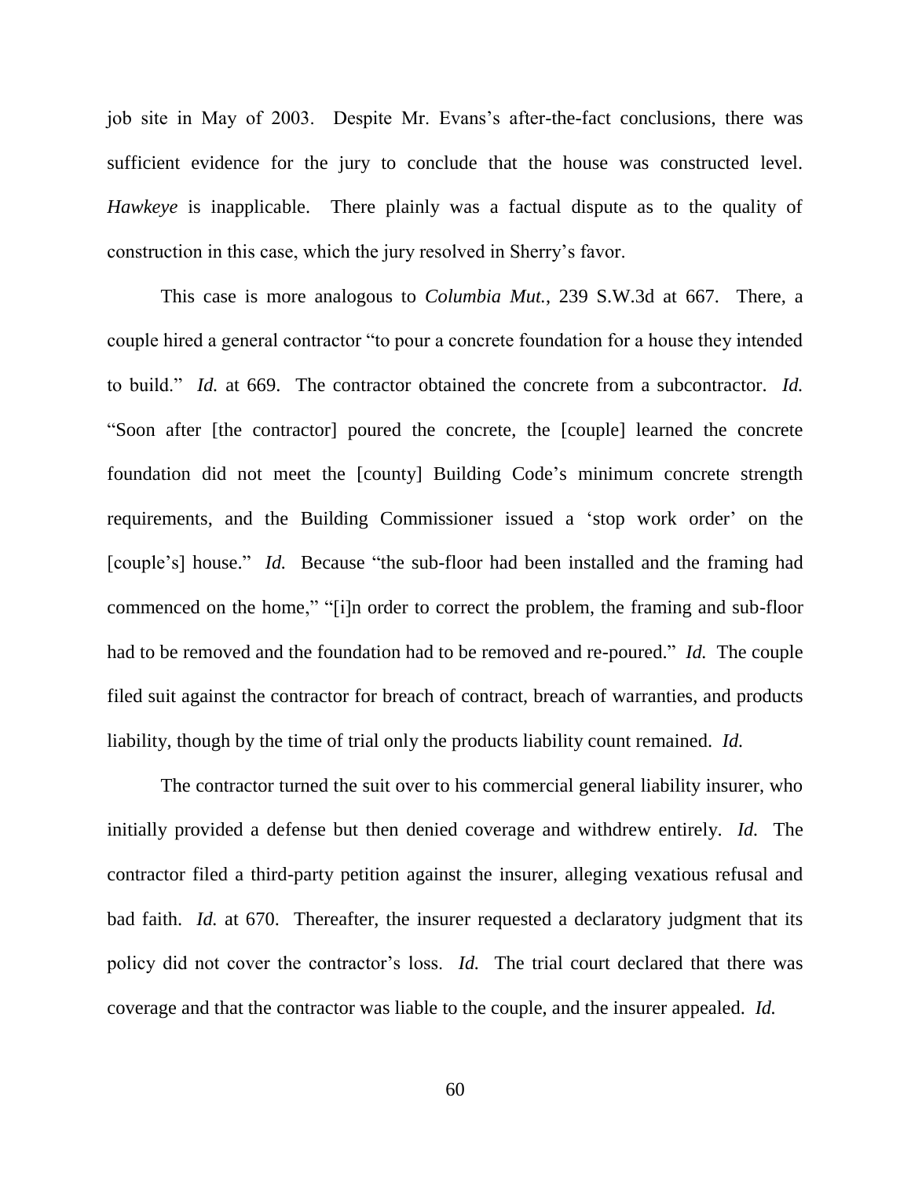job site in May of 2003. Despite Mr. Evans's after-the-fact conclusions, there was sufficient evidence for the jury to conclude that the house was constructed level. *Hawkeye* is inapplicable. There plainly was a factual dispute as to the quality of construction in this case, which the jury resolved in Sherry's favor.

This case is more analogous to *Columbia Mut.*, 239 S.W.3d at 667. There, a couple hired a general contractor "to pour a concrete foundation for a house they intended to build." *Id.* at 669. The contractor obtained the concrete from a subcontractor. *Id.* "Soon after [the contractor] poured the concrete, the [couple] learned the concrete foundation did not meet the [county] Building Code's minimum concrete strength requirements, and the Building Commissioner issued a 'stop work order' on the [couple's] house." *Id.* Because "the sub-floor had been installed and the framing had commenced on the home," "[i]n order to correct the problem, the framing and sub-floor had to be removed and the foundation had to be removed and re-poured." *Id.* The couple filed suit against the contractor for breach of contract, breach of warranties, and products liability, though by the time of trial only the products liability count remained. *Id.*

The contractor turned the suit over to his commercial general liability insurer, who initially provided a defense but then denied coverage and withdrew entirely. *Id.* The contractor filed a third-party petition against the insurer, alleging vexatious refusal and bad faith. *Id.* at 670. Thereafter, the insurer requested a declaratory judgment that its policy did not cover the contractor's loss. *Id.* The trial court declared that there was coverage and that the contractor was liable to the couple, and the insurer appealed. *Id.*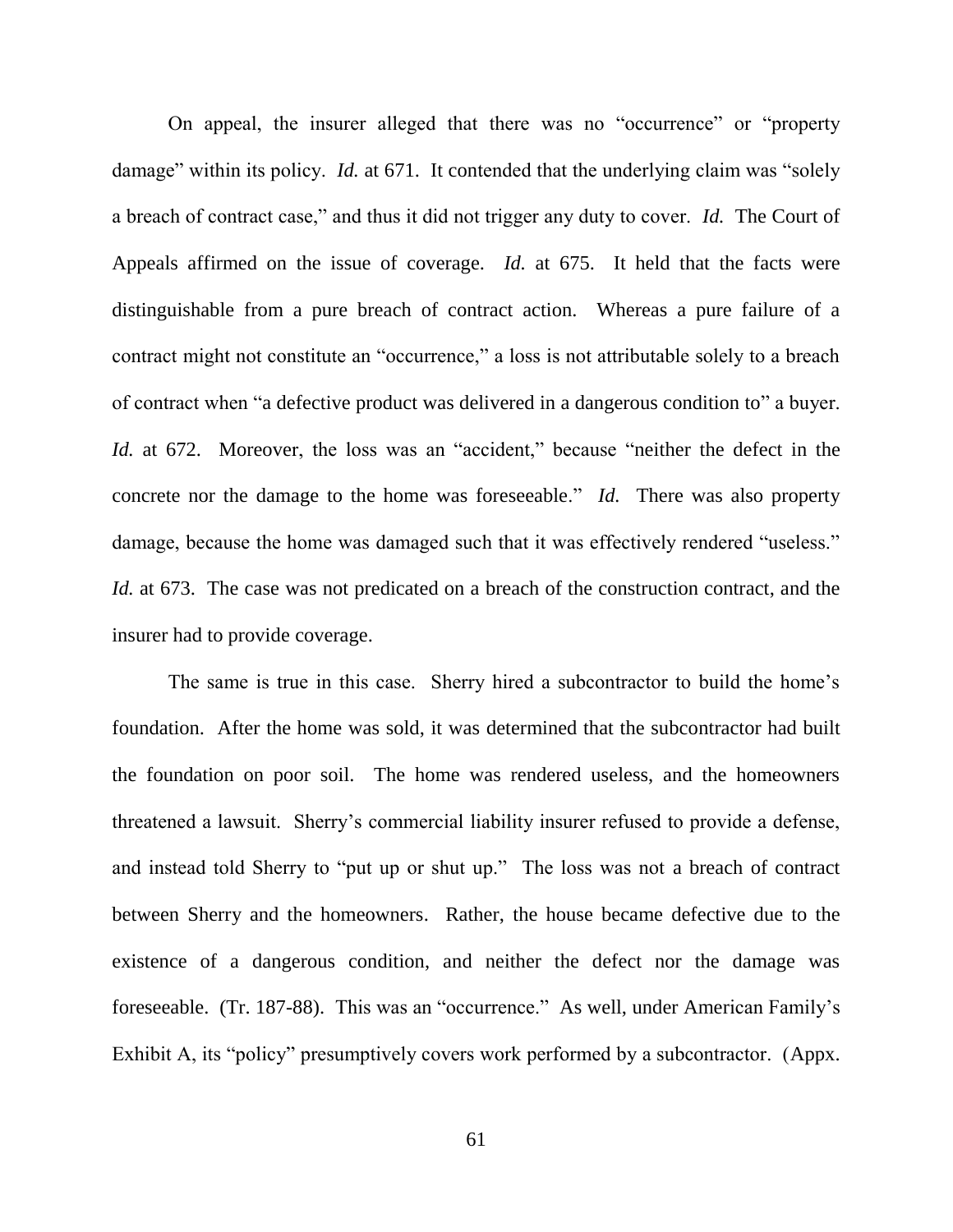On appeal, the insurer alleged that there was no "occurrence" or "property damage" within its policy. *Id.* at 671. It contended that the underlying claim was "solely a breach of contract case," and thus it did not trigger any duty to cover. *Id.* The Court of Appeals affirmed on the issue of coverage. *Id.* at 675. It held that the facts were distinguishable from a pure breach of contract action. Whereas a pure failure of a contract might not constitute an "occurrence," a loss is not attributable solely to a breach of contract when "a defective product was delivered in a dangerous condition to" a buyer. *Id.* at 672. Moreover, the loss was an "accident," because "neither the defect in the concrete nor the damage to the home was foreseeable." *Id.* There was also property damage, because the home was damaged such that it was effectively rendered "useless." *Id.* at 673. The case was not predicated on a breach of the construction contract, and the insurer had to provide coverage.

The same is true in this case. Sherry hired a subcontractor to build the home's foundation. After the home was sold, it was determined that the subcontractor had built the foundation on poor soil. The home was rendered useless, and the homeowners threatened a lawsuit. Sherry's commercial liability insurer refused to provide a defense, and instead told Sherry to "put up or shut up." The loss was not a breach of contract between Sherry and the homeowners. Rather, the house became defective due to the existence of a dangerous condition, and neither the defect nor the damage was foreseeable. (Tr. 187-88). This was an "occurrence." As well, under American Family's Exhibit A, its "policy" presumptively covers work performed by a subcontractor. (Appx.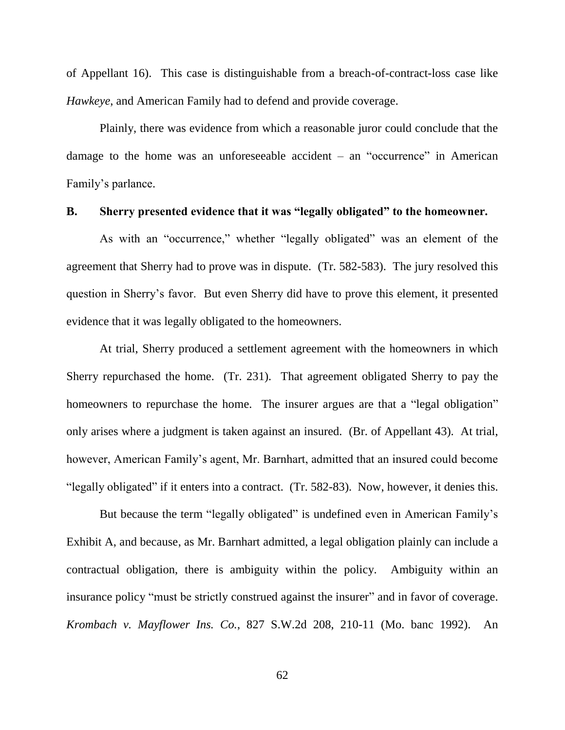of Appellant 16). This case is distinguishable from a breach-of-contract-loss case like *Hawkeye*, and American Family had to defend and provide coverage.

Plainly, there was evidence from which a reasonable juror could conclude that the damage to the home was an unforeseeable accident – an "occurrence" in American Family's parlance.

**B. Sherry presented evidence that it was "legally obligated" to the homeowner.**

As with an "occurrence," whether "legally obligated" was an element of the agreement that Sherry had to prove was in dispute. (Tr. 582-583). The jury resolved this question in Sherry's favor. But even Sherry did have to prove this element, it presented evidence that it was legally obligated to the homeowners.

At trial, Sherry produced a settlement agreement with the homeowners in which Sherry repurchased the home. (Tr. 231). That agreement obligated Sherry to pay the homeowners to repurchase the home. The insurer argues are that a "legal obligation" only arises where a judgment is taken against an insured. (Br. of Appellant 43). At trial, however, American Family's agent, Mr. Barnhart, admitted that an insured could become "legally obligated" if it enters into a contract. (Tr. 582-83). Now, however, it denies this.

But because the term "legally obligated" is undefined even in American Family's Exhibit A, and because, as Mr. Barnhart admitted, a legal obligation plainly can include a contractual obligation, there is ambiguity within the policy. Ambiguity within an insurance policy "must be strictly construed against the insurer" and in favor of coverage. *Krombach v. Mayflower Ins. Co.*, 827 S.W.2d 208, 210-11 (Mo. banc 1992). An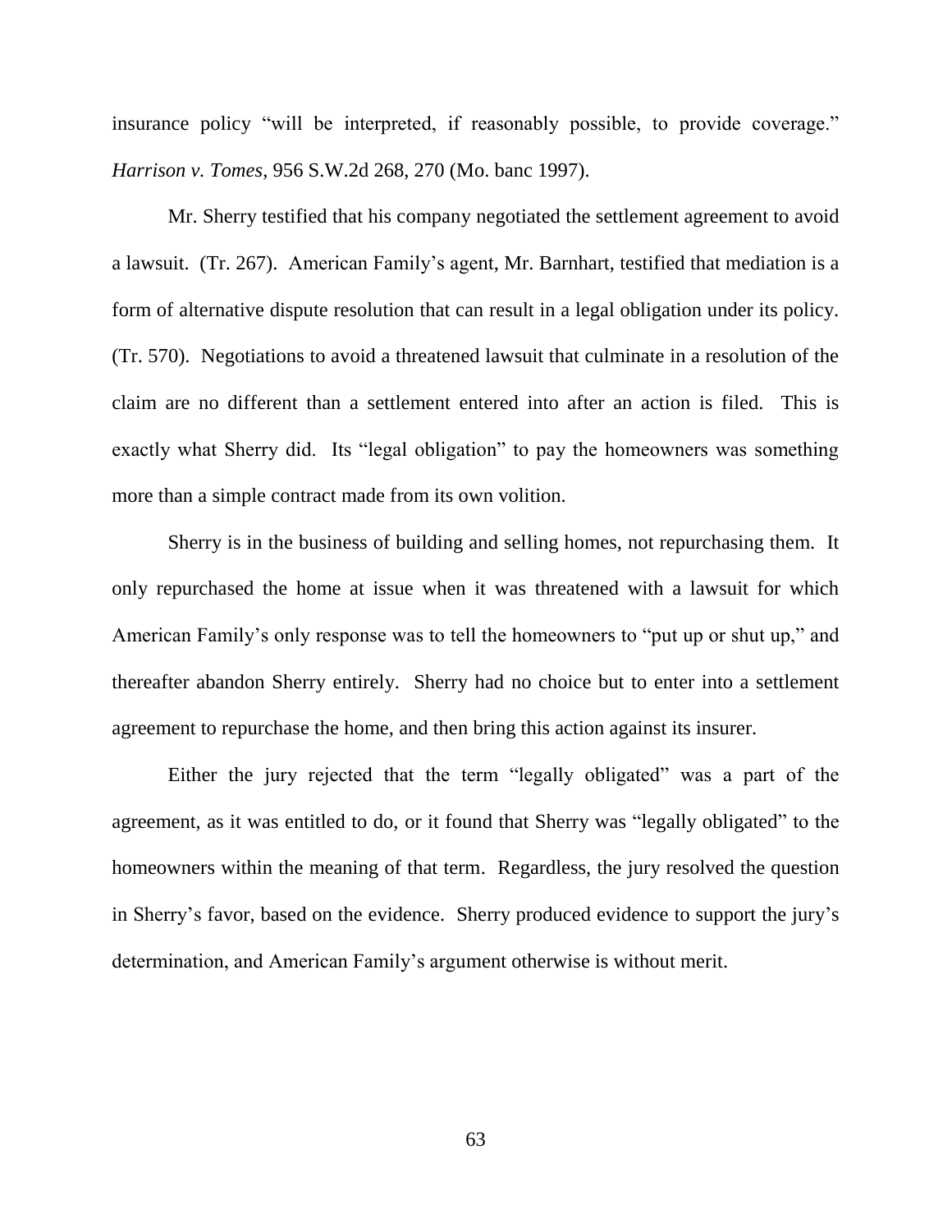insurance policy "will be interpreted, if reasonably possible, to provide coverage." *Harrison v. Tomes*, 956 S.W.2d 268, 270 (Mo. banc 1997).

Mr. Sherry testified that his company negotiated the settlement agreement to avoid a lawsuit. (Tr. 267). American Family's agent, Mr. Barnhart, testified that mediation is a form of alternative dispute resolution that can result in a legal obligation under its policy. (Tr. 570). Negotiations to avoid a threatened lawsuit that culminate in a resolution of the claim are no different than a settlement entered into after an action is filed. This is exactly what Sherry did. Its "legal obligation" to pay the homeowners was something more than a simple contract made from its own volition.

Sherry is in the business of building and selling homes, not repurchasing them. It only repurchased the home at issue when it was threatened with a lawsuit for which American Family's only response was to tell the homeowners to "put up or shut up," and thereafter abandon Sherry entirely. Sherry had no choice but to enter into a settlement agreement to repurchase the home, and then bring this action against its insurer.

Either the jury rejected that the term "legally obligated" was a part of the agreement, as it was entitled to do, or it found that Sherry was "legally obligated" to the homeowners within the meaning of that term. Regardless, the jury resolved the question in Sherry's favor, based on the evidence. Sherry produced evidence to support the jury's determination, and American Family's argument otherwise is without merit.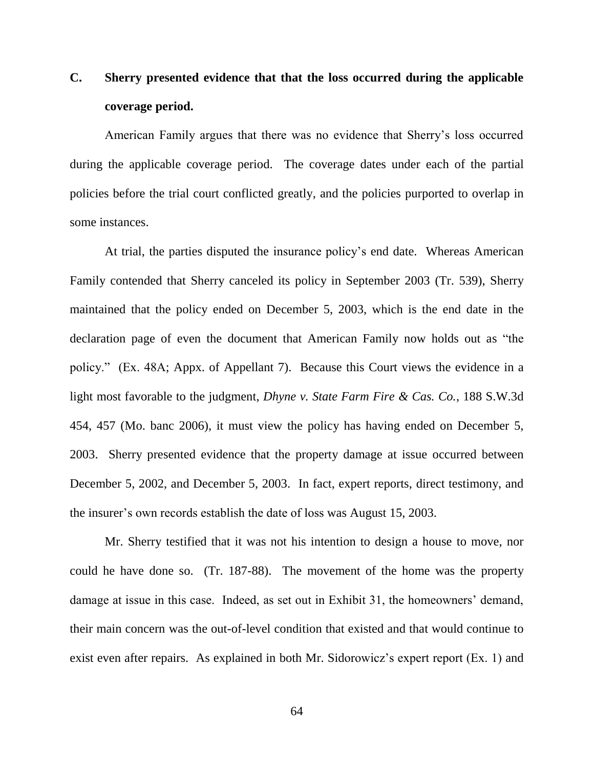### C. Sherry presented evidence that that the loss occurred during the applicable coverage period.

American Family argues that there was no evidence that Sherry's loss occurred during the applicable coverage period. The coverage dates under each of the partial policies before the trial court conflicted greatly, and the policies purported to overlap in some instances.

At trial, the parties disputed the insurance policy's end date. Whereas American Family contended that Sherry canceled its policy in September 2003 (Tr. 539), Sherry maintained that the policy ended on December 5, 2003, which is the end date in the declaration page of even the document that American Family now holds out as "the policy." (Ex. 48A; Appx. of Appellant 7). Because this Court views the evidence in a light most favorable to the judgment, *Dhyne v. State Farm Fire & Cas. Co.*, 188 S.W.3d 454, 457 (Mo. banc 2006), it must view the policy has having ended on December 5, 2003. Sherry presented evidence that the property damage at issue occurred between December 5, 2002, and December 5, 2003. In fact, expert reports, direct testimony, and the insurer's own records establish the date of loss was August 15, 2003.

Mr. Sherry testified that it was not his intention to design a house to move, nor could he have done so. (Tr. 187-88). The movement of the home was the property damage at issue in this case. Indeed, as set out in Exhibit 31, the homeowners' demand, their main concern was the out-of-level condition that existed and that would continue to exist even after repairs. As explained in both Mr. Sidorowicz's expert report (Ex. 1) and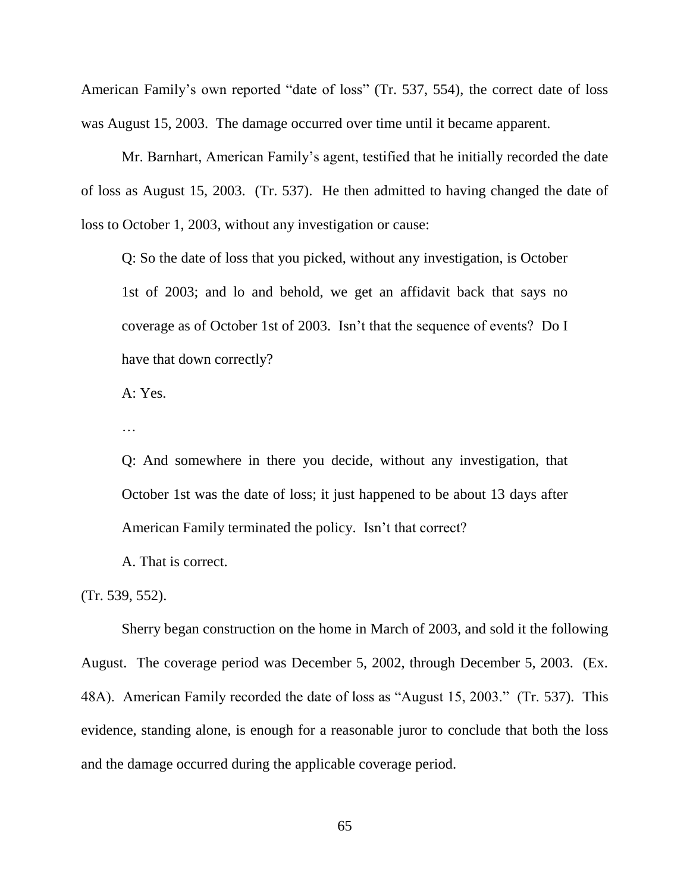American Family's own reported "date of loss" (Tr. 537, 554), the correct date of loss was August 15, 2003. The damage occurred over time until it became apparent.

Mr. Barnhart, American Family's agent, testified that he initially recorded the date of loss as August 15, 2003. (Tr. 537). He then admitted to having changed the date of loss to October 1, 2003, without any investigation or cause:

> Q: So the date of loss that you picked, without any investigation, is October 1st of 2003; and lo and behold, we get an affidavit back that says no coverage as of October 1st of 2003. Isn't that the sequence of events? Do I have that down correctly?
>
> A: Yes.
>
> …
>
> Q: And somewhere in there you decide, without any investigation, that October 1st was the date of loss; it just happened to be about 13 days after American Family terminated the policy. Isn't that correct?
>
> A. That is correct.

(Tr. 539, 552).

Sherry began construction on the home in March of 2003, and sold it the following August. The coverage period was December 5, 2002, through December 5, 2003. (Ex. 48A). American Family recorded the date of loss as "August 15, 2003." (Tr. 537). This evidence, standing alone, is enough for a reasonable juror to conclude that both the loss and the damage occurred during the applicable coverage period.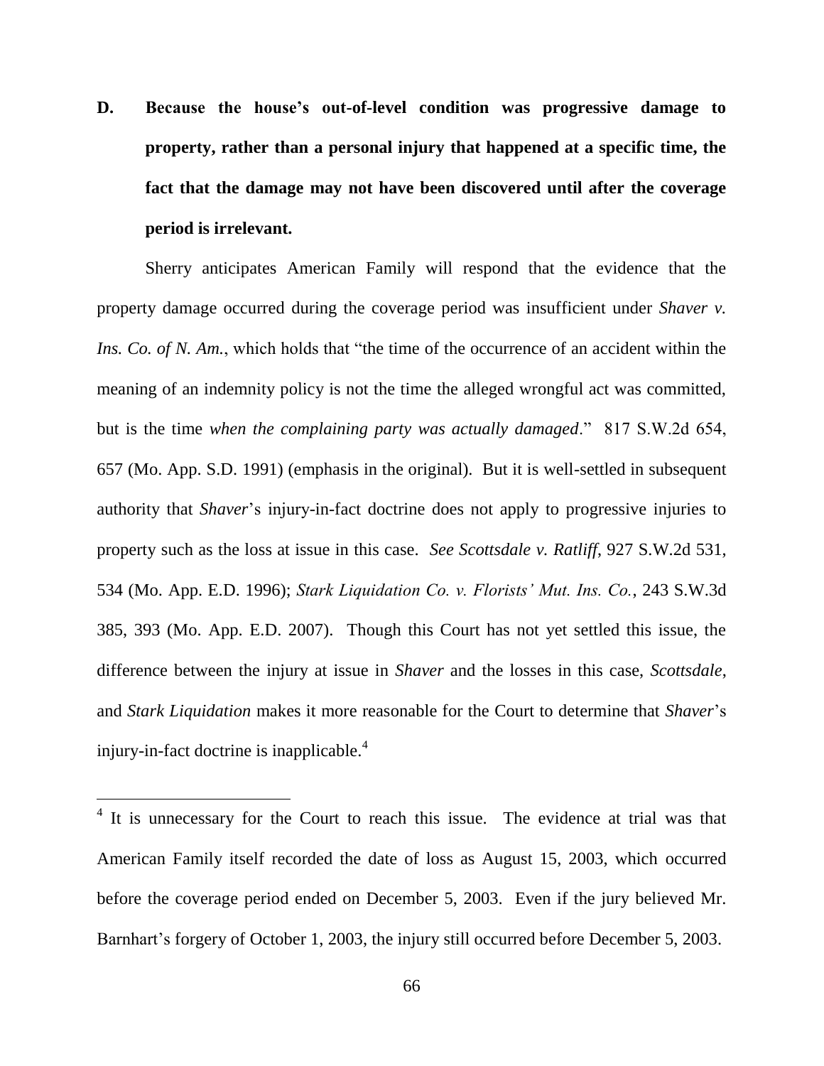**D. Because the house's out-of-level condition was progressive damage to property, rather than a personal injury that happened at a specific time, the fact that the damage may not have been discovered until after the coverage period is irrelevant.**

Sherry anticipates American Family will respond that the evidence that the property damage occurred during the coverage period was insufficient under *Shaver v. Ins. Co. of N. Am.*, which holds that "the time of the occurrence of an accident within the meaning of an indemnity policy is not the time the alleged wrongful act was committed, but is the time *when the complaining party was actually damaged*." 817 S.W.2d 654, 657 (Mo. App. S.D. 1991) (emphasis in the original). But it is well-settled in subsequent authority that *Shaver*'s injury-in-fact doctrine does not apply to progressive injuries to property such as the loss at issue in this case. *See Scottsdale v. Ratliff*, 927 S.W.2d 531, 534 (Mo. App. E.D. 1996); *Stark Liquidation Co. v. Florists' Mut. Ins. Co.*, 243 S.W.3d 385, 393 (Mo. App. E.D. 2007). Though this Court has not yet settled this issue, the difference between the injury at issue in *Shaver* and the losses in this case, *Scottsdale*, and *Stark Liquidation* makes it more reasonable for the Court to determine that *Shaver*'s injury-in-fact doctrine is inapplicable.[4]

[4] It is unnecessary for the Court to reach this issue. The evidence at trial was that American Family itself recorded the date of loss as August 15, 2003, which occurred before the coverage period ended on December 5, 2003. Even if the jury believed Mr. Barnhart's forgery of October 1, 2003, the injury still occurred before December 5, 2003.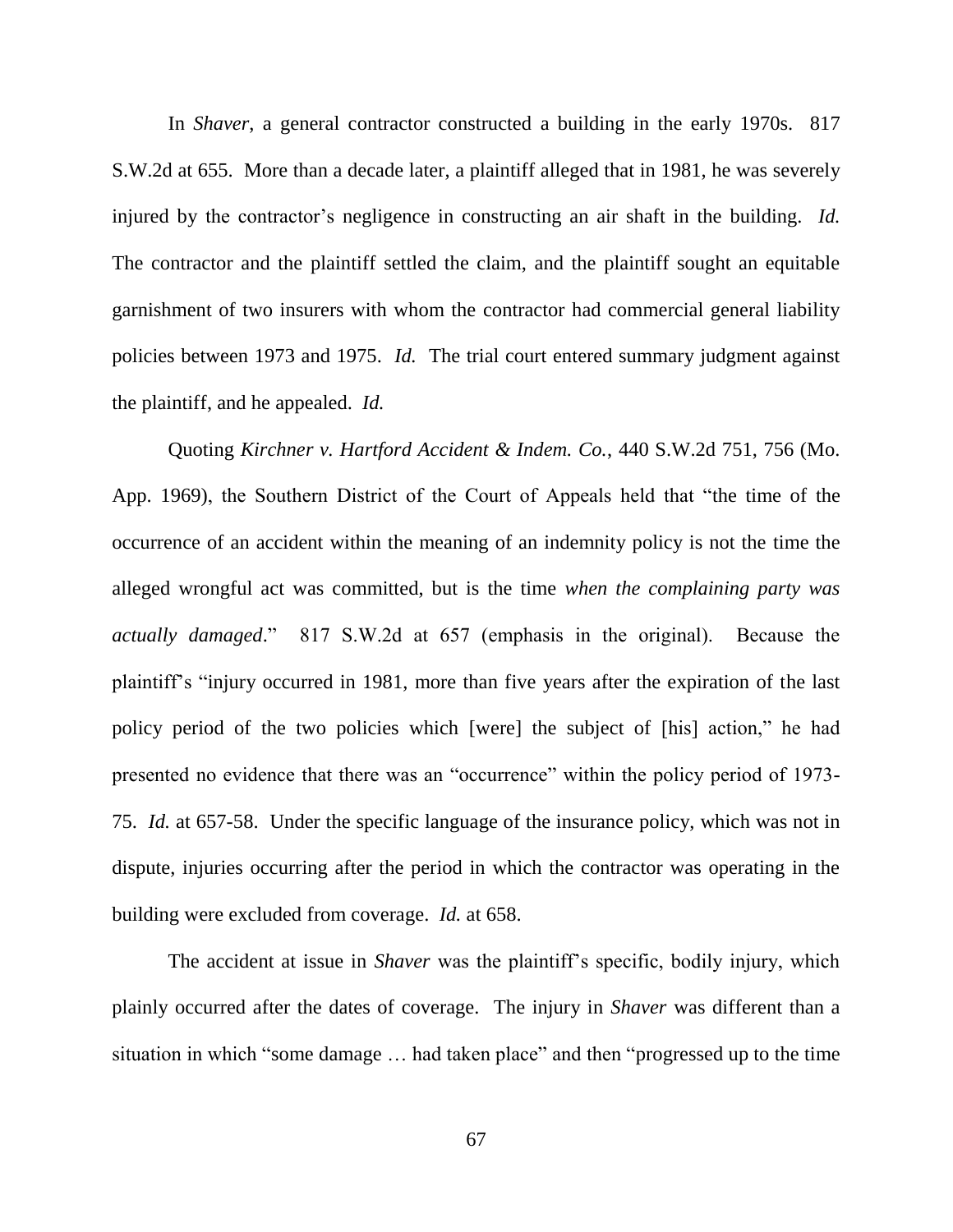In *Shaver*, a general contractor constructed a building in the early 1970s. 817 S.W.2d at 655. More than a decade later, a plaintiff alleged that in 1981, he was severely injured by the contractor's negligence in constructing an air shaft in the building. *Id.* The contractor and the plaintiff settled the claim, and the plaintiff sought an equitable garnishment of two insurers with whom the contractor had commercial general liability policies between 1973 and 1975. *Id.* The trial court entered summary judgment against the plaintiff, and he appealed. *Id.*

Quoting *Kirchner v. Hartford Accident & Indem. Co.*, 440 S.W.2d 751, 756 (Mo. App. 1969), the Southern District of the Court of Appeals held that "the time of the occurrence of an accident within the meaning of an indemnity policy is not the time the alleged wrongful act was committed, but is the time *when the complaining party was actually damaged*." 817 S.W.2d at 657 (emphasis in the original). Because the plaintiff's "injury occurred in 1981, more than five years after the expiration of the last policy period of the two policies which [were] the subject of [his] action," he had presented no evidence that there was an "occurrence" within the policy period of 1973-75. *Id.* at 657-58. Under the specific language of the insurance policy, which was not in dispute, injuries occurring after the period in which the contractor was operating in the building were excluded from coverage. *Id.* at 658.

The accident at issue in *Shaver* was the plaintiff's specific, bodily injury, which plainly occurred after the dates of coverage. The injury in *Shaver* was different than a situation in which "some damage … had taken place" and then "progressed up to the time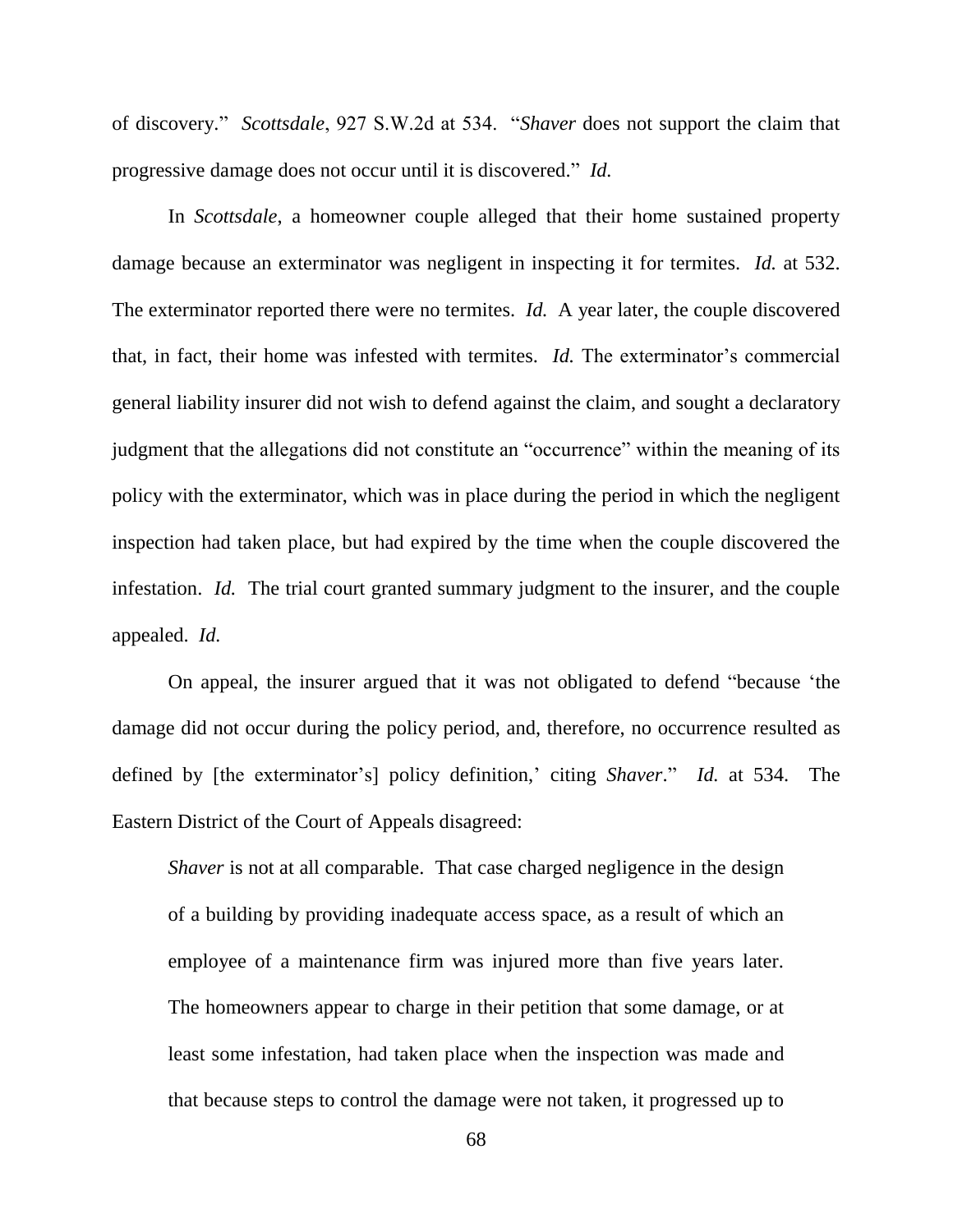of discovery." *Scottsdale*, 927 S.W.2d at 534. "*Shaver* does not support the claim that progressive damage does not occur until it is discovered." *Id.*

In *Scottsdale*, a homeowner couple alleged that their home sustained property damage because an exterminator was negligent in inspecting it for termites. *Id.* at 532. The exterminator reported there were no termites. *Id.* A year later, the couple discovered that, in fact, their home was infested with termites. *Id.* The exterminator's commercial general liability insurer did not wish to defend against the claim, and sought a declaratory judgment that the allegations did not constitute an "occurrence" within the meaning of its policy with the exterminator, which was in place during the period in which the negligent inspection had taken place, but had expired by the time when the couple discovered the infestation. *Id.* The trial court granted summary judgment to the insurer, and the couple appealed. *Id.*

On appeal, the insurer argued that it was not obligated to defend "because 'the damage did not occur during the policy period, and, therefore, no occurrence resulted as defined by [the exterminator's] policy definition,' citing *Shaver*." *Id.* at 534. The Eastern District of the Court of Appeals disagreed:

> *Shaver* is not at all comparable. That case charged negligence in the design of a building by providing inadequate access space, as a result of which an employee of a maintenance firm was injured more than five years later. The homeowners appear to charge in their petition that some damage, or at least some infestation, had taken place when the inspection was made and that because steps to control the damage were not taken, it progressed up to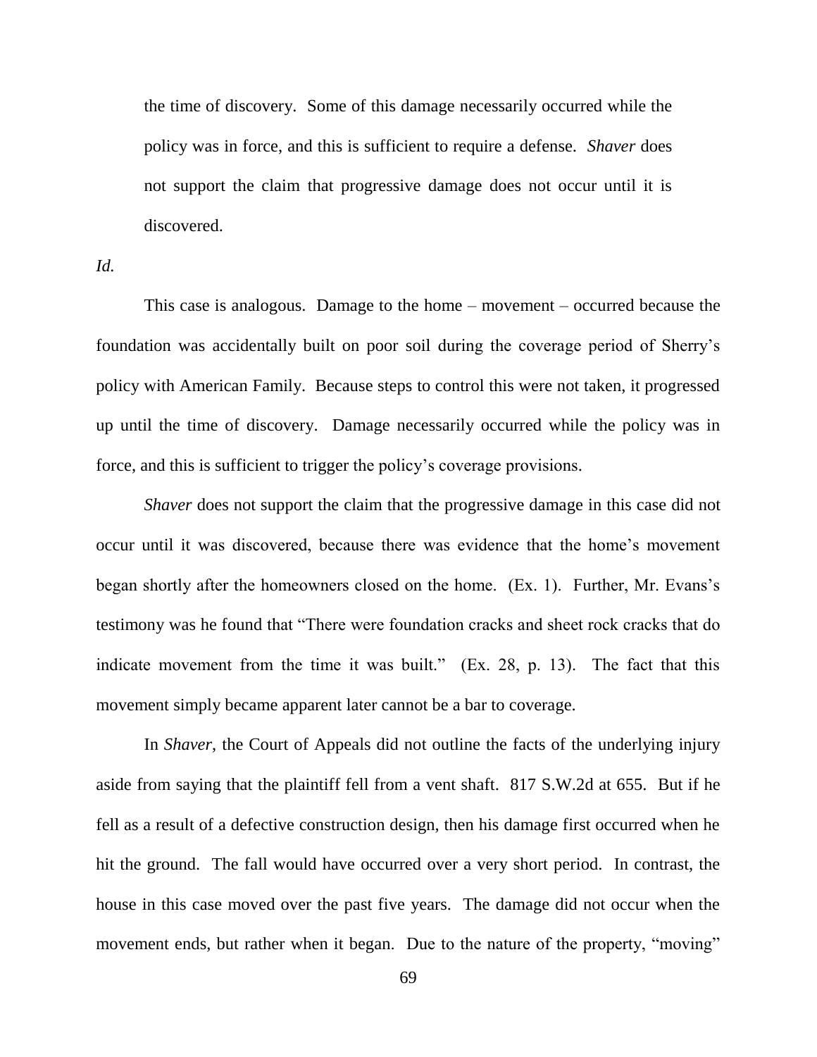> the time of discovery. Some of this damage necessarily occurred while the policy was in force, and this is sufficient to require a defense. *Shaver* does not support the claim that progressive damage does not occur until it is discovered.

*Id.*

This case is analogous. Damage to the home – movement – occurred because the foundation was accidentally built on poor soil during the coverage period of Sherry's policy with American Family. Because steps to control this were not taken, it progressed up until the time of discovery. Damage necessarily occurred while the policy was in force, and this is sufficient to trigger the policy's coverage provisions.

*Shaver* does not support the claim that the progressive damage in this case did not occur until it was discovered, because there was evidence that the home's movement began shortly after the homeowners closed on the home. (Ex. 1). Further, Mr. Evans's testimony was he found that "There were foundation cracks and sheet rock cracks that do indicate movement from the time it was built." (Ex. 28, p. 13). The fact that this movement simply became apparent later cannot be a bar to coverage.

In *Shaver*, the Court of Appeals did not outline the facts of the underlying injury aside from saying that the plaintiff fell from a vent shaft. 817 S.W.2d at 655. But if he fell as a result of a defective construction design, then his damage first occurred when he hit the ground. The fall would have occurred over a very short period. In contrast, the house in this case moved over the past five years. The damage did not occur when the movement ends, but rather when it began. Due to the nature of the property, "moving"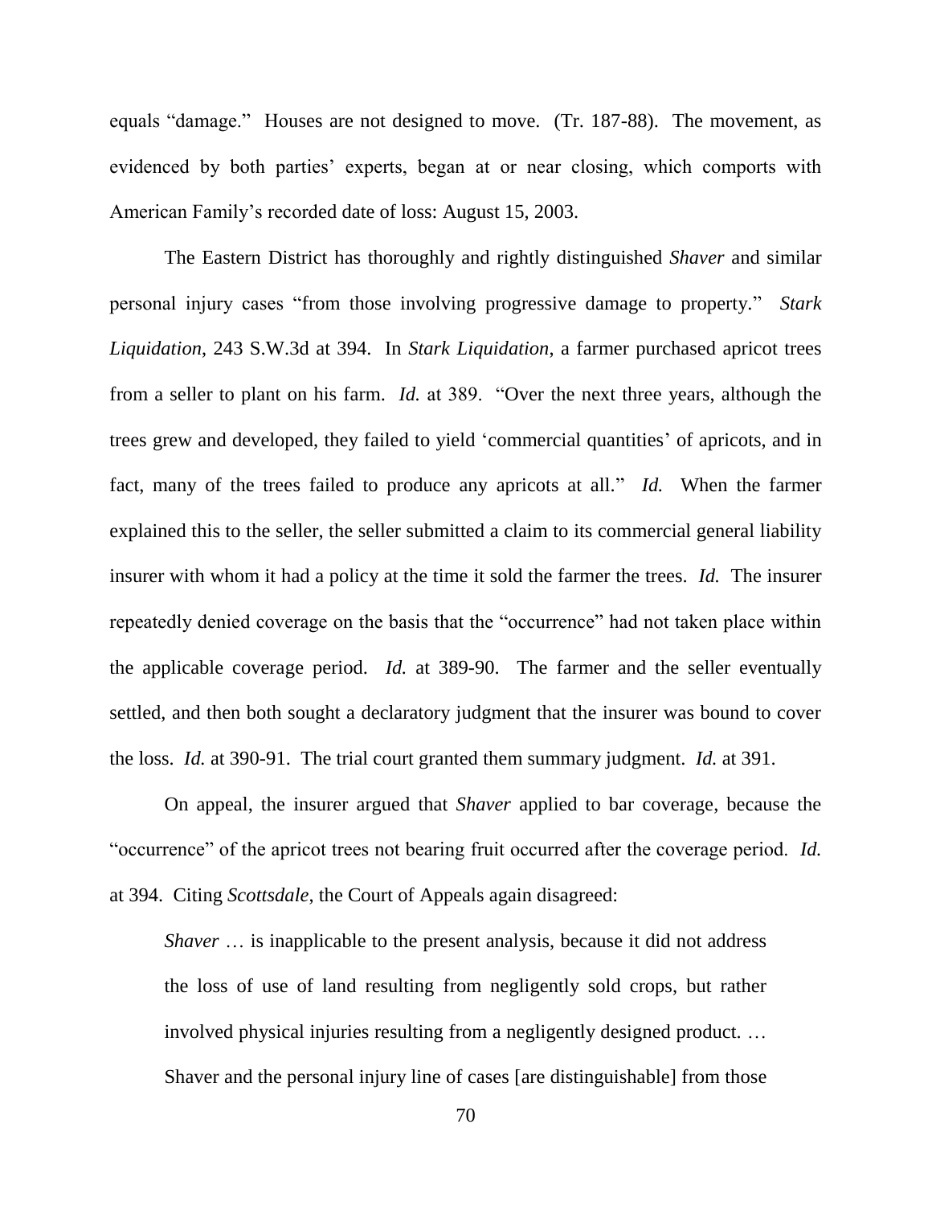equals "damage." Houses are not designed to move. (Tr. 187-88). The movement, as evidenced by both parties' experts, began at or near closing, which comports with American Family's recorded date of loss: August 15, 2003.

The Eastern District has thoroughly and rightly distinguished *Shaver* and similar personal injury cases "from those involving progressive damage to property." *Stark Liquidation*, 243 S.W.3d at 394. In *Stark Liquidation*, a farmer purchased apricot trees from a seller to plant on his farm. *Id.* at 389. "Over the next three years, although the trees grew and developed, they failed to yield 'commercial quantities' of apricots, and in fact, many of the trees failed to produce any apricots at all." *Id.* When the farmer explained this to the seller, the seller submitted a claim to its commercial general liability insurer with whom it had a policy at the time it sold the farmer the trees. *Id.* The insurer repeatedly denied coverage on the basis that the "occurrence" had not taken place within the applicable coverage period. *Id.* at 389-90. The farmer and the seller eventually settled, and then both sought a declaratory judgment that the insurer was bound to cover the loss. *Id.* at 390-91. The trial court granted them summary judgment. *Id.* at 391.

On appeal, the insurer argued that *Shaver* applied to bar coverage, because the "occurrence" of the apricot trees not bearing fruit occurred after the coverage period. *Id.* at 394. Citing *Scottsdale*, the Court of Appeals again disagreed:

> *Shaver* … is inapplicable to the present analysis, because it did not address the loss of use of land resulting from negligently sold crops, but rather involved physical injuries resulting from a negligently designed product. … Shaver and the personal injury line of cases [are distinguishable] from those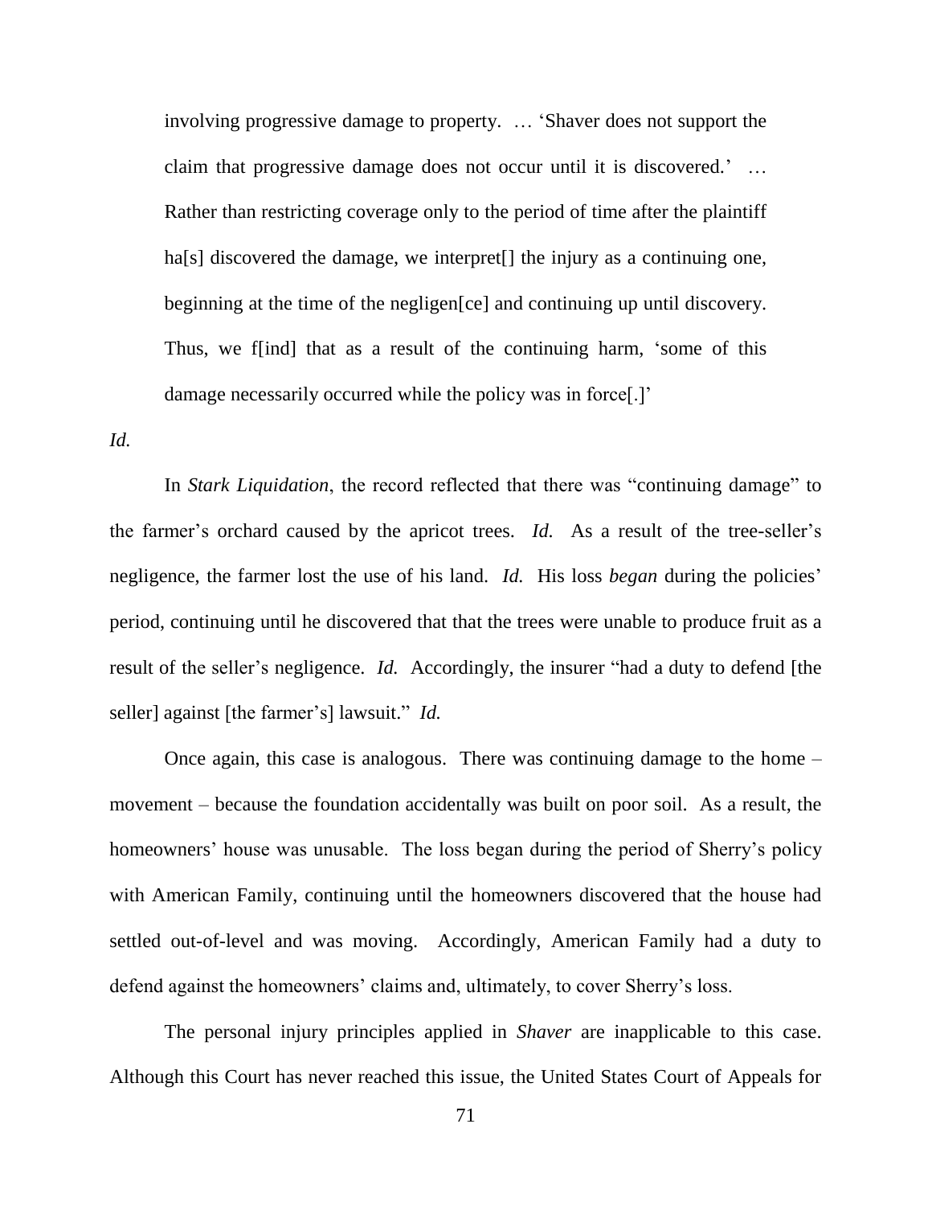> involving progressive damage to property. … 'Shaver does not support the claim that progressive damage does not occur until it is discovered.' … Rather than restricting coverage only to the period of time after the plaintiff ha[s] discovered the damage, we interpret[] the injury as a continuing one, beginning at the time of the negligen[ce] and continuing up until discovery. Thus, we f[ind] that as a result of the continuing harm, 'some of this damage necessarily occurred while the policy was in force[.]'

*Id.*

In *Stark Liquidation*, the record reflected that there was "continuing damage" to the farmer's orchard caused by the apricot trees. *Id.* As a result of the tree-seller's negligence, the farmer lost the use of his land. *Id.* His loss *began* during the policies' period, continuing until he discovered that that the trees were unable to produce fruit as a result of the seller's negligence. *Id.* Accordingly, the insurer "had a duty to defend [the seller] against [the farmer's] lawsuit." *Id.*

Once again, this case is analogous. There was continuing damage to the home – movement – because the foundation accidentally was built on poor soil. As a result, the homeowners' house was unusable. The loss began during the period of Sherry's policy with American Family, continuing until the homeowners discovered that the house had settled out-of-level and was moving. Accordingly, American Family had a duty to defend against the homeowners' claims and, ultimately, to cover Sherry's loss.

The personal injury principles applied in *Shaver* are inapplicable to this case. Although this Court has never reached this issue, the United States Court of Appeals for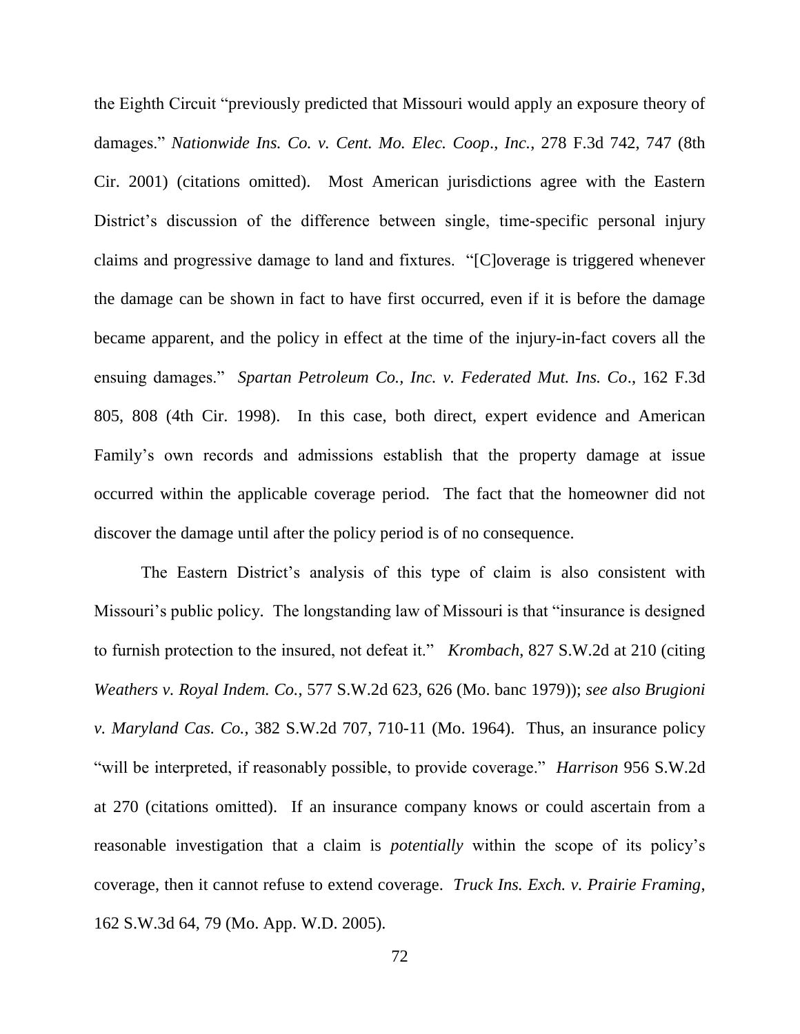the Eighth Circuit "previously predicted that Missouri would apply an exposure theory of damages." *Nationwide Ins. Co. v. Cent. Mo. Elec. Coop., Inc.*, 278 F.3d 742, 747 (8th Cir. 2001) (citations omitted). Most American jurisdictions agree with the Eastern District's discussion of the difference between single, time-specific personal injury claims and progressive damage to land and fixtures. "[C]overage is triggered whenever the damage can be shown in fact to have first occurred, even if it is before the damage became apparent, and the policy in effect at the time of the injury-in-fact covers all the ensuing damages." *Spartan Petroleum Co., Inc. v. Federated Mut. Ins. Co*., 162 F.3d 805, 808 (4th Cir. 1998). In this case, both direct, expert evidence and American Family's own records and admissions establish that the property damage at issue occurred within the applicable coverage period. The fact that the homeowner did not discover the damage until after the policy period is of no consequence.

The Eastern District's analysis of this type of claim is also consistent with Missouri's public policy. The longstanding law of Missouri is that "insurance is designed to furnish protection to the insured, not defeat it." *Krombach*, 827 S.W.2d at 210 (citing *Weathers v. Royal Indem. Co.,* 577 S.W.2d 623, 626 (Mo. banc 1979)); *see also Brugioni v. Maryland Cas. Co.,* 382 S.W.2d 707, 710-11 (Mo. 1964). Thus, an insurance policy "will be interpreted, if reasonably possible, to provide coverage." *Harrison* 956 S.W.2d at 270 (citations omitted). If an insurance company knows or could ascertain from a reasonable investigation that a claim is *potentially* within the scope of its policy's coverage, then it cannot refuse to extend coverage. *Truck Ins. Exch. v. Prairie Framing*, 162 S.W.3d 64, 79 (Mo. App. W.D. 2005).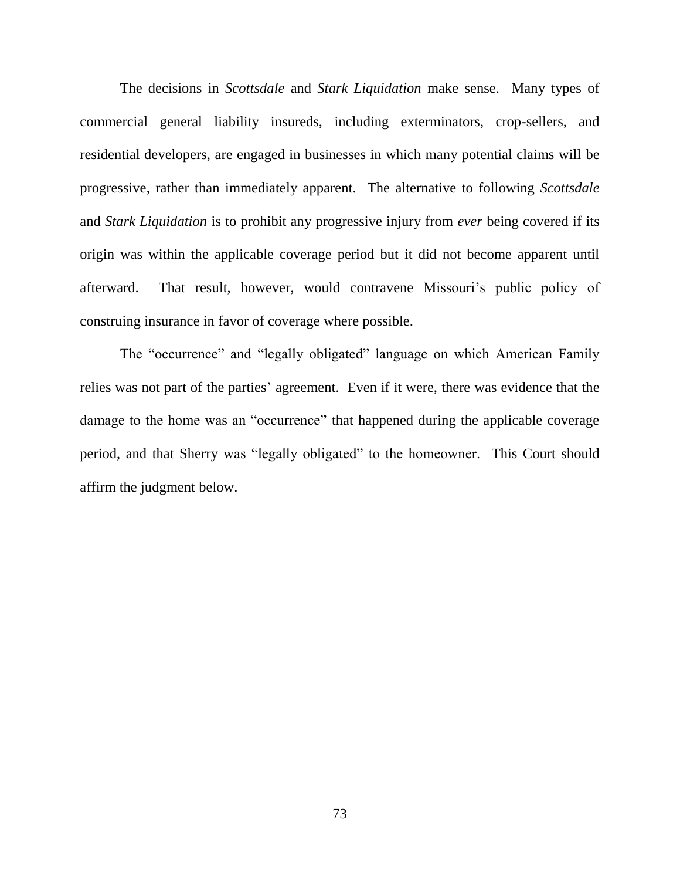The decisions in *Scottsdale* and *Stark Liquidation* make sense. Many types of commercial general liability insureds, including exterminators, crop-sellers, and residential developers, are engaged in businesses in which many potential claims will be progressive, rather than immediately apparent. The alternative to following *Scottsdale* and *Stark Liquidation* is to prohibit any progressive injury from *ever* being covered if its origin was within the applicable coverage period but it did not become apparent until afterward. That result, however, would contravene Missouri's public policy of construing insurance in favor of coverage where possible.

The "occurrence" and "legally obligated" language on which American Family relies was not part of the parties' agreement. Even if it were, there was evidence that the damage to the home was an "occurrence" that happened during the applicable coverage period, and that Sherry was "legally obligated" to the homeowner. This Court should affirm the judgment below.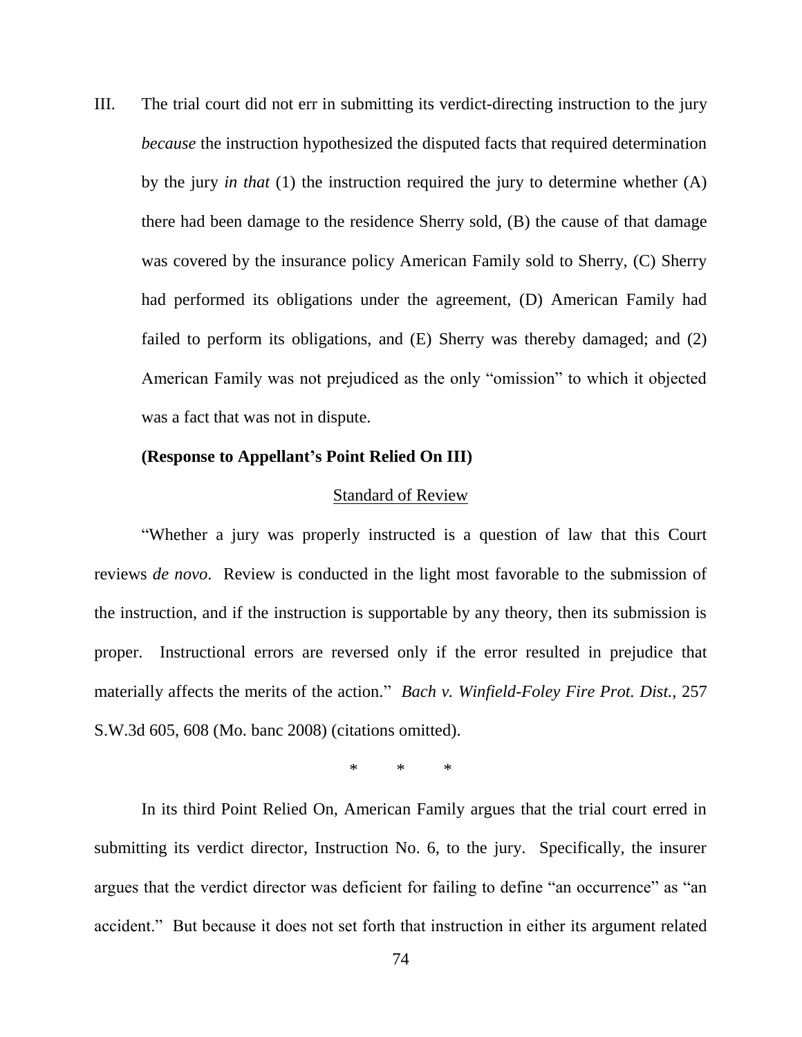III. The trial court did not err in submitting its verdict-directing instruction to the jury *because* the instruction hypothesized the disputed facts that required determination by the jury *in that* (1) the instruction required the jury to determine whether (A) there had been damage to the residence Sherry sold, (B) the cause of that damage was covered by the insurance policy American Family sold to Sherry, (C) Sherry had performed its obligations under the agreement, (D) American Family had failed to perform its obligations, and (E) Sherry was thereby damaged; and (2) American Family was not prejudiced as the only "omission" to which it objected was a fact that was not in dispute.

**(Response to Appellant's Point Relied On III)**

<u>Standard of Review</u>

"Whether a jury was properly instructed is a question of law that this Court reviews *de novo*. Review is conducted in the light most favorable to the submission of the instruction, and if the instruction is supportable by any theory, then its submission is proper. Instructional errors are reversed only if the error resulted in prejudice that materially affects the merits of the action." *Bach v. Winfield-Foley Fire Prot. Dist.*, 257 S.W.3d 605, 608 (Mo. banc 2008) (citations omitted).

\* \* \*

In its third Point Relied On, American Family argues that the trial court erred in submitting its verdict director, Instruction No. 6, to the jury. Specifically, the insurer argues that the verdict director was deficient for failing to define "an occurrence" as "an accident." But because it does not set forth that instruction in either its argument related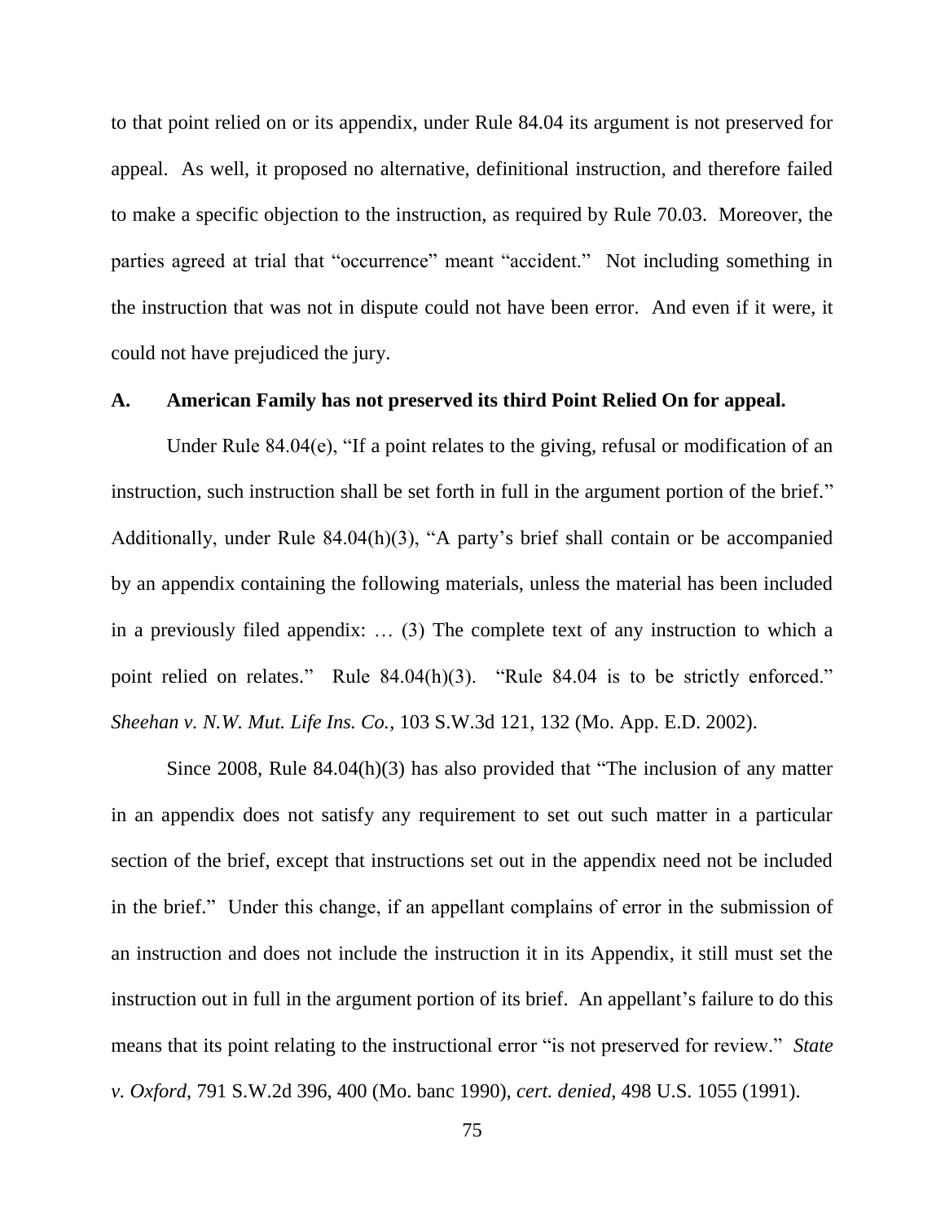to that point relied on or its appendix, under Rule 84.04 its argument is not preserved for appeal. As well, it proposed no alternative, definitional instruction, and therefore failed to make a specific objection to the instruction, as required by Rule 70.03. Moreover, the parties agreed at trial that "occurrence" meant "accident." Not including something in the instruction that was not in dispute could not have been error. And even if it were, it could not have prejudiced the jury.

**A. American Family has not preserved its third Point Relied On for appeal.**

Under Rule 84.04(e), "If a point relates to the giving, refusal or modification of an instruction, such instruction shall be set forth in full in the argument portion of the brief." Additionally, under Rule 84.04(h)(3), "A party's brief shall contain or be accompanied by an appendix containing the following materials, unless the material has been included in a previously filed appendix: … (3) The complete text of any instruction to which a point relied on relates." Rule 84.04(h)(3). "Rule 84.04 is to be strictly enforced." *Sheehan v. N.W. Mut. Life Ins. Co.*, 103 S.W.3d 121, 132 (Mo. App. E.D. 2002).

Since 2008, Rule 84.04(h)(3) has also provided that "The inclusion of any matter in an appendix does not satisfy any requirement to set out such matter in a particular section of the brief, except that instructions set out in the appendix need not be included in the brief." Under this change, if an appellant complains of error in the submission of an instruction and does not include the instruction it in its Appendix, it still must set the instruction out in full in the argument portion of its brief. An appellant's failure to do this means that its point relating to the instructional error "is not preserved for review." *State v. Oxford*, 791 S.W.2d 396, 400 (Mo. banc 1990), *cert. denied*, 498 U.S. 1055 (1991).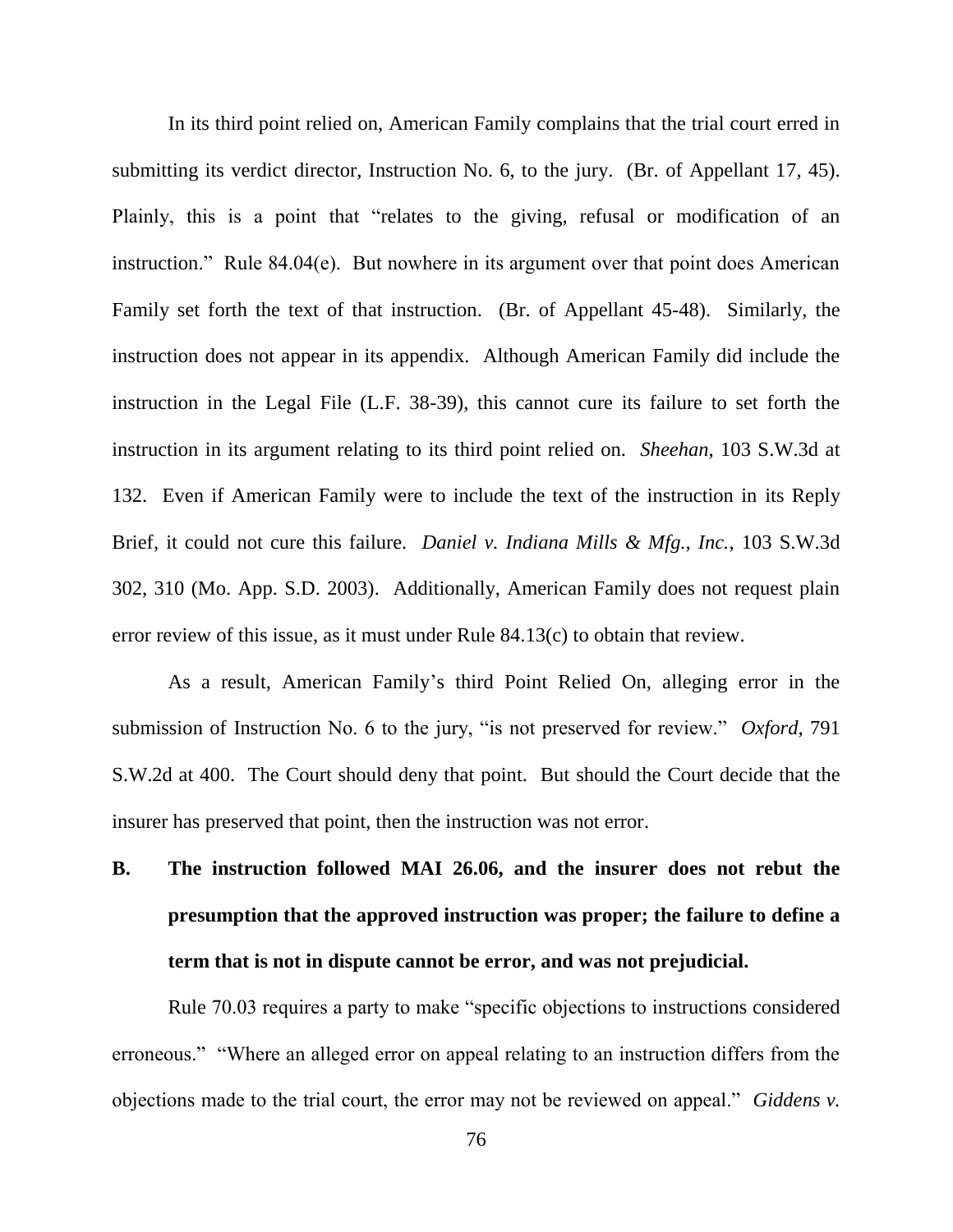In its third point relied on, American Family complains that the trial court erred in submitting its verdict director, Instruction No. 6, to the jury. (Br. of Appellant 17, 45). Plainly, this is a point that "relates to the giving, refusal or modification of an instruction." Rule 84.04(e). But nowhere in its argument over that point does American Family set forth the text of that instruction. (Br. of Appellant 45-48). Similarly, the instruction does not appear in its appendix. Although American Family did include the instruction in the Legal File (L.F. 38-39), this cannot cure its failure to set forth the instruction in its argument relating to its third point relied on. *Sheehan*, 103 S.W.3d at 132. Even if American Family were to include the text of the instruction in its Reply Brief, it could not cure this failure. *Daniel v. Indiana Mills & Mfg., Inc.*, 103 S.W.3d 302, 310 (Mo. App. S.D. 2003). Additionally, American Family does not request plain error review of this issue, as it must under Rule 84.13(c) to obtain that review.

As a result, American Family's third Point Relied On, alleging error in the submission of Instruction No. 6 to the jury, "is not preserved for review." *Oxford*, 791 S.W.2d at 400. The Court should deny that point. But should the Court decide that the insurer has preserved that point, then the instruction was not error.

**B. The instruction followed MAI 26.06, and the insurer does not rebut the presumption that the approved instruction was proper; the failure to define a term that is not in dispute cannot be error, and was not prejudicial.**

Rule 70.03 requires a party to make "specific objections to instructions considered erroneous." "Where an alleged error on appeal relating to an instruction differs from the objections made to the trial court, the error may not be reviewed on appeal." *Giddens v.*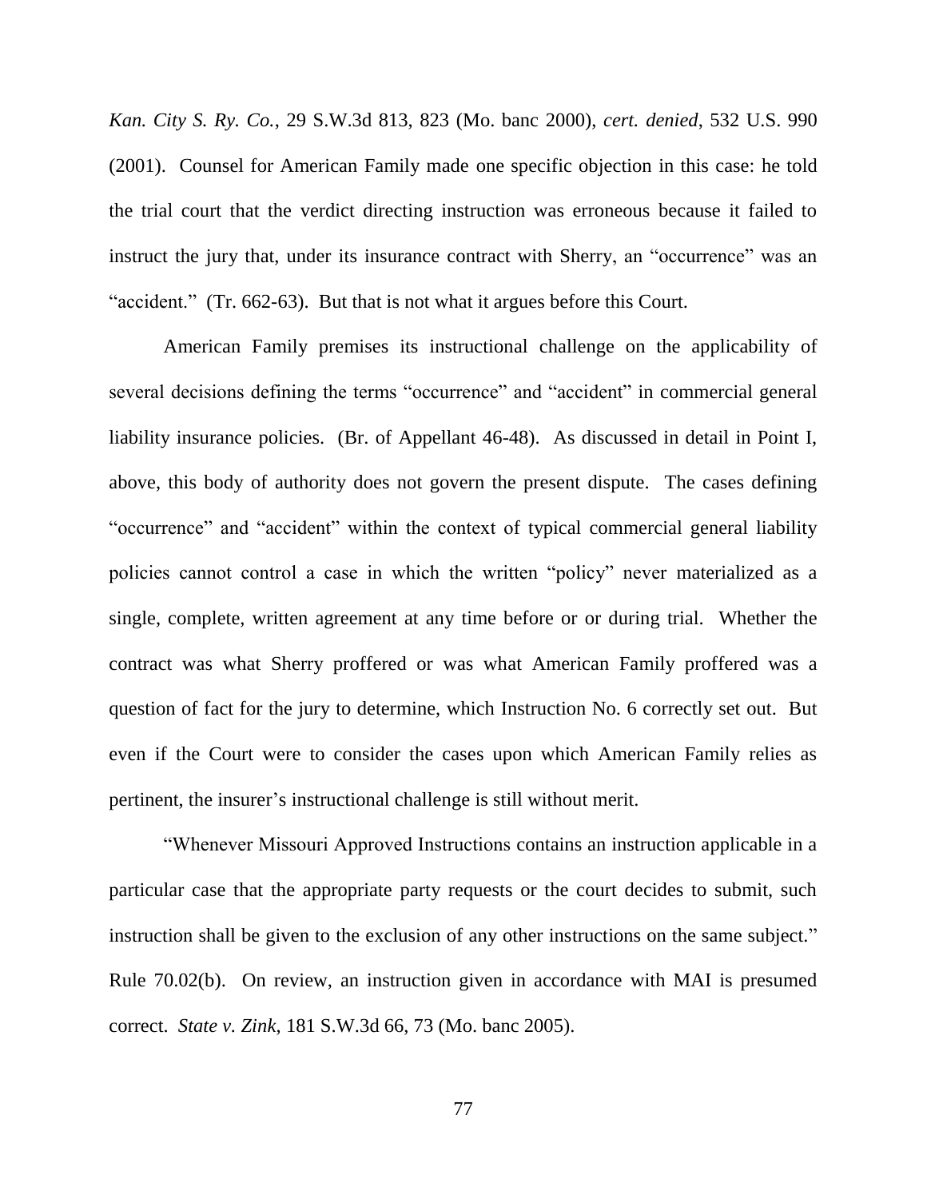*Kan. City S. Ry. Co.*, 29 S.W.3d 813, 823 (Mo. banc 2000), *cert. denied*, 532 U.S. 990 (2001). Counsel for American Family made one specific objection in this case: he told the trial court that the verdict directing instruction was erroneous because it failed to instruct the jury that, under its insurance contract with Sherry, an "occurrence" was an "accident." (Tr. 662-63). But that is not what it argues before this Court.

American Family premises its instructional challenge on the applicability of several decisions defining the terms "occurrence" and "accident" in commercial general liability insurance policies. (Br. of Appellant 46-48). As discussed in detail in Point I, above, this body of authority does not govern the present dispute. The cases defining "occurrence" and "accident" within the context of typical commercial general liability policies cannot control a case in which the written "policy" never materialized as a single, complete, written agreement at any time before or or during trial. Whether the contract was what Sherry proffered or was what American Family proffered was a question of fact for the jury to determine, which Instruction No. 6 correctly set out. But even if the Court were to consider the cases upon which American Family relies as pertinent, the insurer's instructional challenge is still without merit.

"Whenever Missouri Approved Instructions contains an instruction applicable in a particular case that the appropriate party requests or the court decides to submit, such instruction shall be given to the exclusion of any other instructions on the same subject." Rule 70.02(b). On review, an instruction given in accordance with MAI is presumed correct. *State v. Zink*, 181 S.W.3d 66, 73 (Mo. banc 2005).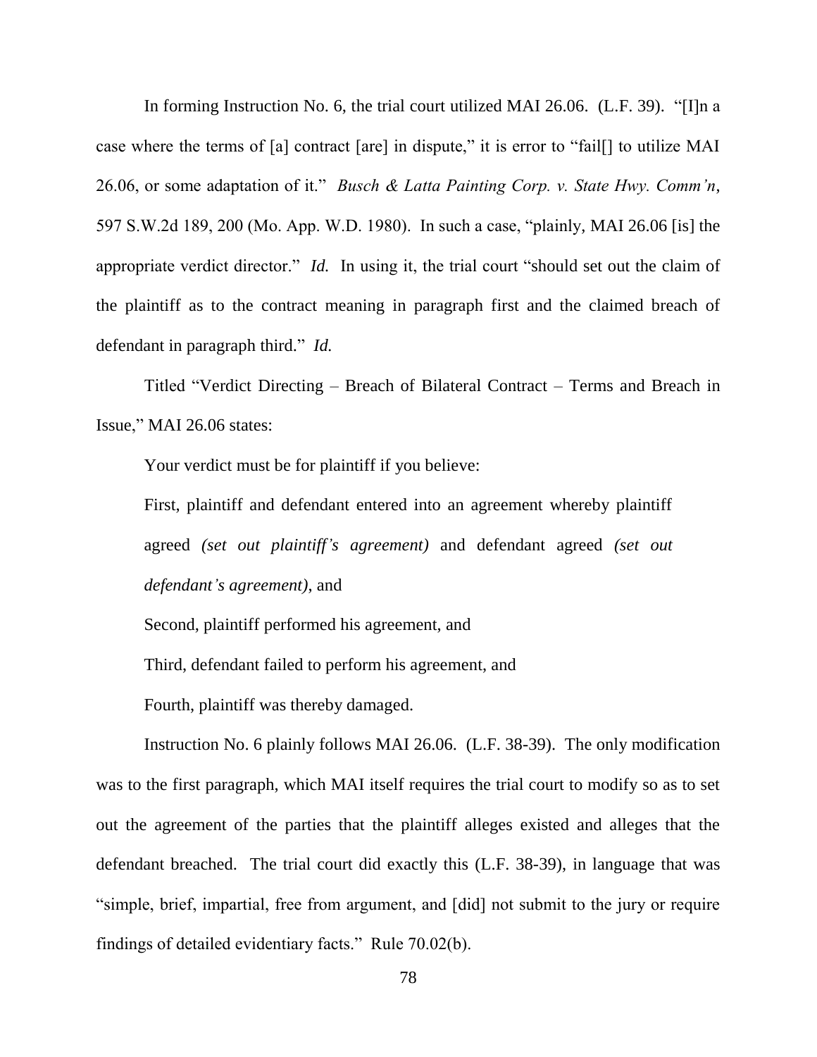In forming Instruction No. 6, the trial court utilized MAI 26.06. (L.F. 39). "[I]n a case where the terms of [a] contract [are] in dispute," it is error to "fail[] to utilize MAI 26.06, or some adaptation of it." *Busch & Latta Painting Corp. v. State Hwy. Comm'n*, 597 S.W.2d 189, 200 (Mo. App. W.D. 1980). In such a case, "plainly, MAI 26.06 [is] the appropriate verdict director." *Id.* In using it, the trial court "should set out the claim of the plaintiff as to the contract meaning in paragraph first and the claimed breach of defendant in paragraph third." *Id.*

Titled "Verdict Directing – Breach of Bilateral Contract – Terms and Breach in Issue," MAI 26.06 states:

> Your verdict must be for plaintiff if you believe:
>
> First, plaintiff and defendant entered into an agreement whereby plaintiff agreed *(set out plaintiff's agreement)* and defendant agreed *(set out defendant's agreement)*, and
>
> Second, plaintiff performed his agreement, and
>
> Third, defendant failed to perform his agreement, and
>
> Fourth, plaintiff was thereby damaged.

Instruction No. 6 plainly follows MAI 26.06. (L.F. 38-39). The only modification was to the first paragraph, which MAI itself requires the trial court to modify so as to set out the agreement of the parties that the plaintiff alleges existed and alleges that the defendant breached. The trial court did exactly this (L.F. 38-39), in language that was "simple, brief, impartial, free from argument, and [did] not submit to the jury or require findings of detailed evidentiary facts." Rule 70.02(b).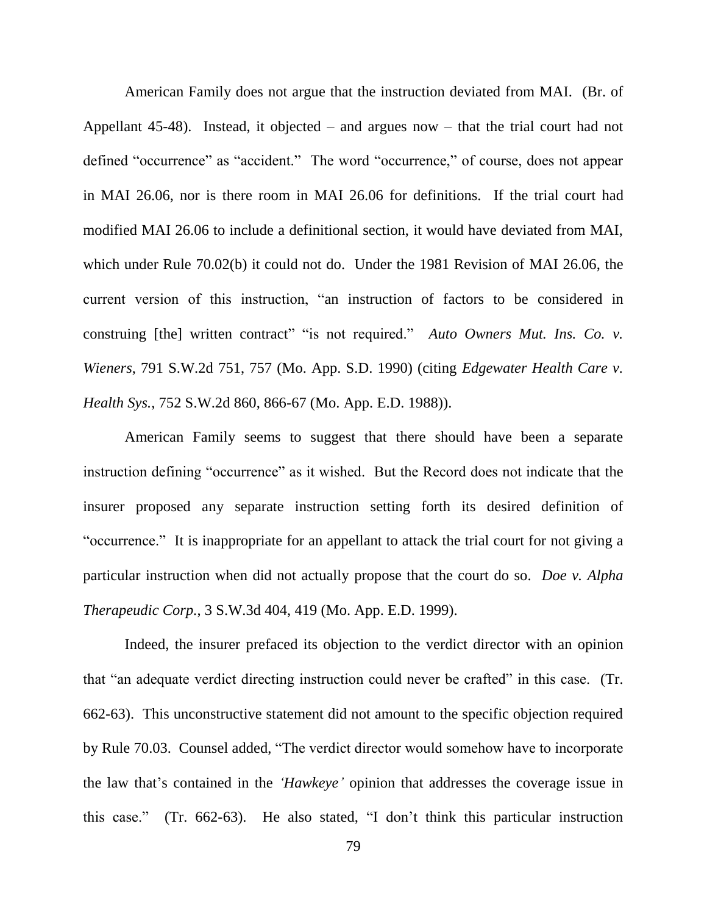American Family does not argue that the instruction deviated from MAI. (Br. of Appellant 45-48). Instead, it objected – and argues now – that the trial court had not defined "occurrence" as "accident." The word "occurrence," of course, does not appear in MAI 26.06, nor is there room in MAI 26.06 for definitions. If the trial court had modified MAI 26.06 to include a definitional section, it would have deviated from MAI, which under Rule 70.02(b) it could not do. Under the 1981 Revision of MAI 26.06, the current version of this instruction, "an instruction of factors to be considered in construing [the] written contract" "is not required." *Auto Owners Mut. Ins. Co. v. Wieners*, 791 S.W.2d 751, 757 (Mo. App. S.D. 1990) (citing *Edgewater Health Care v. Health Sys.*, 752 S.W.2d 860, 866-67 (Mo. App. E.D. 1988)).

American Family seems to suggest that there should have been a separate instruction defining "occurrence" as it wished. But the Record does not indicate that the insurer proposed any separate instruction setting forth its desired definition of "occurrence." It is inappropriate for an appellant to attack the trial court for not giving a particular instruction when did not actually propose that the court do so. *Doe v. Alpha Therapeudic Corp.*, 3 S.W.3d 404, 419 (Mo. App. E.D. 1999).

Indeed, the insurer prefaced its objection to the verdict director with an opinion that "an adequate verdict directing instruction could never be crafted" in this case. (Tr. 662-63). This unconstructive statement did not amount to the specific objection required by Rule 70.03. Counsel added, "The verdict director would somehow have to incorporate the law that's contained in the *'Hawkeye'* opinion that addresses the coverage issue in this case." (Tr. 662-63). He also stated, "I don't think this particular instruction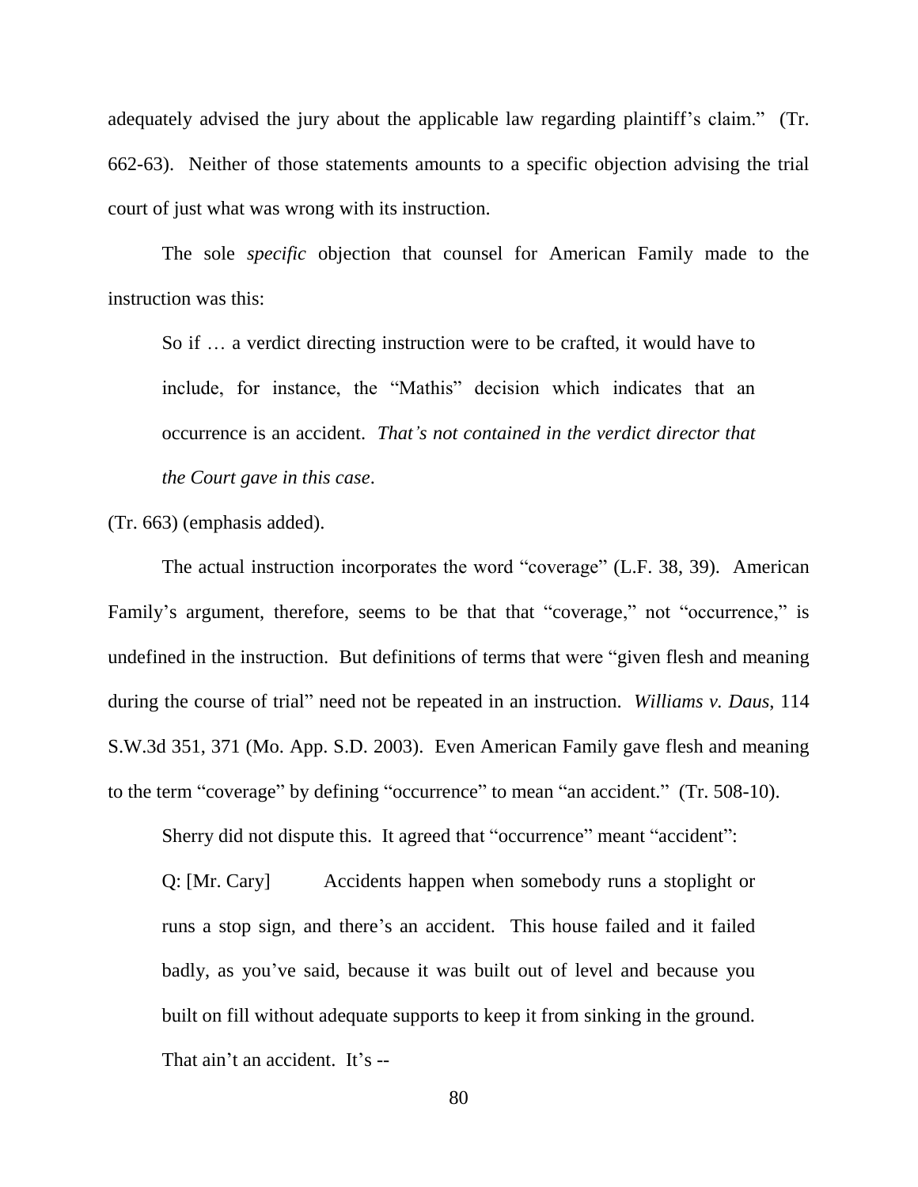adequately advised the jury about the applicable law regarding plaintiff's claim." (Tr. 662-63). Neither of those statements amounts to a specific objection advising the trial court of just what was wrong with its instruction.

The sole *specific* objection that counsel for American Family made to the instruction was this:

> So if … a verdict directing instruction were to be crafted, it would have to include, for instance, the "Mathis" decision which indicates that an occurrence is an accident. *That's not contained in the verdict director that the Court gave in this case*.

(Tr. 663) (emphasis added).

The actual instruction incorporates the word "coverage" (L.F. 38, 39). American Family's argument, therefore, seems to be that that "coverage," not "occurrence," is undefined in the instruction. But definitions of terms that were "given flesh and meaning during the course of trial" need not be repeated in an instruction. *Williams v. Daus*, 114 S.W.3d 351, 371 (Mo. App. S.D. 2003). Even American Family gave flesh and meaning to the term "coverage" by defining "occurrence" to mean "an accident." (Tr. 508-10).

Sherry did not dispute this. It agreed that "occurrence" meant "accident":

> Q: [Mr. Cary] Accidents happen when somebody runs a stoplight or runs a stop sign, and there's an accident. This house failed and it failed badly, as you've said, because it was built out of level and because you built on fill without adequate supports to keep it from sinking in the ground. That ain't an accident. It's --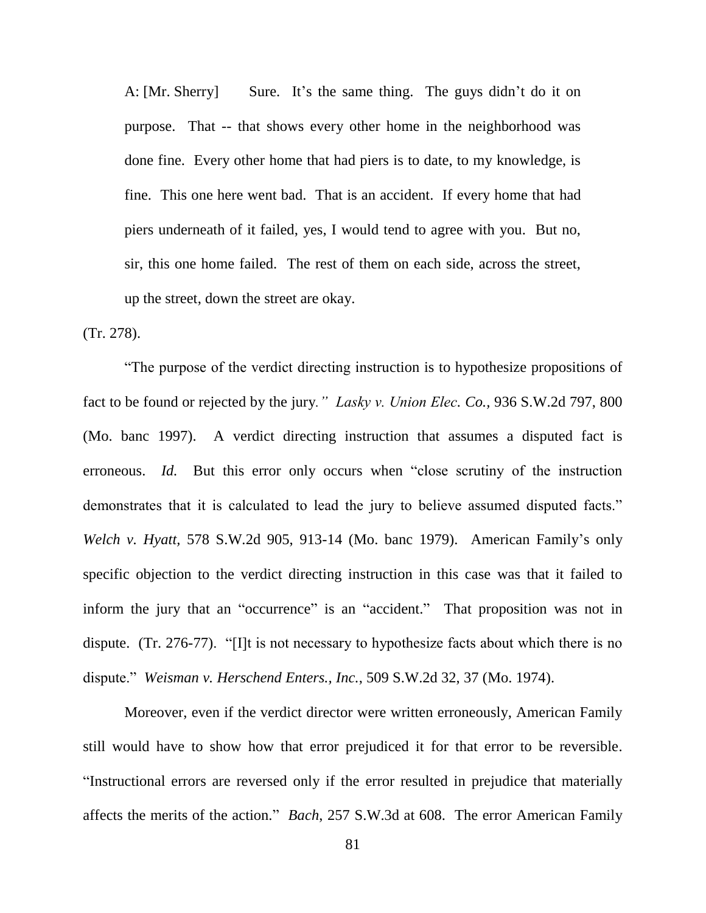> A: [Mr. Sherry] Sure. It's the same thing. The guys didn't do it on purpose. That -- that shows every other home in the neighborhood was done fine. Every other home that had piers is to date, to my knowledge, is fine. This one here went bad. That is an accident. If every home that had piers underneath of it failed, yes, I would tend to agree with you. But no, sir, this one home failed. The rest of them on each side, across the street, up the street, down the street are okay.

(Tr. 278).

"The purpose of the verdict directing instruction is to hypothesize propositions of fact to be found or rejected by the jury." *Lasky v. Union Elec. Co.*, 936 S.W.2d 797, 800 (Mo. banc 1997). A verdict directing instruction that assumes a disputed fact is erroneous. *Id.* But this error only occurs when "close scrutiny of the instruction demonstrates that it is calculated to lead the jury to believe assumed disputed facts." *Welch v. Hyatt*, 578 S.W.2d 905, 913-14 (Mo. banc 1979). American Family's only specific objection to the verdict directing instruction in this case was that it failed to inform the jury that an "occurrence" is an "accident." That proposition was not in dispute. (Tr. 276-77). "[I]t is not necessary to hypothesize facts about which there is no dispute." *Weisman v. Herschend Enters., Inc.*, 509 S.W.2d 32, 37 (Mo. 1974).

Moreover, even if the verdict director were written erroneously, American Family still would have to show how that error prejudiced it for that error to be reversible. "Instructional errors are reversed only if the error resulted in prejudice that materially affects the merits of the action." *Bach*, 257 S.W.3d at 608. The error American Family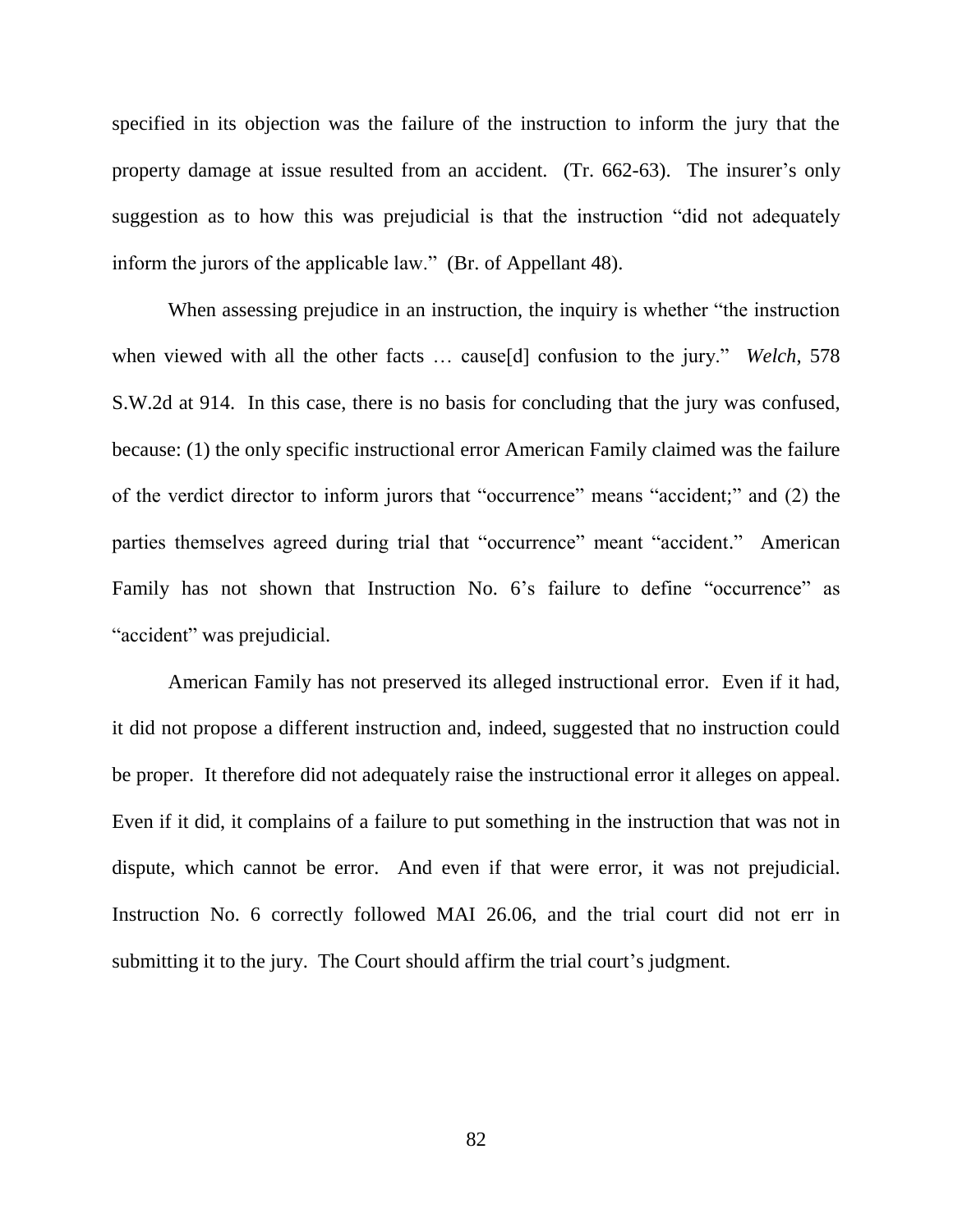specified in its objection was the failure of the instruction to inform the jury that the property damage at issue resulted from an accident. (Tr. 662-63). The insurer's only suggestion as to how this was prejudicial is that the instruction "did not adequately inform the jurors of the applicable law." (Br. of Appellant 48).

When assessing prejudice in an instruction, the inquiry is whether "the instruction when viewed with all the other facts … cause[d] confusion to the jury." *Welch*, 578 S.W.2d at 914. In this case, there is no basis for concluding that the jury was confused, because: (1) the only specific instructional error American Family claimed was the failure of the verdict director to inform jurors that "occurrence" means "accident;" and (2) the parties themselves agreed during trial that "occurrence" meant "accident." American Family has not shown that Instruction No. 6's failure to define "occurrence" as "accident" was prejudicial.

American Family has not preserved its alleged instructional error. Even if it had, it did not propose a different instruction and, indeed, suggested that no instruction could be proper. It therefore did not adequately raise the instructional error it alleges on appeal. Even if it did, it complains of a failure to put something in the instruction that was not in dispute, which cannot be error. And even if that were error, it was not prejudicial. Instruction No. 6 correctly followed MAI 26.06, and the trial court did not err in submitting it to the jury. The Court should affirm the trial court's judgment.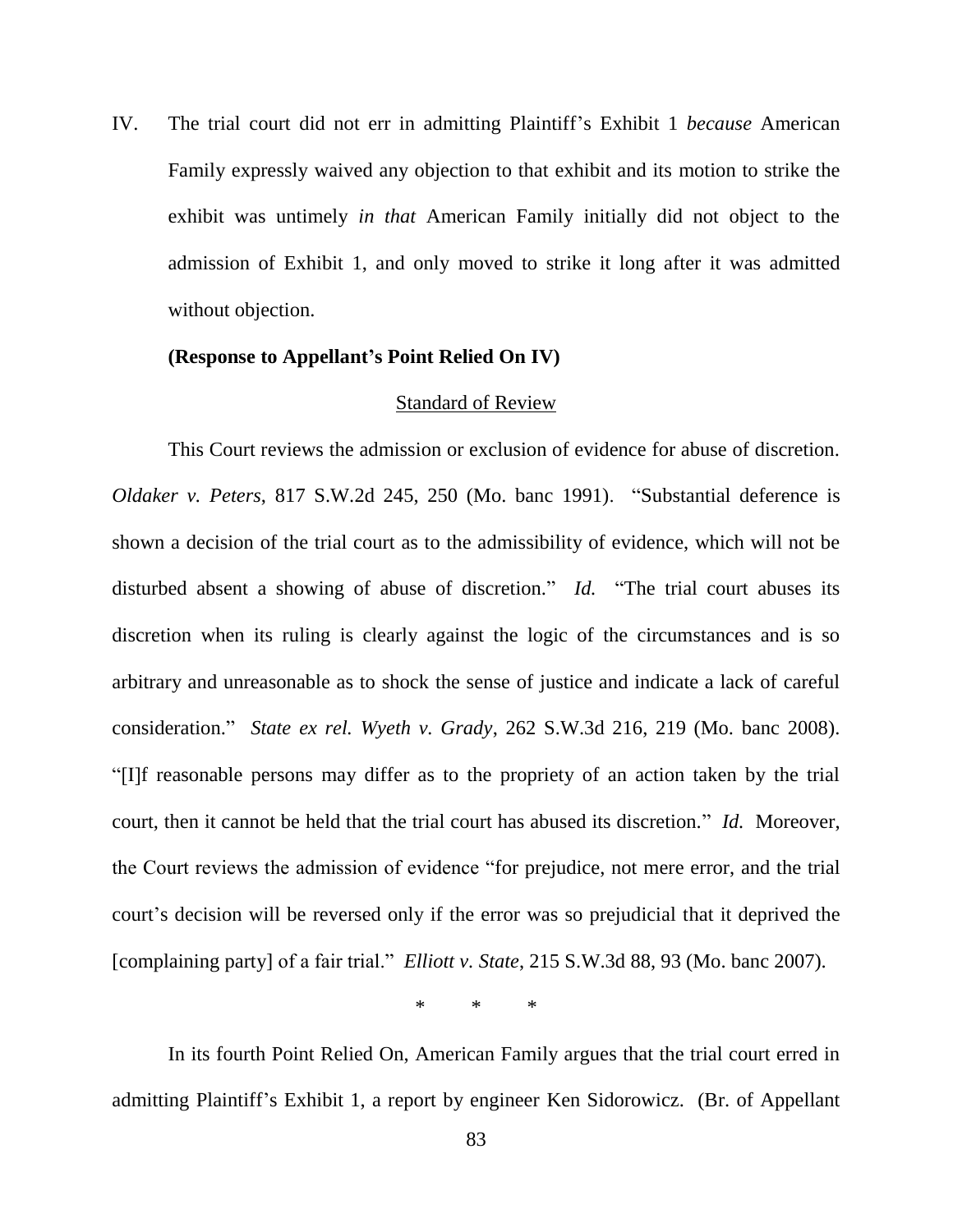IV. The trial court did not err in admitting Plaintiff's Exhibit 1 *because* American Family expressly waived any objection to that exhibit and its motion to strike the exhibit was untimely *in that* American Family initially did not object to the admission of Exhibit 1, and only moved to strike it long after it was admitted without objection.

**(Response to Appellant's Point Relied On IV)**

<u>Standard of Review</u>

This Court reviews the admission or exclusion of evidence for abuse of discretion. *Oldaker v. Peters*, 817 S.W.2d 245, 250 (Mo. banc 1991). "Substantial deference is shown a decision of the trial court as to the admissibility of evidence, which will not be disturbed absent a showing of abuse of discretion." *Id.* "The trial court abuses its discretion when its ruling is clearly against the logic of the circumstances and is so arbitrary and unreasonable as to shock the sense of justice and indicate a lack of careful consideration." *State ex rel. Wyeth v. Grady*, 262 S.W.3d 216, 219 (Mo. banc 2008). "[I]f reasonable persons may differ as to the propriety of an action taken by the trial court, then it cannot be held that the trial court has abused its discretion." *Id.* Moreover, the Court reviews the admission of evidence "for prejudice, not mere error, and the trial court's decision will be reversed only if the error was so prejudicial that it deprived the [complaining party] of a fair trial." *Elliott v. State*, 215 S.W.3d 88, 93 (Mo. banc 2007).

\* \* \*

In its fourth Point Relied On, American Family argues that the trial court erred in admitting Plaintiff's Exhibit 1, a report by engineer Ken Sidorowicz. (Br. of Appellant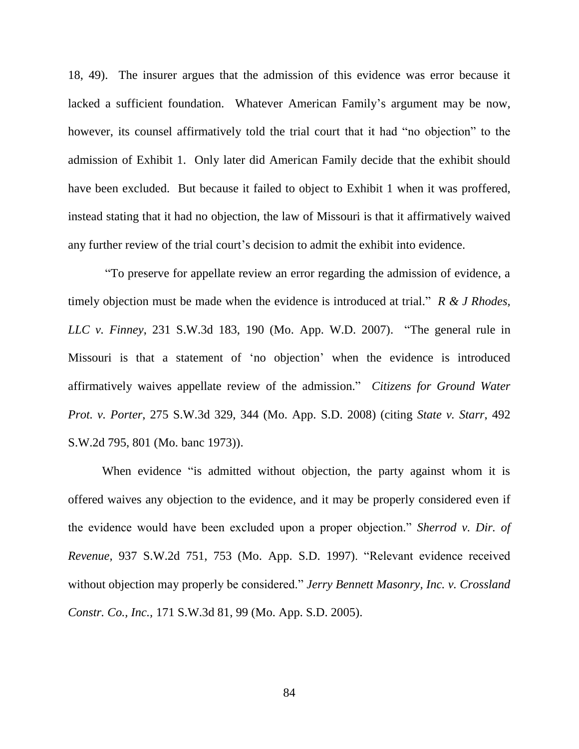18, 49). The insurer argues that the admission of this evidence was error because it lacked a sufficient foundation. Whatever American Family's argument may be now, however, its counsel affirmatively told the trial court that it had "no objection" to the admission of Exhibit 1. Only later did American Family decide that the exhibit should have been excluded. But because it failed to object to Exhibit 1 when it was proffered, instead stating that it had no objection, the law of Missouri is that it affirmatively waived any further review of the trial court's decision to admit the exhibit into evidence.

"To preserve for appellate review an error regarding the admission of evidence, a timely objection must be made when the evidence is introduced at trial." *R & J Rhodes, LLC v. Finney*, 231 S.W.3d 183, 190 (Mo. App. W.D. 2007). "The general rule in Missouri is that a statement of 'no objection' when the evidence is introduced affirmatively waives appellate review of the admission." *Citizens for Ground Water Prot. v. Porter*, 275 S.W.3d 329, 344 (Mo. App. S.D. 2008) (citing *State v. Starr*, 492 S.W.2d 795, 801 (Mo. banc 1973)).

When evidence "is admitted without objection, the party against whom it is offered waives any objection to the evidence, and it may be properly considered even if the evidence would have been excluded upon a proper objection." *Sherrod v. Dir. of Revenue,* 937 S.W.2d 751, 753 (Mo. App. S.D. 1997). "Relevant evidence received without objection may properly be considered." *Jerry Bennett Masonry, Inc. v. Crossland Constr. Co., Inc.*, 171 S.W.3d 81, 99 (Mo. App. S.D. 2005).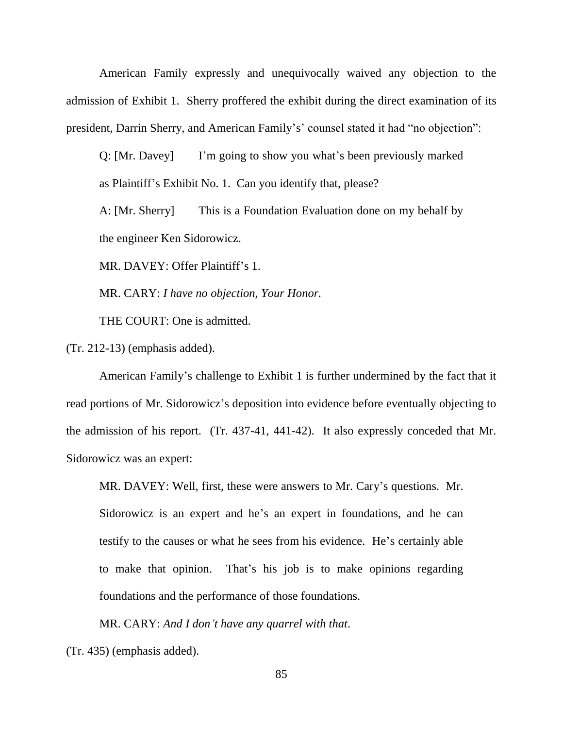American Family expressly and unequivocally waived any objection to the admission of Exhibit 1. Sherry proffered the exhibit during the direct examination of its president, Darrin Sherry, and American Family's' counsel stated it had "no objection":

> Q: [Mr. Davey] I'm going to show you what's been previously marked as Plaintiff's Exhibit No. 1. Can you identify that, please?
>
> A: [Mr. Sherry] This is a Foundation Evaluation done on my behalf by the engineer Ken Sidorowicz.
>
> MR. DAVEY: Offer Plaintiff's 1.
>
> MR. CARY: *I have no objection, Your Honor.*
>
> THE COURT: One is admitted.

(Tr. 212-13) (emphasis added).

American Family's challenge to Exhibit 1 is further undermined by the fact that it read portions of Mr. Sidorowicz's deposition into evidence before eventually objecting to the admission of his report. (Tr. 437-41, 441-42). It also expressly conceded that Mr. Sidorowicz was an expert:

> MR. DAVEY: Well, first, these were answers to Mr. Cary's questions. Mr. Sidorowicz is an expert and he's an expert in foundations, and he can testify to the causes or what he sees from his evidence. He's certainly able to make that opinion. That's his job is to make opinions regarding foundations and the performance of those foundations.
>
> MR. CARY: *And I don't have any quarrel with that*.

(Tr. 435) (emphasis added).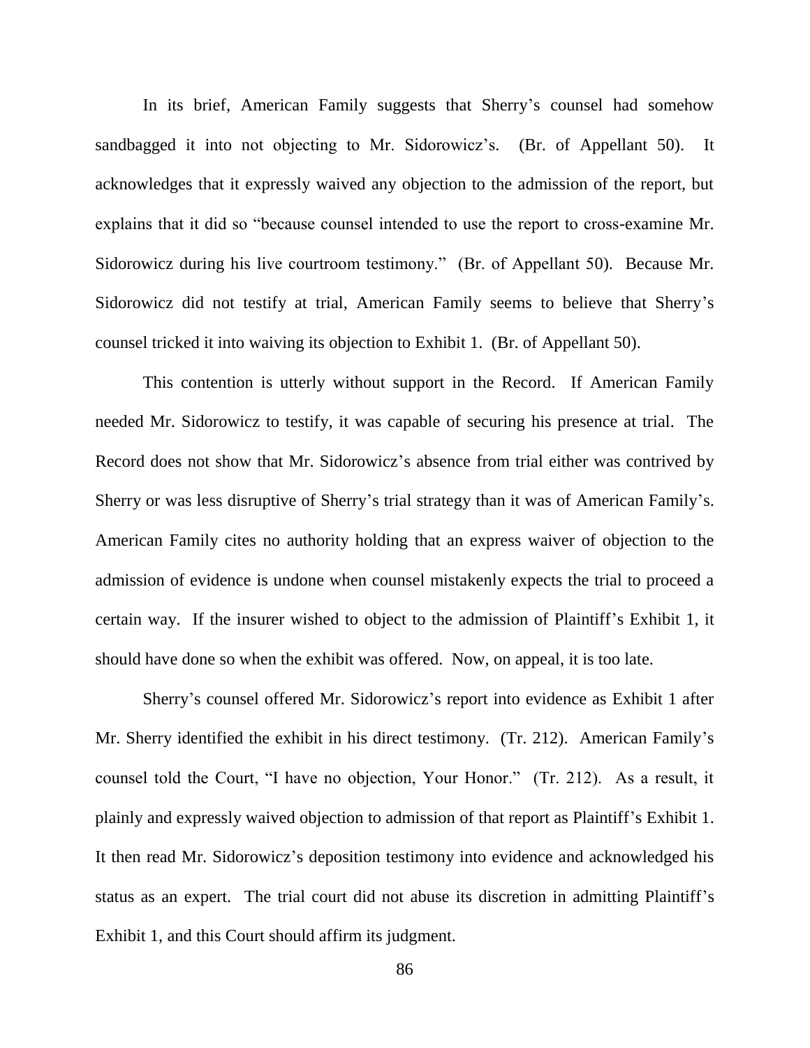In its brief, American Family suggests that Sherry's counsel had somehow sandbagged it into not objecting to Mr. Sidorowicz's. (Br. of Appellant 50). It acknowledges that it expressly waived any objection to the admission of the report, but explains that it did so "because counsel intended to use the report to cross-examine Mr. Sidorowicz during his live courtroom testimony." (Br. of Appellant 50). Because Mr. Sidorowicz did not testify at trial, American Family seems to believe that Sherry's counsel tricked it into waiving its objection to Exhibit 1. (Br. of Appellant 50).

This contention is utterly without support in the Record. If American Family needed Mr. Sidorowicz to testify, it was capable of securing his presence at trial. The Record does not show that Mr. Sidorowicz's absence from trial either was contrived by Sherry or was less disruptive of Sherry's trial strategy than it was of American Family's. American Family cites no authority holding that an express waiver of objection to the admission of evidence is undone when counsel mistakenly expects the trial to proceed a certain way. If the insurer wished to object to the admission of Plaintiff's Exhibit 1, it should have done so when the exhibit was offered. Now, on appeal, it is too late.

Sherry's counsel offered Mr. Sidorowicz's report into evidence as Exhibit 1 after Mr. Sherry identified the exhibit in his direct testimony. (Tr. 212). American Family's counsel told the Court, "I have no objection, Your Honor." (Tr. 212). As a result, it plainly and expressly waived objection to admission of that report as Plaintiff's Exhibit 1. It then read Mr. Sidorowicz's deposition testimony into evidence and acknowledged his status as an expert. The trial court did not abuse its discretion in admitting Plaintiff's Exhibit 1, and this Court should affirm its judgment.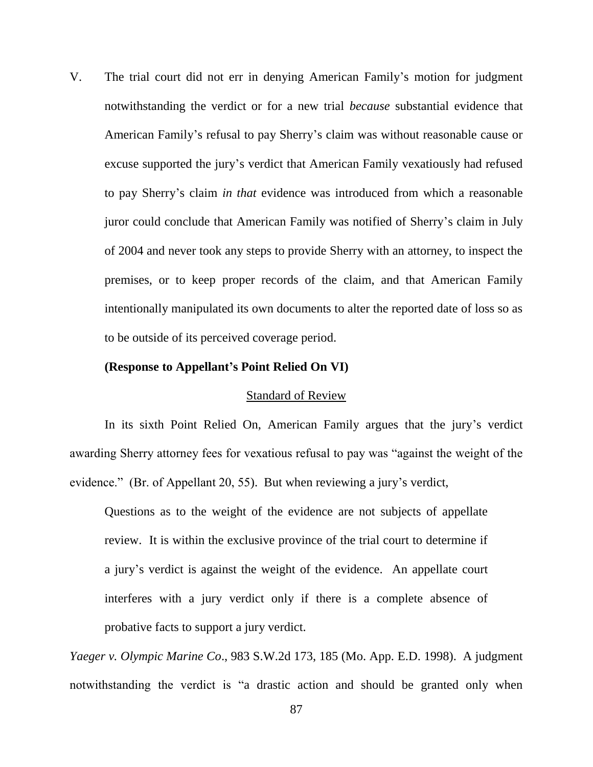V. The trial court did not err in denying American Family's motion for judgment notwithstanding the verdict or for a new trial *because* substantial evidence that American Family's refusal to pay Sherry's claim was without reasonable cause or excuse supported the jury's verdict that American Family vexatiously had refused to pay Sherry's claim *in that* evidence was introduced from which a reasonable juror could conclude that American Family was notified of Sherry's claim in July of 2004 and never took any steps to provide Sherry with an attorney, to inspect the premises, or to keep proper records of the claim, and that American Family intentionally manipulated its own documents to alter the reported date of loss so as to be outside of its perceived coverage period.

**(Response to Appellant's Point Relied On VI)**

Standard of Review

In its sixth Point Relied On, American Family argues that the jury's verdict awarding Sherry attorney fees for vexatious refusal to pay was "against the weight of the evidence." (Br. of Appellant 20, 55). But when reviewing a jury's verdict,

> Questions as to the weight of the evidence are not subjects of appellate review. It is within the exclusive province of the trial court to determine if a jury's verdict is against the weight of the evidence. An appellate court interferes with a jury verdict only if there is a complete absence of probative facts to support a jury verdict.

*Yaeger v. Olympic Marine Co*., 983 S.W.2d 173, 185 (Mo. App. E.D. 1998). A judgment notwithstanding the verdict is "a drastic action and should be granted only when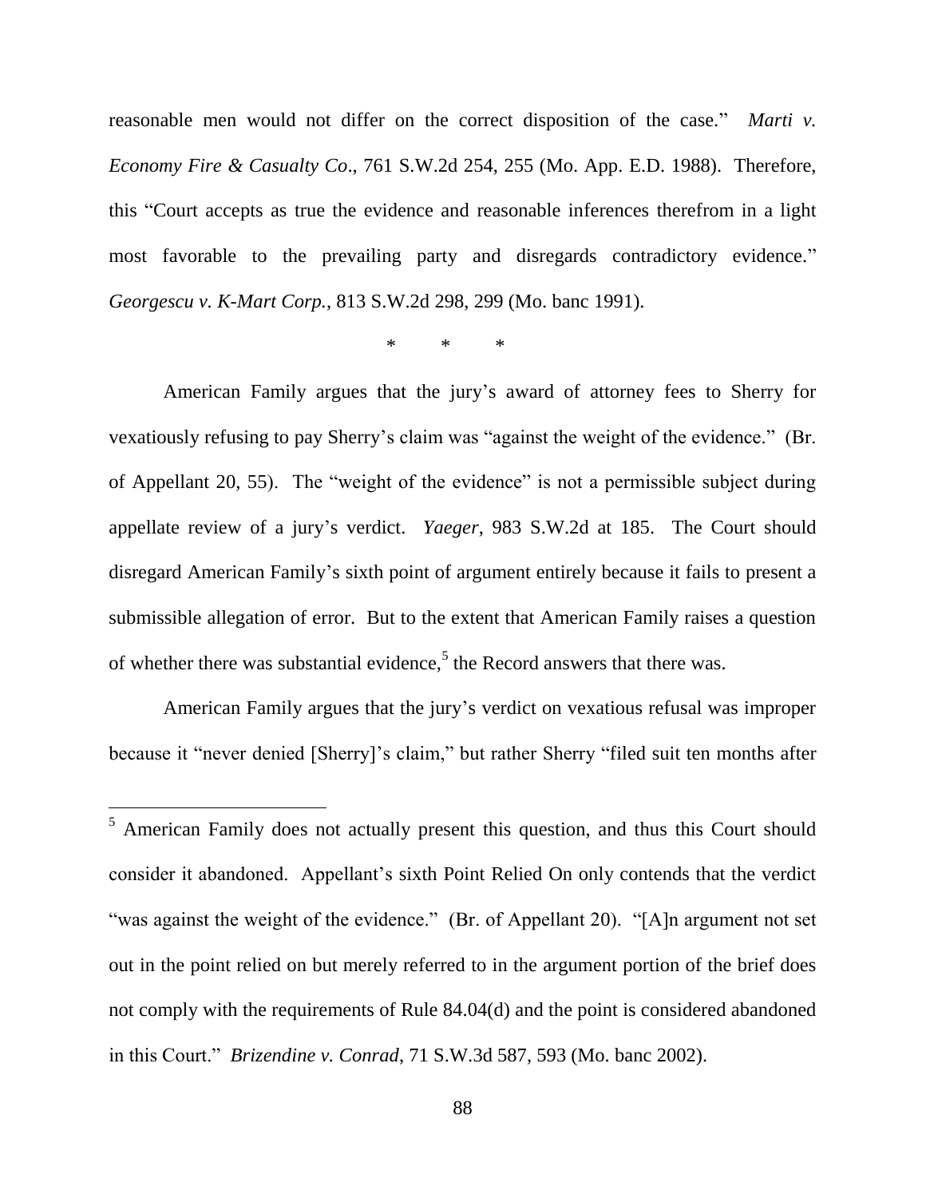reasonable men would not differ on the correct disposition of the case." *Marti v. Economy Fire & Casualty Co*., 761 S.W.2d 254, 255 (Mo. App. E.D. 1988). Therefore, this "Court accepts as true the evidence and reasonable inferences therefrom in a light most favorable to the prevailing party and disregards contradictory evidence." *Georgescu v. K-Mart Corp.*, 813 S.W.2d 298, 299 (Mo. banc 1991).

\* \* \*

American Family argues that the jury's award of attorney fees to Sherry for vexatiously refusing to pay Sherry's claim was "against the weight of the evidence." (Br. of Appellant 20, 55). The "weight of the evidence" is not a permissible subject during appellate review of a jury's verdict. *Yaeger*, 983 S.W.2d at 185. The Court should disregard American Family's sixth point of argument entirely because it fails to present a submissible allegation of error. But to the extent that American Family raises a question of whether there was substantial evidence,[5] the Record answers that there was.

American Family argues that the jury's verdict on vexatious refusal was improper because it "never denied [Sherry]'s claim," but rather Sherry "filed suit ten months after

---

[5] American Family does not actually present this question, and thus this Court should consider it abandoned. Appellant's sixth Point Relied On only contends that the verdict "was against the weight of the evidence." (Br. of Appellant 20). "[A]n argument not set out in the point relied on but merely referred to in the argument portion of the brief does not comply with the requirements of Rule 84.04(d) and the point is considered abandoned in this Court." *Brizendine v. Conrad*, 71 S.W.3d 587, 593 (Mo. banc 2002).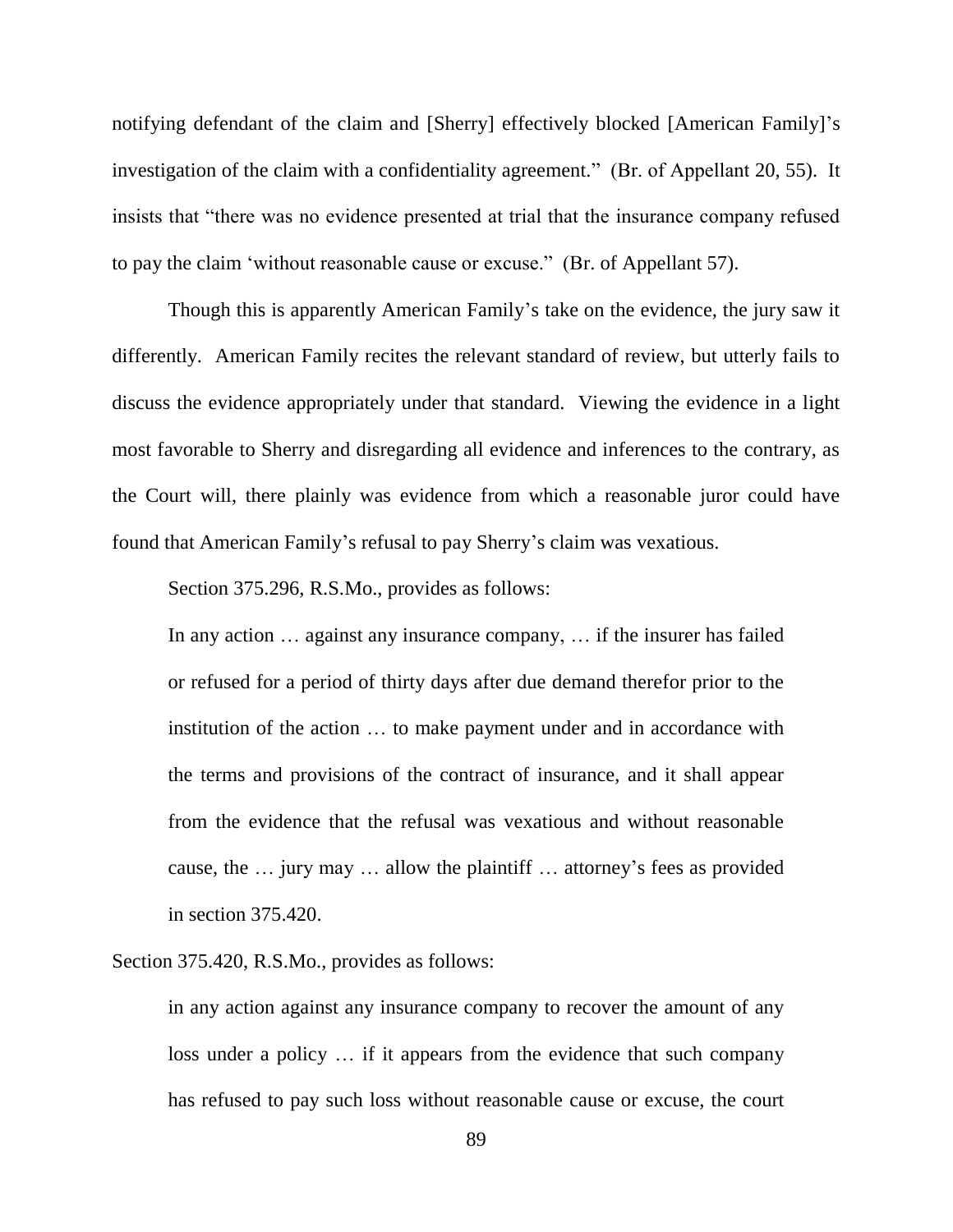notifying defendant of the claim and [Sherry] effectively blocked [American Family]'s investigation of the claim with a confidentiality agreement." (Br. of Appellant 20, 55). It insists that "there was no evidence presented at trial that the insurance company refused to pay the claim 'without reasonable cause or excuse." (Br. of Appellant 57).

Though this is apparently American Family's take on the evidence, the jury saw it differently. American Family recites the relevant standard of review, but utterly fails to discuss the evidence appropriately under that standard. Viewing the evidence in a light most favorable to Sherry and disregarding all evidence and inferences to the contrary, as the Court will, there plainly was evidence from which a reasonable juror could have found that American Family's refusal to pay Sherry's claim was vexatious.

Section 375.296, R.S.Mo., provides as follows:

> In any action … against any insurance company, … if the insurer has failed or refused for a period of thirty days after due demand therefor prior to the institution of the action … to make payment under and in accordance with the terms and provisions of the contract of insurance, and it shall appear from the evidence that the refusal was vexatious and without reasonable cause, the … jury may … allow the plaintiff … attorney's fees as provided in section 375.420.

Section 375.420, R.S.Mo., provides as follows:

> in any action against any insurance company to recover the amount of any loss under a policy … if it appears from the evidence that such company has refused to pay such loss without reasonable cause or excuse, the court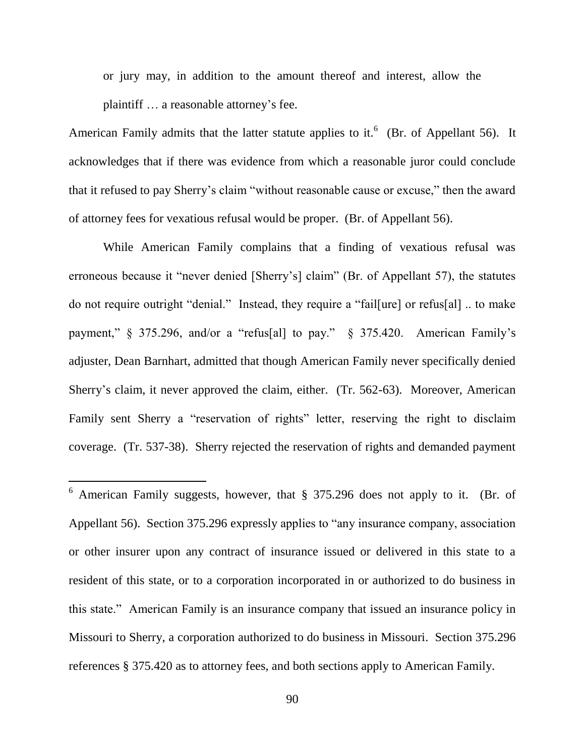or jury may, in addition to the amount thereof and interest, allow the plaintiff … a reasonable attorney's fee.

American Family admits that the latter statute applies to it.[6] (Br. of Appellant 56). It acknowledges that if there was evidence from which a reasonable juror could conclude that it refused to pay Sherry's claim "without reasonable cause or excuse," then the award of attorney fees for vexatious refusal would be proper. (Br. of Appellant 56).

While American Family complains that a finding of vexatious refusal was erroneous because it "never denied [Sherry's] claim" (Br. of Appellant 57), the statutes do not require outright "denial." Instead, they require a "fail[ure] or refus[al] .. to make payment," § 375.296, and/or a "refus[al] to pay." § 375.420. American Family's adjuster, Dean Barnhart, admitted that though American Family never specifically denied Sherry's claim, it never approved the claim, either. (Tr. 562-63). Moreover, American Family sent Sherry a "reservation of rights" letter, reserving the right to disclaim coverage. (Tr. 537-38). Sherry rejected the reservation of rights and demanded payment

---

[6] American Family suggests, however, that § 375.296 does not apply to it. (Br. of Appellant 56). Section 375.296 expressly applies to "any insurance company, association or other insurer upon any contract of insurance issued or delivered in this state to a resident of this state, or to a corporation incorporated in or authorized to do business in this state." American Family is an insurance company that issued an insurance policy in Missouri to Sherry, a corporation authorized to do business in Missouri. Section 375.296 references § 375.420 as to attorney fees, and both sections apply to American Family.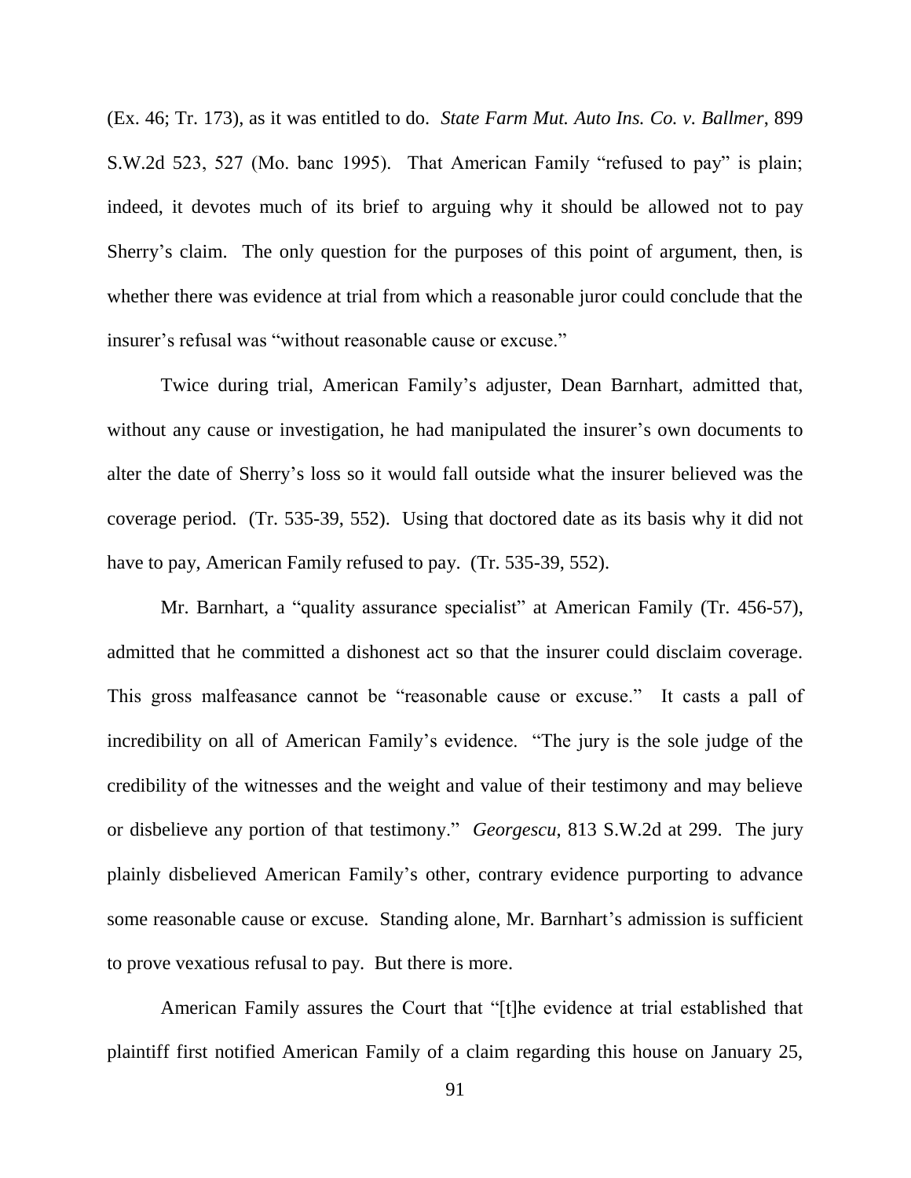(Ex. 46; Tr. 173), as it was entitled to do. *State Farm Mut. Auto Ins. Co. v. Ballmer*, 899 S.W.2d 523, 527 (Mo. banc 1995). That American Family "refused to pay" is plain; indeed, it devotes much of its brief to arguing why it should be allowed not to pay Sherry's claim. The only question for the purposes of this point of argument, then, is whether there was evidence at trial from which a reasonable juror could conclude that the insurer's refusal was "without reasonable cause or excuse."

Twice during trial, American Family's adjuster, Dean Barnhart, admitted that, without any cause or investigation, he had manipulated the insurer's own documents to alter the date of Sherry's loss so it would fall outside what the insurer believed was the coverage period. (Tr. 535-39, 552). Using that doctored date as its basis why it did not have to pay, American Family refused to pay. (Tr. 535-39, 552).

Mr. Barnhart, a "quality assurance specialist" at American Family (Tr. 456-57), admitted that he committed a dishonest act so that the insurer could disclaim coverage. This gross malfeasance cannot be "reasonable cause or excuse." It casts a pall of incredibility on all of American Family's evidence. "The jury is the sole judge of the credibility of the witnesses and the weight and value of their testimony and may believe or disbelieve any portion of that testimony." *Georgescu*, 813 S.W.2d at 299. The jury plainly disbelieved American Family's other, contrary evidence purporting to advance some reasonable cause or excuse. Standing alone, Mr. Barnhart's admission is sufficient to prove vexatious refusal to pay. But there is more.

American Family assures the Court that "[t]he evidence at trial established that plaintiff first notified American Family of a claim regarding this house on January 25,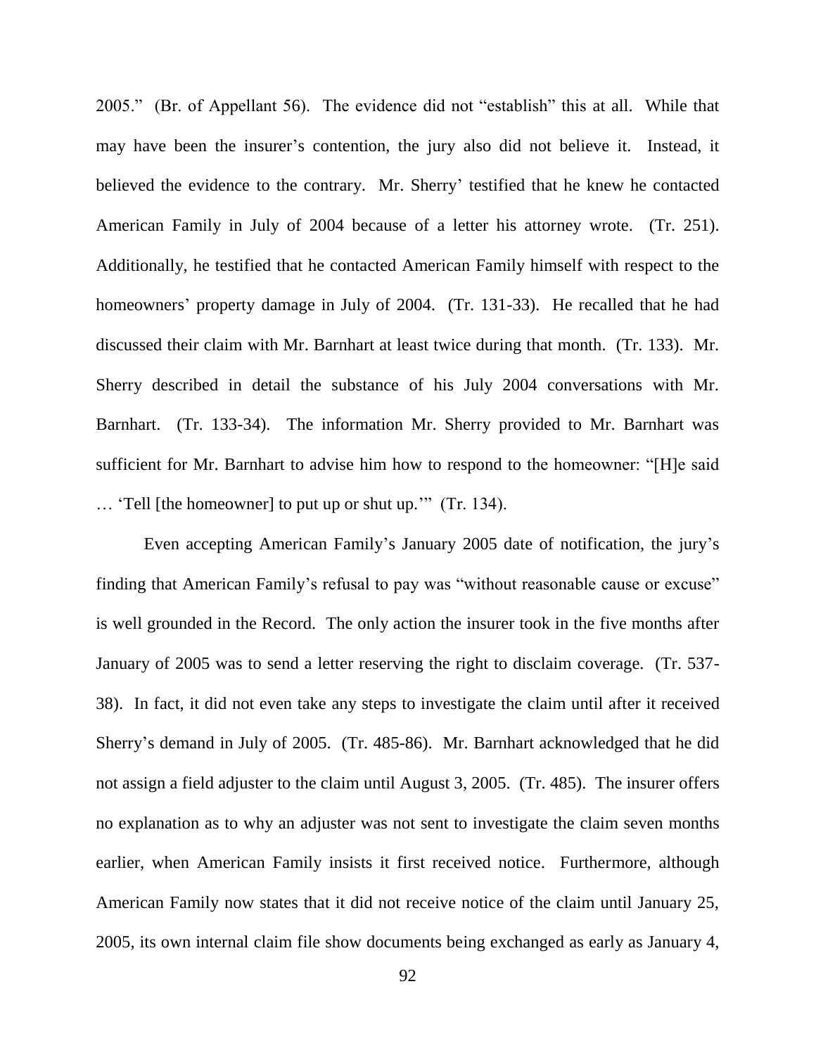2005." (Br. of Appellant 56). The evidence did not "establish" this at all. While that may have been the insurer's contention, the jury also did not believe it. Instead, it believed the evidence to the contrary. Mr. Sherry' testified that he knew he contacted American Family in July of 2004 because of a letter his attorney wrote. (Tr. 251). Additionally, he testified that he contacted American Family himself with respect to the homeowners' property damage in July of 2004. (Tr. 131-33). He recalled that he had discussed their claim with Mr. Barnhart at least twice during that month. (Tr. 133). Mr. Sherry described in detail the substance of his July 2004 conversations with Mr. Barnhart. (Tr. 133-34). The information Mr. Sherry provided to Mr. Barnhart was sufficient for Mr. Barnhart to advise him how to respond to the homeowner: "[H]e said … 'Tell [the homeowner] to put up or shut up.'" (Tr. 134).

Even accepting American Family's January 2005 date of notification, the jury's finding that American Family's refusal to pay was "without reasonable cause or excuse" is well grounded in the Record. The only action the insurer took in the five months after January of 2005 was to send a letter reserving the right to disclaim coverage. (Tr. 537-38). In fact, it did not even take any steps to investigate the claim until after it received Sherry's demand in July of 2005. (Tr. 485-86). Mr. Barnhart acknowledged that he did not assign a field adjuster to the claim until August 3, 2005. (Tr. 485). The insurer offers no explanation as to why an adjuster was not sent to investigate the claim seven months earlier, when American Family insists it first received notice. Furthermore, although American Family now states that it did not receive notice of the claim until January 25, 2005, its own internal claim file show documents being exchanged as early as January 4,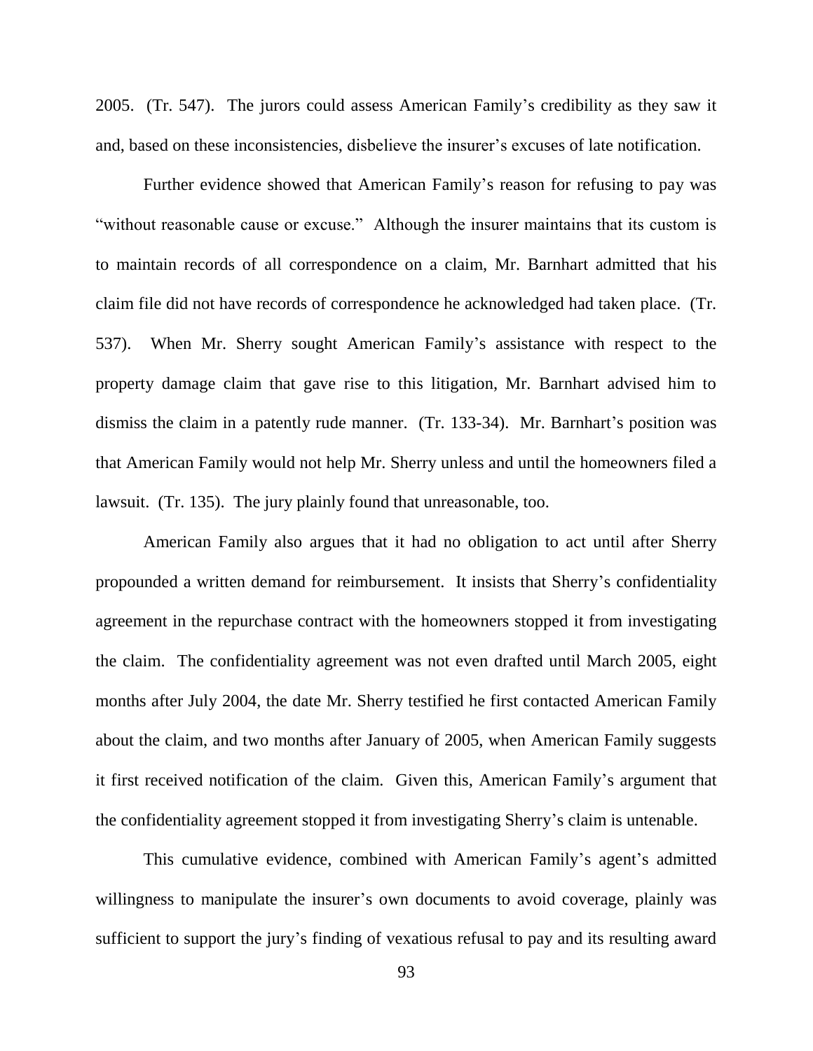2005. (Tr. 547). The jurors could assess American Family's credibility as they saw it and, based on these inconsistencies, disbelieve the insurer's excuses of late notification.

Further evidence showed that American Family's reason for refusing to pay was "without reasonable cause or excuse." Although the insurer maintains that its custom is to maintain records of all correspondence on a claim, Mr. Barnhart admitted that his claim file did not have records of correspondence he acknowledged had taken place. (Tr. 537). When Mr. Sherry sought American Family's assistance with respect to the property damage claim that gave rise to this litigation, Mr. Barnhart advised him to dismiss the claim in a patently rude manner. (Tr. 133-34). Mr. Barnhart's position was that American Family would not help Mr. Sherry unless and until the homeowners filed a lawsuit. (Tr. 135). The jury plainly found that unreasonable, too.

American Family also argues that it had no obligation to act until after Sherry propounded a written demand for reimbursement. It insists that Sherry's confidentiality agreement in the repurchase contract with the homeowners stopped it from investigating the claim. The confidentiality agreement was not even drafted until March 2005, eight months after July 2004, the date Mr. Sherry testified he first contacted American Family about the claim, and two months after January of 2005, when American Family suggests it first received notification of the claim. Given this, American Family's argument that the confidentiality agreement stopped it from investigating Sherry's claim is untenable.

This cumulative evidence, combined with American Family's agent's admitted willingness to manipulate the insurer's own documents to avoid coverage, plainly was sufficient to support the jury's finding of vexatious refusal to pay and its resulting award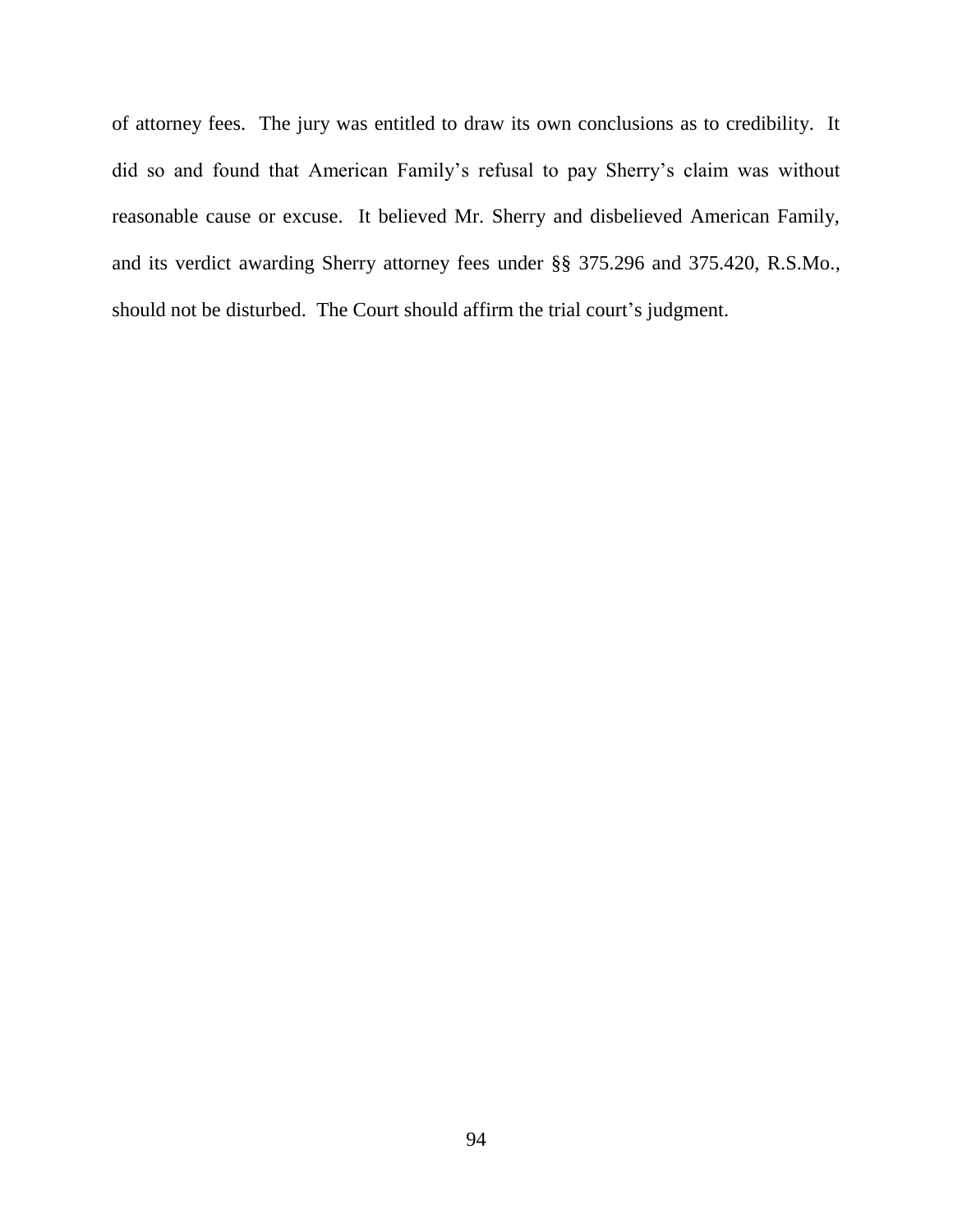of attorney fees. The jury was entitled to draw its own conclusions as to credibility. It did so and found that American Family's refusal to pay Sherry's claim was without reasonable cause or excuse. It believed Mr. Sherry and disbelieved American Family, and its verdict awarding Sherry attorney fees under §§ 375.296 and 375.420, R.S.Mo., should not be disturbed. The Court should affirm the trial court's judgment.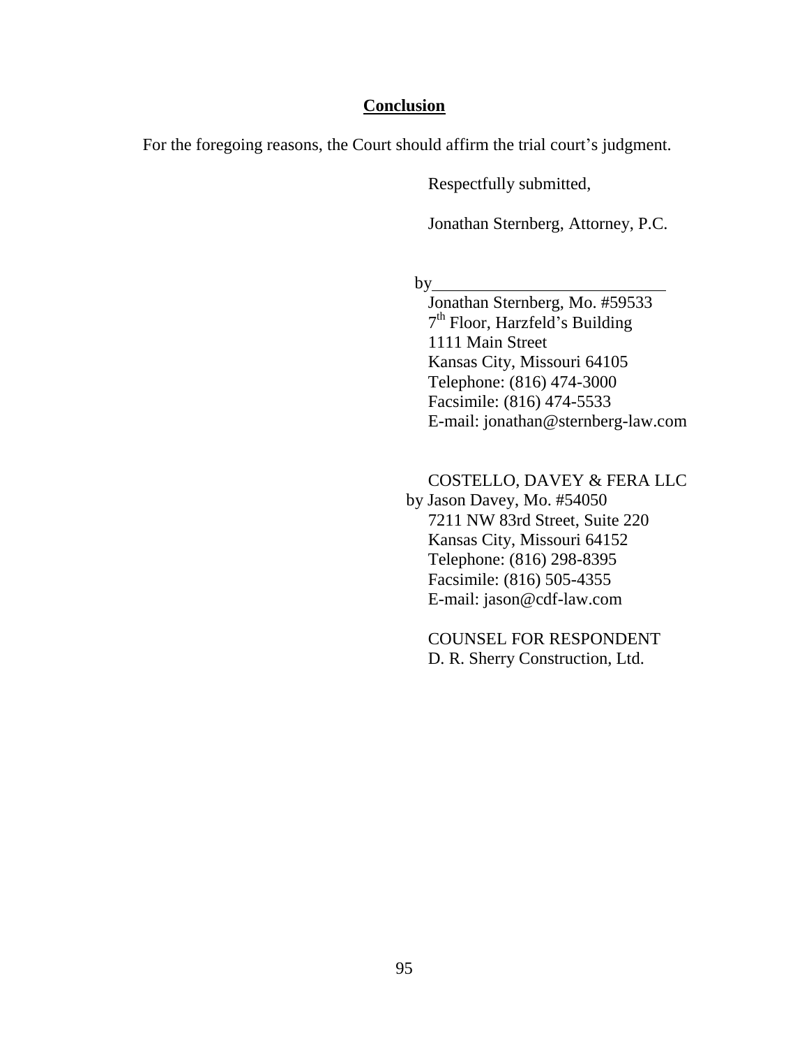## Conclusion

For the foregoing reasons, the Court should affirm the trial court's judgment.

Respectfully submitted,

Jonathan Sternberg, Attorney, P.C.

by\_\_\_\_\_\_\_\_\_\_\_\_\_\_\_\_\_\_\_\_\_\_\_\_\_\_\_\_\_\_\_\_\_\_\_\_  
Jonathan Sternberg, Mo. #59533  
7th Floor, Harzfeld's Building  
1111 Main Street  
Kansas City, Missouri 64105  
Telephone: (816) 474-3000  
Facsimile: (816) 474-5533  
E-mail: jonathan@sternberg-law.com

COSTELLO, DAVEY & FERA LLC  
by Jason Davey, Mo. #54050  
7211 NW 83rd Street, Suite 220  
Kansas City, Missouri 64152  
Telephone: (816) 298-8395  
Facsimile: (816) 505-4355  
E-mail: jason@cdf-law.com

COUNSEL FOR RESPONDENT  
D. R. Sherry Construction, Ltd.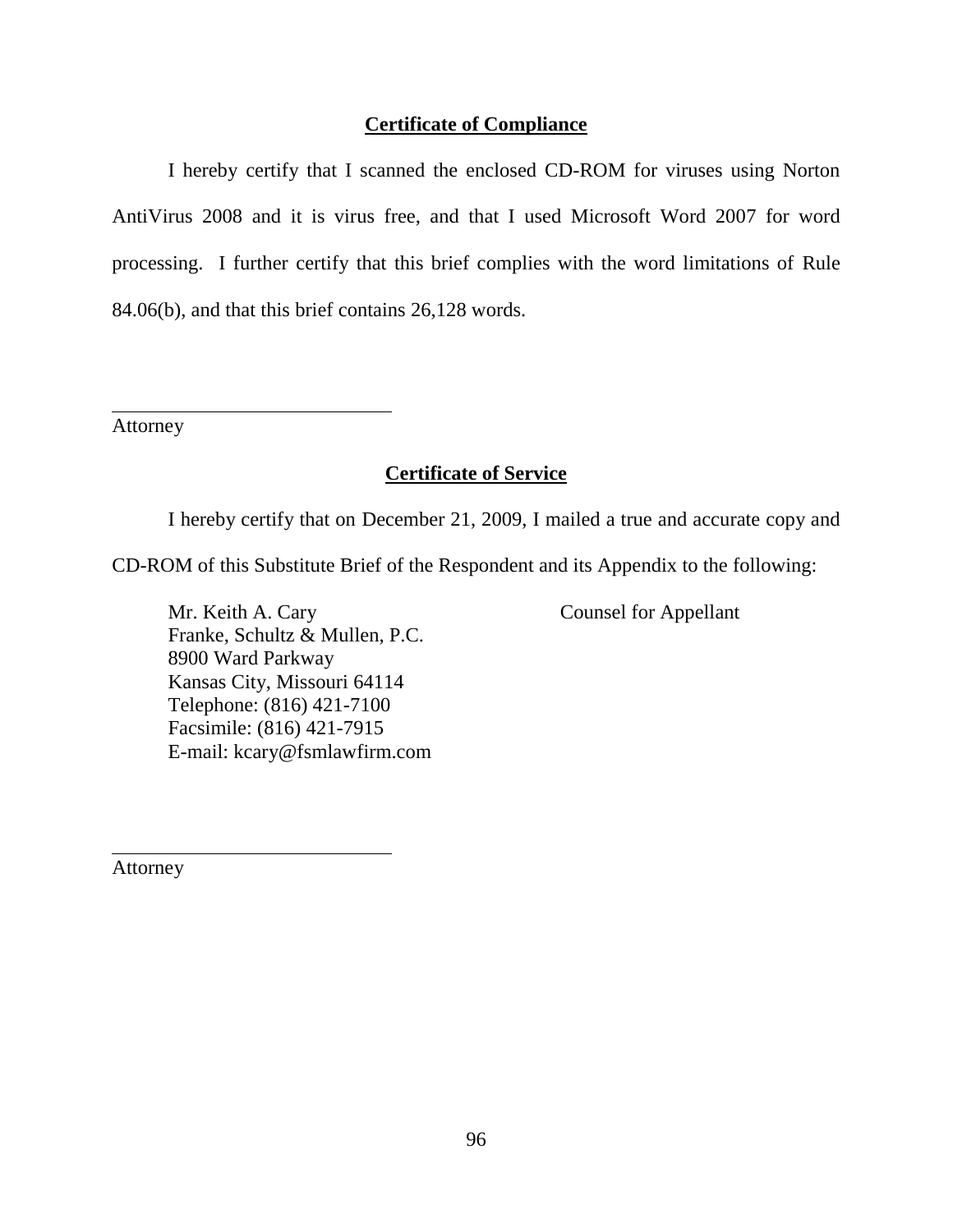**Certificate of Compliance**

I hereby certify that I scanned the enclosed CD-ROM for viruses using Norton AntiVirus 2008 and it is virus free, and that I used Microsoft Word 2007 for word processing. I further certify that this brief complies with the word limitations of Rule 84.06(b), and that this brief contains 26,128 words.

\_\_\_\_\_\_\_\_\_\_\_\_\_\_\_\_\_\_\_\_\_\_\_\_\_\_\_\_

Attorney

**Certificate of Service**

I hereby certify that on December 21, 2009, I mailed a true and accurate copy and CD-ROM of this Substitute Brief of the Respondent and its Appendix to the following:

Mr. Keith A. Cary — Counsel for Appellant
Franke, Schultz & Mullen, P.C.
8900 Ward Parkway
Kansas City, Missouri 64114
Telephone: (816) 421-7100
Facsimile: (816) 421-7915
E-mail: kcary@fsmlawfirm.com

\_\_\_\_\_\_\_\_\_\_\_\_\_\_\_\_\_\_\_\_\_\_\_\_\_\_\_\_

Attorney